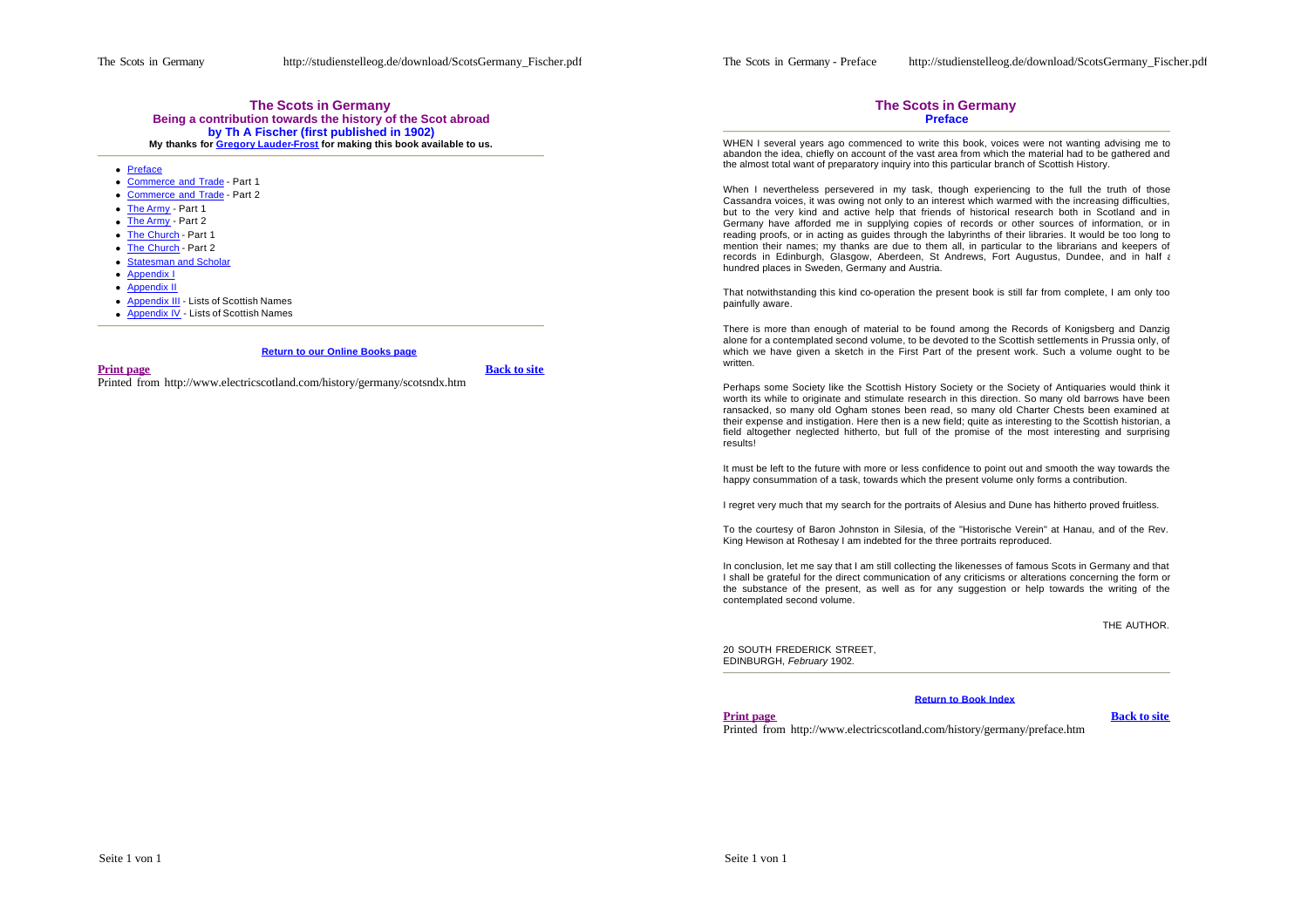# The Scots in Germany

**Being a contribution towards the history of the Scot abroad**

**by Th A Fischer (first published in 1902)**

**My thanks for Gregory Lauder-Frost for making this book available to us.**

- Preface
- Commerce and Trade - Part 1
- Commerce and Trade - Part 2
- The Army - Part 1
- The Army - Part 2
- The Church - Part 1
- The Church - Part 2
- Statesman and Scholar
- Appendix I
- Appendix II
- Appendix III - Lists of Scottish Names
- Appendix IV - Lists of Scottish Names

**Return to our Online Books page**

**Print page** **Back to site**

Printed from http://www.electricscotland.com/history/germany/scotsndx.htm

# The Scots in Germany

## Preface

WHEN I several years ago commenced to write this book, voices were not wanting advising me to abandon the idea, chiefly on account of the vast area from which the material had to be gathered and the almost total want of preparatory inquiry into this particular branch of Scottish History.

When I nevertheless persevered in my task, though experiencing to the full the truth of those Cassandra voices, it was owing not only to an interest which warmed with the increasing difficulties, but to the very kind and active help that friends of historical research both in Scotland and in Germany have afforded me in supplying copies of records or other sources of information, or in reading proofs, or in acting as guides through the labyrinths of their libraries. It would be too long to mention their names; my thanks are due to them all, in particular to the librarians and keepers of records in Edinburgh, Glasgow, Aberdeen, St Andrews, Fort Augustus, Dundee, and in half a hundred places in Sweden, Germany and Austria.

That notwithstanding this kind co-operation the present book is still far from complete, I am only too painfully aware.

There is more than enough of material to be found among the Records of Konigsberg and Danzig alone for a contemplated second volume, to be devoted to the Scottish settlements in Prussia only, of which we have given a sketch in the First Part of the present work. Such a volume ought to be written.

Perhaps some Society like the Scottish History Society or the Society of Antiquaries would think it worth its while to originate and stimulate research in this direction. So many old barrows have been ransacked, so many old Ogham stones been read, so many old Charter Chests been examined at their expense and instigation. Here then is a new field; quite as interesting to the Scottish historian, a field altogether neglected hitherto, but full of the promise of the most interesting and surprising results!

It must be left to the future with more or less confidence to point out and smooth the way towards the happy consummation of a task, towards which the present volume only forms a contribution.

I regret very much that my search for the portraits of Alesius and Dune has hitherto proved fruitless.

To the courtesy of Baron Johnston in Silesia, of the "Historische Verein" at Hanau, and of the Rev. King Hewison at Rothesay I am indebted for the three portraits reproduced.

In conclusion, let me say that I am still collecting the likenesses of famous Scots in Germany and that I shall be grateful for the direct communication of any criticisms or alterations concerning the form or the substance of the present, as well as for any suggestion or help towards the writing of the contemplated second volume.

THE AUTHOR.

20 SOUTH FREDERICK STREET,
EDINBURGH, *February* 1902.

**Return to Book Index**

**Print page** **Back to site**

Printed from http://www.electricscotland.com/history/germany/preface.htm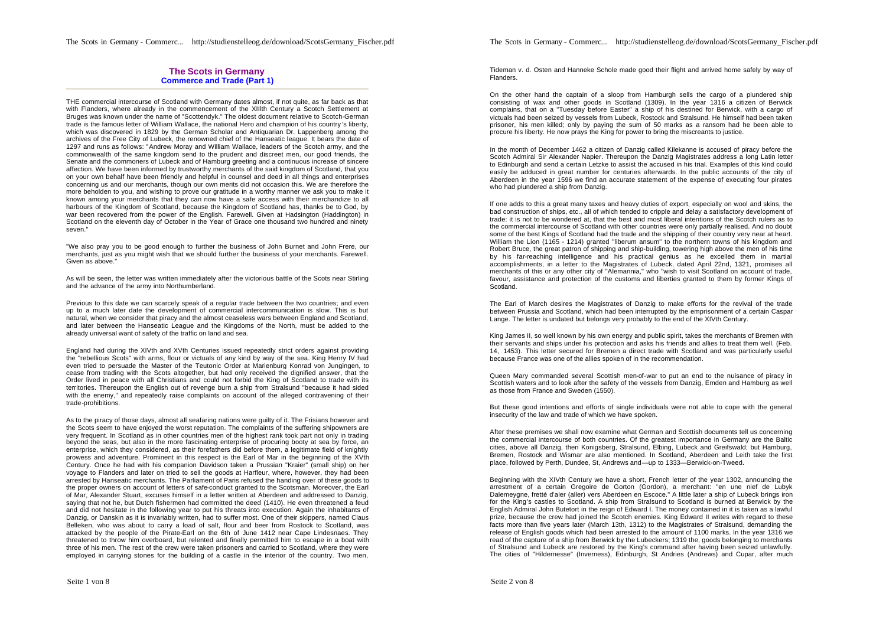## The Scots in Germany
### Commerce and Trade (Part 1)

THE commercial intercourse of Scotland with Germany dates almost, if not quite, as far back as that with Flanders, where already in the commencement of the XIIIth Century a Scotch Settlement at Bruges was known under the name of "Scottendyk." The oldest document relative to Scotch-German trade is the famous letter of William Wallace, the national Hero and champion of his country's liberty, which was discovered in 1829 by the German Scholar and Antiquarian Dr. Lappenberg among the archives of the Free City of Lubeck, the renowned chief of the Hanseatic league. It bears the date of 1297 and runs as follows: "Andrew Moray and William Wallace, leaders of the Scotch army, and the commonwealth of the same kingdom send to the prudent and discreet men, our good friends, the Senate and the commoners of Lubeck and of Hamburg greeting and a continuous increase of sincere affection. We have been informed by trustworthy merchants of the said kingdom of Scotland, that you on your own behalf have been friendly and helpful in counsel and deed in all things and enterprises concerning us and our merchants, though our own merits did not occasion this. We are therefore the more beholden to you, and wishing to prove our gratitude in a worthy manner we ask you to make it known among your merchants that they can now have a safe access with their merchandize to all harbours of the Kingdom of Scotland, because the Kingdom of Scotland has, thanks be to God, by war been recovered from the power of the English. Farewell. Given at Hadsington (Haddington) in Scotland on the eleventh day of October in the Year of Grace one thousand two hundred and ninety seven."

"We also pray you to be good enough to further the business of John Burnet and John Frere, our merchants, just as you might wish that we should further the business of your merchants. Farewell. Given as above."

As will be seen, the letter was written immediately after the victorious battle of the Scots near Stirling and the advance of the army into Northumberland.

Previous to this date we can scarcely speak of a regular trade between the two countries; and even up to a much later date the development of commercial intercommunication is slow. This is but natural, when we consider that piracy and the almost ceaseless wars between England and Scotland, and later between the Hanseatic League and the Kingdoms of the North, must be added to the already universal want of safety of the traffic on land and sea.

England had during the XIVth and XVth Centuries issued repeatedly strict orders against providing the "rebellious Scots" with arms, flour or victuals of any kind by way of the sea. King Henry IV had even tried to persuade the Master of the Teutonic Order at Marienburg Konrad von Jungingen, to cease from trading with the Scots altogether, but had only received the dignified answer, that the Order lived in peace with all Christians and could not forbid the King of Scotland to trade with its territories. Thereupon the English out of revenge burn a ship from Stralsund "because it had sided with the enemy," and repeatedly raise complaints on account of the alleged contravening of their trade-prohibitions.

As to the piracy of those days, almost all seafaring nations were guilty of it. The Frisians however and the Scots seem to have enjoyed the worst reputation. The complaints of the suffering shipowners are very frequent. In Scotland as in other countries men of the highest rank took part not only in trading beyond the seas, but also in the more fascinating enterprise of procuring booty at sea by force, an enterprise, which they considered, as their forefathers did before them, a legitimate field of knightly prowess and adventure. Prominent in this respect is the Earl of Mar in the beginning of the XVth Century. Once he had with his companion Davidson taken a Prussian "Kraier" (small ship) on her voyage to Flanders and later on tried to sell the goods at Harfleur, where, however, they had been arrested by Hanseatic merchants. The Parliament of Paris refused the handing over of these goods to the proper owners on account of letters of safe-conduct granted to the Scotsman. Moreover, the Earl of Mar, Alexander Stuart, excuses himself in a letter written at Aberdeen and addressed to Danzig, saying that not he, but Dutch fishermen had committed the deed (1410). He even threatened a feud and did not hesitate in the following year to put his threats into execution. Again the inhabitants of Danzig, or Danskin as it is invariably written, had to suffer most. One of their skippers, named Claus Belleken, who was about to carry a load of salt, flour and beer from Rostock to Scotland, was attacked by the people of the Pirate-Earl on the 6th of June 1412 near Cape Lindesnaes. They threatened to throw him overboard, but relented and finally permitted him to escape in a boat with three of his men. The rest of the crew were taken prisoners and carried to Scotland, where they were employed in carrying stones for the building of a castle in the interior of the country. Two men, Tideman v. d. Osten and Hanneke Schole made good their flight and arrived home safely by way of Flanders.

On the other hand the captain of a sloop from Hamburgh sells the cargo of a plundered ship consisting of wax and other goods in Scotland (1309). In the year 1316 a citizen of Berwick complains, that on a "Tuesday before Easter" a ship of his destined for Berwick, with a cargo of victuals had been seized by vessels from Lubeck, Rostock and Stralsund. He himself had been taken prisoner, his men killed; only by paying the sum of 50 marks as a ransom had he been able to procure his liberty. He now prays the King for power to bring the miscreants to justice.

In the month of December 1462 a citizen of Danzig called Kilekanne is accused of piracy before the Scotch Admiral Sir Alexander Napier. Thereupon the Danzig Magistrates address a long Latin letter to Edinburgh and send a certain Letzke to assist the accused in his trial. Examples of this kind could easily be adduced in great number for centuries afterwards. In the public accounts of the city of Aberdeen in the year 1596 we find an accurate statement of the expense of executing four pirates who had plundered a ship from Danzig.

If one adds to this a great many taxes and heavy duties of export, especially on wool and skins, the bad construction of ships, etc., all of which tended to cripple and delay a satisfactory development of trade: it is not to be wondered at, that the best and most liberal intentions of the Scotch rulers as to the commercial intercourse of Scotland with other countries were only partially realised. And no doubt some of the best Kings of Scotland had the trade and the shipping of their country very near at heart. William the Lion (1165 - 1214) granted "liberum ansum" to the northern towns of his kingdom and Robert Bruce, the great patron of shipping and ship-building, towering high above the men of his time by his far-reaching intelligence and his practical genius as he excelled them in martial accomplishments, in a letter to the Magistrates of Lubeck, dated April 22nd, 1321, promises all merchants of this or any other city of "Alemannia," who "wish to visit Scotland on account of trade, favour, assistance and protection of the customs and liberties granted to them by former Kings of Scotland.

The Earl of March desires the Magistrates of Danzig to make efforts for the revival of the trade between Prussia and Scotland, which had been interrupted by the emprisonment of a certain Caspar Lange. The letter is undated but belongs very probably to the end of the XIVth Century.

King James II, so well known by his own energy and public spirit, takes the merchants of Bremen with their servants and ships under his protection and asks his friends and allies to treat them well. (Feb. 14, 1453). This letter secured for Bremen a direct trade with Scotland and was particularly useful because France was one of the allies spoken of in the recommendation.

Queen Mary commanded several Scottish men-of-war to put an end to the nuisance of piracy in Scottish waters and to look after the safety of the vessels from Danzig, Emden and Hamburg as well as those from France and Sweden (1550).

But these good intentions and efforts of single individuals were not able to cope with the general insecurity of the law and trade of which we have spoken.

After these premises we shall now examine what German and Scottish documents tell us concerning the commercial intercourse of both countries. Of the greatest importance in Germany are the Baltic cities, above all Danzig, then Konigsberg, Stralsund, Elbing, Lubeck and Greifswald; but Hamburg, Bremen, Rostock and Wismar are also mentioned. In Scotland, Aberdeen and Leith take the first place, followed by Perth, Dundee, St, Andrews and—up to 1333—Berwick-on-Tweed.

Beginning with the XIVth Century we have a short, French letter of the year 1302, announcing the arrestment of a certain Gregoire de Gorton (Gordon), a merchant: "en une nief de Lubyk Dalemeygne, fretté d'aler (aller) vers Aberdeen en Escoce." A little later a ship of Lubeck brings iron for the King's castles to Scotland. A ship from Stralsund to Scotland is burned at Berwick by the English Admiral John Butetort in the reign of Edward I. The money contained in it is taken as a lawful prize, because the crew had joined the Scotch enemies. King Edward II writes with regard to these facts more than five years later (March 13th, 1312) to the Magistrates of Stralsund, demanding the release of English goods which had been arrested to the amount of 1100 marks. In the year 1316 we read of the capture of a ship from Berwick by the Lubeckers; 1319 the, goods belonging to merchants of Stralsund and Lubeck are restored by the King's command after having been seized unlawfully. The cities of "Hildernesse" (Inverness), Edinburgh, St Andries (Andrews) and Cupar, after much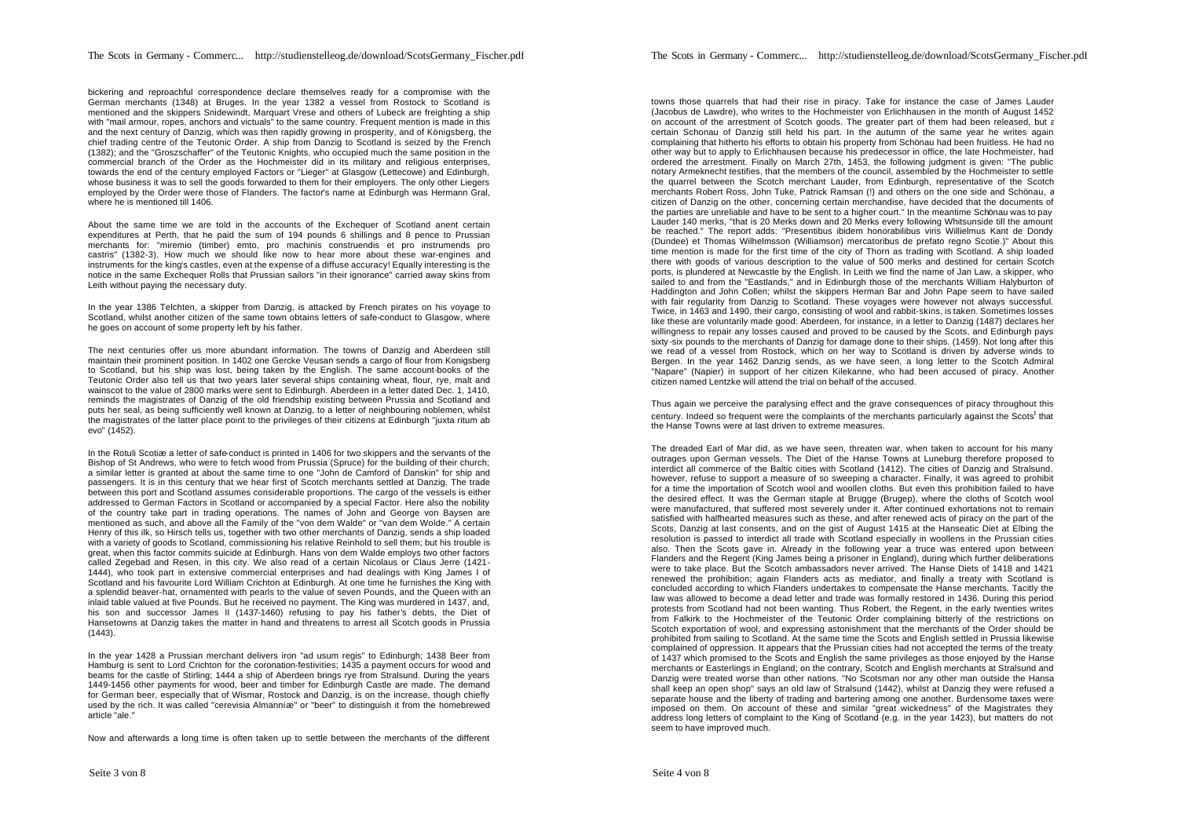bickering and reproachful correspondence declare themselves ready for a compromise with the German merchants (1348) at Bruges. In the year 1382 a vessel from Rostock to Scotland is mentioned and the skippers Snidewindt, Marquart Vrese and others of Lubeck are freighting a ship with "mail armour, ropes, anchors and victuals" to the same country. Frequent mention is made in this and the next century of Danzig, which was then rapidly growing in prosperity, and of Königsberg, the chief trading centre of the Teutonic Order. A ship from Danzig to Scotland is seized by the French (1382); and the "Groszschaffer" of the Teutonic Knights, who occupied much the same position in the commercial branch of the Order as the Hochmeister did in its military and religious enterprises, towards the end of the century employed Factors or "Lieger" at Glasgow (Lettecowe) and Edinburgh, whose business it was to sell the goods forwarded to them for their employers. The only other Liegers employed by the Order were those of Flanders. The factor's name at Edinburgh was Hermann Gral, where he is mentioned till 1406.

About the same time we are told in the accounts of the Exchequer of Scotland anent certain expenditures at Perth, that he paid the sum of 194 pounds 6 shillings and 8 pence to Prussian merchants for: "miremio (timber) emto, pro machinis construendis et pro instrumends pro castris" (1382-3). How much we should like now to hear more about these war-engines and instruments for the king's castles, even at the expense of a diffuse accuracy! Equally interesting is the notice in the same Exchequer Rolls that Prussian sailors "in their ignorance" carried away skins from Leith without paying the necessary duty.

In the year 1386 Telchten, a skipper from Danzig, is attacked by French pirates on his voyage to Scotland, whilst another citizen of the same town obtains letters of safe-conduct to Glasgow, where he goes on account of some property left by his father.

The next centuries offer us more abundant information. The towns of Danzig and Aberdeen still maintain their prominent position. In 1402 one Gercke Veusan sends a cargo of flour from Konigsberg to Scotland, but his ship was lost, being taken by the English. The same account-books of the Teutonic Order also tell us that two years later several ships containing wheat, flour, rye, malt and wainscot to the value of 2800 marks were sent to Edinburgh. Aberdeen in a letter dated Dec. 1, 1410, reminds the magistrates of Danzig of the old friendship existing between Prussia and Scotland and puts her seal, as being sufficiently well known at Danzig, to a letter of neighbouring noblemen, whilst the magistrates of the latter place point to the privileges of their citizens at Edinburgh "juxta ritum ab evo" (1452).

In the Rotuli Scotiæ a letter of safe-conduct is printed in 1406 for two skippers and the servants of the Bishop of St Andrews, who were to fetch wood from Prussia (Spruce) for the building of their church; a similar letter is granted at about the same time to one "John de Camford of Danskin" for ship and passengers. It is in this century that we hear first of Scotch merchants settled at Danzig. The trade between this port and Scotland assumes considerable proportions. The cargo of the vessels is either addressed to German Factors in Scotland or accompanied by a special Factor. Here also the nobility of the country take part in trading operations. The names of John and George von Baysen are mentioned as such, and above all the Family of the "von dem Walde" or "van dem Wolde." A certain Henry of this ilk, so Hirsch tells us, together with two other merchants of Danzig, sends a ship loaded with a variety of goods to Scotland, commissioning his relative Reinhold to sell them; but his trouble is great, when this factor commits suicide at Edinburgh. Hans von dem Walde employs two other factors called Zegebad and Resen, in this city. We also read of a certain Nicolaus or Claus Jerre (1421-1444), who took part in extensive commercial enterprises and had dealings with King James I of Scotland and his favourite Lord William Crichton at Edinburgh. At one time he furnishes the King with a splendid beaver-hat, ornamented with pearls to the value of seven Pounds, and the Queen with an inlaid table valued at five Pounds. But he received no payment. The King was murdered in 1437, and, his son and successor James II (1437-1460) refusing to pay his father's debts, the Diet of Hansetowns at Danzig takes the matter in hand and threatens to arrest all Scotch goods in Prussia (1443).

In the year 1428 a Prussian merchant delivers iron "ad usum regis" to Edinburgh; 1438 Beer from Hamburg is sent to Lord Crichton for the coronation-festivities; 1435 a payment occurs for wood and beams for the castle of Stirling; 1444 a ship of Aberdeen brings rye from Stralsund. During the years 1449-1456 other payments for wood, beer and timber for Edinburgh Castle are made. The demand for German beer, especially that of Wismar, Rostock and Danzig, is on the increase, though chiefly used by the rich. It was called "cerevisia Almanniæ" or "beer" to distinguish it from the homebrewed article "ale."

Now and afterwards a long time is often taken up to settle between the merchants of the different towns those quarrels that had their rise in piracy. Take for instance the case of James Lauder (Jacobus de Lawdre), who writes to the Hochmeister von Erlichhausen in the month of August 1452 on account of the arrestment of Scotch goods. The greater part of them had been released, but a certain Schonau of Danzig still held his part. In the autumn of the same year he writes again complaining that hitherto his efforts to obtain his property from Schönau had been fruitless. He had no other way but to apply to Erlichhausen because his predecessor in office, the late Hochmeister, had ordered the arrestment. Finally on March 27th, 1453, the following judgment is given: "The public notary Armeknecht testifies, that the members of the council, assembled by the Hochmeister to settle the quarrel between the Scotch merchant Lauder, from Edinburgh, representative of the Scotch merchants Robert Ross, John Tuke, Patrick Ramsan (!) and others on the one side and Schönau, a citizen of Danzig on the other, concerning certain merchandise, have decided that the documents of the parties are unreliable and have to be sent to a higher court." In the meantime Schönau was to pay Lauder 140 merks, "that is 20 Merks down and 20 Merks every following Whitsunside till the amount be reached." The report adds: "Presentibus ibidem honorabilibus viris Willielmus Kant de Dondy (Dundee) et Thomas Wilhelmsson (Williamson) mercatoribus de prefato regno Scotie.)" About this time mention is made for the first time of the city of Thorn as trading with Scotland. A ship loaded there with goods of various description to the value of 500 merks and destined for certain Scotch ports, is plundered at Newcastle by the English. In Leith we find the name of Jan Law, a skipper, who sailed to and from the "Eastlands," and in Edinburgh those of the merchants William Halyburton of Haddington and John Collen; whilst the skippers Herman Bar and John Pape seem to have sailed with fair regularity from Danzig to Scotland. These voyages were however not always successful. Twice, in 1463 and 1490, their cargo, consisting of wool and rabbit-skins, is taken. Sometimes losses like these are voluntarily made good: Aberdeen, for instance, in a letter to Danzig (1487) declares her willingness to repair any losses caused and proved to be caused by the Scots, and Edinburgh pays sixty-six pounds to the merchants of Danzig for damage done to their ships. (1459). Not long after this we read of a vessel from Rostock, which on her way to Scotland is driven by adverse winds to Bergen. In the year 1462 Danzig sends, as we have seen, a long letter to the Scotch Admiral "Napare" (Napier) in support of her citizen Kilekanne, who had been accused of piracy. Another citizen named Lentzke will attend the trial on behalf of the accused.

Thus again we perceive the paralysing effect and the grave consequences of piracy throughout this century. Indeed so frequent were the complaints of the merchants particularly against the Scots[t] that the Hanse Towns were at last driven to extreme measures.

The dreaded Earl of Mar did, as we have seen, threaten war, when taken to account for his many outrages upon German vessels. The Diet of the Hanse Towns at Luneburg therefore proposed to interdict all commerce of the Baltic cities with Scotland (1412). The cities of Danzig and Stralsund, however, refuse to support a measure of so sweeping a character. Finally, it was agreed to prohibit for a time the importation of Scotch wool and woollen cloths. But even this prohibition failed to have the desired effect. It was the German staple at Brugge (Brugep), where the cloths of Scotch wool were manufactured, that suffered most severely under it. After continued exhortations not to remain satisfied with halfhearted measures such as these, and after renewed acts of piracy on the part of the Scots, Danzig at last consents, and on the gist of August 1415 at the Hanseatic Diet at Elbing the resolution is passed to interdict all trade with Scotland especially in woollens in the Prussian cities also. Then the Scots gave in. Already in the following year a truce was entered upon between Flanders and the Regent (King James being a prisoner in England), during which further deliberations were to take place. But the Scotch ambassadors never arrived. The Hanse Diets of 1418 and 1421 renewed the prohibition; again Flanders acts as mediator, and finally a treaty with Scotland is concluded according to which Flanders undertakes to compensate the Hanse merchants. Tacitly the law was allowed to become a dead letter and trade was formally restored in 1436. During this period protests from Scotland had not been wanting. Thus Robert, the Regent, in the early twenties writes from Falkirk to the Hochmeister of the Teutonic Order complaining bitterly of the restrictions on Scotch exportation of wool, and expressing astonishment that the merchants of the Order should be prohibited from sailing to Scotland. At the same time the Scots and English settled in Prussia likewise complained of oppression. It appears that the Prussian cities had not accepted the terms of the treaty of 1437 which promised to the Scots and English the same privileges as those enjoyed by the Hanse merchants or Easterlings in England; on the contrary, Scotch and English merchants at Stralsund and Danzig were treated worse than other nations. "No Scotsman nor any other man outside the Hansa shall keep an open shop" says an old law of Stralsund (1442), whilst at Danzig they were refused a separate house and the liberty of trading and bartering among one another. Burdensome taxes were imposed on them. On account of these and similar "great wickedness" of the Magistrates they address long letters of complaint to the King of Scotland (e.g. in the year 1423), but matters do not seem to have improved much.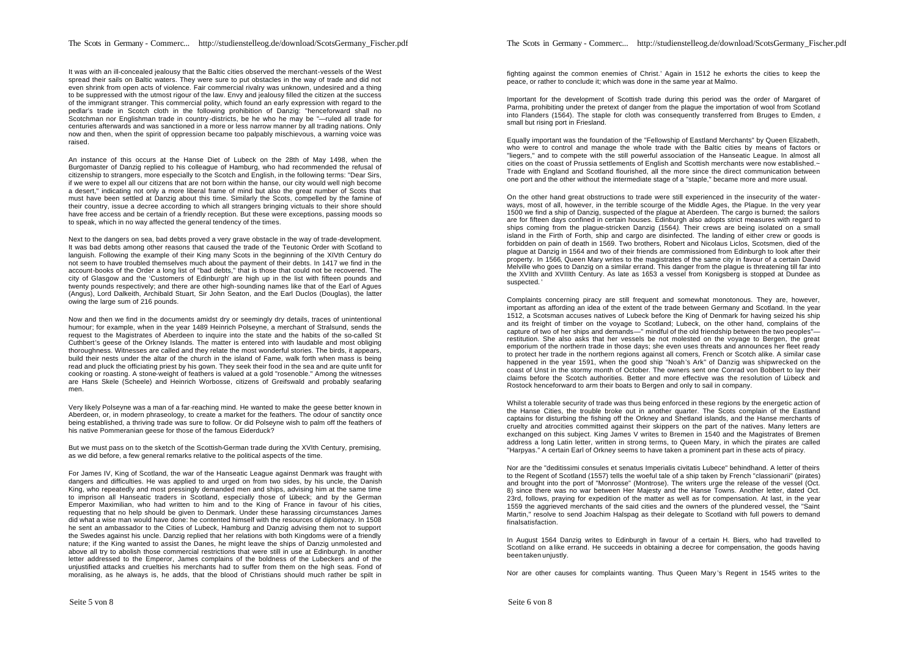It was with an ill-concealed jealousy that the Baltic cities observed the merchant-vessels of the West spread their sails on Baltic waters. They were sure to put obstacles in the way of trade and did not even shrink from open acts of violence. Fair commercial rivalry was unknown, undesired and a thing to be suppressed with the utmost rigour of the law. Envy and jealousy filled the citizen at the success of the immigrant stranger. This commercial polity, which found an early expression with regard to the pedlar's trade in Scotch cloth in the following prohibition of Danzig: "henceforward shall no Scotchman nor Englishman trade in country-districts, be he who he may be "—ruled all trade for centuries afterwards and was sanctioned in a more or less narrow manner by all trading nations. Only now and then, when the spirit of oppression became too palpably mischievous, a warning voice was raised.

An instance of this occurs at the Hanse Diet of Lubeck on the 28th of May 1498, when the Burgomaster of Danzig replied to his colleague of Hamburg, who had recommended the refusal of citizenship to strangers, more especially to the Scotch and English, in the following terms: "Dear Sirs, if we were to expel all our citizens that are not born within the hanse, our city would well nigh become a desert," indicating not only a more liberal frame of mind but also the great number of Scots that must have been settled at Danzig about this time. Similarly the Scots, compelled by the famine of their country, issue a decree according to which all strangers bringing victuals to their shore should have free access and be certain of a friendly reception. But these were exceptions, passing moods so to speak, which in no way affected the general tendency of the times.

Next to the dangers on sea, bad debts proved a very grave obstacle in the way of trade-development. It was bad debts among other reasons that caused the trade of the Teutonic Order with Scotland to languish. Following the example of their King many Scots in the beginning of the XIVth Century do not seem to have troubled themselves much about the payment of their debts. In 1417 we find in the account-books of the Order a long list of "bad debts," that is those that could not be recovered. The city of Glasgow and the 'Customers of Edinburgh' are high up in the list with fifteen pounds and twenty pounds respectively; and there are other high-sounding names like that of the Earl of Agues (Angus), Lord Dalkeith, Archibald Stuart, Sir John Seaton, and the Earl Duclos (Douglas), the latter owing the large sum of 216 pounds.

Now and then we find in the documents amidst dry or seemingly dry details, traces of unintentional humour; for example, when in the year 1489 Heinrich Polseyne, a merchant of Stralsund, sends the request to the Magistrates of Aberdeen to inquire into the state and the habits of the so-called St Cuthbert's geese of the Orkney Islands. The matter is entered into with laudable and most obliging thoroughness. Witnesses are called and they relate the most wonderful stories. The birds, it appears, build their nests under the altar of the church in the island of Fame, walk forth when mass is being read and pluck the officiating priest by his gown. They seek their food in the sea and are quite unfit for cooking or roasting. A stone-weight of feathers is valued at a gold "rosenoble." Among the witnesses are Hans Skele (Scheele) and Heinrich Worbosse, citizens of Greifswald and probably seafaring men.

Very likely Polseyne was a man of a far-reaching mind. He wanted to make the geese better known in Aberdeen, or, in modern phraseology, to create a market for the feathers. The odour of sanctity once being established, a thriving trade was sure to follow. Or did Polseyne wish to palm off the feathers of his native Pommeranian geese for those of the famous Eiderduck?

But we must pass on to the sketch of the Scottish-German trade during the XVIth Century, premising, as we did before, a few general remarks relative to the political aspects of the time.

For James IV, King of Scotland, the war of the Hanseatic League against Denmark was fraught with dangers and difficulties. He was applied to and urged on from two sides, by his uncle, the Danish King, who repeatedly and most pressingly demanded men and ships, advising him at the same time to imprison all Hanseatic traders in Scotland, especially those of Lübeck; and by the German Emperor Maximilian, who had written to him and to the King of France in favour of his cities, requesting that no help should be given to Denmark. Under these harassing circumstances James did what a wise man would have done: he contented himself with the resources of diplomacy. In 1508 he sent an ambassador to the Cities of Lubeck, Hamburg and Danzig advising them not to support the Swedes against his uncle. Danzig replied that her relations with both Kingdoms were of a friendly nature; if the King wanted to assist the Danes, he might leave the ships of Danzig unmolested and above all try to abolish those commercial restrictions that were still in use at Edinburgh. In another letter addressed to the Emperor, James complains of the boldness of the Lubeckers and of the unjustified attacks and cruelties his merchants had to suffer from them on the high seas. Fond of moralising, as he always is, he adds, that the blood of Christians should much rather be spilt in fighting against the common enemies of Christ.' Again in 1512 he exhorts the cities to keep the peace, or rather to conclude it; which was done in the same year at Malmo.

Important for the development of Scottish trade during this period was the order of Margaret of Parma, prohibiting under the pretext of danger from the plague the importation of wool from Scotland into Flanders (1564). The staple for cloth was consequently transferred from Bruges to Emden, a small but rising port in Friesland.

Equally important was the foundation of the "Fellowship of Eastland Merchants" by Queen Elizabeth, who were to control and manage the whole trade with the Baltic cities by means of factors or "liegers," and to compete with the still powerful association of the Hanseatic League. In almost all cities on the coast of Prussia settlements of English and Scottish merchants were now established.~ Trade with England and Scotland flourished, all the more since the direct communication between one port and the other without the intermediate stage of a "staple," became more and more usual.

On the other hand great obstructions to trade were still experienced in the insecurity of the water-ways, most of all, however, in the terrible scourge of the Middle Ages, the Plague. In the very year 1500 we find a ship of Danzig, suspected of the plague at Aberdeen. The cargo is burned; the sailors are for fifteen days confined in certain houses. Edinburgh also adopts strict measures with regard to ships coming from the plague-stricken Danzig (1564). Their crews are being isolated on a small island in the Firth of Forth, ship and cargo are disinfected. The landing of either crew or goods is forbidden on pain of death in 1569. Two brothers, Robert and Nicolaus Liclos, Scotsmen, died of the plague at Danzig in 1564 and two of their friends are commissioned from Edinburgh to look after their property. In 1566, Queen Mary writes to the magistrates of the same city in favour of a certain David Melville who goes to Danzig on a similar errand. This danger from the plague is threatening till far into the XVIIth and XVIIIth Century. As late as 1653 a vessel from Konigsberg is stopped at Dundee as suspected. '

Complaints concerning piracy are still frequent and somewhat monotonous. They are, however, important as affording an idea of the extent of the trade between Germany and Scotland. In the year 1512, a Scotsman accuses natives of Lubeck before the King of Denmark for having seized his ship and its freight of timber on the voyage to Scotland; Lubeck, on the other hand, complains of the capture of two of her ships and demands—" mindful of the old friendship between the two peoples"—restitution. She also asks that her vessels be not molested on the voyage to Bergen, the great emporium of the northern trade in those days; she even uses threats and announces her fleet ready to protect her trade in the northern regions against all comers, French or Scotch alike. A similar case happened in the year 1591, when the good ship "Noah's Ark" of Danzig was shipwrecked on the coast of Unst in the stormy month of October. The owners sent one Conrad von Bobbert to lay their claims before the Scotch authorities. Better and more effective was the resolution of Lübeck and Rostock henceforward to arm their boats to Bergen and only to sail in company.

Whilst a tolerable security of trade was thus being enforced in these regions by the energetic action of the Hanse Cities, the trouble broke out in another quarter. The Scots complain of the Eastland captains for disturbing the fishing off the Orkney and Shetland islands, and the Hanse merchants of cruelty and atrocities committed against their skippers on the part of the natives. Many letters are exchanged on this subject. King James V writes to Bremen in 1540 and the Magistrates of Bremen address a long Latin letter, written in strong terms, to Queen Mary, in which the pirates are called "Harpyas." A certain Earl of Orkney seems to have taken a prominent part in these acts of piracy.

Nor are the "deditissimi consules et senatus Imperialis civitatis Lubece" behindhand. A letter of theirs to the Regent of Scotland (1557) tells the woeful tale of a ship taken by French "classionarii" (pirates) and brought into the port of "Monrosse" (Montrose). The writers urge the release of the vessel (Oct. 8) since there was no war between Her Majesty and the Hanse Towns. Another letter, dated Oct. 23rd, follows, praying for expedition of the matter as well as for compensation. At last, in the year 1559 the aggrieved merchants of the said cities and the owners of the plundered vessel, the "Saint Martin," resolve to send Joachim Halspag as their delegate to Scotland with full powers to demand finalsatisfaction.

In August 1564 Danzig writes to Edinburgh in favour of a certain H. Biers, who had travelled to Scotland on a like errand. He succeeds in obtaining a decree for compensation, the goods having been taken unjustly.

Nor are other causes for complaints wanting. Thus Queen Mary's Regent in 1545 writes to the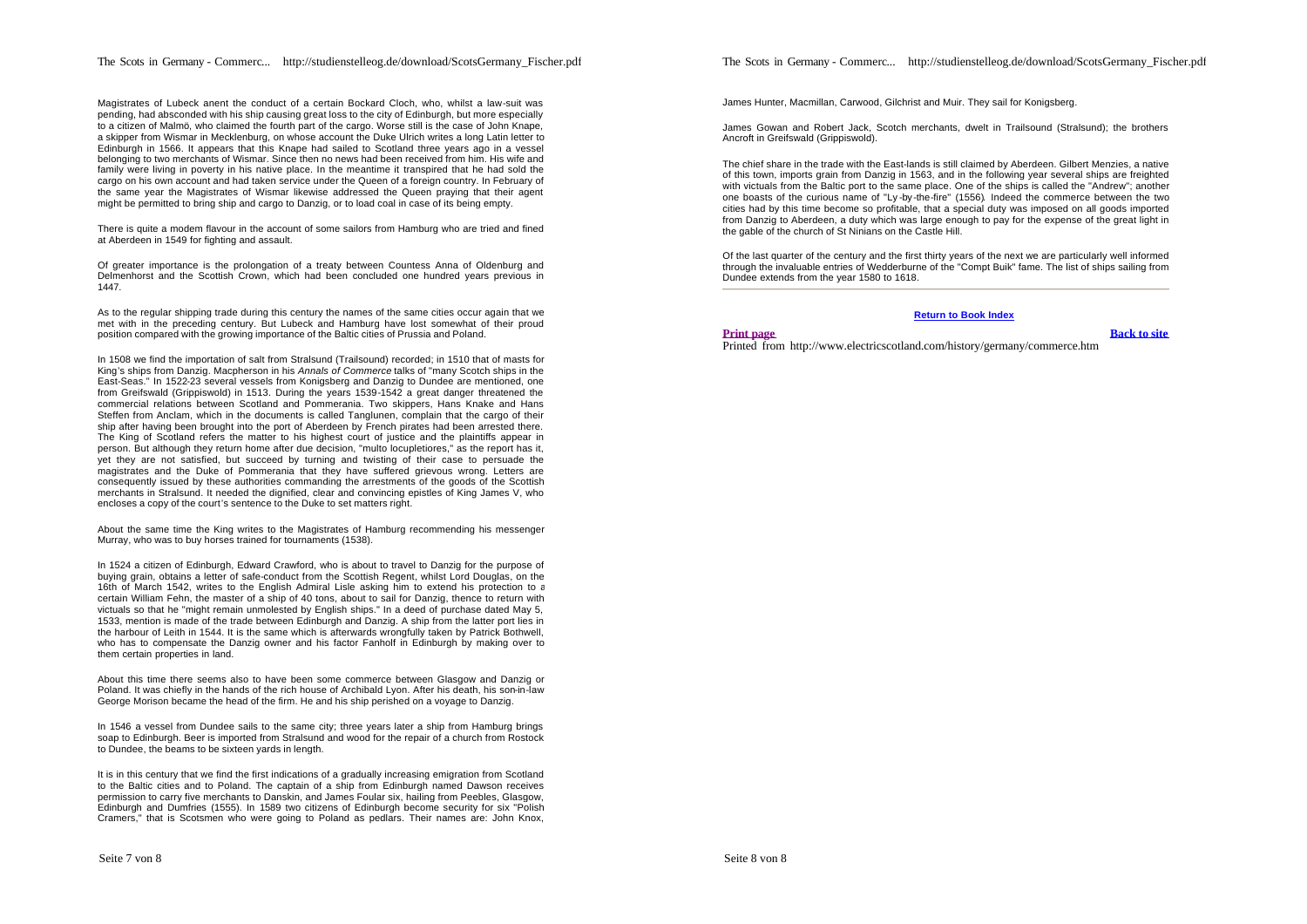Magistrates of Lubeck anent the conduct of a certain Bockard Cloch, who, whilst a law-suit was pending, had absconded with his ship causing great loss to the city of Edinburgh, but more especially to a citizen of Malmö, who claimed the fourth part of the cargo. Worse still is the case of John Knape, a skipper from Wismar in Mecklenburg, on whose account the Duke Ulrich writes a long Latin letter to Edinburgh in 1566. It appears that this Knape had sailed to Scotland three years ago in a vessel belonging to two merchants of Wismar. Since then no news had been received from him. His wife and family were living in poverty in his native place. In the meantime it transpired that he had sold the cargo on his own account and had taken service under the Queen of a foreign country. In February of the same year the Magistrates of Wismar likewise addressed the Queen praying that their agent might be permitted to bring ship and cargo to Danzig, or to load coal in case of its being empty.

There is quite a modem flavour in the account of some sailors from Hamburg who are tried and fined at Aberdeen in 1549 for fighting and assault.

Of greater importance is the prolongation of a treaty between Countess Anna of Oldenburg and Delmenhorst and the Scottish Crown, which had been concluded one hundred years previous in 1447.

As to the regular shipping trade during this century the names of the same cities occur again that we met with in the preceding century. But Lubeck and Hamburg have lost somewhat of their proud position compared with the growing importance of the Baltic cities of Prussia and Poland.

In 1508 we find the importation of salt from Stralsund (Trailsound) recorded; in 1510 that of masts for King's ships from Danzig. Macpherson in his *Annals of Commerce* talks of "many Scotch ships in the East-Seas." In 1522-23 several vessels from Konigsberg and Danzig to Dundee are mentioned, one from Greifswald (Grippiswold) in 1513. During the years 1539-1542 a great danger threatened the commercial relations between Scotland and Pommerania. Two skippers, Hans Knake and Hans Steffen from Anclam, which in the documents is called Tanglunen, complain that the cargo of their ship after having been brought into the port of Aberdeen by French pirates had been arrested there. The King of Scotland refers the matter to his highest court of justice and the plaintiffs appear in person. But although they return home after due decision, "multo locupletiores," as the report has it, yet they are not satisfied, but succeed by turning and twisting of their case to persuade the magistrates and the Duke of Pommerania that they have suffered grievous wrong. Letters are consequently issued by these authorities commanding the arrestments of the goods of the Scottish merchants in Stralsund. It needed the dignified, clear and convincing epistles of King James V, who encloses a copy of the court's sentence to the Duke to set matters right.

About the same time the King writes to the Magistrates of Hamburg recommending his messenger Murray, who was to buy horses trained for tournaments (1538).

In 1524 a citizen of Edinburgh, Edward Crawford, who is about to travel to Danzig for the purpose of buying grain, obtains a letter of safe-conduct from the Scottish Regent, whilst Lord Douglas, on the 16th of March 1542, writes to the English Admiral Lisle asking him to extend his protection to a certain William Fehn, the master of a ship of 40 tons, about to sail for Danzig, thence to return with victuals so that he "might remain unmolested by English ships." In a deed of purchase dated May 5, 1533, mention is made of the trade between Edinburgh and Danzig. A ship from the latter port lies in the harbour of Leith in 1544. It is the same which is afterwards wrongfully taken by Patrick Bothwell, who has to compensate the Danzig owner and his factor Fanholf in Edinburgh by making over to them certain properties in land.

About this time there seems also to have been some commerce between Glasgow and Danzig or Poland. It was chiefly in the hands of the rich house of Archibald Lyon. After his death, his son-in-law George Morison became the head of the firm. He and his ship perished on a voyage to Danzig.

In 1546 a vessel from Dundee sails to the same city; three years later a ship from Hamburg brings soap to Edinburgh. Beer is imported from Stralsund and wood for the repair of a church from Rostock to Dundee, the beams to be sixteen yards in length.

It is in this century that we find the first indications of a gradually increasing emigration from Scotland to the Baltic cities and to Poland. The captain of a ship from Edinburgh named Dawson receives permission to carry five merchants to Danskin, and James Foular six, hailing from Peebles, Glasgow, Edinburgh and Dumfries (1555). In 1589 two citizens of Edinburgh become security for six "Polish Cramers," that is Scotsmen who were going to Poland as pedlars. Their names are: John Knox, James Hunter, Macmillan, Carwood, Gilchrist and Muir. They sail for Konigsberg.

James Gowan and Robert Jack, Scotch merchants, dwelt in Trailsound (Stralsund); the brothers Ancroft in Greifswald (Grippiswold).

The chief share in the trade with the East-lands is still claimed by Aberdeen. Gilbert Menzies, a native of this town, imports grain from Danzig in 1563, and in the following year several ships are freighted with victuals from the Baltic port to the same place. One of the ships is called the "Andrew"; another one boasts of the curious name of "Ly-by-the-fire" (1556). Indeed the commerce between the two cities had by this time become so profitable, that a special duty was imposed on all goods imported from Danzig to Aberdeen, a duty which was large enough to pay for the expense of the great light in the gable of the church of St Ninians on the Castle Hill.

Of the last quarter of the century and the first thirty years of the next we are particularly well informed through the invaluable entries of Wedderburne of the "Compt Buik" fame. The list of ships sailing from Dundee extends from the year 1580 to 1618.

---

Return to Book Index

Print page — Back to site

Printed from http://www.electricscotland.com/history/germany/commerce.htm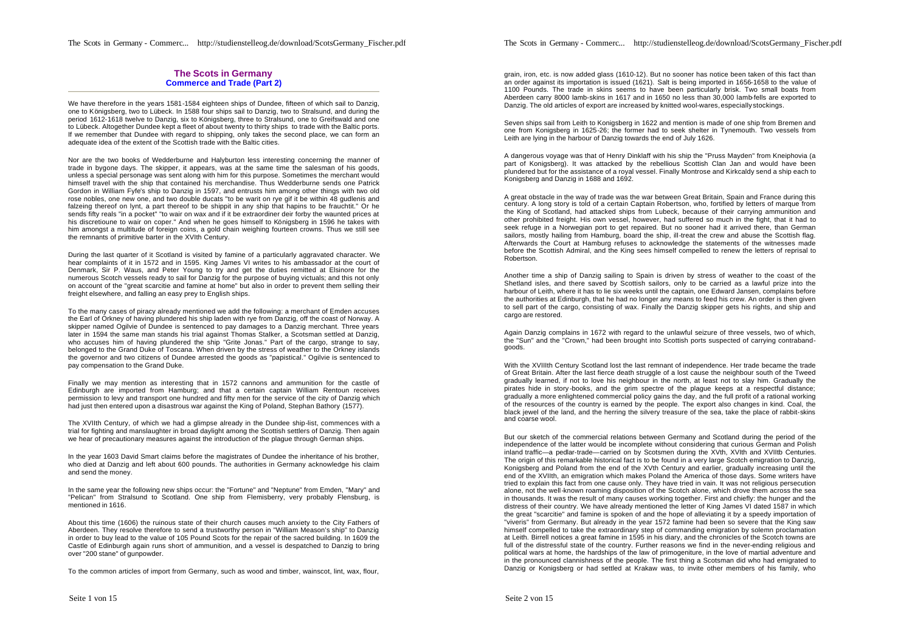## The Scots in Germany
### Commerce and Trade (Part 2)

We have therefore in the years 1581-1584 eighteen ships of Dundee, fifteen of which sail to Danzig, one to Königsberg, two to Lübeck. In 1588 four ships sail to Danzig, two to Stralsund, and during the period 1612-1618 twelve to Danzig, six to Königsberg, three to Stralsund, one to Greifswald and one to Lübeck. Altogether Dundee kept a fleet of about twenty to thirty ships to trade with the Baltic ports. If we remember that Dundee with regard to shipping, only takes the second place, we can form an adequate idea of the extent of the Scottish trade with the Baltic cities.

Nor are the two books of Wedderburne and Halyburton less interesting concerning the manner of trade in bygone days. The skipper, it appears, was at the same time the salesman of his goods, unless a special personage was sent along with him for this purpose. Sometimes the merchant would himself travel with the ship that contained his merchandise. Thus Wedderburne sends one Patrick Gordon in William Fyfe's ship to Danzig in 1597, and entrusts him among other things with two old rose nobles, one new one, and two double ducats "to be warit on rye gif it be within 48 gudlenis and falzeing thereof on lynt, a part thereof to be shippit in any ship that hapins to be frauchtit." Or he sends fifty reals "in a pocket" "to wair on wax and if it be extraordiner deir forby the waunted prices at his discretioune to wair on coper." And when he goes himself to Königsberg in 1596 he takes with him amongst a multitude of foreign coins, a gold chain weighing fourteen crowns. Thus we still see the remnants of primitive barter in the XVIth Century.

During the last quarter of it Scotland is visited by famine of a particularly aggravated character. We hear complaints of it in 1572 and in 1595. King James VI writes to his ambassador at the court of Denmark, Sir P. Waus, and Peter Young to try and get the duties remitted at Elsinore for the numerous Scotch vessels ready to sail for Danzig for the purpose of buying victuals; and this not only on account of the "great scarcitie and famine at home" but also in order to prevent them selling their freight elsewhere, and falling an easy prey to English ships.

To the many cases of piracy already mentioned we add the following: a merchant of Emden accuses the Earl of Orkney of having plundered his ship laden with rye from Danzig, off the coast of Norway. A skipper named Ogilvie of Dundee is sentenced to pay damages to a Danzig merchant. Three years later in 1594 the same man stands his trial against Thomas Stalker, a Scotsman settled at Danzig, who accuses him of having plundered the ship "Grite Jonas." Part of the cargo, strange to say, belonged to the Grand Duke of Toscana. When driven by the stress of weather to the Orkney islands the governor and two citizens of Dundee arrested the goods as "papistical." Ogilvie is sentenced to pay compensation to the Grand Duke.

Finally we may mention as interesting that in 1572 cannons and ammunition for the castle of Edinburgh are imported from Hamburg; and that a certain captain William Rentoun receives permission to levy and transport one hundred and fifty men for the service of the city of Danzig which had just then entered upon a disastrous war against the King of Poland, Stephan Bathory (1577).

The XVIIth Century, of which we had a glimpse already in the Dundee ship-list, commences with a trial for fighting and manslaughter in broad daylight among the Scottish settlers of Danzig. Then again we hear of precautionary measures against the introduction of the plague through German ships.

In the year 1603 David Smart claims before the magistrates of Dundee the inheritance of his brother, who died at Danzig and left about 600 pounds. The authorities in Germany acknowledge his claim and send the money.

In the same year the following new ships occur: the "Fortune" and "Neptune" from Emden, "Mary" and "Pelican" from Stralsund to Scotland. One ship from Flemisberry, very probably Flensburg, is mentioned in 1616.

About this time (1606) the ruinous state of their church causes much anxiety to the City Fathers of Aberdeen. They resolve therefore to send a trustworthy person in "William Meason's ship" to Danzig in order to buy lead to the value of 105 Pound Scots for the repair of the sacred building. In 1609 the Castle of Edinburgh again runs short of ammunition, and a vessel is despatched to Danzig to bring over "200 stane" of gunpowder.

To the common articles of import from Germany, such as wood and timber, wainscot, lint, wax, flour, grain, iron, etc. is now added glass (1610-12). But no sooner has notice been taken of this fact than an order against its importation is issued (1621). Salt is being imported in 1656-1658 to the value of 1100 Pounds. The trade in skins seems to have been particularly brisk. Two small boats from Aberdeen carry 8000 lamb-skins in 1617 and in 1650 no less than 30,000 lamb-fells are exported to Danzig. The old articles of export are increased by knitted wool-wares, especially stockings.

Seven ships sail from Leith to Konigsberg in 1622 and mention is made of one ship from Bremen and one from Konigsberg in 1625-26; the former had to seek shelter in Tynemouth. Two vessels from Leith are lying in the harbour of Danzig towards the end of July 1626.

A dangerous voyage was that of Henry Dinklaff with his ship the "Pruss Mayden" from Kneiphovia (a part of Konigsberg). It was attacked by the rebellious Scottish Clan Jan and would have been plundered but for the assistance of a royal vessel. Finally Montrose and Kirkcaldy send a ship each to Konigsberg and Danzig in 1688 and 1692.

A great obstacle in the way of trade was the war between Great Britain, Spain and France during this century. A long story is told of a certain Captain Robertson, who, fortified by letters of marque from the King of Scotland, had attacked ships from Lubeck, because of their carrying ammunition and other prohibited freight. His own vessel, however, had suffered so much in the fight, that it had to seek refuge in a Norwegian port to get repaired. But no sooner had it arrived there, than German sailors, mostly hailing from Hamburg, board the ship, ill-treat the crew and abuse the Scottish flag. Afterwards the Court at Hamburg refuses to acknowledge the statements of the witnesses made before the Scottish Admiral, and the King sees himself compelled to renew the letters of reprisal to Robertson.

Another time a ship of Danzig sailing to Spain is driven by stress of weather to the coast of the Shetland isles, and there saved by Scottish sailors, only to be carried as a lawful prize into the harbour of Leith, where it has to lie six weeks until the captain, one Edward Jansen, complains before the authorities at Edinburgh, that he had no longer any means to feed his crew. An order is then given to sell part of the cargo, consisting of wax. Finally the Danzig skipper gets his rights, and ship and cargo are restored.

Again Danzig complains in 1672 with regard to the unlawful seizure of three vessels, two of which, the "Sun" and the "Crown," had been brought into Scottish ports suspected of carrying contraband-goods.

With the XVIIIth Century Scotland lost the last remnant of independence. Her trade became the trade of Great Britain. After the last fierce death struggle of a lost cause the neighbour south of the Tweed gradually learned, if not to love his neighbour in the north, at least not to slay him. Gradually the pirates hide in story-books, and the grim spectre of the plague keeps at a respectful distance; gradually a more enlightened commercial policy gains the day, and the full profit of a rational working of the resources of the country is earned by the people. The export also changes in kind. Coal, the black jewel of the land, and the herring the silvery treasure of the sea, take the place of rabbit-skins and coarse wool.

But our sketch of the commercial relations between Germany and Scotland during the period of the independence of the latter would be incomplete without considering that curious German and Polish inland traffic—a pedlar-trade—carried on by Scotsmen during the XVth, XVIth and XVIItb Centuries. The origin of this remarkable historical fact is to be found in a very large Scotch emigration to Danzig, Konigsberg and Poland from the end of the XVth Century and earlier, gradually increasing until the end of the XVIIth, an emigration which makes Poland the America of those days. Some writers have tried to explain this fact from one cause only. They have tried in vain. It was not religious persecution alone, not the well-known roaming disposition of the Scotch alone, which drove them across the sea in thousands. It was the result of many causes working together. First and chiefly: the hunger and the distress of their country. We have already mentioned the letter of King James VI dated 1587 in which the great "scarcitie" and famine is spoken of and the hope of alleviating it by a speedy importation of "viveris" from Germany. But already in the year 1572 famine had been so severe that the King saw himself compelled to take the extraordinary step of commanding emigration by solemn proclamation at Leith. Birrell notices a great famine in 1595 in his diary, and the chronicles of the Scotch towns are full of the distressful state of the country. Further reasons we find in the never-ending religious and political wars at home, the hardships of the law of primogeniture, in the love of martial adventure and in the pronounced clannishness of the people. The first thing a Scotsman did who had emigrated to Danzig or Konigsberg or had settled at Krakaw was, to invite other members of his family, who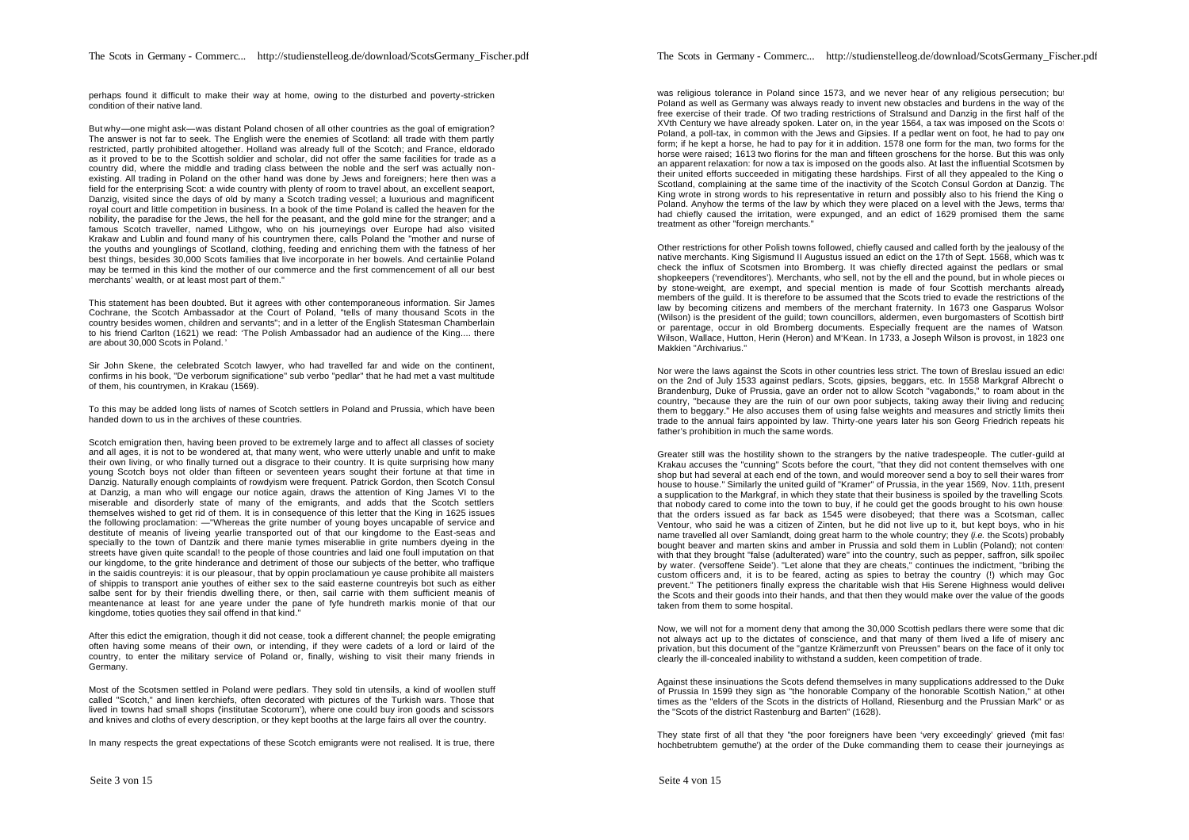perhaps found it difficult to make their way at home, owing to the disturbed and poverty-stricken condition of their native land.

But why—one might ask—was distant Poland chosen of all other countries as the goal of emigration? The answer is not far to seek. The English were the enemies of Scotland: all trade with them partly restricted, partly prohibited altogether. Holland was already full of the Scotch; and France, eldorado as it proved to be to the Scottish soldier and scholar, did not offer the same facilities for trade as a country did, where the middle and trading class between the noble and the serf was actually non-existing. All trading in Poland on the other hand was done by Jews and foreigners; here then was a field for the enterprising Scot: a wide country with plenty of room to travel about, an excellent seaport, Danzig, visited since the days of old by many a Scotch trading vessel; a luxurious and magnificent royal court and little competition in business. In a book of the time Poland is called the heaven for the nobility, the paradise for the Jews, the hell for the peasant, and the gold mine for the stranger; and a famous Scotch traveller, named Lithgow, who on his journeyings over Europe had also visited Krakaw and Lublin and found many of his countrymen there, calls Poland the "mother and nurse of the youths and younglings of Scotland, clothing, feeding and enriching them with the fatness of her best things, besides 30,000 Scots families that live incorporate in her bowels. And certainlie Poland may be termed in this kind the mother of our commerce and the first commencement of all our best merchants' wealth, or at least most part of them."

This statement has been doubted. But it agrees with other contemporaneous information. Sir James Cochrane, the Scotch Ambassador at the Court of Poland, "tells of many thousand Scots in the country besides women, children and servants"; and in a letter of the English Statesman Chamberlain to his friend Carlton (1621) we read: 'The Polish Ambassador had an audience of the King.... there are about 30,000 Scots in Poland.'

Sir John Skene, the celebrated Scotch lawyer, who had travelled far and wide on the continent, confirms in his book, "De verborum significatione" sub verbo "pedlar" that he had met a vast multitude of them, his countrymen, in Krakau (1569).

To this may be added long lists of names of Scotch settlers in Poland and Prussia, which have been handed down to us in the archives of these countries.

Scotch emigration then, having been proved to be extremely large and to affect all classes of society and all ages, it is not to be wondered at, that many went, who were utterly unable and unfit to make their own living, or who finally turned out a disgrace to their country. It is quite surprising how many young Scotch boys not older than fifteen or seventeen years sought their fortune at that time in Danzig. Naturally enough complaints of rowdyism were frequent. Patrick Gordon, then Scotch Consul at Danzig, a man who will engage our notice again, draws the attention of King James VI to the miserable and disorderly state of many of the emigrants, and adds that the Scotch settlers themselves wished to get rid of them. It is in consequence of this letter that the King in 1625 issues the following proclamation: —"Whereas the grite number of young boyes uncapable of service and destitute of meanis of liveing yearlie transported out of that our kingdome to the East-seas and specially to the town of Dantzik and there manie tymes miserablie in grite numbers dyeing in the streets have given quite scandal! to the people of those countries and laid one foull imputation on that our kingdome, to the grite hinderance and detriment of those our subjects of the better, who traffique in the saidis countreyis: it is our pleasour, that by oppin proclamatioun ye cause prohibite all maisters of shippis to transport anie youthes of either sex to the said easterne countreyis bot such as either salbe sent for by their friendis dwelling there, or then, sail carrie with them sufficient meanis of meantenance at least for ane yeare under the pane of fyfe hundreth markis monie of that our kingdome, toties quoties they sail offend in that kind."

After this edict the emigration, though it did not cease, took a different channel; the people emigrating often having some means of their own, or intending, if they were cadets of a lord or laird of the country, to enter the military service of Poland or, finally, wishing to visit their many friends in Germany.

Most of the Scotsmen settled in Poland were pedlars. They sold tin utensils, a kind of woollen stuff called "Scotch," and linen kerchiefs, often decorated with pictures of the Turkish wars. Those that lived in towns had small shops ('institutae Scotorum'), where one could buy iron goods and scissors and knives and cloths of every description, or they kept booths at the large fairs all over the country.

In many respects the great expectations of these Scotch emigrants were not realised. It is true, there was religious tolerance in Poland since 1573, and we never hear of any religious persecution; but Poland as well as Germany was always ready to invent new obstacles and burdens in the way of the free exercise of their trade. Of two trading restrictions of Stralsund and Danzig in the first half of the XVth Century we have already spoken. Later on, in the year 1564, a tax was imposed on the Scots of Poland, a poll-tax, in common with the Jews and Gipsies. If a pedlar went on foot, he had to pay one form; if he kept a horse, he had to pay for it in addition. 1578 one form for the man, two forms for the horse were raised; 1613 two florins for the man and fifteen groschens for the horse. But this was only an apparent relaxation: for now a tax is imposed on the goods also. At last the influential Scotsmen by their united efforts succeeded in mitigating these hardships. First of all they appealed to the King of Scotland, complaining at the same time of the inactivity of the Scotch Consul Gordon at Danzig. The King wrote in strong words to his representative in return and possibly also to his friend the King of Poland. Anyhow the terms of the law by which they were placed on a level with the Jews, terms that had chiefly caused the irritation, were expunged, and an edict of 1629 promised them the same treatment as other "foreign merchants."

Other restrictions for other Polish towns followed, chiefly caused and called forth by the jealousy of the native merchants. King Sigismund II Augustus issued an edict on the 17th of Sept. 1568, which was to check the influx of Scotsmen into Bromberg. It was chiefly directed against the pedlars or small shopkeepers ('revenditores'). Merchants, who sell, not by the ell and the pound, but in whole pieces or by stone-weight, are exempt, and special mention is made of four Scottish merchants already members of the guild. It is therefore to be assumed that the Scots tried to evade the restrictions of the law by becoming citizens and members of the merchant fraternity. In 1673 one Gasparus Wolsor (Wilson) is the president of the guild; town councillors, aldermen, even burgomasters of Scottish birth or parentage, occur in old Bromberg documents. Especially frequent are the names of Watson, Wilson, Wallace, Hutton, Herin (Heron) and M'Kean. In 1733, a Joseph Wilson is provost, in 1823 one Makkien "Archivarius."

Nor were the laws against the Scots in other countries less strict. The town of Breslau issued an edict on the 2nd of July 1533 against pedlars, Scots, gipsies, beggars, etc. In 1558 Markgraf Albrecht of Brandenburg, Duke of Prussia, gave an order not to allow Scotch "vagabonds," to roam about in the country, "because they are the ruin of our own poor subjects, taking away their living and reducing them to beggary." He also accuses them of using false weights and measures and strictly limits their trade to the annual fairs appointed by law. Thirty-one years later his son Georg Friedrich repeats his father's prohibition in much the same words.

Greater still was the hostility shown to the strangers by the native tradespeople. The cutler-guild at Krakau accuses the "cunning" Scots before the court, "that they did not content themselves with one shop but had several at each end of the town, and would moreover send a boy to sell their wares from house to house." Similarly the united guild of "Kramer" of Prussia, in the year 1569, Nov. 11th, present a supplication to the Markgraf, in which they state that their business is spoiled by the travelling Scots, that nobody cared to come into the town to buy, if he could get the goods brought to his own house; that the orders issued as far back as 1545 were disobeyed; that there was a Scotsman, called Ventour, who said he was a citizen of Zinten, but he did not live up to it, but kept boys, who in his name travelled all over Samlandt, doing great harm to the whole country; they (*i.e.* the Scots) probably bought beaver and marten skins and amber in Prussia and sold them in Lublin (Poland); not content with that they brought "false (adulterated) ware" into the country, such as pepper, saffron, silk spoiled by water. ('versoffene Seide'). "Let alone that they are cheats," continues the indictment, "bribing the custom officers and, it is to be feared, acting as spies to betray the country (!) which may God prevent." The petitioners finally express the charitable wish that His Serene Highness would deliver the Scots and their goods into their hands, and that then they would make over the value of the goods taken from them to some hospital.

Now, we will not for a moment deny that among the 30,000 Scottish pedlars there were some that did not always act up to the dictates of conscience, and that many of them lived a life of misery and privation, but this document of the "gantze Krämerzunft von Preussen" bears on the face of it only too clearly the ill-concealed inability to withstand a sudden, keen competition of trade.

Against these insinuations the Scots defend themselves in many supplications addressed to the Duke of Prussia In 1599 they sign as "the honorable Company of the honorable Scottish Nation," at other times as the "elders of the Scots in the districts of Holland, Riesenburg and the Prussian Mark" or as the "Scots of the district Rastenburg and Barten" (1628).

They state first of all that they "the poor foreigners have been 'very exceedingly' grieved ('mit fast hochbetrubtem gemuthe') at the order of the Duke commanding them to cease their journeyings as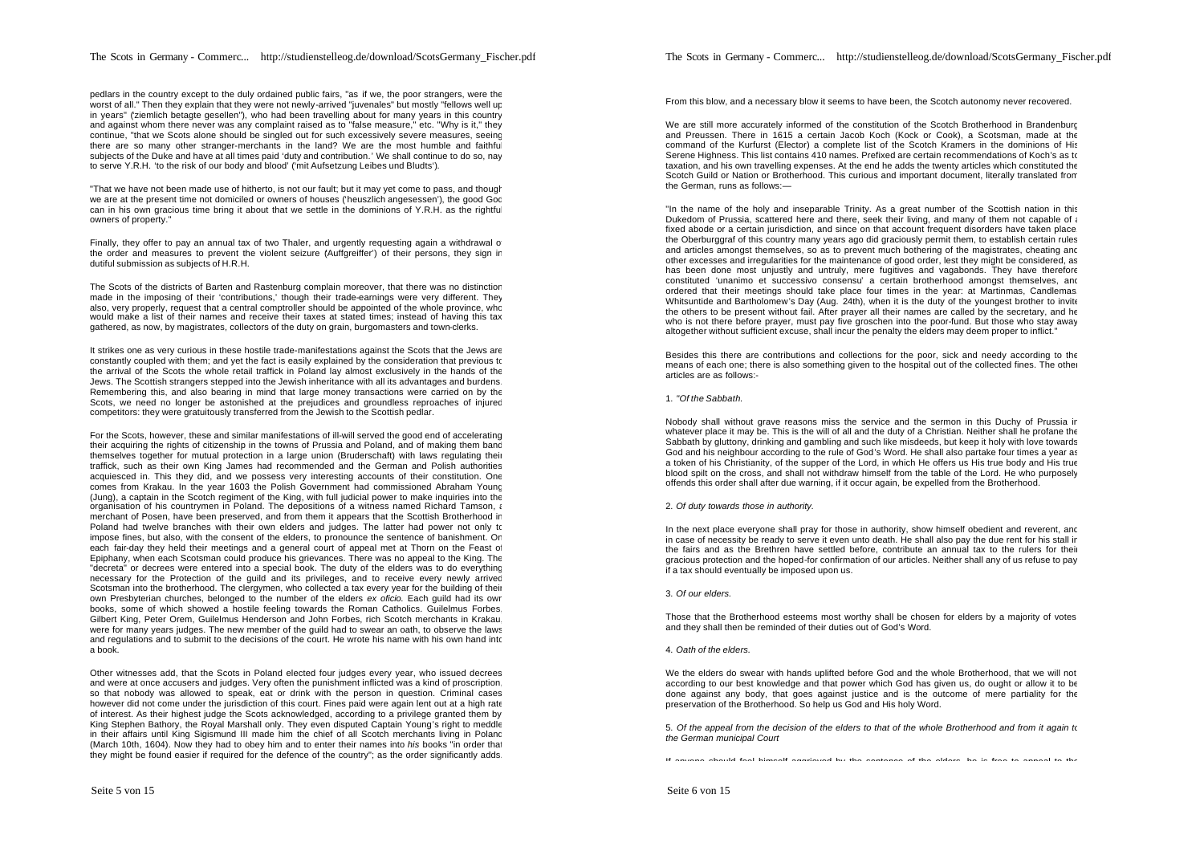pedlars in the country except to the duly ordained public fairs, "as if we, the poor strangers, were the worst of all." Then they explain that they were not newly-arrived "juvenales" but mostly "fellows well up in years" ("ziemlich betagte gesellen"), who had been travelling about for many years in this country and against whom there never was any complaint raised as to "false measure," etc. "Why is it," they continue, "that we Scots alone should be singled out for such excessively severe measures, seeing there are so many other stranger-merchants in the land? We are the most humble and faithful subjects of the Duke and have at all times paid 'duty and contribution.' We shall continue to do so, nay to serve Y.R.H. 'to the risk of our body and blood' ('mit Aufsetzung Leibes und Bludts').

"That we have not been made use of hitherto, is not our fault; but it may yet come to pass, and though we are at the present time not domiciled or owners of houses ('heuszlich angesessen'), the good God can in his own gracious time bring it about that we settle in the dominions of Y.R.H. as the rightful owners of property."

Finally, they offer to pay an annual tax of two Thaler, and urgently requesting again a withdrawal of the order and measures to prevent the violent seizure ('Auffgreiffer') of their persons, they sign in dutiful submission as subjects of H.R.H.

The Scots of the districts of Barten and Rastenburg complain moreover, that there was no distinction made in the imposing of their 'contributions,' though their trade-earnings were very different. They also, very properly, request that a central comptroller should be appointed of the whole province, who would make a list of their names and receive their taxes at stated times; instead of having this tax gathered, as now, by magistrates, collectors of the duty on grain, burgomasters and town-clerks.

It strikes one as very curious in these hostile trade-manifestations against the Scots that the Jews are constantly coupled with them; and yet the fact is easily explained by the consideration that previous to the arrival of the Scots the whole retail traffick in Poland lay almost exclusively in the hands of the Jews. The Scottish strangers stepped into the Jewish inheritance with all its advantages and burdens. Remembering this, and also bearing in mind that large money transactions were carried on by the Scots, we need no longer be astonished at the prejudices and groundless reproaches of injured competitors: they were gratuitously transferred from the Jewish to the Scottish pedlar.

For the Scots, however, these and similar manifestations of ill-will served the good end of accelerating their acquiring the rights of citizenship in the towns of Prussia and Poland, and of making them band themselves together for mutual protection in a large union (Bruderschaft) with laws regulating their traffick, such as their own King James had recommended and the German and Polish authorities acquiesced in. This they did, and we possess very interesting accounts of their constitution. One comes from Krakau. In the year 1603 the Polish Government had commissioned Abraham Young (Jung), a captain in the Scotch regiment of the King, with full judicial power to make inquiries into the organisation of his countrymen in Poland. The depositions of a witness named Richard Tamson, a merchant of Posen, have been preserved, and from them it appears that the Scottish Brotherhood in Poland had twelve branches with their own elders and judges. The latter had power not only to impose fines, but also, with the consent of the elders, to pronounce the sentence of banishment. On each fair-day they held their meetings and a general court of appeal met at Thorn on the Feast of Epiphany, when each Scotsman could produce his grievances. There was no appeal to the King. The "decreta" or decrees were entered into a special book. The duty of the elders was to do everything necessary for the Protection of the guild and its privileges, and to receive every newly arrived Scotsman into the brotherhood. The clergymen, who collected a tax every year for the building of their own Presbyterian churches, belonged to the number of the elders *ex oficio.* Each guild had its own books, some of which showed a hostile feeling towards the Roman Catholics. Guilelmus Forbes, Gilbert King, Peter Orem, Guilelmus Henderson and John Forbes, rich Scotch merchants in Krakau, were for many years judges. The new member of the guild had to swear an oath, to observe the laws and regulations and to submit to the decisions of the court. He wrote his name with his own hand into a book.

Other witnesses add, that the Scots in Poland elected four judges every year, who issued decrees and were at once accusers and judges. Very often the punishment inflicted was a kind of proscription, so that nobody was allowed to speak, eat or drink with the person in question. Criminal cases however did not come under the jurisdiction of this court. Fines paid were again lent out at a high rate of interest. As their highest judge the Scots acknowledged, according to a privilege granted them by King Stephen Bathory, the Royal Marshall only. They even disputed Captain Young's right to meddle in their affairs until King Sigismund III made him the chief of all Scotch merchants living in Poland (March 10th, 1604). Now they had to obey him and to enter their names into *his* books "in order that they might be found easier if required for the defence of the country"; as the order significantly adds.

From this blow, and a necessary blow it seems to have been, the Scotch autonomy never recovered.

We are still more accurately informed of the constitution of the Scotch Brotherhood in Brandenburg and Preussen. There in 1615 a certain Jacob Koch (Kock or Cook), a Scotsman, made at the command of the Kurfurst (Elector) a complete list of the Scotch Kramers in the dominions of His Serene Highness. This list contains 410 names. Prefixed are certain recommendations of Koch's as to taxation, and his own travelling expenses. At the end he adds the twenty articles which constituted the Scotch Guild or Nation or Brotherhood. This curious and important document, literally translated from the German, runs as follows:—

"In the name of the holy and inseparable Trinity. As a great number of the Scottish nation in this Dukedom of Prussia, scattered here and there, seek their living, and many of them not capable of a fixed abode or a certain jurisdiction, and since on that account frequent disorders have taken place, the Oberburggraf of this country many years ago did graciously permit them, to establish certain rules and articles amongst themselves, so as to prevent much bothering of the magistrates, cheating and other excesses and irregularities for the maintenance of good order, lest they might be considered, as has been done most unjustly and untruly, mere fugitives and vagabonds. They have therefore constituted 'unanimo et successivo consensu' a certain brotherhood amongst themselves, and ordered that their meetings should take place four times in the year: at Martinmas, Candlemas, Whitsuntide and Bartholomew's Day (Aug. 24th), when it is the duty of the youngest brother to invite the others to be present without fail. After prayer all their names are called by the secretary, and he who is not there before prayer, must pay five groschen into the poor-fund. But those who stay away altogether without sufficient excuse, shall incur the penalty the elders may deem proper to inflict."

Besides this there are contributions and collections for the poor, sick and needy according to the means of each one; there is also something given to the hospital out of the collected fines. The other articles are as follows:-

1. *"Of the Sabbath.*

Nobody shall without grave reasons miss the service and the sermon in this Duchy of Prussia in whatever place it may be. This is the will of all and the duty of a Christian. Neither shall he profane the Sabbath by gluttony, drinking and gambling and such like misdeeds, but keep it holy with love towards God and his neighbour according to the rule of God's Word. He shall also partake four times a year as a token of his Christianity, of the supper of the Lord, in which He offers us His true body and His true blood spilt on the cross, and shall not withdraw himself from the table of the Lord. He who purposely offends this order shall after due warning, if it occur again, be expelled from the Brotherhood.

2. *Of duty towards those in authority.*

In the next place everyone shall pray for those in authority, show himself obedient and reverent, and in case of necessity be ready to serve it even unto death. He shall also pay the due rent for his stall in the fairs and as the Brethren have settled before, contribute an annual tax to the rulers for their gracious protection and the hoped-for confirmation of our articles. Neither shall any of us refuse to pay if a tax should eventually be imposed upon us.

3. *Of our elders.*

Those that the Brotherhood esteems most worthy shall be chosen for elders by a majority of votes and they shall then be reminded of their duties out of God's Word.

4. *Oath of the elders.*

We the elders do swear with hands uplifted before God and the whole Brotherhood, that we will not according to our best knowledge and that power which God has given us, do ought or allow it to be done against any body, that goes against justice and is the outcome of mere partiality for the preservation of the Brotherhood. So help us God and His holy Word.

5. *Of the appeal from the decision of the elders to that of the whole Brotherhood and from it again to the German municipal Court*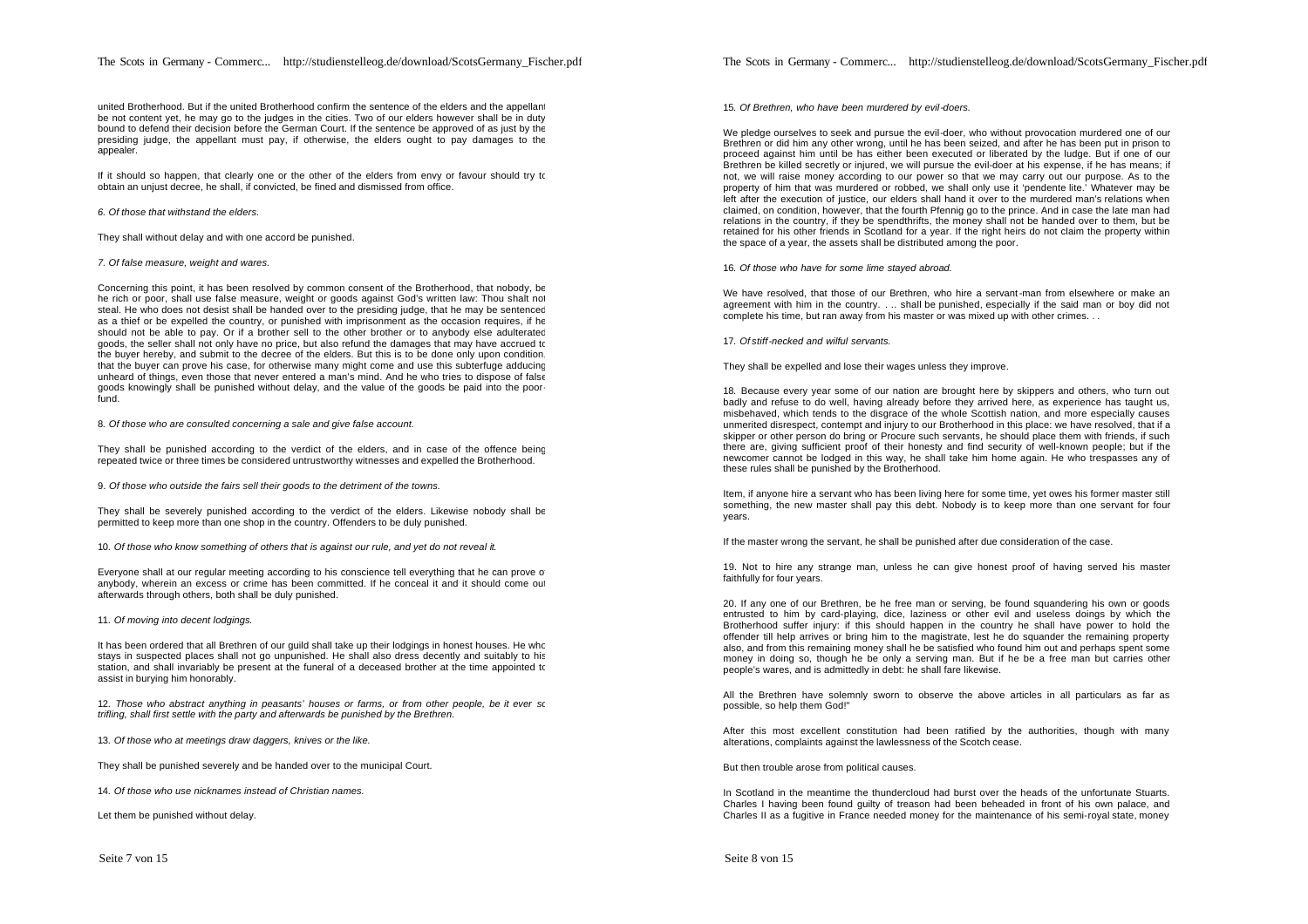united Brotherhood. But if the united Brotherhood confirm the sentence of the elders and the appellant be not content yet, he may go to the judges in the cities. Two of our elders however shall be in duty bound to defend their decision before the German Court. If the sentence be approved of as just by the presiding judge, the appellant must pay, if otherwise, the elders ought to pay damages to the appealer.

If it should so happen, that clearly one or the other of the elders from envy or favour should try to obtain an unjust decree, he shall, if convicted, be fined and dismissed from office.

*6. Of those that withstand the elders.*

They shall without delay and with one accord be punished.

*7. Of false measure, weight and wares.*

Concerning this point, it has been resolved by common consent of the Brotherhood, that nobody, be he rich or poor, shall use false measure, weight or goods against God's written law: Thou shalt not steal. He who does not desist shall be handed over to the presiding judge, that he may be sentenced as a thief or be expelled the country, or punished with imprisonment as the occasion requires, if he should not be able to pay. Or if a brother sell to the other brother or to anybody else adulterated goods, the seller shall not only have no price, but also refund the damages that may have accrued to the buyer hereby, and submit to the decree of the elders. But this is to be done only upon condition, that the buyer can prove his case, for otherwise many might come and use this subterfuge adducing unheard of things, even those that never entered a man's mind. And he who tries to dispose of false goods knowingly shall be punished without delay, and the value of the goods be paid into the poor-fund.

8. *Of those who are consulted concerning a sale and give false account.*

They shall be punished according to the verdict of the elders, and in case of the offence being repeated twice or three times be considered untrustworthy witnesses and expelled the Brotherhood.

9. *Of those who outside the fairs sell their goods to the detriment of the towns.*

They shall be severely punished according to the verdict of the elders. Likewise nobody shall be permitted to keep more than one shop in the country. Offenders to be duly punished.

10. *Of those who know something of others that is against our rule, and yet do not reveal it.*

Everyone shall at our regular meeting according to his conscience tell everything that he can prove of anybody, wherein an excess or crime has been committed. If he conceal it and it should come out afterwards through others, both shall be duly punished.

11. *Of moving into decent lodgings.*

It has been ordered that all Brethren of our guild shall take up their lodgings in honest houses. He who stays in suspected places shall not go unpunished. He shall also dress decently and suitably to his station, and shall invariably be present at the funeral of a deceased brother at the time appointed to assist in burying him honorably.

12. *Those who abstract anything in peasants' houses or farms, or from other people, be it ever so trifling, shall first settle with the party and afterwards be punished by the Brethren.*

13. *Of those who at meetings draw daggers, knives or the like.*

They shall be punished severely and be handed over to the municipal Court.

14. *Of those who use nicknames instead of Christian names.*

Let them be punished without delay.

15. *Of Brethren, who have been murdered by evil-doers.*

We pledge ourselves to seek and pursue the evil-doer, who without provocation murdered one of our Brethren or did him any other wrong, until he has been seized, and after he has been put in prison to proceed against him until he has either been executed or liberated by the ludge. But if one of our Brethren be killed secretly or injured, we will pursue the evil-doer at his expense, if he has means; if not, we will raise money according to our power so that we may carry out our purpose. As to the property of him that was murdered or robbed, we shall only use it 'pendente lite.' Whatever may be left after the execution of justice, our elders shall hand it over to the murdered man's relations when claimed, on condition, however, that the fourth Pfennig go to the prince. And in case the late man had relations in the country, if they be spendthrifts, the money shall not be handed over to them, but be retained for his other friends in Scotland for a year. If the right heirs do not claim the property within the space of a year, the assets shall be distributed among the poor.

16. *Of those who have for some lime stayed abroad.*

We have resolved, that those of our Brethren, who hire a servant-man from elsewhere or make an agreement with him in the country. . .. shall be punished, especially if the said man or boy did not complete his time, but ran away from his master or was mixed up with other crimes. . .

17. *Of stiff-necked and wilful servants.*

They shall be expelled and lose their wages unless they improve.

18. Because every year some of our nation are brought here by skippers and others, who turn out badly and refuse to do well, having already before they arrived here, as experience has taught us, misbehaved, which tends to the disgrace of the whole Scottish nation, and more especially causes unmerited disrespect, contempt and injury to our Brotherhood in this place: we have resolved, that if a skipper or other person do bring or Procure such servants, he should place them with friends, if such there are, giving sufficient proof of their honesty and find security of well-known people; but if the newcomer cannot be lodged in this way, he shall take him home again. He who trespasses any of these rules shall be punished by the Brotherhood.

Item, if anyone hire a servant who has been living here for some time, yet owes his former master still something, the new master shall pay this debt. Nobody is to keep more than one servant for four years.

If the master wrong the servant, he shall be punished after due consideration of the case.

19. Not to hire any strange man, unless he can give honest proof of having served his master faithfully for four years.

20. If any one of our Brethren, be he free man or serving, be found squandering his own or goods entrusted to him by card-playing, dice, laziness or other evil and useless doings by which the Brotherhood suffer injury: if this should happen in the country he shall have power to hold the offender till help arrives or bring him to the magistrate, lest he do squander the remaining property also, and from this remaining money shall he be satisfied who found him out and perhaps spent some money in doing so, though he be only a serving man. But if he be a free man but carries other people's wares, and is admittedly in debt: he shall fare likewise.

All the Brethren have solemnly sworn to observe the above articles in all particulars as far as possible, so help them God!"

After this most excellent constitution had been ratified by the authorities, though with many alterations, complaints against the lawlessness of the Scotch cease.

But then trouble arose from political causes.

In Scotland in the meantime the thundercloud had burst over the heads of the unfortunate Stuarts. Charles I having been found guilty of treason had been beheaded in front of his own palace, and Charles II as a fugitive in France needed money for the maintenance of his semi-royal state, money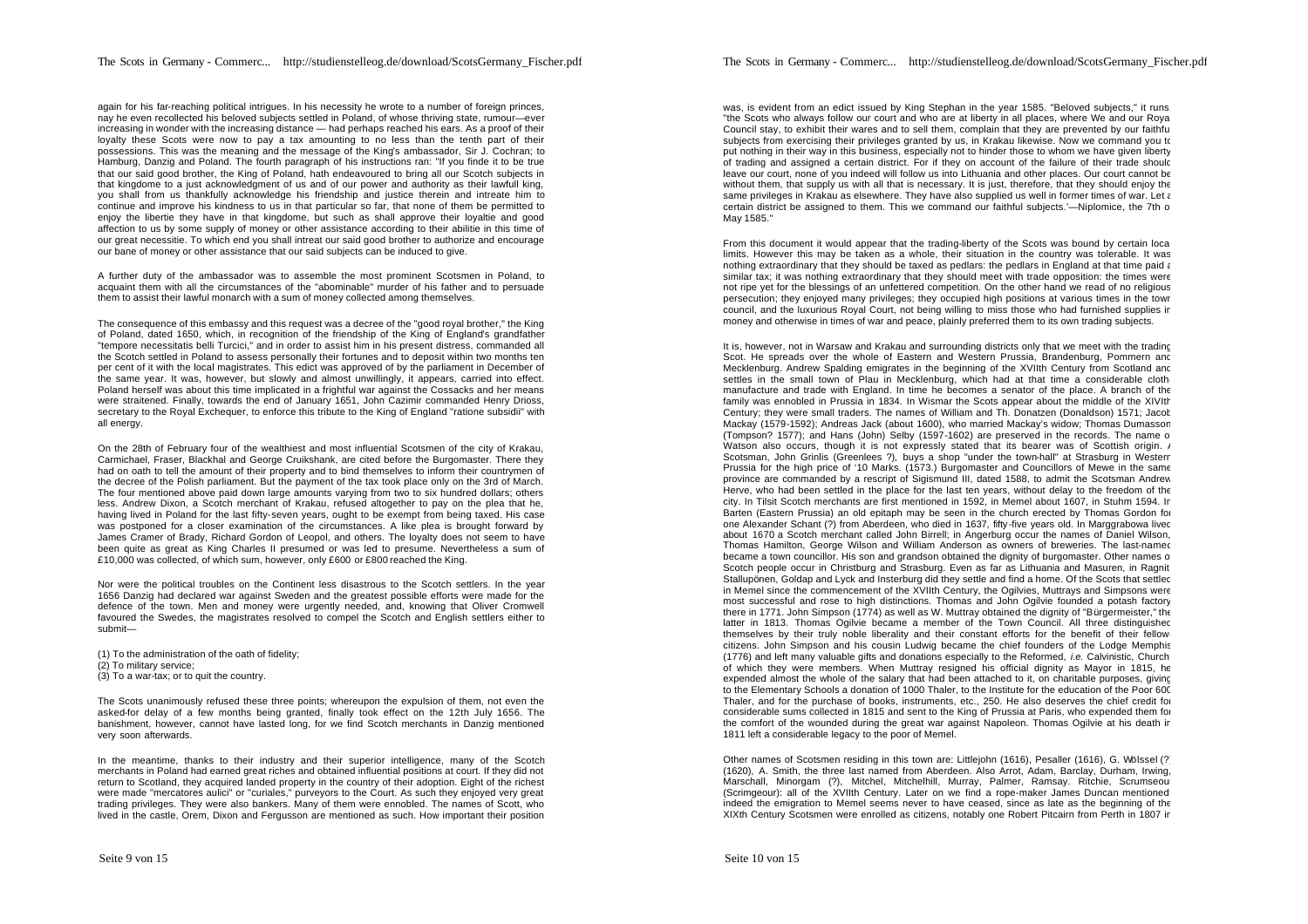again for his far-reaching political intrigues. In his necessity he wrote to a number of foreign princes, nay he even recollected his beloved subjects settled in Poland, of whose thriving state, rumour—ever increasing in wonder with the increasing distance — had perhaps reached his ears. As a proof of their loyalty these Scots were now to pay a tax amounting to no less than the tenth part of their possessions. This was the meaning and the message of the King's ambassador, Sir J. Cochran; to Hamburg, Danzig and Poland. The fourth paragraph of his instructions ran: "If you finde it to be true that our said good brother, the King of Poland, hath endeavoured to bring all our Scotch subjects in that kingdome to a just acknowledgment of us and of our power and authority as their lawfull king, you shall from us thankfully acknowledge his friendship and justice therein and intreate him to continue and improve his kindness to us in that particular so far, that none of them be permitted to enjoy the libertie they have in that kingdome, but such as shall approve their loyaltie and good affection to us by some supply of money or other assistance according to their abilitie in this time of our great necessitie. To which end you shall intreat our said good brother to authorize and encourage our bane of money or other assistance that our said subjects can be induced to give.

A further duty of the ambassador was to assemble the most prominent Scotsmen in Poland, to acquaint them with all the circumstances of the "abominable" murder of his father and to persuade them to assist their lawful monarch with a sum of money collected among themselves.

The consequence of this embassy and this request was a decree of the "good royal brother," the King of Poland, dated 1650, which, in recognition of the friendship of the King of England's grandfather "tempore necessitatis belli Turcici," and in order to assist him in his present distress, commanded all the Scotch settled in Poland to assess personally their fortunes and to deposit within two months ten per cent of it with the local magistrates. This edict was approved of by the parliament in December of the same year. It was, however, but slowly and almost unwillingly, it appears, carried into effect. Poland herself was about this time implicated in a frightful war against the Cossacks and her means were straitened. Finally, towards the end of January 1651, John Cazimir commanded Henry Drioss, secretary to the Royal Exchequer, to enforce this tribute to the King of England "ratione subsidii" with all energy.

On the 28th of February four of the wealthiest and most influential Scotsmen of the city of Krakau, Carmichael, Fraser, Blackhal and George Cruikshank, are cited before the Burgomaster. There they had on oath to tell the amount of their property and to bind themselves to inform their countrymen of the decree of the Polish parliament. But the payment of the tax took place only on the 3rd of March. The four mentioned above paid down large amounts varying from two to six hundred dollars; others less. Andrew Dixon, a Scotch merchant of Krakau, refused altogether to pay on the plea that he, having lived in Poland for the last fifty-seven years, ought to be exempt from being taxed. His case was postponed for a closer examination of the circumstances. A like plea is brought forward by James Cramer of Brady, Richard Gordon of Leopol, and others. The loyalty does not seem to have been quite as great as King Charles II presumed or was led to presume. Nevertheless a sum of £10,000 was collected, of which sum, however, only £600 or £800 reached the King.

Nor were the political troubles on the Continent less disastrous to the Scotch settlers. In the year 1656 Danzig had declared war against Sweden and the greatest possible efforts were made for the defence of the town. Men and money were urgently needed, and, knowing that Oliver Cromwell favoured the Swedes, the magistrates resolved to compel the Scotch and English settlers either to submit—

(1) To the administration of the oath of fidelity;
(2) To military service;
(3) To a war-tax; or to quit the country.

The Scots unanimously refused these three points; whereupon the expulsion of them, not even the asked-for delay of a few months being granted, finally took effect on the 12th July 1656. The banishment, however, cannot have lasted long, for we find Scotch merchants in Danzig mentioned very soon afterwards.

In the meantime, thanks to their industry and their superior intelligence, many of the Scotch merchants in Poland had earned great riches and obtained influential positions at court. If they did not return to Scotland, they acquired landed property in the country of their adoption. Eight of the richest were made "mercatores aulici" or "curiales," purveyors to the Court. As such they enjoyed very great trading privileges. They were also bankers. Many of them were ennobled. The names of Scott, who lived in the castle, Orem, Dixon and Fergusson are mentioned as such. How important their position was, is evident from an edict issued by King Stephan in the year 1585. "Beloved subjects," it runs "the Scots who always follow our court and who are at liberty in all places, where We and our Royal Council stay, to exhibit their wares and to sell them, complain that they are prevented by our faithful subjects from exercising their privileges granted by us, in Krakau likewise. Now we command you to put nothing in their way in this business, especially not to hinder those to whom we have given liberty of trading and assigned a certain district. For if they on account of the failure of their trade should leave our court, none of you indeed will follow us into Lithuania and other places. Our court cannot be without them, that supply us with all that is necessary. It is just, therefore, that they should enjoy the same privileges in Krakau as elsewhere. They have also supplied us well in former times of war. Let a certain district be assigned to them. This we command our faithful subjects.'—Niplomice, the 7th of May 1585."

From this document it would appear that the trading-liberty of the Scots was bound by certain local limits. However this may be taken as a whole, their situation in the country was tolerable. It was nothing extraordinary that they should be taxed as pedlars: the pedlars in England at that time paid a similar tax; it was nothing extraordinary that they should meet with trade opposition: the times were not ripe yet for the blessings of an unfettered competition. On the other hand we read of no religious persecution; they enjoyed many privileges; they occupied high positions at various times in the town council, and the luxurious Royal Court, not being willing to miss those who had furnished supplies in money and otherwise in times of war and peace, plainly preferred them to its own trading subjects.

It is, however, not in Warsaw and Krakau and surrounding districts only that we meet with the trading Scot. He spreads over the whole of Eastern and Western Prussia, Brandenburg, Pommern and Mecklenburg. Andrew Spalding emigrates in the beginning of the XVIIth Century from Scotland and settles in the small town of Plau in Mecklenburg, which had at that time a considerable cloth-manufacture and trade with England. In time he becomes a senator of the place. A branch of the family was ennobled in Prussia in 1834. In Wismar the Scots appear about the middle of the XIVth Century; they were small traders. The names of William and Th. Donatzen (Donaldson) 1571; Jacob Mackay (1579-1592); Andreas Jack (about 1600), who married Mackay's widow; Thomas Dumasson (Tompson? 1577); and Hans (John) Selby (1597-1602) are preserved in the records. The name of Watson also occurs, though it is not expressly stated that its bearer was of Scottish origin. A Scotsman, John Grinlis (Greenlees ?), buys a shop "under the town-hall" at Strasburg in Western Prussia for the high price of '10 Marks. (1573.) Burgomaster and Councillors of Mewe in the same province are commanded by a rescript of Sigismund III, dated 1588, to admit the Scotsman Andrew Herve, who had been settled in the place for the last ten years, without delay to the freedom of the city. In Tilsit Scotch merchants are first mentioned in 1592, in Memel about 1607, in Stuhm 1594. In Barten (Eastern Prussia) an old epitaph may be seen in the church erected by Thomas Gordon for one Alexander Schant (?) from Aberdeen, who died in 1637, fifty-five years old. In Marggrabowa lived about 1670 a Scotch merchant called John Birrell; in Angerburg occur the names of Daniel Wilson, Thomas Hamilton, George Wilson and William Anderson as owners of breweries. The last-named became a town councillor. His son and grandson obtained the dignity of burgomaster. Other names of Scotch people occur in Christburg and Strasburg. Even as far as Lithuania and Masuren, in Ragnit, Stallupönen, Goldap and Lyck and Insterburg did they settle and find a home. Of the Scots that settled in Memel since the commencement of the XVIIth Century, the Ogilvies, Muttrays and Simpsons were most successful and rose to high distinctions. Thomas and John Ogilvie founded a potash factory there in 1771. John Simpson (1774) as well as W. Muttray obtained the dignity of "Bürgermeister," the latter in 1813. Thomas Ogilvie became a member of the Town Council. All three distinguished themselves by their truly noble liberality and their constant efforts for the benefit of their fellow-citizens. John Simpson and his cousin Ludwig became the chief founders of the Lodge Memphis (1776) and left many valuable gifts and donations especially to the Reformed, *i.e.* Calvinistic, Church of which they were members. When Muttray resigned his official dignity as Mayor in 1815, he expended almost the whole of the salary that had been attached to it, on charitable purposes, giving to the Elementary Schools a donation of 1000 Thaler, to the Institute for the education of the Poor 600 Thaler, and for the purchase of books, instruments, etc., 250. He also deserves the chief credit for considerable sums collected in 1815 and sent to the King of Prussia at Paris, who expended them for the comfort of the wounded during the great war against Napoleon. Thomas Ogilvie at his death in 1811 left a considerable legacy to the poor of Memel.

Other names of Scotsmen residing in this town are: Littlejohn (1616), Pesaller (1616), G. Wolssel (?) (1620), A. Smith, the three last named from Aberdeen. Also Arrot, Adam, Barclay, Durham, Irwing, Marschall, Minorgam (?), Mitchel, Mitchelhill, Murray, Palmer, Ramsay. Ritchie, Scrumseour (Scrimgeour): all of the XVIIth Century. Later on we find a rope-maker James Duncan mentioned indeed the emigration to Memel seems never to have ceased, since as late as the beginning of the XIXth Century Scotsmen were enrolled as citizens, notably one Robert Pitcairn from Perth in 1807 in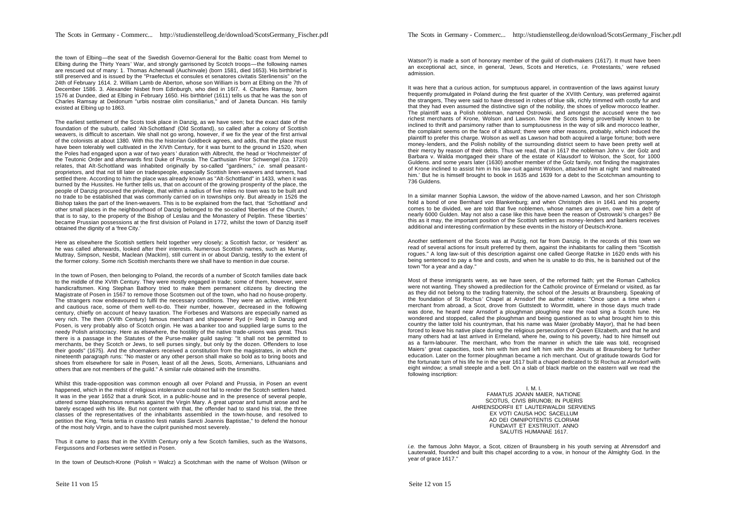the town of Elbing—the seat of the Swedish Governor-General for the Baltic coast from Memel to Elbing during the Thirty Years' War, and strongly garrisoned by Scotch troops—the following names are rescued out of many: 1. Thomas Achenwall (Auchinvale) (born 1581, died 1653). His birthbrief is still preserved and is issued by the "Praefectus et consules et senatores civitatis Sterlinensis" on the 24th of February 1614. 2. William Lamb de Aberton, whose son William is born at Elbing on the 7th of December 1586. 3. Alexander Nisbet from Edinburgh, who died in 1617. 4. Charles Ramsay, born 1576 at Dundee, died at Elbing in February 1650. His birthbrief (1611) tells us that he was the son of Charles Ramsay at Deidonum "urbis nostrae olim consiliarius," and of Janeta Duncan. His family existed at Elbing up to 1863.

The earliest settlement of the Scots took place in Danzig, as we have seen; but the exact date of the foundation of the suburb, called 'Alt-Schottland' (Old Scotland), so called after a colony of Scottish weavers, is difficult to ascertain. We shall not go wrong, however, if we fix the year of the first arrival of the colonists at about 1380. With this the historian Goldbeck agrees, and adds, that the place must have been tolerably well cultivated in the XIVth Century, for it was burnt to the ground in 1520, when the Poles had engaged upon a war of two years' duration with Albrecht, the head or 'Hochmeister' of the Teutonic Order and afterwards first Duke of Prussia. The Carthusian Prior Schwengel *(ca.* 1720) relates, that Alt-Schottland was inhabited originally by so-called "gardiners," *i.e.* small peasant-proprietors, and that not till later on tradespeople, especially Scottish linen-weavers and tanners, had settled there. According to him the place was already known as "Alt-Schottland" in 1433, when it was burned by the Hussites. He further tells us, that on account of the growing prosperity of the place, the people of Danzig procured the privilege, that within a radius of five miles no town was to be built and no trade to be established that was commonly carried on in townships only. But already in 1526 the Bishop takes the part of the linen-weavers. This is to be explained from the fact, that 'Schottland' and other small places in the neighbourhood of Danzig belonged to the so-called 'liberties of the Church,' that is to say, to the property of the Bishop of Leslau and the Monastery of Pelplin. These 'liberties' became Prussian possessions at the first division of Poland in 1772, whilst the town of Danzig itself obtained the dignity of a 'free City.'

Here as elsewhere the Scottish settlers held together very closely; a Scottish factor, or 'resident' as he was called afterwards, looked after their interests. Numerous Scottish names, such as Murray, Muttray, Simpson, Nesbit, Maclean (Macklm), still current in or about Danzig, testify to the extent of the former colony. Some rich Scottish merchants there we shall have to mention in due course.

In the town of Posen, then belonging to Poland, the records of a number of Scotch families date back to the middle of the XVIth Century. They were mostly engaged in trade; some of them, however, were handicraftsmen. King Stephan Bathory tried to make them permanent citizens by directing the Magistrate of Posen in 1567 to remove those Scotsmen out of the town, who had no house-property. The strangers now endeavoured to fulfil the necessary conditions. They were an active, intelligent and cautious race, some of them well-to-do. Their number, however, decreased in the following century, chiefly on account of heavy taxation. The Forbeses and Watsons are especially named as very rich. The then (XVIth Century) famous merchant and shipowner Ryd (= Reid) in Danzig and Posen, is very probably also of Scotch origin. He was a banker too and supplied large sums to the needy Polish aristocracy. Here as elsewhere, the hostility of the native trade-unions was great. Thus there is a passage in the Statutes of the Purse-maker guild saying: "It shall not be permitted to merchants, be they Scotch or Jews, to sell purses singly, but only by the dozen. Offenders to lose their goods" (1675). And the shoemakers received a constitution from the magistrates, in which the nineteenth paragraph runs: "No master or any other person shall make so bold as to bring boots and shoes from elsewhere for sale in Posen, least of all the Jews, Scots, Armenians, Lithuanians and others that are not members of the guild." A similar rule obtained with the tinsmiths.

Whilst this trade-opposition was common enough all over Poland and Prussia, in Posen an event happened, which in the midst of religious intolerance could not fail to render the Scotch settlers hated. It was in the year 1652 that a drunk Scot, in a public-house and in the presence of several people, uttered some blasphemous remarks against the Virgin Mary. A great uproar and tumult arose and he barely escaped with his life. But not content with that, the offender had to stand his trial, the three classes of the representatives of the inhabitants assembled in the town-house, and resolved to petition the King, "feria tertia in crastino festi natalis Sancti Joannis Baptistae," to defend the honour of the most holy Virgin, and to have the culprit punished most severely.

Thus it came to pass that in the XVIIIth Century only a few Scotch families, such as the Watsons, Fergussons and Forbeses were settled in Posen.

In the town of Deutsch-Krone (Polish = Walcz) a Scotchman with the name of Wolson (Wilson or Watson?) is made a sort of honorary member of the guild of cloth-makers (1617). It must have been an exceptional act, since, in general, 'Jews, Scots and Heretics, *i.e.* Protestants,' were refused admission.

It was here that a curious action, for sumptuous apparel, in contravention of the laws against luxury frequently promulgated in Poland during the first quarter of the XVIIth Century, was preferred against the strangers, They were said to have dressed in robes of blue silk, richly trimmed with costly fur and that they had even assumed the distinctive sign of the nobility, the shoes of yellow morocco leather. The plaintiff was a Polish nobleman, named Ostrowski, and amongst the accused were the two richest merchants of Krone, Wolson and Lawson. Now the Scots being proverbially known to be inclined to thrift and parsimony rather than to sumptuousness in the way of silk and morocco leather, the complaint seems on the face of it absurd; there were other reasons, probably, which induced the plaintiff to prefer this charge. Wolson as well as Lawson had both acquired a large fortune; both were money-lenders, and the Polish nobility of the surrounding district seem to have been pretty well at their mercy by reason of their debts. Thus we read, that in 1617 the nobleman John v. der Golz and Barbara v. Walda mortgaged their share of the estate of Klausdorf to Wolson, the Scot, for 1000 Guldens. and some years later (1630) another member of the Golz family, not finding the magistrates of Krone inclined to assist him in his law-suit against Wolson, attacked him at night 'and maltreated him.' But he is himself brought to book in 1635 and 1639 for a debt to the Scotchman amounting to 736 Guldens.

In a similar manner Sophia Lawson, the widow of the above-named Lawson, and her son Christoph hold a bond of one Bernhard von Blankenburg; and when Christoph dies in 1641 and his property comes to be divided, we are told that five noblemen, whose names are given, owe him a debt of nearly 6000 Gulden. May not also a case like this have been the reason of Ostrowski's charges? Be this as it may, the important position of the Scottish settlers as money-lenders and bankers receives additional and interesting confirmation by these events in the history of Deutsch-Krone.

Another settlement of the Scots was at Putzig, not far from Danzig. In the records of this town we read of several actions for insult preferred by them, against the inhabitants for calling them "Scottish rogues." A long law-suit of this description against one called George Ratzke in 1620 ends with his being sentenced to pay a fine and costs, and when he is unable to do this, he is banished out of the town "for a year and a day."

Most of these immigrants were, as we have seen, of the reformed faith; yet the Roman Catholics were not wanting. They showed a predilection for the Catholic province of Ermeland or visited, as far as they did not belong to the trading fraternity, the school of the Jesuits at Braunsberg. Speaking of the foundation of St Rochus' Chapel at Arnsdorf the author relates: "Once upon a time when a merchant from abroad, a Scot, drove from Guttstedt to Wormditt, where in those days much trade was done, he heard near Arnsdorf a ploughman ploughing near the road sing a Scotch tune. He wondered and stopped, called the ploughman and being questioned as to what brought him to this country the latter told his countryman, that his name was Maier (probably Mayor), that he had been forced to leave his native place during the religious persecutions of Queen Elizabeth, and that he and many others had at last arrived in Ermeland, where he, owing to his poverty, had to hire himself out as a farm-labourer. The merchant, who from the manner in which the tale was told, recognised Maiers' great capacities, took him with him and left him with the Jesuits at Braunsberg for further education. Later on the former ploughman became a rich merchant. Out of gratitude towards God for the fortunate turn of his life he in the year 1617 built a chapel dedicated to St Rochus at Arnsdorf with eight window; a small steeple and a bell. On a slab of black marble on the eastern wall we read the following inscription:

I. M. I.  
FAMATUS JOANN MAIER, NATIONE  
SCOTUS, CIVIS BRUNOB; IN PUERIS  
AHRENSDORFII ET LAUTERWALDII SERVIENS  
EX VOTI CAUSA HOC SACELLUM  
AD DEI OMNIPOTENTIS CLORIAM  
FUNDAVIT ET EXSTRUXIT. ANNO  
SALUTIS HUMANAE 1617.

*i.e.* the famous John Mayor, a Scot, citizen of Braunsberg in his youth serving at Ahrensdorf and Lauterwald, founded and built this chapel according to a vow, in honour of the Almighty God. In the year of grace 1617."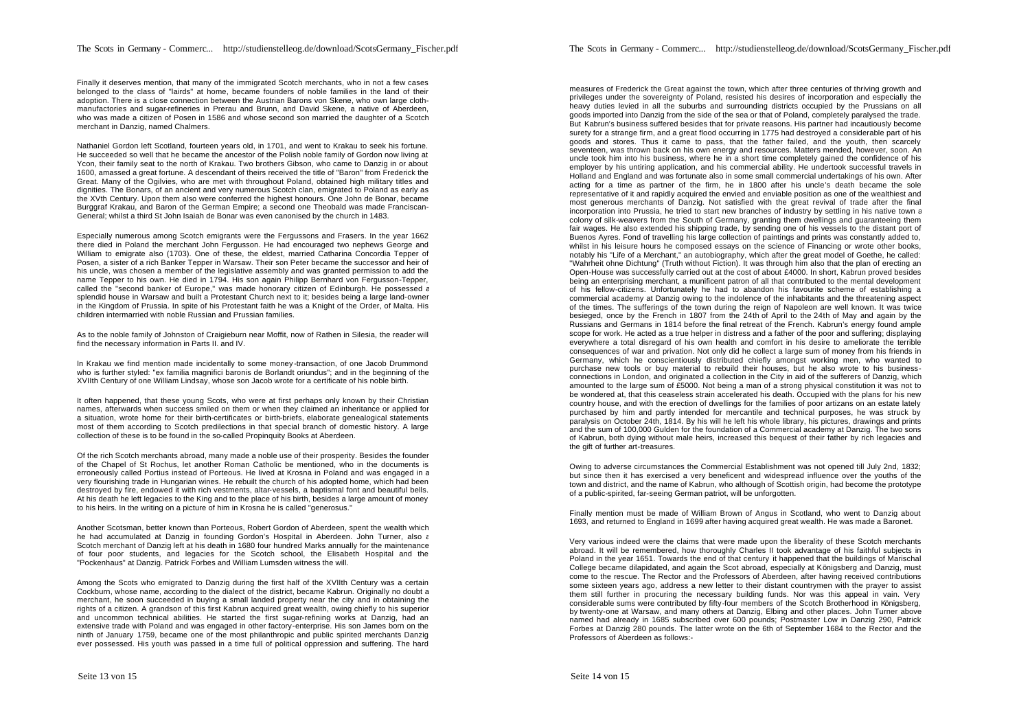Finally it deserves mention, that many of the immigrated Scotch merchants, who in not a few cases belonged to the class of "lairds" at home, became founders of noble families in the land of their adoption. There is a close connection between the Austrian Barons von Skene, who own large cloth-manufactories and sugar-refineries in Prerau and Brunn, and David Skene, a native of Aberdeen, who was made a citizen of Posen in 1586 and whose second son married the daughter of a Scotch merchant in Danzig, named Chalmers.

Nathaniel Gordon left Scotland, fourteen years old, in 1701, and went to Krakau to seek his fortune. He succeeded so well that he became the ancestor of the Polish noble family of Gordon now living at Ycon, their family seat to the north of Krakau. Two brothers Gibson, who came to Danzig in or about 1600, amassed a great fortune. A descendant of theirs received the title of "Baron" from Frederick the Great. Many of the Ogilvies, who are met with throughout Poland, obtained high military titles and dignities. The Bonars, of an ancient and very numerous Scotch clan, emigrated to Poland as early as the XVth Century. Upon them also were conferred the highest honours. One John de Bonar, became Burggraf Krakau, and Baron of the German Empire; a second one Theobald was made Franciscan-General; whilst a third St John Isaiah de Bonar was even canonised by the church in 1483.

Especially numerous among Scotch emigrants were the Fergussons and Frasers. In the year 1662 there died in Poland the merchant John Fergusson. He had encouraged two nephews George and William to emigrate also (1703). One of these, the eldest, married Catharina Concordia Tepper of Posen, a sister of a rich Banker Tepper in Warsaw. Their son Peter became the successor and heir of his uncle, was chosen a member of the legislative assembly and was granted permission to add the name Tepper to his own. He died in 1794. His son again Philipp Bernhard von Fergusson-Tepper, called the "second banker of Europe," was made honorary citizen of Edinburgh. He possessed a splendid house in Warsaw and built a Protestant Church next to it; besides being a large land-owner in the Kingdom of Prussia. In spite of his Protestant faith he was a Knight of the Order, of Malta. His children intermarried with noble Russian and Prussian families.

As to the noble family of Johnston of Craigieburn near Moffit, now of Rathen in Silesia, the reader will find the necessary information in Parts II. and IV.

In Krakau we find mention made incidentally to some money-transaction, of one Jacob Drummond who is further styled: "ex familia magnifici baronis de Borlandt oriundus"; and in the beginning of the XVIIth Century of one William Lindsay, whose son Jacob wrote for a certificate of his noble birth.

It often happened, that these young Scots, who were at first perhaps only known by their Christian names, afterwards when success smiled on them or when they claimed an inheritance or applied for a situation, wrote home for their birth-certificates or birth-briefs, elaborate genealogical statements most of them according to Scotch predilections in that special branch of domestic history. A large collection of these is to be found in the so-called Propinquity Books at Aberdeen.

Of the rich Scotch merchants abroad, many made a noble use of their prosperity. Besides the founder of the Chapel of St Rochus, let another Roman Catholic be mentioned, who in the documents is erroneously called Portius instead of Porteous. He lived at Krosna in Poland and was engaged in a very flourishing trade in Hungarian wines. He rebuilt the church of his adopted home, which had been destroyed by fire, endowed it with rich vestments, altar-vessels, a baptismal font and beautiful bells. At his death he left legacies to the King and to the place of his birth, besides a large amount of money to his heirs. In the writing on a picture of him in Krosna he is called "generosus."

Another Scotsman, better known than Porteous, Robert Gordon of Aberdeen, spent the wealth which he had accumulated at Danzig in founding Gordon's Hospital in Aberdeen. John Turner, also a Scotch merchant of Danzig left at his death in 1680 four hundred Marks annually for the maintenance of four poor students, and legacies for the Scotch school, the Elisabeth Hospital and the "Pockenhaus" at Danzig. Patrick Forbes and William Lumsden witness the will.

Among the Scots who emigrated to Danzig during the first half of the XVIIth Century was a certain Cockburn, whose name, according to the dialect of the district, became Kabrun. Originally no doubt a merchant, he soon succeeded in buying a small landed property near the city and in obtaining the rights of a citizen. A grandson of this first Kabrun acquired great wealth, owing chiefly to his superior and uncommon technical abilities. He started the first sugar-refining works at Danzig, had an extensive trade with Poland and was engaged in other factory-enterprise. His son James born on the ninth of January 1759, became one of the most philanthropic and public spirited merchants Danzig ever possessed. His youth was passed in a time full of political oppression and suffering. The hard measures of Frederick the Great against the town, which after three centuries of thriving growth and privileges under the sovereignty of Poland, resisted his desires of incorporation and especially the heavy duties levied in all the suburbs and surrounding districts occupied by the Prussians on all goods imported into Danzig from the side of the sea or that of Poland, completely paralysed the trade. But Kabrun's business suffered besides that for private reasons. His partner had incautiously become surety for a strange firm, and a great flood occurring in 1775 had destroyed a considerable part of his goods and stores. Thus it came to pass, that the father failed, and the youth, then scarcely seventeen, was thrown back on his own energy and resources. Matters mended, however, soon. An uncle took him into his business, where he in a short time completely gained the confidence of his employer by his untiring application, and his commercial ability. He undertook successful travels in Holland and England and was fortunate also in some small commercial undertakings of his own. After acting for a time as partner of the firm, he in 1800 after his uncle's death became the sole representative of it and rapidly acquired the envied and enviable position as one of the wealthiest and most generous merchants of Danzig. Not satisfied with the great revival of trade after the final incorporation into Prussia, he tried to start new branches of industry by settling in his native town a colony of silk-weavers from the South of Germany, granting them dwellings and guaranteeing them fair wages. He also extended his shipping trade, by sending one of his vessels to the distant port of Buenos Ayres. Fond of travelling his large collection of paintings and prints was constantly added to, whilst in his leisure hours he composed essays on the science of Financing or wrote other books, notably his "Life of a Merchant," an autobiography, which after the great model of Goethe, he called: "Wahrheit ohne Dichtung" (Truth without Fiction). It was through him also that the plan of erecting an Open-House was successfully carried out at the cost of about £4000. In short, Kabrun proved besides being an enterprising merchant, a munificent patron of all that contributed to the mental development of his fellow-citizens. Unfortunately he had to abandon his favourite scheme of establishing a commercial academy at Danzig owing to the indolence of the inhabitants and the threatening aspect of the times. The sufferings of the town during the reign of Napoleon are well known. It was twice besieged, once by the French in 1807 from the 24th of April to the 24th of May and again by the Russians and Germans in 1814 before the final retreat of the French. Kabrun's energy found ample scope for work. He acted as a true helper in distress and a father of the poor and suffering; displaying everywhere a total disregard of his own health and comfort in his desire to ameliorate the terrible consequences of war and privation. Not only did he collect a large sum of money from his friends in Germany, which he conscientiously distributed chiefly amongst working men, who wanted to purchase new tools or buy material to rebuild their houses, but he also wrote to his business-connections in London, and originated a collection in the City in aid of the sufferers of Danzig, which amounted to the large sum of £5000. Not being a man of a strong physical constitution it was not to be wondered at, that this ceaseless strain accelerated his death. Occupied with the plans for his new country house, and with the erection of dwellings for the families of poor artizans on an estate lately purchased by him and partly intended for mercantile and technical purposes, he was struck by paralysis on October 24th, 1814. By his will he left his whole library, his pictures, drawings and prints and the sum of 100,000 Gulden for the foundation of a Commercial academy at Danzig. The two sons of Kabrun, both dying without male heirs, increased this bequest of their father by rich legacies and the gift of further art-treasures.

Owing to adverse circumstances the Commercial Establishment was not opened till July 2nd, 1832; but since then it has exercised a very beneficent and widespread influence over the youths of the town and district, and the name of Kabrun, who although of Scottish origin, had become the prototype of a public-spirited, far-seeing German patriot, will be unforgotten.

Finally mention must be made of William Brown of Angus in Scotland, who went to Danzig about 1693, and returned to England in 1699 after having acquired great wealth. He was made a Baronet.

Very various indeed were the claims that were made upon the liberality of these Scotch merchants abroad. It will be remembered, how thoroughly Charles II took advantage of his faithful subjects in Poland in the year 1651. Towards the end of that century it happened that the buildings of Marischal College became dilapidated, and again the Scot abroad, especially at Königsberg and Danzig, must come to the rescue. The Rector and the Professors of Aberdeen, after having received contributions some sixteen years ago, address a new letter to their distant countrymen with the prayer to assist them still further in procuring the necessary building funds. Nor was this appeal in vain. Very considerable sums were contributed by fifty-four members of the Scotch Brotherhood in Königsberg, by twenty-one at Warsaw, and many others at Danzig, Elbing and other places. John Turner above named had already in 1685 subscribed over 600 pounds; Postmaster Low in Danzig 290, Patrick Forbes at Danzig 280 pounds. The latter wrote on the 6th of September 1684 to the Rector and the Professors of Aberdeen as follows:-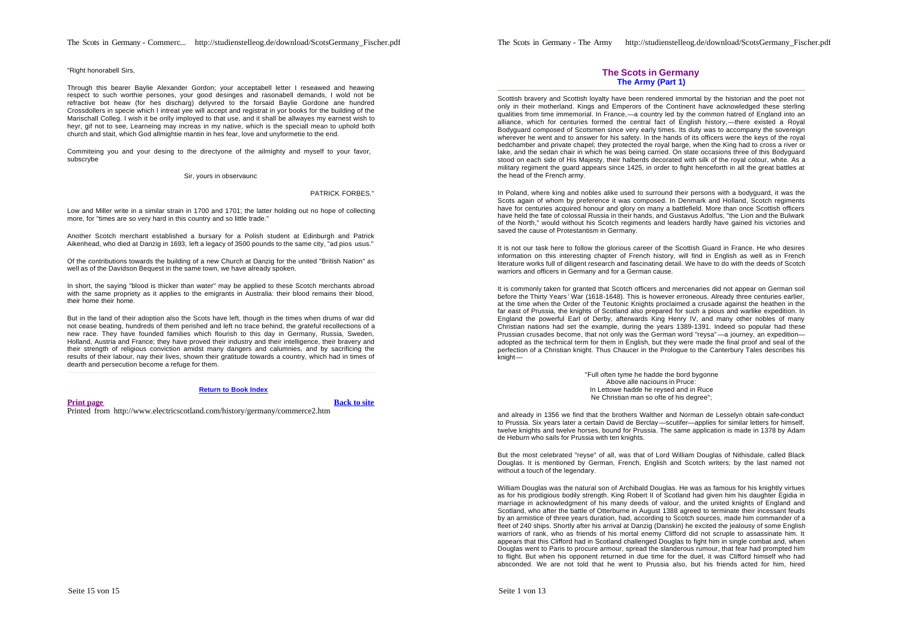"Right honorabell Sirs,

Through this bearer Baylie Alexander Gordon; your acceptabell letter I reseawed and heawing respect to such worthie persones, your good desinges and rasonabell demands, I wold not be refractive bot heaw (for hes discharg) delyvred to the forsaid Baylie Gordone ane hundred Crossdollers in specie which I intreat yee will accept and registrat in yor books for the building of the Marischall Colleg. I wish it be onlly imployed to that use, and it shall be allwayes my earnest wish to heyr, gif not to see, Learneing may increas in my native, which is the speciall mean to uphold both church and stait, which God allmightie mantin in hes fear, love and unyformetie to the end.

Commiteing you and your desing to the directyone of the ailmighty and myself to your favor, subscrybe

Sir, yours in observaunc

PATRICK FORBES."

Low and Miller write in a similar strain in 1700 and 1701; the latter holding out no hope of collecting more, for "times are so very hard in this country and so little trade."

Another Scotch merchant established a bursary for a Polish student at Edinburgh and Patrick Aikenhead, who died at Danzig in 1693, left a legacy of 3500 pounds to the same city, "ad pios usus."

Of the contributions towards the building of a new Church at Danzig for the united "British Nation" as well as of the Davidson Bequest in the same town, we have already spoken.

In short, the saying "blood is thicker than water" may be applied to these Scotch merchants abroad with the same propriety as it applies to the emigrants in Australia: their blood remains their blood, their home their home.

But in the land of their adoption also the Scots have left, though in the times when drums of war did not cease beating, hundreds of them perished and left no trace behind, the grateful recollections of a new race. They have founded families which flourish to this day in Germany, Russia, Sweden, Holland, Austria and France; they have proved their industry and their intelligence, their bravery and their strength of religious conviction amidst many dangers and calumnies, and by sacrificing the results of their labour, nay their lives, shown their gratitude towards a country, which had in times of dearth and persecution become a refuge for them.

**Return to Book Index**

**Print page** **Back to site**

Printed from http://www.electricscotland.com/history/germany/commerce2.htm

# The Scots in Germany
## The Army (Part 1)

Scottish bravery and Scottish loyalty have been rendered immortal by the historian and the poet not only in their motherland. Kings and Emperors of the Continent have acknowledged these sterling qualities from time immemorial. In France,—a country led by the common hatred of England into an alliance, which for centuries formed the central fact of English history,—there existed a Royal Bodyguard composed of Scotsmen since very early times. Its duty was to accompany the sovereign wherever he went and to answer for his safety. In the hands of its officers were the keys of the royal bedchamber and private chapel; they protected the royal barge, when the King had to cross a river or lake, and the sedan chair in which he was being carried. On state occasions three of this Bodyguard stood on each side of His Majesty, their halberds decorated with silk of the royal colour, white. As a military regiment the guard appears since 1425, in order to fight henceforth in all the great battles at the head of the French army.

In Poland, where king and nobles alike used to surround their persons with a bodyguard, it was the Scots again of whom by preference it was composed. In Denmark and Holland, Scotch regiments have for centuries acquired honour and glory on many a battlefield. More than once Scottish officers have held the fate of colossal Russia in their hands, and Gustavus Adolfus, "the Lion and the Bulwark of the North," would without his Scotch regiments and leaders hardly have gained his victories and saved the cause of Protestantism in Germany.

It is not our task here to follow the glorious career of the Scottish Guard in France. He who desires information on this interesting chapter of French history, will find in English as well as in French literature works full of diligent research and fascinating detail. We have to do with the deeds of Scotch warriors and officers in Germany and for a German cause.

It is commonly taken for granted that Scotch officers and mercenaries did not appear on German soil before the Thirty Years' War (1618-1648). This is however erroneous. Already three centuries earlier, at the time when the Order of the Teutonic Knights proclaimed a crusade against the heathen in the far east of Prussia, the knights of Scotland also prepared for such a pious and warlike expedition. In England the powerful Earl of Derby, afterwards King Henry IV, and many other nobles of many Christian nations had set the example, during the years 1389-1391. Indeed so popular had these Prussian crusades become, that not only was the German word "reysa"—a journey, an expedition—adopted as the technical term for them in English, but they were made the final proof and seal of the perfection of a Christian knight. Thus Chaucer in the Prologue to the Canterbury Tales describes his knight—

> "Full often tyme he hadde the bord bygonne
> Above alle naciouns in Pruce:
> In Lettowe hadde he reysed and in Ruce
> Ne Christian man so ofte of his degree";

and already in 1356 we find that the brothers Walther and Norman de Lesselyn obtain safe-conduct to Prussia. Six years later a certain David de Berclay—scutifer—applies for similar letters for himself, twelve knights and twelve horses, bound for Prussia. The same application is made in 1378 by Adam de Heburn who sails for Prussia with ten knights.

But the most celebrated "reyse" of all, was that of Lord William Douglas of Nithisdale, called Black Douglas. It is mentioned by German, French, English and Scotch writers; by the last named not without a touch of the legendary.

William Douglas was the natural son of Archibald Douglas. He was as famous for his knightly virtues as for his prodigious bodily strength. King Robert II of Scotland had given him his daughter Egidia in marriage in acknowledgment of his many deeds of valour, and the united knights of England and Scotland, who after the battle of Otterburne in August 1388 agreed to terminate their incessant feuds by an armistice of three years duration, had, according to Scotch sources, made him commander of a fleet of 240 ships. Shortly after his arrival at Danzig (Danskin) he excited the jealousy of some English warriors of rank, who as friends of his mortal enemy Clifford did not scruple to assassinate him. It appears that this Clifford had in Scotland challenged Douglas to fight him in single combat and, when Douglas went to Paris to procure armour, spread the slanderous rumour, that fear had prompted him to flight. But when his opponent returned in due time for the duel, it was Clifford himself who had absconded. We are not told that he went to Prussia also, but his friends acted for him, hired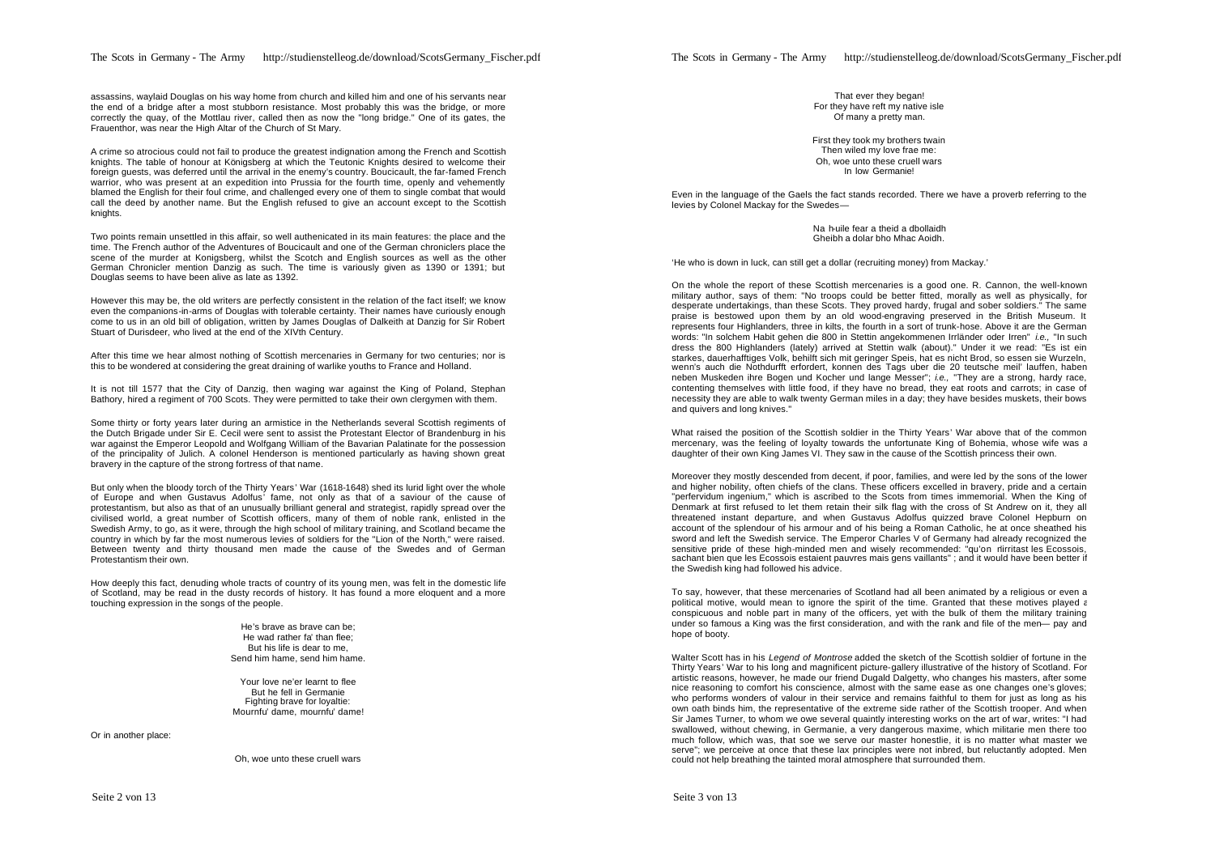assassins, waylaid Douglas on his way home from church and killed him and one of his servants near the end of a bridge after a most stubborn resistance. Most probably this was the bridge, or more correctly the quay, of the Mottlau river, called then as now the "long bridge." One of its gates, the Frauenthor, was near the High Altar of the Church of St Mary.

A crime so atrocious could not fail to produce the greatest indignation among the French and Scottish knights. The table of honour at Königsberg at which the Teutonic Knights desired to welcome their foreign guests, was deferred until the arrival in the enemy's country. Boucicault, the far-famed French warrior, who was present at an expedition into Prussia for the fourth time, openly and vehemently blamed the English for their foul crime, and challenged every one of them to single combat that would call the deed by another name. But the English refused to give an account except to the Scottish knights.

Two points remain unsettled in this affair, so well authenicated in its main features: the place and the time. The French author of the Adventures of Boucicault and one of the German chroniclers place the scene of the murder at Konigsberg, whilst the Scotch and English sources as well as the other German Chronicler mention Danzig as such. The time is variously given as 1390 or 1391; but Douglas seems to have been alive as late as 1392.

However this may be, the old writers are perfectly consistent in the relation of the fact itself; we know even the companions-in-arms of Douglas with tolerable certainty. Their names have curiously enough come to us in an old bill of obligation, written by James Douglas of Dalkeith at Danzig for Sir Robert Stuart of Durisdeer, who lived at the end of the XIVth Century.

After this time we hear almost nothing of Scottish mercenaries in Germany for two centuries; nor is this to be wondered at considering the great draining of warlike youths to France and Holland.

It is not till 1577 that the City of Danzig, then waging war against the King of Poland, Stephan Bathory, hired a regiment of 700 Scots. They were permitted to take their own clergymen with them.

Some thirty or forty years later during an armistice in the Netherlands several Scottish regiments of the Dutch Brigade under Sir E. Cecil were sent to assist the Protestant Elector of Brandenburg in his war against the Emperor Leopold and Wolfgang William of the Bavarian Palatinate for the possession of the principality of Julich. A colonel Henderson is mentioned particularly as having shown great bravery in the capture of the strong fortress of that name.

But only when the bloody torch of the Thirty Years' War (1618-1648) shed its lurid light over the whole of Europe and when Gustavus Adolfus' fame, not only as that of a saviour of the cause of protestantism, but also as that of an unusually brilliant general and strategist, rapidly spread over the civilised world, a great number of Scottish officers, many of them of noble rank, enlisted in the Swedish Army, to go, as it were, through the high school of military training, and Scotland became the country in which by far the most numerous levies of soldiers for the "Lion of the North," were raised. Between twenty and thirty thousand men made the cause of the Swedes and of German Protestantism their own.

How deeply this fact, denuding whole tracts of country of its young men, was felt in the domestic life of Scotland, may be read in the dusty records of history. It has found a more eloquent and a more touching expression in the songs of the people.

> He's brave as brave can be;
> He wad rather fa' than flee;
> But his life is dear to me,
> Send him hame, send him hame.
>
> Your love ne'er learnt to flee
> But he fell in Germanie
> Fighting brave for loyaltie:
> Mournfu' dame, mournfu' dame!

Or in another place:

> Oh, woe unto these cruell wars
> That ever they began!
> For they have reft my native isle
> Of many a pretty man.
>
> First they took my brothers twain
> Then wiled my love frae me:
> Oh, woe unto these cruell wars
> In low Germanie!

Even in the language of the Gaels the fact stands recorded. There we have a proverb referring to the levies by Colonel Mackay for the Swedes—

> Na h-uile fear a theid a dbollaidh
> Gheibh a dolar bho Mhac Aoidh.

'He who is down in luck, can still get a dollar (recruiting money) from Mackay.'

On the whole the report of these Scottish mercenaries is a good one. R. Cannon, the well-known military author, says of them: "No troops could be better fitted, morally as well as physically, for desperate undertakings, than these Scots. They proved hardy, frugal and sober soldiers." The same praise is bestowed upon them by an old wood-engraving preserved in the British Museum. It represents four Highlanders, three in kilts, the fourth in a sort of trunk-hose. Above it are the German words: "In solchem Habit gehen die 800 in Stettin angekommenen Irrländer oder Irren" *i.e.,* "In such dress the 800 Highlanders (lately) arrived at Stettin walk (about)." Under it we read: "Es ist ein starkes, dauerhafftiges Volk, behilft sich mit geringer Speis, hat es nicht Brod, so essen sie Wurzeln, wenn's auch die Nothdurfft erfordert, konnen des Tags uber die 20 teutsche meil' lauffen, haben neben Muskeden ihre Bogen und Kocher und lange Messer"; *i.e.,* "They are a strong, hardy race, contenting themselves with little food, if they have no bread, they eat roots and carrots; in case of necessity they are able to walk twenty German miles in a day; they have besides muskets, their bows and quivers and long knives."

What raised the position of the Scottish soldier in the Thirty Years' War above that of the common mercenary, was the feeling of loyalty towards the unfortunate King of Bohemia, whose wife was a daughter of their own King James VI. They saw in the cause of the Scottish princess their own.

Moreover they mostly descended from decent, if poor, families, and were led by the sons of the lower and higher nobility, often chiefs of the clans. These officers excelled in bravery, pride and a certain "perfervidum ingenium," which is ascribed to the Scots from times immemorial. When the King of Denmark at first refused to let them retain their silk flag with the cross of St Andrew on it, they all threatened instant departure, and when Gustavus Adolfus quizzed brave Colonel Hepburn on account of the splendour of his armour and of his being a Roman Catholic, he at once sheathed his sword and left the Swedish service. The Emperor Charles V of Germany had already recognized the sensitive pride of these high-minded men and wisely recommended: "qu'on nirritast les Ecossois, sachant bien que les Ecossois estaient pauvres mais gens vaillants" ; and it would have been better if the Swedish king had followed his advice.

To say, however, that these mercenaries of Scotland had all been animated by a religious or even a political motive, would mean to ignore the spirit of the time. Granted that these motives played a conspicuous and noble part in many of the officers, yet with the bulk of them the military training under so famous a King was the first consideration, and with the rank and file of the men— pay and hope of booty.

Walter Scott has in his *Legend of Montrose* added the sketch of the Scottish soldier of fortune in the Thirty Years' War to his long and magnificent picture-gallery illustrative of the history of Scotland. For artistic reasons, however, he made our friend Dugald Dalgetty, who changes his masters, after some nice reasoning to comfort his conscience, almost with the same ease as one changes one's gloves; who performs wonders of valour in their service and remains faithful to them for just as long as his own oath binds him, the representative of the extreme side rather of the Scottish trooper. And when Sir James Turner, to whom we owe several quaintly interesting works on the art of war, writes: "I had swallowed, without chewing, in Germanie, a very dangerous maxime, which militarie men there too much follow, which was, that soe we serve our master honestlie, it is no matter what master we serve"; we perceive at once that these lax principles were not inbred, but reluctantly adopted. Men could not help breathing the tainted moral atmosphere that surrounded them.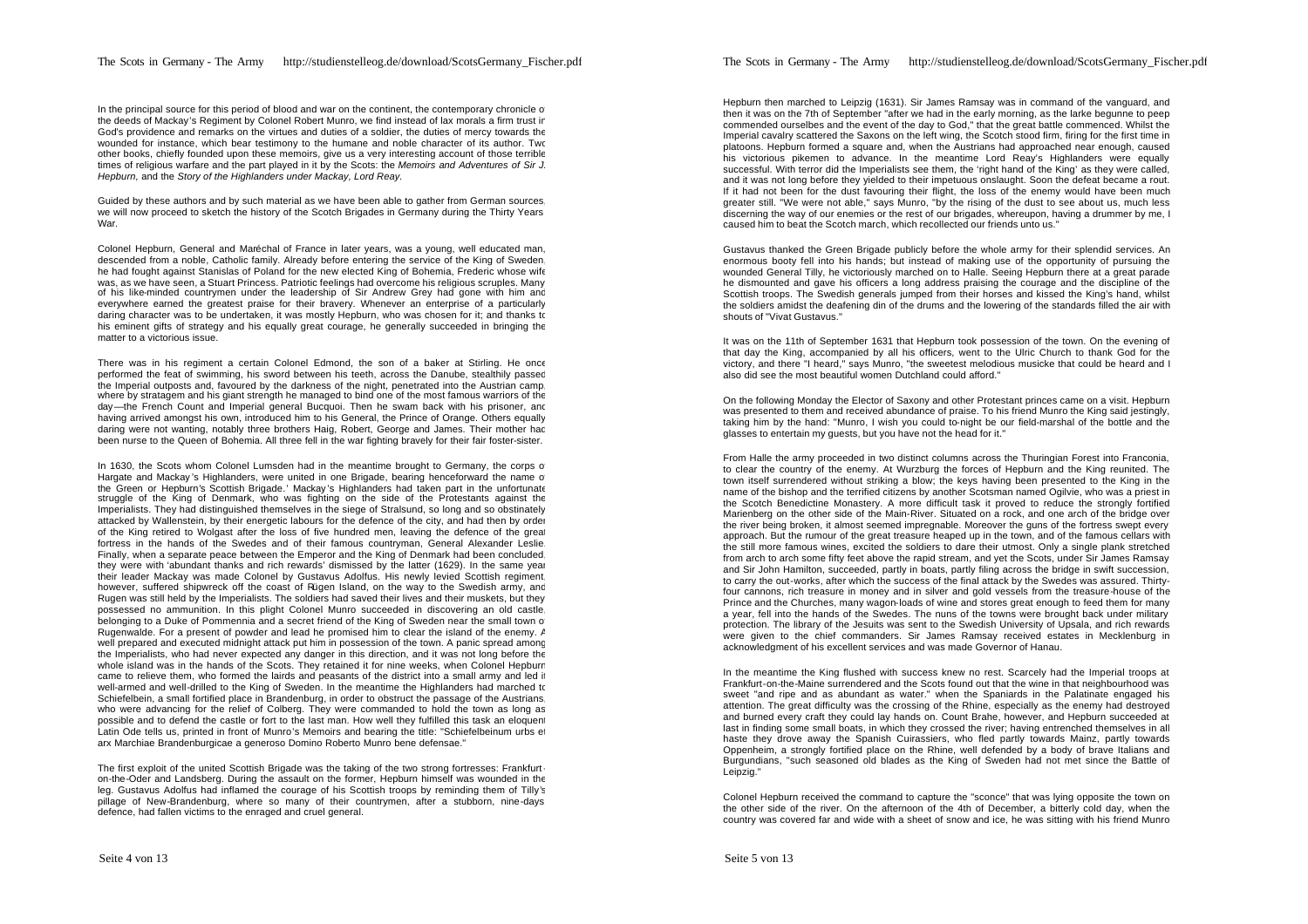In the principal source for this period of blood and war on the continent, the contemporary chronicle of the deeds of Mackay's Regiment by Colonel Robert Munro, we find instead of lax morals a firm trust in God's providence and remarks on the virtues and duties of a soldier, the duties of mercy towards the wounded for instance, which bear testimony to the humane and noble character of its author. Two other books, chiefly founded upon these memoirs, give us a very interesting account of those terrible times of religious warfare and the part played in it by the Scots: the *Memoirs and Adventures of Sir J. Hepburn,* and the *Story of the Highlanders under Mackay, Lord Reay.*

Guided by these authors and by such material as we have been able to gather from German sources, we will now proceed to sketch the history of the Scotch Brigades in Germany during the Thirty Years War.

Colonel Hepburn, General and Maréchal of France in later years, was a young, well educated man, descended from a noble, Catholic family. Already before entering the service of the King of Sweden, he had fought against Stanislas of Poland for the new elected King of Bohemia, Frederic whose wife was, as we have seen, a Stuart Princess. Patriotic feelings had overcome his religious scruples. Many of his like-minded countrymen under the leadership of Sir Andrew Grey had gone with him and everywhere earned the greatest praise for their bravery. Whenever an enterprise of a particularly daring character was to be undertaken, it was mostly Hepburn, who was chosen for it; and thanks to his eminent gifts of strategy and his equally great courage, he generally succeeded in bringing the matter to a victorious issue.

There was in his regiment a certain Colonel Edmond, the son of a baker at Stirling. He once performed the feat of swimming, his sword between his teeth, across the Danube, stealthily passed the Imperial outposts and, favoured by the darkness of the night, penetrated into the Austrian camp, where by stratagem and his giant strength he managed to bind one of the most famous warriors of the day—the French Count and Imperial general Bucquoi. Then he swam back with his prisoner, and having arrived amongst his own, introduced him to his General, the Prince of Orange. Others equally daring were not wanting, notably three brothers Haig, Robert, George and James. Their mother had been nurse to the Queen of Bohemia. All three fell in the war fighting bravely for their fair foster-sister.

In 1630, the Scots whom Colonel Lumsden had in the meantime brought to Germany, the corps of Hargate and Mackay's Highlanders, were united in one Brigade, bearing henceforward the name of the Green or Hepburn's Scottish Brigade.' Mackay's Highlanders had taken part in the unfortunate struggle of the King of Denmark, who was fighting on the side of the Protestants against the Imperialists. They had distinguished themselves in the siege of Stralsund, so long and so obstinately attacked by Wallenstein, by their energetic labours for the defence of the city, and had then by order of the King retired to Wolgast after the loss of five hundred men, leaving the defence of the great fortress in the hands of the Swedes and of their famous countryman, General Alexander Leslie. Finally, when a separate peace between the Emperor and the King of Denmark had been concluded, they were with 'abundant thanks and rich rewards' dismissed by the latter (1629). In the same year their leader Mackay was made Colonel by Gustavus Adolfus. His newly levied Scottish regiment, however, suffered shipwreck off the coast of Rügen Island, on the way to the Swedish army, and Rugen was still held by the Imperialists. The soldiers had saved their lives and their muskets, but they possessed no ammunition. In this plight Colonel Munro succeeded in discovering an old castle, belonging to a Duke of Pommennia and a secret friend of the King of Sweden near the small town of Rugenwalde. For a present of powder and lead he promised him to clear the island of the enemy. A well prepared and executed midnight attack put him in possession of the town. A panic spread among the Imperialists, who had never expected any danger in this direction, and it was not long before the whole island was in the hands of the Scots. They retained it for nine weeks, when Colonel Hepburn came to relieve them, who formed the lairds and peasants of the district into a small army and led it well-armed and well-drilled to the King of Sweden. In the meantime the Highlanders had marched to Schiefelbein, a small fortified place in Brandenburg, in order to obstruct the passage of the Austrians, who were advancing for the relief of Colberg. They were commanded to hold the town as long as possible and to defend the castle or fort to the last man. How well they fulfilled this task an eloquent Latin Ode tells us, printed in front of Munro's Memoirs and bearing the title: "Schiefelbeinum urbs et arx Marchiae Brandenburgicae a generoso Domino Roberto Munro bene defensae."

The first exploit of the united Scottish Brigade was the taking of the two strong fortresses: Frankfurt-on-the-Oder and Landsberg. During the assault on the former, Hepburn himself was wounded in the leg. Gustavus Adolfus had inflamed the courage of his Scottish troops by reminding them of Tilly's pillage of New-Brandenburg, where so many of their countrymen, after a stubborn, nine-days defence, had fallen victims to the enraged and cruel general.

Hepburn then marched to Leipzig (1631). Sir James Ramsay was in command of the vanguard, and then it was on the 7th of September "after we had in the early morning, as the larke begunne to peep commended ourselbes and the event of the day to God," that the great battle commenced. Whilst the Imperial cavalry scattered the Saxons on the left wing, the Scotch stood firm, firing for the first time in platoons. Hepburn formed a square and, when the Austrians had approached near enough, caused his victorious pikemen to advance. In the meantime Lord Reay's Highlanders were equally successful. With terror did the Imperialists see them, the 'right hand of the King' as they were called, and it was not long before they yielded to their impetuous onslaught. Soon the defeat became a rout. If it had not been for the dust favouring their flight, the loss of the enemy would have been much greater still. "We were not able," says Munro, "by the rising of the dust to see about us, much less discerning the way of our enemies or the rest of our brigades, whereupon, having a drummer by me, I caused him to beat the Scotch march, which recollected our friends unto us."

Gustavus thanked the Green Brigade publicly before the whole army for their splendid services. An enormous booty fell into his hands; but instead of making use of the opportunity of pursuing the wounded General Tilly, he victoriously marched on to Halle. Seeing Hepburn there at a great parade he dismounted and gave his officers a long address praising the courage and the discipline of the Scottish troops. The Swedish generals jumped from their horses and kissed the King's hand, whilst the soldiers amidst the deafening din of the drums and the lowering of the standards filled the air with shouts of "Vivat Gustavus."

It was on the 11th of September 1631 that Hepburn took possession of the town. On the evening of that day the King, accompanied by all his officers, went to the Ulric Church to thank God for the victory, and there "I heard," says Munro, "the sweetest melodious musicke that could be heard and I also did see the most beautiful women Dutchland could afford."

On the following Monday the Elector of Saxony and other Protestant princes came on a visit. Hepburn was presented to them and received abundance of praise. To his friend Munro the King said jestingly, taking him by the hand: "Munro, I wish you could to-night be our field-marshal of the bottle and the glasses to entertain my guests, but you have not the head for it."

From Halle the army proceeded in two distinct columns across the Thuringian Forest into Franconia, to clear the country of the enemy. At Wurzburg the forces of Hepburn and the King reunited. The town itself surrendered without striking a blow; the keys having been presented to the King in the name of the bishop and the terrified citizens by another Scotsman named Ogilvie, who was a priest in the Scotch Benedictine Monastery. A more difficult task it proved to reduce the strongly fortified Marienberg on the other side of the Main-River. Situated on a rock, and one arch of the bridge over the river being broken, it almost seemed impregnable. Moreover the guns of the fortress swept every approach. But the rumour of the great treasure heaped up in the town, and of the famous cellars with the still more famous wines, excited the soldiers to dare their utmost. Only a single plank stretched from arch to arch some fifty feet above the rapid stream, and yet the Scots, under Sir James Ramsay and Sir John Hamilton, succeeded, partly in boats, partly filing across the bridge in swift succession, to carry the out-works, after which the success of the final attack by the Swedes was assured. Thirty-four cannons, rich treasure in money and in silver and gold vessels from the treasure-house of the Prince and the Churches, many wagon-loads of wine and stores great enough to feed them for many a year, fell into the hands of the Swedes. The nuns of the towns were brought back under military protection. The library of the Jesuits was sent to the Swedish University of Upsala, and rich rewards were given to the chief commanders. Sir James Ramsay received estates in Mecklenburg in acknowledgment of his excellent services and was made Governor of Hanau.

In the meantime the King flushed with success knew no rest. Scarcely had the Imperial troops at Frankfurt-on-the-Maine surrendered and the Scots found out that the wine in that neighbourhood was sweet "and ripe and as abundant as water." when the Spaniards in the Palatinate engaged his attention. The great difficulty was the crossing of the Rhine, especially as the enemy had destroyed and burned every craft they could lay hands on. Count Brahe, however, and Hepburn succeeded at last in finding some small boats, in which they crossed the river; having entrenched themselves in all haste they drove away the Spanish Cuirassiers, who fled partly towards Mainz, partly towards Oppenheim, a strongly fortified place on the Rhine, well defended by a body of brave Italians and Burgundians, "such seasoned old blades as the King of Sweden had not met since the Battle of Leipzig."

Colonel Hepburn received the command to capture the "sconce" that was lying opposite the town on the other side of the river. On the afternoon of the 4th of December, a bitterly cold day, when the country was covered far and wide with a sheet of snow and ice, he was sitting with his friend Munro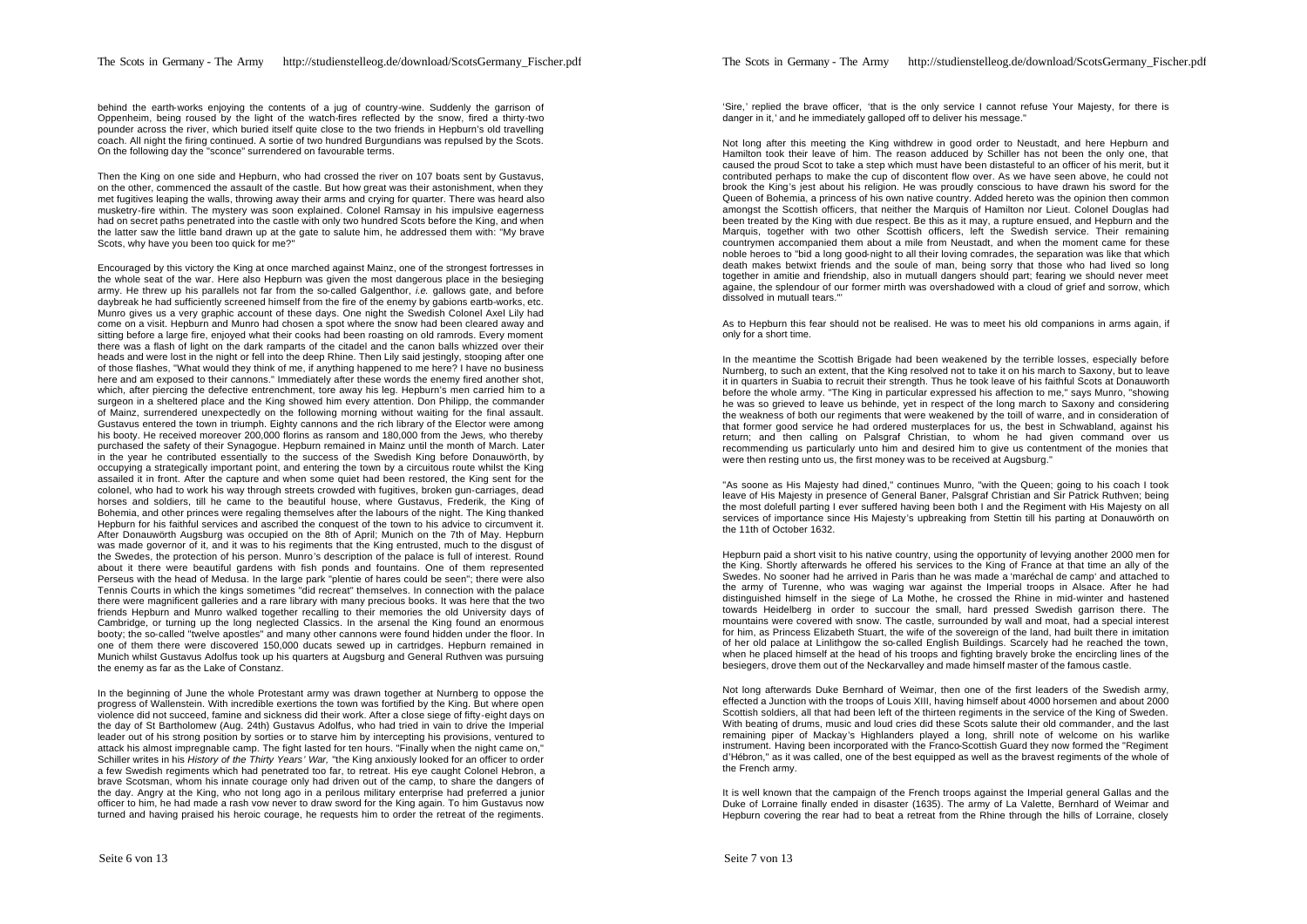behind the earth-works enjoying the contents of a jug of country-wine. Suddenly the garrison of Oppenheim, being roused by the light of the watch-fires reflected by the snow, fired a thirty-two pounder across the river, which buried itself quite close to the two friends in Hepburn's old travelling coach. All night the firing continued. A sortie of two hundred Burgundians was repulsed by the Scots. On the following day the "sconce" surrendered on favourable terms.

Then the King on one side and Hepburn, who had crossed the river on 107 boats sent by Gustavus, on the other, commenced the assault of the castle. But how great was their astonishment, when they met fugitives leaping the walls, throwing away their arms and crying for quarter. There was heard also musketry-fire within. The mystery was soon explained. Colonel Ramsay in his impulsive eagerness had on secret paths penetrated into the castle with only two hundred Scots before the King, and when the latter saw the little band drawn up at the gate to salute him, he addressed them with: "My brave Scots, why have you been too quick for me?"

Encouraged by this victory the King at once marched against Mainz, one of the strongest fortresses in the whole seat of the war. Here also Hepburn was given the most dangerous place in the besieging army. He threw up his parallels not far from the so-called Galgenthor, *i.e.* gallows gate, and before daybreak he had sufficiently screened himself from the fire of the enemy by gabions earth-works, etc. Munro gives us a very graphic account of these days. One night the Swedish Colonel Axel Lily had come on a visit. Hepburn and Munro had chosen a spot where the snow had been cleared away and sitting before a large fire, enjoyed what their cooks had been roasting on old ramrods. Every moment there was a flash of light on the dark ramparts of the citadel and the canon balls whizzed over their heads and were lost in the night or fell into the deep Rhine. Then Lily said jestingly, stooping after one of those flashes, "What would they think of me, if anything happened to me here? I have no business here and am exposed to their cannons." Immediately after these words the enemy fired another shot, which, after piercing the defective entrenchment, tore away his leg. Hepburn's men carried him to a surgeon in a sheltered place and the King showed him every attention. Don Philipp, the commander of Mainz, surrendered unexpectedly on the following morning without waiting for the final assault. Gustavus entered the town in triumph. Eighty cannons and the rich library of the Elector were among his booty. He received moreover 200,000 florins as ransom and 180,000 from the Jews, who thereby purchased the safety of their Synagogue. Hepburn remained in Mainz until the month of March. Later in the year he contributed essentially to the success of the Swedish King before Donauwörth, by occupying a strategically important point, and entering the town by a circuitous route whilst the King assailed it in front. After the capture and when some quiet had been restored, the King sent for the colonel, who had to work his way through streets crowded with fugitives, broken gun-carriages, dead horses and soldiers, till he came to the beautiful house, where Gustavus, Frederik, the King of Bohemia, and other princes were regaling themselves after the labours of the night. The King thanked Hepburn for his faithful services and ascribed the conquest of the town to his advice to circumvent it. After Donauwörth Augsburg was occupied on the 8th of April; Munich on the 7th of May. Hepburn was made governor of it, and it was to his regiments that the King entrusted, much to the disgust of the Swedes, the protection of his person. Munro's description of the palace is full of interest. Round about it there were beautiful gardens with fish ponds and fountains. One of them represented Perseus with the head of Medusa. In the large park "plentie of hares could be seen"; there were also Tennis Courts in which the kings sometimes "did recreat" themselves. In connection with the palace there were magnificent galleries and a rare library with many precious books. It was here that the two friends Hepburn and Munro walked together recalling to their memories the old University days of Cambridge, or turning up the long neglected Classics. In the arsenal the King found an enormous booty; the so-called "twelve apostles" and many other cannons were found hidden under the floor. In one of them there were discovered 150,000 ducats sewed up in cartridges. Hepburn remained in Munich whilst Gustavus Adolfus took up his quarters at Augsburg and General Ruthven was pursuing the enemy as far as the Lake of Constanz.

In the beginning of June the whole Protestant army was drawn together at Nurnberg to oppose the progress of Wallenstein. With incredible exertions the town was fortified by the King. But where open violence did not succeed, famine and sickness did their work. After a close siege of fifty-eight days on the day of St Bartholomew (Aug. 24th) Gustavus Adolfus, who had tried in vain to drive the Imperial leader out of his strong position by sorties or to starve him by intercepting his provisions, ventured to attack his almost impregnable camp. The fight lasted for ten hours. "Finally when the night came on," Schiller writes in his *History of the Thirty Years' War,* "the King anxiously looked for an officer to order a few Swedish regiments which had penetrated too far, to retreat. His eye caught Colonel Hebron, a brave Scotsman, whom his innate courage only had driven out of the camp, to share the dangers of the day. Angry at the King, who not long ago in a perilous military enterprise had preferred a junior officer to him, he had made a rash vow never to draw sword for the King again. To him Gustavus now turned and having praised his heroic courage, he requests him to order the retreat of the regiments.

'Sire,' replied the brave officer, 'that is the only service I cannot refuse Your Majesty, for there is danger in it,' and he immediately galloped off to deliver his message."

Not long after this meeting the King withdrew in good order to Neustadt, and here Hepburn and Hamilton took their leave of him. The reason adduced by Schiller has not been the only one, that caused the proud Scot to take a step which must have been distasteful to an officer of his merit, but it contributed perhaps to make the cup of discontent flow over. As we have seen above, he could not brook the King's jest about his religion. He was proudly conscious to have drawn his sword for the Queen of Bohemia, a princess of his own native country. Added hereto was the opinion then common amongst the Scottish officers, that neither the Marquis of Hamilton nor Lieut. Colonel Douglas had been treated by the King with due respect. Be this as it may, a rupture ensued, and Hepburn and the Marquis, together with two other Scottish officers, left the Swedish service. Their remaining countrymen accompanied them about a mile from Neustadt, and when the moment came for these noble heroes to "bid a long good-night to all their loving comrades, the separation was like that which death makes betwixt friends and the soule of man, being sorry that those who had lived so long together in amitie and friendship, also in mutuall dangers should part; fearing we should never meet againe, the splendour of our former mirth was overshadowed with a cloud of grief and sorrow, which dissolved in mutuall tears.'"

As to Hepburn this fear should not be realised. He was to meet his old companions in arms again, if only for a short time.

In the meantime the Scottish Brigade had been weakened by the terrible losses, especially before Nurnberg, to such an extent, that the King resolved not to take it on his march to Saxony, but to leave it in quarters in Suabia to recruit their strength. Thus he took leave of his faithful Scots at Donauworth before the whole army. "The King in particular expressed his affection to me," says Munro, "showing he was so grieved to leave us behinde, yet in respect of the long march to Saxony and considering the weakness of both our regiments that were weakened by the toill of warre, and in consideration of that former good service he had ordered musterplaces for us, the best in Schwabland, against his return; and then calling on Palsgraf Christian, to whom he had given command over us recommending us particularly unto him and desired him to give us contentment of the monies that were then resting unto us, the first money was to be received at Augsburg."

"As soone as His Majesty had dined," continues Munro, "with the Queen; going to his coach I took leave of His Majesty in presence of General Baner, Palsgraf Christian and Sir Patrick Ruthven; being the most dolefull parting I ever suffered having been both I and the Regiment with His Majesty on all services of importance since His Majesty's upbreaking from Stettin till his parting at Donauwörth on the 11th of October 1632.

Hepburn paid a short visit to his native country, using the opportunity of levying another 2000 men for the King. Shortly afterwards he offered his services to the King of France at that time an ally of the Swedes. No sooner had he arrived in Paris than he was made a 'maréchal de camp' and attached to the army of Turenne, who was waging war against the Imperial troops in Alsace. After he had distinguished himself in the siege of La Mothe, he crossed the Rhine in mid-winter and hastened towards Heidelberg in order to succour the small, hard pressed Swedish garrison there. The mountains were covered with snow. The castle, surrounded by wall and moat, had a special interest for him, as Princess Elizabeth Stuart, the wife of the sovereign of the land, had built there in imitation of her old palace at Linlithgow the so-called English Buildings. Scarcely had he reached the town, when he placed himself at the head of his troops and fighting bravely broke the encircling lines of the besiegers, drove them out of the Neckarvalley and made himself master of the famous castle.

Not long afterwards Duke Bernhard of Weimar, then one of the first leaders of the Swedish army, effected a Junction with the troops of Louis XIII, having himself about 4000 horsemen and about 2000 Scottish soldiers, all that had been left of the thirteen regiments in the service of the King of Sweden. With beating of drums, music and loud cries did these Scots salute their old commander, and the last remaining piper of Mackay's Highlanders played a long, shrill note of welcome on his warlike instrument. Having been incorporated with the Franco-Scottish Guard they now formed the "Regiment d'Hébron," as it was called, one of the best equipped as well as the bravest regiments of the whole of the French army.

It is well known that the campaign of the French troops against the Imperial general Gallas and the Duke of Lorraine finally ended in disaster (1635). The army of La Valette, Bernhard of Weimar and Hepburn covering the rear had to beat a retreat from the Rhine through the hills of Lorraine, closely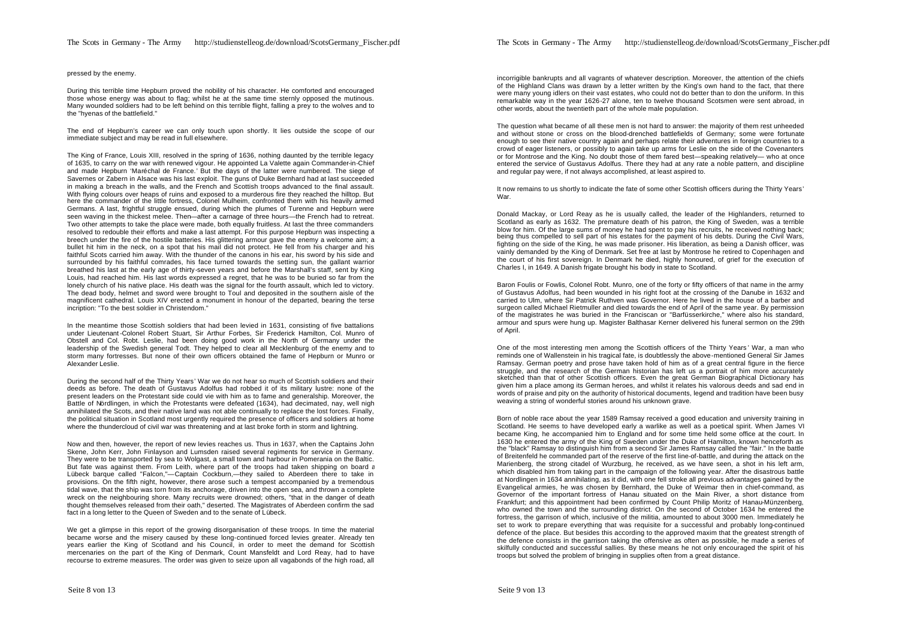pressed by the enemy.

During this terrible time Hepburn proved the nobility of his character. He comforted and encouraged those whose energy was about to flag; whilst he at the same time sternly opposed the mutinous. Many wounded soldiers had to be left behind on this terrible flight, falling a prey to the wolves and to the "hyenas of the battlefield."

The end of Hepburn's career we can only touch upon shortly. It lies outside the scope of our immediate subject and may be read in full elsewhere.

The King of France, Louis XIII, resolved in the spring of 1636, nothing daunted by the terrible legacy of 1635, to carry on the war with renewed vigour. He appointed La Valette again Commander-in-Chief and made Hepburn 'Maréchal de France.' But the days of the latter were numbered. The siege of Savernes or Zabern in Alsace was his last exploit. The guns of Duke Bernhard had at last succeeded in making a breach in the walls, and the French and Scottish troops advanced to the final assault. With flying colours over heaps of ruins and exposed to a murderous fire they reached the hilltop. But here the commander of the little fortress, Colonel Mulheim, confronted them with his heavily armed Germans. A last, frightful struggle ensued, during which the plumes of Turenne and Hepburn were seen waving in the thickest melee. Then—after a carnage of three hours—the French had to retreat. Two other attempts to take the place were made, both equally fruitless. At last the three commanders resolved to redouble their efforts and make a last attempt. For this purpose Hepburn was inspecting a breech under the fire of the hostile batteries. His glittering armour gave the enemy a welcome aim; a bullet hit him in the neck, on a spot that his mail did not protect. He fell from his charger and his faithful Scots carried him away. With the thunder of the canons in his ear, his sword by his side and surrounded by his faithful comrades, his face turned towards the setting sun, the gallant warrior breathed his last at the early age of thirty-seven years and before the Marshall's staff, sent by King Louis, had reached him. His last words expressed a regret, that he was to be buried so far from the lonely church of his native place. His death was the signal for the fourth assault, which led to victory. The dead body, helmet and sword were brought to Toul and deposited in the southern aisle of the magnificent cathedral. Louis XIV erected a monument in honour of the departed, bearing the terse incription: "To the best soldier in Christendom."

In the meantime those Scottish soldiers that had been levied in 1631, consisting of five battalions under Lieutenant-Colonel Robert Stuart, Sir Arthur Forbes, Sir Frederick Hamilton, Col. Munro of Obstell and Col. Robt. Leslie, had been doing good work in the North of Germany under the leadership of the Swedish general Todt. They helped to clear all Mecklenburg of the enemy and to storm many fortresses. But none of their own officers obtained the fame of Hepburn or Munro or Alexander Leslie.

During the second half of the Thirty Years' War we do not hear so much of Scottish soldiers and their deeds as before. The death of Gustavus Adolfus had robbed it of its military lustre: none of the present leaders on the Protestant side could vie with him as to fame and generalship. Moreover, the Battle of Nördlingen, in which the Protestants were defeated (1634), had decimated, nay, well nigh annihilated the Scots, and their native land was not able continually to replace the lost forces. Finally, the political situation in Scotland most urgently required the presence of officers and soldiers at home where the thundercloud of civil war was threatening and at last broke forth in storm and lightning.

Now and then, however, the report of new levies reaches us. Thus in 1637, when the Captains John Skene, John Kerr, John Finlayson and Lumsden raised several regiments for service in Germany. They were to be transported by sea to Wolgast, a small town and harbour in Pomerania on the Baltic. But fate was against them. From Leith, where part of the troops had taken shipping on board a Lübeck barque called "Falcon,"—Captain Cockburn,—they sailed to Aberdeen there to take in provisions. On the fifth night, however, there arose such a tempest accompanied by a tremendous tidal wave, that the ship was torn from its anchorage, driven into the open sea, and thrown a complete wreck on the neighbouring shore. Many recruits were drowned; others, "that in the danger of death thought themselves released from their oath," deserted. The Magistrates of Aberdeen confirm the sad fact in a long letter to the Queen of Sweden and to the senate of Lübeck.

We get a glimpse in this report of the growing disorganisation of these troops. In time the material became worse and the misery caused by these long-continued forced levies greater. Already ten years earlier the King of Scotland and his Council, in order to meet the demand for Scottish mercenaries on the part of the King of Denmark, Count Mansfeldt and Lord Reay, had to have recourse to extreme measures. The order was given to seize upon all vagabonds of the high road, all incorrigible bankrupts and all vagrants of whatever description. Moreover, the attention of the chiefs of the Highland Clans was drawn by a letter written by the King's own hand to the fact, that there were many young idlers on their vast estates, who could not do better than to don the uniform. In this remarkable way in the year 1626-27 alone, ten to twelve thousand Scotsmen were sent abroad, in other words, about the twentieth part of the whole male population.

The question what became of all these men is not hard to answer: the majority of them rest unheeded and without stone or cross on the blood-drenched battlefields of Germany; some were fortunate enough to see their native country again and perhaps relate their adventures in foreign countries to a crowd of eager listeners, or possibly to again take up arms for Leslie on the side of the Covenanters or for Montrose and the King. No doubt those of them fared best—speaking relatively— who at once entered the service of Gustavus Adolfus. There they had at any rate a noble pattern, and discipline and regular pay were, if not always accomplished, at least aspired to.

It now remains to us shortly to indicate the fate of some other Scottish officers during the Thirty Years' War.

Donald Mackay, or Lord Reay as he is usually called, the leader of the Highlanders, returned to Scotland as early as 1632. The premature death of his patron, the King of Sweden, was a terrible blow for him. Of the large sums of money he had spent to pay his recruits, he received nothing back; being thus compelled to sell part of his estates for the payment of his debts. During the Civil Wars, fighting on the side of the King, he was made prisoner. His liberation, as being a Danish officer, was vainly demanded by the King of Denmark. Set free at last by Montrose he retired to Copenhagen and the court of his first sovereign. In Denmark he died, highly honoured, of grief for the execution of Charles I, in 1649. A Danish frigate brought his body in state to Scotland.

Baron Foulis or Fowlis, Colonel Robt. Munro, one of the forty or fifty officers of that name in the army of Gustavus Adolfus, had been wounded in his right foot at the crossing of the Danube in 1632 and carried to Ulm, where Sir Patrick Ruthven was Governor. Here he lived in the house of a barber and surgeon called Michael Rietmuller and died towards the end of April of the same year. By permission of the magistrates he was buried in the Franciscan or "Barfüsserkirche," where also his standard, armour and spurs were hung up. Magister Balthasar Kerner delivered his funeral sermon on the 29th of April.

One of the most interesting men among the Scottish officers of the Thirty Years' War, a man who reminds one of Wallenstein in his tragical fate, is doubtlessly the above-mentioned General Sir James Ramsay. German poetry and prose have taken hold of him as of a great central figure in the fierce struggle, and the research of the German historian has left us a portrait of him more accurately sketched than that of other Scottish officers. Even the great German Biographical Dictionary has given him a place among its German heroes, and whilst it relates his valorous deeds and sad end in words of praise and pity on the authority of historical documents, legend and tradition have been busy weaving a string of wonderful stories around his unknown grave.

Born of noble race about the year 1589 Ramsay received a good education and university training in Scotland. He seems to have developed early a warlike as well as a poetical spirit. When James VI became King, he accompanied him to England and for some time held some office at the court. In 1630 he entered the army of the King of Sweden under the Duke of Hamilton, known henceforth as the "black" Ramsay to distinguish him from a second Sir James Ramsay called the "fair." In the battle of Breitenfeld he commanded part of the reserve of the first line-of-battle, and during the attack on the Marienberg, the strong citadel of Wurzburg, he received, as we have seen, a shot in his left arm, which disabled him from taking part in the campaign of the following year. After the disastrous battle at Nordlingen in 1634 annihilating, as it did, with one fell stroke all previous advantages gained by the Evangelical armies, he was chosen by Bernhard, the Duke of Weimar then in chief-command, as Governor of the important fortress of Hanau situated on the Main River, a short distance from Frankfurt; and this appointment had been confirmed by Count Philip Moritz of Hanau-Münzenberg, who owned the town and the surrounding district. On the second of October 1634 he entered the fortress, the garrison of which, inclusive of the militia, amounted to about 3000 men. Immediately he set to work to prepare everything that was requisite for a successful and probably long-continued defence of the place. But besides this according to the approved maxim that the greatest strength of the defence consists in the garrison taking the offensive as often as possible, he made a series of skilfully conducted and successful sallies. By these means he not only encouraged the spirit of his troops but solved the problem of bringing in supplies often from a great distance.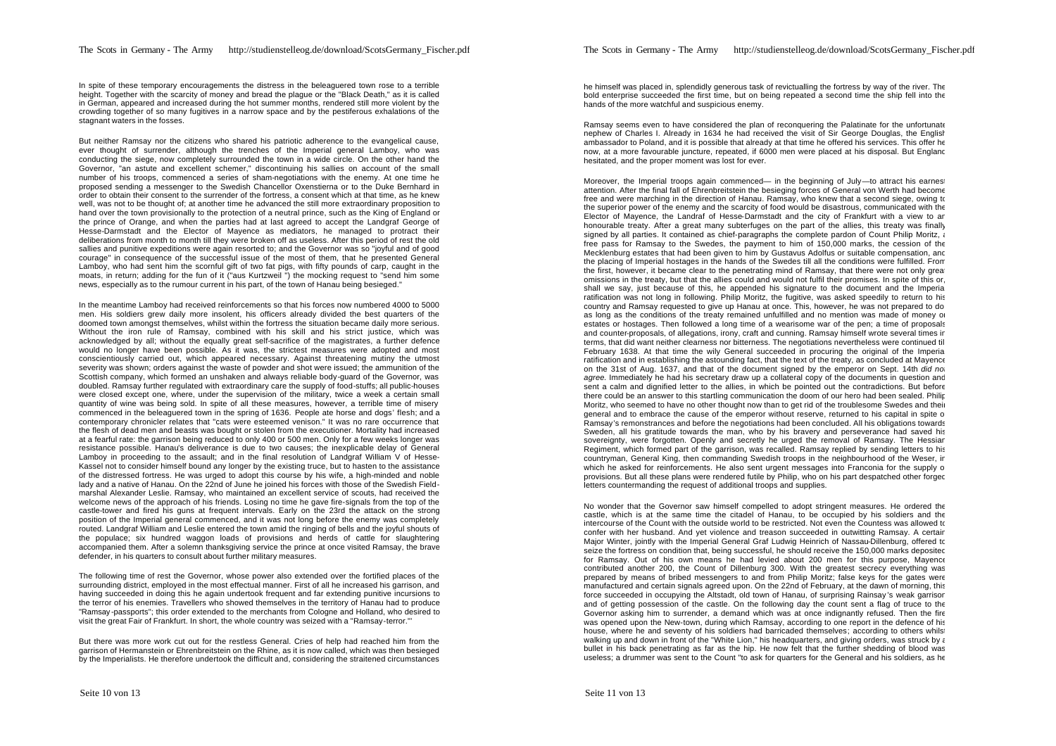In spite of these temporary encouragements the distress in the beleaguered town rose to a terrible height. Together with the scarcity of money and bread the plague or the "Black Death," as it is called in German, appeared and increased during the hot summer months, rendered still more violent by the crowding together of so many fugitives in a narrow space and by the pestiferous exhalations of the stagnant waters in the fosses.

But neither Ramsay nor the citizens who shared his patriotic adherence to the evangelical cause, ever thought of surrender, although the trenches of the Imperial general Lamboy, who was conducting the siege, now completely surrounded the town in a wide circle. On the other hand the Governor, "an astute and excellent schemer," discontinuing his sallies on account of the small number of his troops, commenced a series of sham-negotiations with the enemy. At one time he proposed sending a messenger to the Swedish Chancellor Oxenstierna or to the Duke Bernhard in order to obtain their consent to the surrender of the fortress, a consent which at that time, as he knew well, was not to be thought of; at another time he advanced the still more extraordinary proposition to hand over the town provisionally to the protection of a neutral prince, such as the King of England or the prince of Orange, and when the parties had at last agreed to accept the Landgraf George of Hesse-Darmstadt and the Elector of Mayence as mediators, he managed to protract their deliberations from month to month till they were broken off as useless. After this period of rest the old sallies and punitive expeditions were again resorted to; and the Governor was so "joyful and of good courage" in consequence of the successful issue of the most of them, that he presented General Lamboy, who had sent him the scornful gift of two fat pigs, with fifty pounds of carp, caught in the moats, in return; adding for the fun of it ("aus Kurtzweil ") the mocking request to "send him some news, especially as to the rumour current in his part, of the town of Hanau being besieged."

In the meantime Lamboy had received reinforcements so that his forces now numbered 4000 to 5000 men. His soldiers grew daily more insolent, his officers already divided the best quarters of the doomed town amongst themselves, whilst within the fortress the situation became daily more serious. Without the iron rule of Ramsay, combined with his skill and his strict justice, which was acknowledged by all; without the equally great self-sacrifice of the magistrates, a further defence would no longer have been possible. As it was, the strictest measures were adopted and most conscientiously carried out, which appeared necessary. Against threatening mutiny the utmost severity was shown; orders against the waste of powder and shot were issued; the ammunition of the Scottish company, which formed an unshaken and always reliable body-guard of the Governor, was doubled. Ramsay further regulated with extraordinary care the supply of food-stuffs; all public-houses were closed except one, where, under the supervision of the military, twice a week a certain small quantity of wine was being sold. In spite of all these measures, however, a terrible time of misery commenced in the beleaguered town in the spring of 1636. People ate horse and dogs' flesh; and a contemporary chronicler relates that "cats were esteemed venison." It was no rare occurrence that the flesh of dead men and beasts was bought or stolen from the executioner. Mortality had increased at a fearful rate: the garrison being reduced to only 400 or 500 men. Only for a few weeks longer was resistance possible. Hanau's deliverance is due to two causes; the inexplicable delay of General Lamboy in proceeding to the assault; and in the final resolution of Landgraf William V of Hesse-Kassel not to consider himself bound any longer by the existing truce, but to hasten to the assistance of the distressed fortress. He was urged to adopt this course by his wife, a high-minded and noble lady and a native of Hanau. On the 22nd of June he joined his forces with those of the Swedish Field-marshal Alexander Leslie. Ramsay, who maintained an excellent service of scouts, had received the welcome news of the approach of his friends. Losing no time he gave fire-signals from the top of the castle-tower and fired his guns at frequent intervals. Early on the 23rd the attack on the strong position of the Imperial general commenced, and it was not long before the enemy was completely routed. Landgraf William and Leslie entered the town amid the ringing of bells and the joyful shouts of the populace; six hundred waggon loads of provisions and herds of cattle for slaughtering accompanied them. After a solemn thanksgiving service the prince at once visited Ramsay, the brave defender, in his quarters to consult about further military measures.

The following time of rest the Governor, whose power also extended over the fortified places of the surrounding district, employed in the most effectual manner. First of all he increased his garrison, and having succeeded in doing this he again undertook frequent and far extending punitive incursions to the terror of his enemies. Travellers who showed themselves in the territory of Hanau had to produce "Ramsay-passports"; this order extended to the merchants from Cologne and Holland, who desired to visit the great Fair of Frankfurt. In short, the whole country was seized with a "Ramsay-terror."'

But there was more work cut out for the restless General. Cries of help had reached him from the garrison of Hermanstein or Ehrenbreitstein on the Rhine, as it is now called, which was then besieged by the Imperialists. He therefore undertook the difficult and, considering the straitened circumstances he himself was placed in, splendidly generous task of revictualling the fortress by way of the river. The bold enterprise succeeded the first time, but on being repeated a second time the ship fell into the hands of the more watchful and suspicious enemy.

Ramsay seems even to have considered the plan of reconquering the Palatinate for the unfortunate nephew of Charles I. Already in 1634 he had received the visit of Sir George Douglas, the English ambassador to Poland, and it is possible that already at that time he offered his services. This offer he now, at a more favourable juncture, repeated, if 6000 men were placed at his disposal. But England hesitated, and the proper moment was lost for ever.

Moreover, the Imperial troops again commenced— in the beginning of July—to attract his earnest attention. After the final fall of Ehrenbreitstein the besieging forces of General von Werth had become free and were marching in the direction of Hanau. Ramsay, who knew that a second siege, owing to the superior power of the enemy and the scarcity of food would be disastrous, communicated with the Elector of Mayence, the Landraf of Hesse-Darmstadt and the city of Frankfurt with a view to an honourable treaty. After a great many subterfuges on the part of the allies, this treaty was finally signed by all parties. It contained as chief-paragraphs the complete pardon of Count Philip Moritz, a free pass for Ramsay to the Swedes, the payment to him of 150,000 marks, the cession of the Mecklenburg estates that had been given to him by Gustavus Adolfus or suitable compensation, and the placing of Imperial hostages in the hands of the Swedes till all the conditions were fulfilled. From the first, however, it became clear to the penetrating mind of Ramsay, that there were not only great omissions in the treaty, but that the allies could and would not fulfil their promises. In spite of this or, shall we say, just because of this, he appended his signature to the document and the Imperial ratification was not long in following. Philip Moritz, the fugitive, was asked speedily to return to his country and Ramsay requested to give up Hanau at once. This, however, he was not prepared to do as long as the conditions of the treaty remained unfulfilled and no mention was made of money or estates or hostages. Then followed a long time of a wearisome war of the pen; a time of proposals and counter-proposals, of allegations, irony, craft and cunning. Ramsay himself wrote several times in terms, that did want neither clearness nor bitterness. The negotiations nevertheless were continued till February 1638. At that time the wily General succeeded in procuring the original of the Imperial ratification and in establishing the astounding fact, that the text of the treaty, as concluded at Mayence on the 31st of Aug. 1637, and that of the document signed by the emperor on Sept. 14th *did not agree*. Immediately he had his secretary draw up a collateral copy of the documents in question and sent a calm and dignified letter to the allies, in which be pointed out the contradictions. But before there could be an answer to this startling communication the doom of our hero had been sealed. Philip Moritz, who seemed to have no other thought now than to get rid of the troublesome Swedes and their general and to embrace the cause of the emperor without reserve, returned to his capital in spite of Ramsay's remonstrances and before the negotiations had been concluded. All his obligations towards Sweden, all his gratitude towards the man, who by his bravery and perseverance had saved his sovereignty, were forgotten. Openly and secretly he urged the removal of Ramsay. The Hessian Regiment, which formed part of the garrison, was recalled. Ramsay replied by sending letters to his countryman, General King, then commanding Swedish troops in the neighbourhood of the Weser, in which he asked for reinforcements. He also sent urgent messages into Franconia for the supply of provisions. But all these plans were rendered futile by Philip, who on his part despatched other forged letters countermanding the request of additional troops and supplies.

No wonder that the Governor saw himself compelled to adopt stringent measures. He ordered the castle, which is at the same time the citadel of Hanau, to be occupied by his soldiers and the intercourse of the Count with the outside world to be restricted. Not even the Countess was allowed to confer with her husband. And yet violence and treason succeeded in outwitting Ramsay. A certain Major Winter, jointly with the Imperial General Graf Ludwig Heinrich of Nassau-Dillenburg, offered to seize the fortress on condition that, being successful, he should receive the 150,000 marks deposited for Ramsay. Out of his own means he had levied about 200 men for this purpose, Mayence contributed another 200, the Count of Dillenburg 300. With the greatest secrecy everything was prepared by means of bribed messengers to and from Philip Moritz; false keys for the gates were manufactured and certain signals agreed upon. On the 22nd of February, at the dawn of morning, this force succeeded in occupying the Altstadt, old town of Hanau, of surprising Rainsay's weak garrison and of getting possession of the castle. On the following day the count sent a flag of truce to the Governor asking him to surrender, a demand which was at once indignantly refused. Then the fire was opened upon the New-town, during which Ramsay, according to one report in the defence of his house, where he and seventy of his soldiers had barricaded themselves; according to others whilst walking up and down in front of the "White Lion," his headquarters, and giving orders, was struck by a bullet in his back penetrating as far as the hip. He now felt that the further shedding of blood was useless; a drummer was sent to the Count "to ask for quarters for the General and his soldiers, as he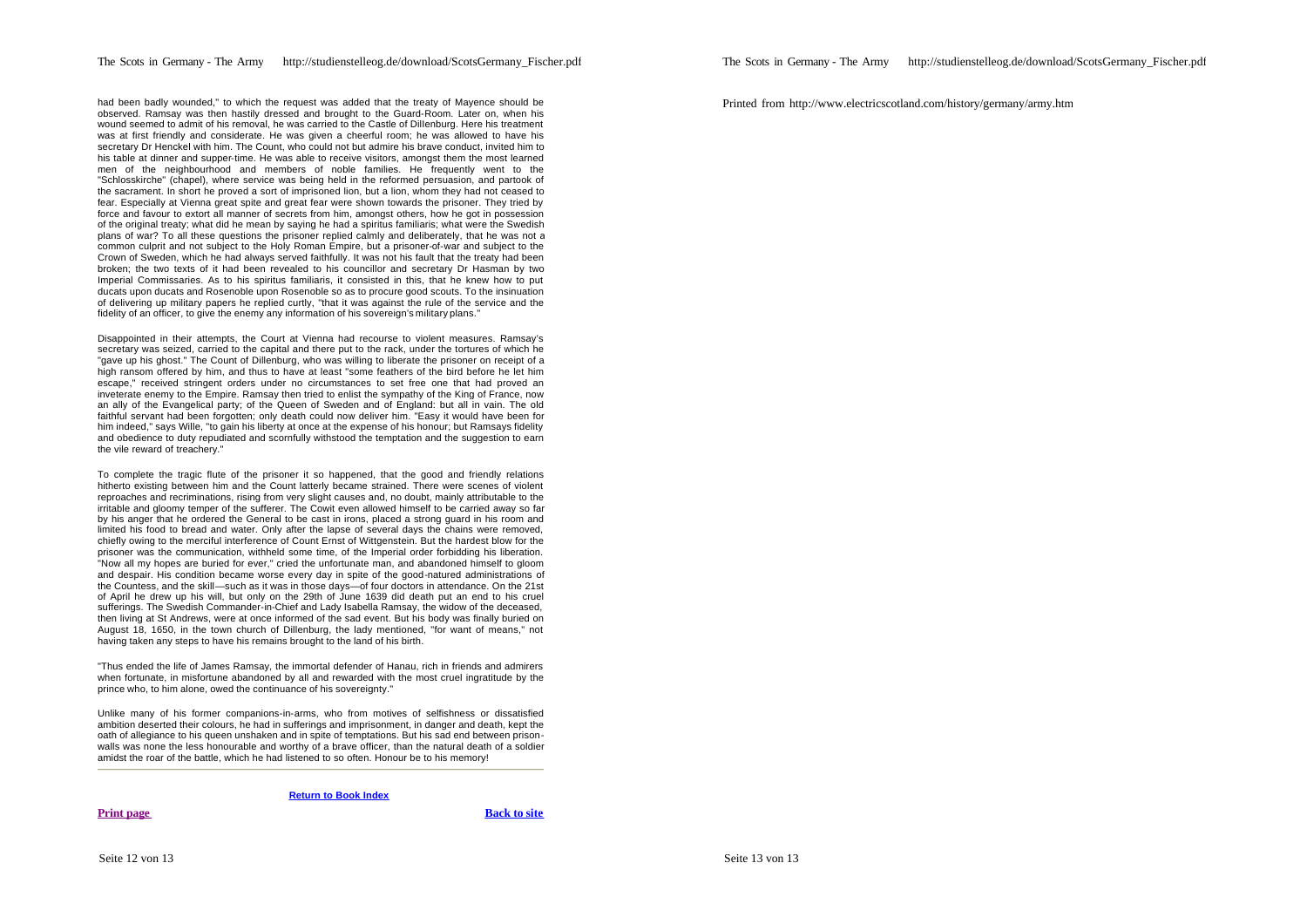had been badly wounded," to which the request was added that the treaty of Mayence should be observed. Ramsay was then hastily dressed and brought to the Guard-Room. Later on, when his wound seemed to admit of his removal, he was carried to the Castle of Dillenburg. Here his treatment was at first friendly and considerate. He was given a cheerful room; he was allowed to have his secretary Dr Henckel with him. The Count, who could not but admire his brave conduct, invited him to his table at dinner and supper-time. He was able to receive visitors, amongst them the most learned men of the neighbourhood and members of noble families. He frequently went to the "Schlosskirche" (chapel), where service was being held in the reformed persuasion, and partook of the sacrament. In short he proved a sort of imprisoned lion, but a lion, whom they had not ceased to fear. Especially at Vienna great spite and great fear were shown towards the prisoner. They tried by force and favour to extort all manner of secrets from him, amongst others, how he got in possession of the original treaty; what did he mean by saying he had a spiritus familiaris; what were the Swedish plans of war? To all these questions the prisoner replied calmly and deliberately, that he was not a common culprit and not subject to the Holy Roman Empire, but a prisoner-of-war and subject to the Crown of Sweden, which he had always served faithfully. It was not his fault that the treaty had been broken; the two texts of it had been revealed to his councillor and secretary Dr Hasman by two Imperial Commissaries. As to his spiritus familiaris, it consisted in this, that he knew how to put ducats upon ducats and Rosenoble upon Rosenoble so as to procure good scouts. To the insinuation of delivering up military papers he replied curtly, "that it was against the rule of the service and the fidelity of an officer, to give the enemy any information of his sovereign's military plans."

Disappointed in their attempts, the Court at Vienna had recourse to violent measures. Ramsay's secretary was seized, carried to the capital and there put to the rack, under the tortures of which he "gave up his ghost." The Count of Dillenburg, who was willing to liberate the prisoner on receipt of a high ransom offered by him, and thus to have at least "some feathers of the bird before he let him escape," received stringent orders under no circumstances to set free one that had proved an inveterate enemy to the Empire. Ramsay then tried to enlist the sympathy of the King of France, now an ally of the Evangelical party; of the Queen of Sweden and of England: but all in vain. The old faithful servant had been forgotten; only death could now deliver him. "Easy it would have been for him indeed," says Wille, "to gain his liberty at once at the expense of his honour; but Ramsays fidelity and obedience to duty repudiated and scornfully withstood the temptation and the suggestion to earn the vile reward of treachery."

To complete the tragic flute of the prisoner it so happened, that the good and friendly relations hitherto existing between him and the Count latterly became strained. There were scenes of violent reproaches and recriminations, rising from very slight causes and, no doubt, mainly attributable to the irritable and gloomy temper of the sufferer. The Cowit even allowed himself to be carried away so far by his anger that he ordered the General to be cast in irons, placed a strong guard in his room and limited his food to bread and water. Only after the lapse of several days the chains were removed, chiefly owing to the merciful interference of Count Ernst of Wittgenstein. But the hardest blow for the prisoner was the communication, withheld some time, of the Imperial order forbidding his liberation. "Now all my hopes are buried for ever," cried the unfortunate man, and abandoned himself to gloom and despair. His condition became worse every day in spite of the good-natured administrations of the Countess, and the skill—such as it was in those days—of four doctors in attendance. On the 21st of April he drew up his will, but only on the 29th of June 1639 did death put an end to his cruel sufferings. The Swedish Commander-in-Chief and Lady Isabella Ramsay, the widow of the deceased, then living at St Andrews, were at once informed of the sad event. But his body was finally buried on August 18, 1650, in the town church of Dillenburg, the lady mentioned, "for want of means," not having taken any steps to have his remains brought to the land of his birth.

"Thus ended the life of James Ramsay, the immortal defender of Hanau, rich in friends and admirers when fortunate, in misfortune abandoned by all and rewarded with the most cruel ingratitude by the prince who, to him alone, owed the continuance of his sovereignty."

Unlike many of his former companions-in-arms, who from motives of selfishness or dissatisfied ambition deserted their colours, he had in sufferings and imprisonment, in danger and death, kept the oath of allegiance to his queen unshaken and in spite of temptations. But his sad end between prison-walls was none the less honourable and worthy of a brave officer, than the natural death of a soldier amidst the roar of the battle, which he had listened to so often. Honour be to his memory!

---

Return to Book Index

Print page | Back to site

Printed from http://www.electricscotland.com/history/germany/army.htm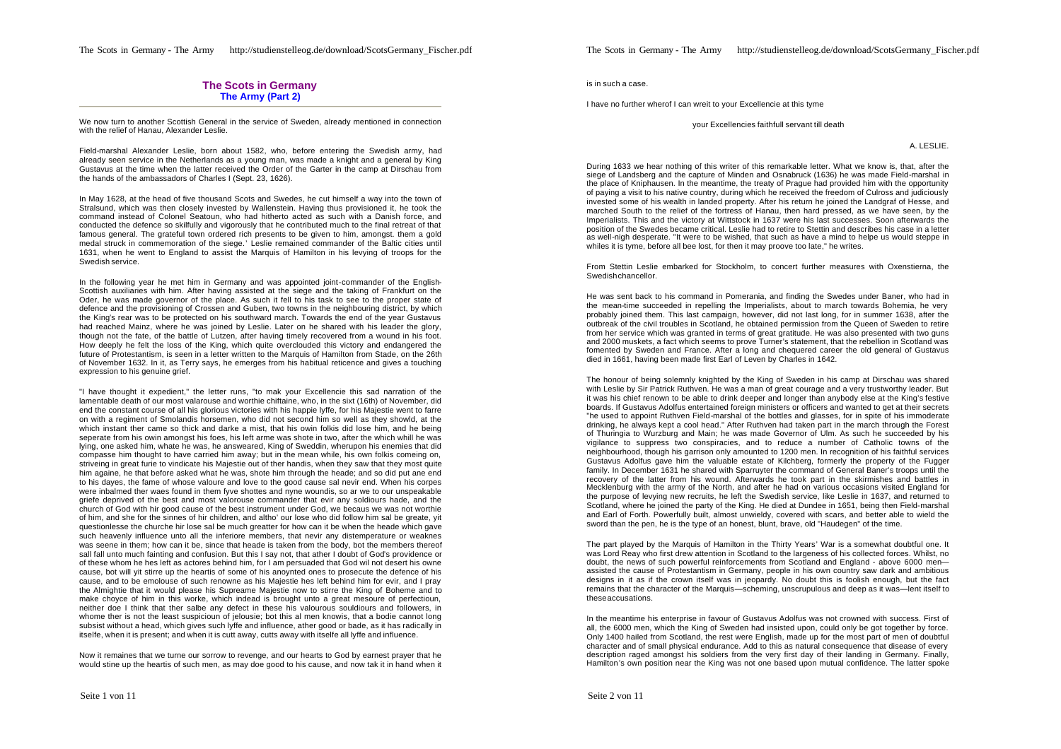## The Scots in Germany
### The Army (Part 2)

We now turn to another Scottish General in the service of Sweden, already mentioned in connection with the relief of Hanau, Alexander Leslie.

Field-marshal Alexander Leslie, born about 1582, who, before entering the Swedish army, had already seen service in the Netherlands as a young man, was made a knight and a general by King Gustavus at the time when the latter received the Order of the Garter in the camp at Dirschau from the hands of the ambassadors of Charles I (Sept. 23, 1626).

In May 1628, at the head of five thousand Scots and Swedes, he cut himself a way into the town of Stralsund, which was then closely invested by Wallenstein. Having thus provisioned it, he took the command instead of Colonel Seatoun, who had hitherto acted as such with a Danish force, and conducted the defence so skilfully and vigorously that he contributed much to the final retreat of that famous general. The grateful town ordered rich presents to be given to him, amongst. them a gold medal struck in commemoration of the siege.' Leslie remained commander of the Baltic cities until 1631, when he went to England to assist the Marquis of Hamilton in his levying of troops for the Swedish service.

In the following year he met him in Germany and was appointed joint-commander of the English-Scottish auxiliaries with him. After having assisted at the siege and the taking of Frankfurt on the Oder, he was made governor of the place. As such it fell to his task to see to the proper state of defence and the provisioning of Crossen and Guben, two towns in the neighbouring district, by which the King's rear was to be protected on his southward march. Towards the end of the year Gustavus had reached Mainz, where he was joined by Leslie. Later on he shared with his leader the glory, though not the fate, of the battle of Lutzen, after having timely recovered from a wound in his foot. How deeply he felt the loss of the King, which quite overclouded this victory and endangered the future of Protestantism, is seen in a letter written to the Marquis of Hamilton from Stade, on the 26th of November 1632. In it, as Terry says, he emerges from his habitual reticence and gives a touching expression to his genuine grief.

"I have thought it expedient," the letter runs, "to mak your Excellencie this sad narration of the lamentable death of our most valarouse and worthie chiftaine, who, in the sixt (16th) of November, did end the constant course of all his glorious victories with his happie lyffe, for his Majestie went to farre on with a regiment of Smolandis horsemen, who did not second him so well as they showld, at the which instant ther came so thick and darke a mist, that his owin folkis did lose him, and he being seperate from his owin amongst his foes, his left arme was shote in two, after the which whill he was lying, one asked him, whate he was, he answeared, King of Sweddin, wherupon his enemies that did compasse him thought to have carried him away; but in the mean while, his own folkis comeing on, striveing in great furie to vindicate his Majestie out of ther handis, when they saw that they most quite him againe, he that before asked what he was, shote him through the heade; and so did put ane end to his dayes, the fame of whose valoure and love to the good cause sal nevir end. When his corpes were inbalmed ther waes found in them fyve shottes and nyne woundis, so ar we to our unspeakable griefe deprived of the best and most valorouse commander that evir any souldiours hade, and the church of God with hir good cause of the best instrument under God, we becaus we was not worthie of him, and she for the sinnes of hir children, and altho' our lose who did follow him sal be greate, yit questionlesse the churche hir lose sal be much greatter for how can it be when the heade which gave such heavenly influence unto all the inferiore members, that nevir any distemperature or weaknes was seene in them; how can it be, since that heade is taken from the body, bot the members thereof sall fall unto much fainting and confusion. But this I say not, that ather I doubt of God's providence or of these whom he hes left as actores behind him, for I am persuaded that God wil not desert his owne cause, bot will yit stirre up the heartis of some of his anoynted ones to prosecute the defence of his cause, and to be emolouse of such renowne as his Majestie hes left behind him for evir, and I pray the Almightie that it would please his Supreame Majestie now to stirre the King of Boheme and to make choyce of him in this worke, which indead is brought unto a great mesoure of perfectioun, neither doe I think that ther salbe any defect in these his valourous souldiours and followers, in whome ther is not the least suspicioun of jelousie; bot this al men knowis, that a bodie cannot long subsist without a head, which gives such lyffe and influence, ather good or bade, as it has radically in itselfe, when it is present; and when it is cutt away, cutts away with itselfe all lyffe and influence.

Now it remaines that we turn our sorrow to revenge, and our hearts to God by earnest prayer that he would stine up the heartis of such men, as may doe good to his cause, and now tak it in hand when it is in such a case.

I have no further wherof I can wreit to your Excellencie at this tyme

your Excellencies faithfull servant till death

A. LESLIE.

During 1633 we hear nothing of this writer of this remarkable letter. What we know is, that, after the siege of Landsberg and the capture of Minden and Osnabruck (1636) he was made Field-marshal in the place of Kniphausen. In the meantime, the treaty of Prague had provided him with the opportunity of paying a visit to his native country, during which he received the freedom of Culross and judiciously invested some of his wealth in landed property. After his return he joined the Landgraf of Hesse, and marched South to the relief of the fortress of Hanau, then hard pressed, as we have seen, by the Imperialists. This and the victory at Wittstock in 1637 were his last successes. Soon afterwards the position of the Swedes became critical. Leslie had to retire to Stettin and describes his case in a letter as well-nigh desperate. "It were to be wished, that such as have a mind to helpe us would steppe in whiles it is tyme, before all bee lost, for then it may proove too late," he writes.

From Stettin Leslie embarked for Stockholm, to concert further measures with Oxenstierna, the Swedish chancellor.

He was sent back to his command in Pomerania, and finding the Swedes under Baner, who had in the mean-time succeeded in repelling the Imperialists, about to march towards Bohemia, he very probably joined them. This last campaign, however, did not last long, for in summer 1638, after the outbreak of the civil troubles in Scotland, he obtained permission from the Queen of Sweden to retire from her service which was granted in terms of great gratitude. He was also presented with two guns and 2000 muskets, a fact which seems to prove Turner's statement, that the rebellion in Scotland was fomented by Sweden and France. After a long and chequered career the old general of Gustavus died in 1661, having been made first Earl of Leven by Charles in 1642.

The honour of being solemnly knighted by the King of Sweden in his camp at Dirschau was shared with Leslie by Sir Patrick Ruthven. He was a man of great courage and a very trustworthy leader. But it was his chief renown to be able to drink deeper and longer than anybody else at the King's festive boards. If Gustavus Adolfus entertained foreign ministers or officers and wanted to get at their secrets "he used to appoint Ruthven Field-marshal of the bottles and glasses, for in spite of his immoderate drinking, he always kept a cool head." After Ruthven had taken part in the march through the Forest of Thuringia to Wurzburg and Main; he was made Governor of Ulm. As such he succeeded by his vigilance to suppress two conspiracies, and to reduce a number of Catholic towns of the neighbourhood, though his garrison only amounted to 1200 men. In recognition of his faithful services Gustavus Adolfus gave him the valuable estate of Kilchberg, formerly the property of the Fugger family. In December 1631 he shared with Sparruyter the command of General Baner's troops until the recovery of the latter from his wound. Afterwards he took part in the skirmishes and battles in Mecklenburg with the army of the North, and after he had on various occasions visited England for the purpose of levying new recruits, he left the Swedish service, like Leslie in 1637, and returned to Scotland, where he joined the party of the King. He died at Dundee in 1651, being then Field-marshal and Earl of Forth. Powerfully built, almost unwieldy, covered with scars, and better able to wield the sword than the pen, he is the type of an honest, blunt, brave, old "Haudegen" of the time.

The part played by the Marquis of Hamilton in the Thirty Years' War is a somewhat doubtful one. It was Lord Reay who first drew attention in Scotland to the largeness of his collected forces. Whilst, no doubt, the news of such powerful reinforcements from Scotland and England - above 6000 men—assisted the cause of Protestantism in Germany, people in his own country saw dark and ambitious designs in it as if the crown itself was in jeopardy. No doubt this is foolish enough, but the fact remains that the character of the Marquis—scheming, unscrupulous and deep as it was—lent itself to these accusations.

In the meantime his enterprise in favour of Gustavus Adolfus was not crowned with success. First of all, the 6000 men, which the King of Sweden had insisted upon, could only be got together by force. Only 1400 hailed from Scotland, the rest were English, made up for the most part of men of doubtful character and of small physical endurance. Add to this as natural consequence that disease of every description raged amongst his soldiers from the very first day of their landing in Germany. Finally, Hamilton's own position near the King was not one based upon mutual confidence. The latter spoke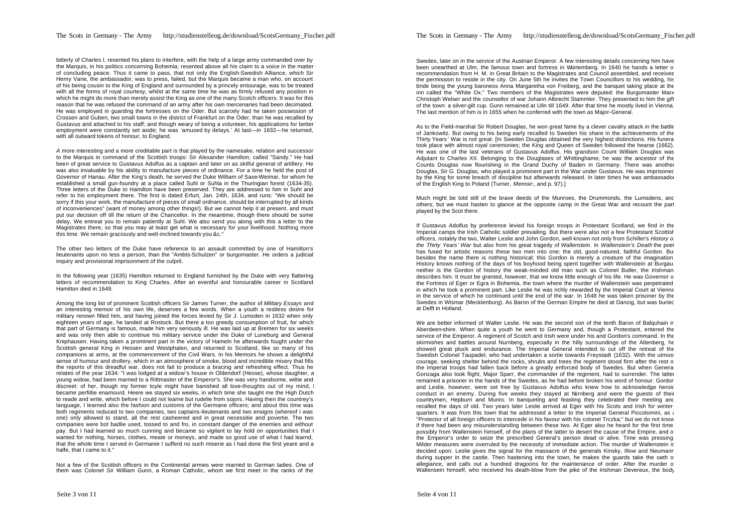bitterly of Charles I, resented his plans to interfere, with the help of a large army commanded over by the Marquis, in his politics concerning Bohemia; resented above all his claim to a voice in the matter of concluding peace. Thus it came to pass, that not only the English-Swedish Alliance, which Sir Henry Vane, the ambassador, was to press, failed, but the Marquis became a man who, on account of his being cousin to the King of England and surrounded by a princely entourage, was to be treated with all the forms of royal courtesy, whilst at the same time he was as firmly refused any position in which he might do more than merely assist the King as one of the many Scotch officers. It was for this reason that he was refused the command of an army after his own mercenaries had been decimated. He was employed in guarding the fortresses on the Oder. But scarcely had he taken possession of Crossen and Guben, two small towns in the district of Frankfurt on the Oder, than he was recalled by Gustavus and attached to his staff; and though weary of being a volunteer, his applications for better employment were constantly set aside; he was 'amused by delays.' At last—in 1632—he returned, with all outward tokens of honour, to England.

A more interesting and a more creditable part is that played by the namesake, relation and successor to the Marquis in command of the Scottish troops: Sir Alexander Hamilton, called "Sandy." He had been of great service to Gustavus Adolfus as a captain and later on as skilful general of artillery. He was also invaluable by his ability to manufacture pieces of ordinance. For a time he held the post of Governor of Hanau. After the King's death, he served the Duke William of Saxe-Weimar, for whom he established a small gun-foundry at a place called Suhl or Suhla in the Thuringian forest (1634-35). Three letters of the Duke to Hamilton have been preserved. They are addressed to him in Suhl and refer to his employment there. The first is dated Erfurt, Jan. 24th, 1634, and runs: "We should be sorry if this your work, the manufacture of pieces of small ordnance, should be interrupted by all kinds of inconveniences" (want of money among other things!). But we cannot help it at present, and must put our decision off till the return of the Chancellor. In the meantime, though there should be some delay, We entreat you to remain patiently at Suhl. We also send you along with this a letter to the Magistrates there, so that you may at least get what is necessary for your livelihood. Nothing more this time. We remain graciously and well-inclined towards you &c."

The other two letters of the Duke have reference to an assault committed by one of Hamilton's lieutenants upon no less a person, than the "Ambts-Schulzen" or burgomaster. He orders a judicial inquiry and provisional imprisonment of the culprit.

In the following year (1635) Hamilton returned to England furnished by the Duke with very flattering letters of recommendation to King Charles. After an eventful and honourable career in Scotland Hamilton died in 1649.

Among the long list of prominent Scottish officers Sir James Turner, the author of *Military Essays* and an interesting memoir of his own life, deserves a few words. When a youth a restless desire for military renown filled him, and having joined the forces levied by Sir J. Lumsden in 1632 when only eighteen years of age, he landed at Rostock. But there a too greedy consumption of fruit, for which that part of Germany is famous, made him very seriously ill. He was laid up at Bremen for six weeks and was only then able to continue his military service under the Duke of Luneburg and General Kniphausen. Having taken a prominent part in the victory of Hameln he afterwards fought under the Scottish general King in Hessen and Westphalen, and returned to Scotland, like so many of his companions at arms, at the commencement of the Civil Wars. In his Memoirs he shows a delightful sense of humour and drollery, which in an atmosphere of smoke, blood and incredible misery that fills the reports of this dreadful war, does not fail to produce a bracing and refreshing effect. Thus he relates of the year 1634: "I was lodged at a widow's house in Oldendorf (Hesse), whose daughter, a young widow, had been married to a Rittmaster of the Emperor's. She was very handsome, wittie and discreet: of her, though my former toyle might have banished all love-thoughts out of my mind, I became perfitlie enamourd. Heere we stayed six weeks, in which time she taught me the High Dutch to reade and write, which before I could not learne but rudelie from sojors. Having then the countrey's language, I learned also the fashion and customs of the Germane officers; and about this time was both regiments reduced to two companies, two captains-lieutenants and two ensigns (whereof I was one) only allowed to stand, all the rest casheered and in great necessitie and povertie. The two companies were bot badlie used, tossed to and fro, in constant danger of the enemies and without pay. But I had learned so much cunning and became so vigilant to lay hold on opportunities that I wanted for nothing, horses, clothes, meate or moneys, and made so good use of what I had learnd, that the whole time I served in Germanie I sufferd no such miserie as I had done the first yeare and a halfe, that I came to it."

Not a few of the Scottish officers in the Continental armies were married to German ladies. One of them was Colonel Sir William Gunn, a Roman Catholic, whom we first meet in the ranks of the Swedes, later on in the service of the Austrian Emperor. A few interesting details concerning him have been unearthed at Ulm, the famous town and fortress in Würtemberg. In 1640 he hands a letter of recommendation from H. M. in Great Britain to the Magistrates and Council assembled, and receives the permission to reside in the city. On June 5th he invites the Town Councillors to his wedding, his bride being the young baroness Anna Margaretha von Freiberg, and the banquet taking place at the inn called the "White Ox." Two members of the Magistrates were deputed: the Burgomaster Marx Christoph Welser and the counsellor of war Johann Albrecht Stammler. They presented to him the gift of the town: a silver-gilt cup. Gunn remained at Uiln till 1649. After that time he mostly lived in Vienna. The last mention of him is in 1655 when he conferred with the town as Major-General.

As to the Field-marshal Sir Robert Douglas, he won great fame by a clever cavalry attack in the battle of Jankowitz. But owing to his being early recalled to Sweden his share in the achievements of the Thirty Years' War is not great. [In Sweden Douglas obtained the very highest distinctions. His funeral took place with almost royal ceremonies; the King and Queen of Sweden followed the hearse (1662). He was one of the last veterans of Gustavus Adolfus. His grandson Count William Douglas was Adjutant to Charles XII. Belonging to the Douglases of Whittinghame, he was the ancestor of the Counts Douglas now flourishing in the Grand Duchy of Baden in Germany. There was another Douglas, Sir G. Douglas, who played a prominent part in the War under Gustavus. He was imprisoned by the King for some breach of discipline but afterwards released. In later times he was ambassador of the English King to Poland (Turner, *Memoir*:, and p. 97).]

Much might be told still of the brave deeds of the Munroes, the Drummonds, the Lumsdens, and others; but we must hasten to glance at the opposite camp in the Great War and recount the part played by the Scot there.

If Gustavus Adolfus by preference levied his foreign troops in Protestant Scotland, we find in the Imperial camps the Irish Catholic soldier prevailing. But there were also not a few Protestant Scottish officers, notably the two, Walter Leslie and John Gordon, well known not only from Schiller's *History of the Thirty Years' War* but also from his great tragedy of *Wallenstein*. In *Wallenstein's Death* the poet has fused for artistic reasons these two men into one: the old, good-natured, faithful Gordon. But besides the name there is nothing historical; this Gordon is merely a creature of the imagination. History knows nothing of the days of his boyhood being spent together with Wallenstein at Burgau, neither is the Gordon of history the weak-minded old man such as Colonel Butler, the Irishman, describes him. It must be granted, however, that we know little enough of his life. He was Governor of the Fortress of Eger or Egra in Bohemia, the town where the murder of Wallenstein was perpetrated in which he took a prominent part. Like Leslie he was richly rewarded by the Imperial Court at Vienna in the service of which he continued until the end of the war. In 1648 he was taken prisoner by the Swedes in Wismar (Mecklenburg). As Baron of the German Empire he died at Danzig, but was buried at Delft in Holland.

We are better informed of Walter Leslie. He was the second son of the tenth Baron of Balquhain in Aberdeen-shire. When quite a youth he went to Germany and, though a Protestant, entered the service of the Emperor. A regiment of Scotch and Irish were under his and Gordon's command. In the skirmishes and battles around Nurnberg, especially in the hilly surroundings of the Altenberg, he showed great pluck and endurance. The Imperial General intended to cut off the retreat of the Swedish Colonel Taupadel, who had undertaken a sortie towards Freystadt (1632). With the utmost courage, seeking shelter behind the rocks, shrubs and trees the regiment stood firm after the rest of the Imperial troops had fallen back before a greatly enforced body of Swedes. But when General Gonzaga also took flight, Major Sparr, the commander of the regiment, had to surrender. The latter remained a prisoner in the hands of the Swedes, as he had before broken his word of honour. Gordon and Leslie, however, were set free by Gustavus Adolfus who knew how to acknowledge heroic conduct in an enemy. During five weeks they stayed at Nürnberg and were the guests of their countrymen, Hepburn and Munro. In banqueting and feasting they celebrated their meeting and recalled the days of old. Two years later Leslie arrived at Eger with his Scots and Irish for winter-quarters. It was from this town that he addressed a letter to the Imperial General Piccolomini, as a "Protector of all foreign officers to intercede in his favour with his colonel Trczka;" but we do not know if there had been any misunderstanding between these two. At Eger also he heard for the first time, possibly from Wallenstein himself, of the plans of the latter to desert the cause of the Empire, and of the Emperor's order to seize the prescribed General's person dead or alive. Time was pressing. Milder measures were overruled by the necessity of immediate action. The murder of Wallenstein is decided upon. Leslie gives the signal for the massacre of the generals Kinsky, Illow and Neumann during supper in the castle. Then hastening into the town, he makes the guards take the oath of allegiance, and calls out a hundred dragoons for the maintenance of order. After the murder of Wallensein himself, who received his death-blow from the pike of the Irishman Devereux, the body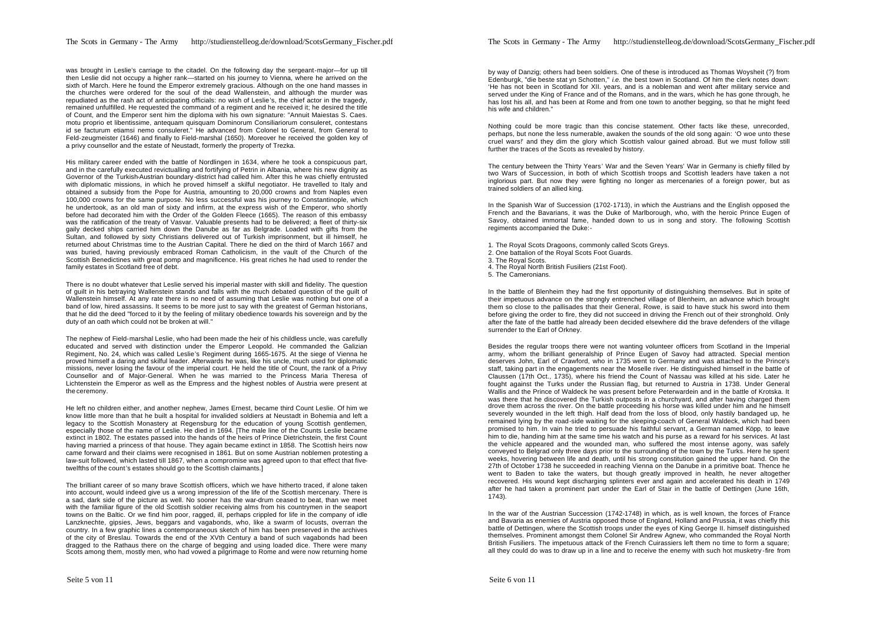was brought in Leslie's carriage to the citadel. On the following day the sergeant-major—for up till then Leslie did not occupy a higher rank—started on his journey to Vienna, where he arrived on the sixth of March. Here he found the Emperor extremely gracious. Although on the one hand masses in the churches were ordered for the soul of the dead Wallenstein, and although the murder was repudiated as the rash act of anticipating officials: no wish of Leslie's, the chief actor in the tragedy, remained unfulfilled. He requested the command of a regiment and he received it; he desired the title of Count, and the Emperor sent him the diploma with his own signature: "Annuit Maiestas S. Caes. motu proprio et libentissime, antequam quisquam Dominorum Consiliariorum consuleret, contestans id se facturum etiamsi nemo consuleret." He advanced from Colonel to General, from General to Feld-zeugmeister (1646) and finally to Field-marshal (1650). Moreover he received the golden key of a privy counsellor and the estate of Neustadt, formerly the property of Trezka.

His military career ended with the battle of Nordlingen in 1634, where he took a conspicuous part, and in the carefully executed revictualling and fortifying of Petrin in Albania, where his new dignity as Governor of the Turkish-Austrian boundary-district had called him. After this he was chiefly entrusted with diplomatic missions, in which he proved himself a skilful negotiator. He travelled to Italy and obtained a subsidy from the Pope for Austria, amounting to 20,000 crowns and from Naples even 100,000 crowns for the same purpose. No less successful was his journey to Constantinople, which he undertook, as an old man of sixty and infirm, at the express wish of the Emperor, who shortly before had decorated him with the Order of the Golden Fleece (1665). The reason of this embassy was the ratification of the treaty of Vasvar. Valuable presents had to be delivered; a fleet of thirty-six gaily decked ships carried him down the Danube as far as Belgrade. Loaded with gifts from the Sultan, and followed by sixty Christians delivered out of Turkish imprisonment, but ill himself, he returned about Christmas time to the Austrian Capital. There he died on the third of March 1667 and was buried, having previously embraced Roman Catholicism, in the vault of the Church of the Scottish Benedictines with great pomp and magnificence. His great riches he had used to render the family estates in Scotland free of debt.

There is no doubt whatever that Leslie served his imperial master with skill and fidelity. The question of guilt in his betraying Wallenstein stands and falls with the much debated question of the guilt of Wallenstein himself. At any rate there is no need of assuming that Leslie was nothing but one of a band of low, hired assassins. It seems to be more just to say with the greatest of German historians, that he did the deed "forced to it by the feeling of military obedience towards his sovereign and by the duty of an oath which could not be broken at will."

The nephew of Field-marshal Leslie, who had been made the heir of his childless uncle, was carefully educated and served with distinction under the Emperor Leopold. He commanded the Galizian Regiment, No. 24, which was called Leslie's Regiment during 1665-1675. At the siege of Vienna he proved himself a daring and skilful leader. Afterwards he was, like his uncle, much used for diplomatic missions, never losing the favour of the imperial court. He held the title of Count, the rank of a Privy Counsellor and of Major-General. When he was married to the Princess Maria Theresa of Lichtenstein the Emperor as well as the Empress and the highest nobles of Austria were present at the ceremony.

He left no children either, and another nephew, James Ernest, became third Count Leslie. Of him we know little more than that he built a hospital for invalided soldiers at Neustadt in Bohemia and left a legacy to the Scottish Monastery at Regensburg for the education of young Scottish gentlemen, especially those of the name of Leslie. He died in 1694. [The male line of the Counts Leslie became extinct in 1802. The estates passed into the hands of the heirs of Prince Dietrichstein, the first Count having married a princess of that house. They again became extinct in 1858. The Scottish heirs now came forward and their claims were recognised in 1861. But on some Austrian noblemen protesting a law-suit followed, which lasted till 1867, when a compromise was agreed upon to that effect that five-twelfths of the count's estates should go to the Scottish claimants.]

The brilliant career of so many brave Scottish officers, which we have hitherto traced, if alone taken into account, would indeed give us a wrong impression of the life of the Scottish mercenary. There is a sad, dark side of the picture as well. No sooner has the war-drum ceased to beat, than we meet with the familiar figure of the old Scottish soldier receiving alms from his countrymen in the seaport towns on the Baltic. Or we find him poor, ragged, ill, perhaps crippled for life in the company of idle Lanzknechte, gipsies, Jews, beggars and vagabonds, who, like a swarm of locusts, overran the country. In a few graphic lines a contemporaneous sketch of him has been preserved in the archives of the city of Breslau. Towards the end of the XVth Century a band of such vagabonds had been dragged to the Rathaus there on the charge of begging and using loaded dice. There were many Scots among them, mostly men, who had vowed a pilgrimage to Rome and were now returning home by way of Danzig; others had been soldiers. One of these is introduced as Thomas Woysheit (?) from Edenburgk, "die beste stat yn Schotten," *i.e.* the best town in Scotland. Of him the clerk notes down: 'He has not been in Scotland for XII. years, and is a nobleman and went after military service and served under the King of France and of the Romans, and in the wars, which he has gone through, he has lost his all, and has been at Rome and from one town to another begging, so that he might feed his wife and children."

Nothing could be more tragic than this concise statement. Other facts like these, unrecorded, perhaps, but none the less numerable, awaken the sounds of the old song again: 'O woe unto these cruel wars!' and they dim the glory which Scottish valour gained abroad. But we must follow still further the traces of the Scots as revealed by history.

The century between the Thirty Years' War and the Seven Years' War in Germany is chiefly filled by two Wars of Succession, in both of which Scottish troops and Scottish leaders have taken a not inglorious part. But now they were fighting no longer as mercenaries of a foreign power, but as trained soldiers of an allied king.

In the Spanish War of Succession (1702-1713), in which the Austrians and the English opposed the French and the Bavarians, it was the Duke of Marlborough, who, with the heroic Prince Eugen of Savoy, obtained immortal fame, handed down to us in song and story. The following Scottish regiments accompanied the Duke:-

1. The Royal Scots Dragoons, commonly called Scots Greys.
2. One battalion of the Royal Scots Foot Guards.
3. The Royal Scots.
4. The Royal North British Fusiliers (21st Foot).
5. The Cameronians.

In the battle of Blenheim they had the first opportunity of distinguishing themselves. But in spite of their impetuous advance on the strongly entrenched village of Blenheim, an advance which brought them so close to the pallisades that their General, Rowe, is said to have stuck his sword into them before giving the order to fire, they did not succeed in driving the French out of their stronghold. Only after the fate of the battle had already been decided elsewhere did the brave defenders of the village surrender to the Earl of Orkney.

Besides the regular troops there were not wanting volunteer officers from Scotland in the Imperial army, whom the brilliant generalship of Prince Eugen of Savoy had attracted. Special mention deserves John, Earl of Crawford, who in 1735 went to Germany and was attached to the Prince's staff, taking part in the engagements near the Moselle river. He distinguished himself in the battle of Claussen (17th Oct., 1735), where his friend the Count of Nassau was killed at his side. Later he fought against the Turks under the Russian flag, but returned to Austria in 1738. Under General Wallis and the Prince of Waldeck he was present before Peterwardein and in the battle of Krotska. It was there that he discovered the Turkish outposts in a churchyard, and after having charged them drove them across the river. On the battle proceeding his horse was killed under him and he himself severely wounded in the left thigh. Half dead from the loss of blood, only hastily bandaged up, he remained lying by the road-side waiting for the sleeping-coach of General Waldeck, which had been promised to him. In vain he tried to persuade his faithful servant, a German named Köpp, to leave him to die, handing him at the same time his watch and his purse as a reward for his services. At last the vehicle appeared and the wounded man, who suffered the most intense agony, was safely conveyed to Belgrad only three days prior to the surrounding of the town by the Turks. Here he spent weeks, hovering between life and death, until his strong constitution gained the upper hand. On the 27th of October 1738 he succeeded in reaching Vienna on the Danube in a primitive boat. Thence he went to Baden to take the waters, but though greatly improved in health, he never altogether recovered. His wound kept discharging splinters ever and again and accelerated his death in 1749 after he had taken a prominent part under the Earl of Stair in the battle of Dettingen (June 16th, 1743).

In the war of the Austrian Succession (1742-1748) in which, as is well known, the forces of France and Bavaria as enemies of Austria opposed those of England, Holland and Prussia, it was chiefly this battle of Dettingen, where the Scottish troops under the eyes of King George II. himself distinguished themselves. Prominent amongst them Colonel Sir Andrew Agnew, who commanded the Royal North British Fusiliers. The impetuous attack of the French Cuirassiers left them no time to form a square; all they could do was to draw up in a line and to receive the enemy with such hot musketry-fire from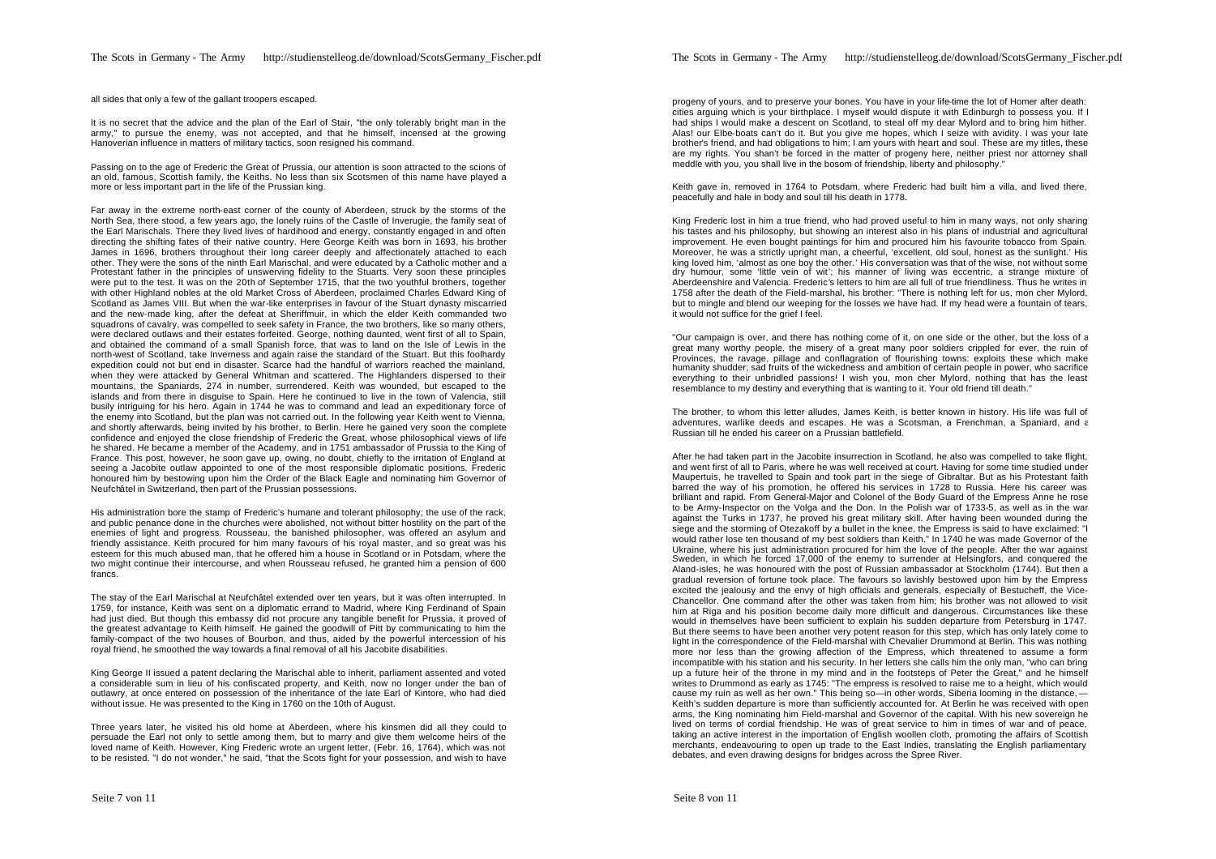all sides that only a few of the gallant troopers escaped.

It is no secret that the advice and the plan of the Earl of Stair, "the only tolerably bright man in the army," to pursue the enemy, was not accepted, and that he himself, incensed at the growing Hanoverian influence in matters of military tactics, soon resigned his command.

Passing on to the age of Frederic the Great of Prussia, our attention is soon attracted to the scions of an old, famous, Scottish family, the Keiths. No less than six Scotsmen of this name have played a more or less important part in the life of the Prussian king.

Far away in the extreme north-east corner of the county of Aberdeen, struck by the storms of the North Sea, there stood, a few years ago, the lonely ruins of the Castle of Inverugie, the family seat of the Earl Marischals. There they lived lives of hardihood and energy, constantly engaged in and often directing the shifting fates of their native country. Here George Keith was born in 1693, his brother James in 1696, brothers throughout their long career deeply and affectionately attached to each other. They were the sons of the ninth Earl Marischal, and were educated by a Catholic mother and a Protestant father in the principles of unswerving fidelity to the Stuarts. Very soon these principles were put to the test. It was on the 20th of September 1715, that the two youthful brothers, together with other Highland nobles at the old Market Cross of Aberdeen, proclaimed Charles Edward King of Scotland as James VIII. But when the war-like enterprises in favour of the Stuart dynasty miscarried and the new-made king, after the defeat at Sheriffmuir, in which the elder Keith commanded two squadrons of cavalry, was compelled to seek safety in France, the two brothers, like so many others, were declared outlaws and their estates forfeited. George, nothing daunted, went first of all to Spain, and obtained the command of a small Spanish force, that was to land on the Isle of Lewis in the north-west of Scotland, take Inverness and again raise the standard of the Stuart. But this foolhardy expedition could not but end in disaster. Scarce had the handful of warriors reached the mainland, when they were attacked by General Whitman and scattered. The Highlanders dispersed to their mountains, the Spaniards, 274 in number, surrendered. Keith was wounded, but escaped to the islands and from there in disguise to Spain. Here he continued to live in the town of Valencia, still busily intriguing for his hero. Again in 1744 he was to command and lead an expeditionary force of the enemy into Scotland, but the plan was not carried out. In the following year Keith went to Vienna, and shortly afterwards, being invited by his brother, to Berlin. Here he gained very soon the complete confidence and enjoyed the close friendship of Frederic the Great, whose philosophical views of life he shared. He became a member of the Academy, and in 1751 ambassador of Prussia to the King of France. This post, however, he soon gave up, owing, no doubt, chiefly to the irritation of England at seeing a Jacobite outlaw appointed to one of the most responsible diplomatic positions. Frederic honoured him by bestowing upon him the Order of the Black Eagle and nominating him Governor of Neufchâtel in Switzerland, then part of the Prussian possessions.

His administration bore the stamp of Frederic's humane and tolerant philosophy; the use of the rack, and public penance done in the churches were abolished, not without bitter hostility on the part of the enemies of light and progress. Rousseau, the banished philosopher, was offered an asylum and friendly assistance. Keith procured for him many favours of his royal master, and so great was his esteem for this much abused man, that he offered him a house in Scotland or in Potsdam, where the two might continue their intercourse, and when Rousseau refused, he granted him a pension of 600 francs.

The stay of the Earl Marischal at Neufchâtel extended over ten years, but it was often interrupted. In 1759, for instance, Keith was sent on a diplomatic errand to Madrid, where King Ferdinand of Spain had just died. But though this embassy did not procure any tangible benefit for Prussia, it proved of the greatest advantage to Keith himself. He gained the goodwill of Pitt by communicating to him the family-compact of the two houses of Bourbon, and thus, aided by the powerful intercession of his royal friend, he smoothed the way towards a final removal of all his Jacobite disabilities.

King George II issued a patent declaring the Marischal able to inherit, parliament assented and voted a considerable sum in lieu of his confiscated property, and Keith, now no longer under the ban of outlawry, at once entered on possession of the inheritance of the late Earl of Kintore, who had died without issue. He was presented to the King in 1760 on the 10th of August.

Three years later, he visited his old home at Aberdeen, where his kinsmen did all they could to persuade the Earl not only to settle among them, but to marry and give them welcome heirs of the loved name of Keith. However, King Frederic wrote an urgent letter, (Febr. 16, 1764), which was not to be resisted. "I do not wonder," he said, "that the Scots fight for your possession, and wish to have progeny of yours, and to preserve your bones. You have in your life-time the lot of Homer after death: cities arguing which is your birthplace. I myself would dispute it with Edinburgh to possess you. If I had ships I would make a descent on Scotland, to steal off my dear Mylord and to bring him hither. Alas! our Elbe-boats can't do it. But you give me hopes, which I seize with avidity. I was your late brother's friend, and had obligations to him; I am yours with heart and soul. These are my titles, these are my rights. You shan't be forced in the matter of progeny here, neither priest nor attorney shall meddle with you, you shall live in the bosom of friendship, liberty and philosophy."

Keith gave in, removed in 1764 to Potsdam, where Frederic had built him a villa, and lived there, peacefully and hale in body and soul till his death in 1778.

King Frederic lost in him a true friend, who had proved useful to him in many ways, not only sharing his tastes and his philosophy, but showing an interest also in his plans of industrial and agricultural improvement. He even bought paintings for him and procured him his favourite tobacco from Spain. Moreover, he was a strictly upright man, a cheerful, 'excellent, old soul, honest as the sunlight.' His king loved him, 'almost as one boy the other.' His conversation was that of the wise, not without some dry humour, some 'little vein of wit'; his manner of living was eccentric, a strange mixture of Aberdeenshire and Valencia. Frederic's letters to him are all full of true friendliness. Thus he writes in 1758 after the death of the Field-marshal, his brother: "There is nothing left for us, mon cher Mylord, but to mingle and blend our weeping for the losses we have had. If my head were a fountain of tears, it would not suffice for the grief I feel.

"Our campaign is over, and there has nothing come of it, on one side or the other, but the loss of a great many worthy people, the misery of a great many poor soldiers crippled for ever, the ruin of Provinces, the ravage, pillage and conflagration of flourishing towns: exploits these which make humanity shudder; sad fruits of the wickedness and ambition of certain people in power, who sacrifice everything to their unbridled passions! I wish you, mon cher Mylord, nothing that has the least resemblance to my destiny and everything that is wanting to it. Your old friend till death."

The brother, to whom this letter alludes, James Keith, is better known in history. His life was full of adventures, warlike deeds and escapes. He was a Scotsman, a Frenchman, a Spaniard, and a Russian till he ended his career on a Prussian battlefield.

After he had taken part in the Jacobite insurrection in Scotland, he also was compelled to take flight, and went first of all to Paris, where he was well received at court. Having for some time studied under Maupertuis, he travelled to Spain and took part in the siege of Gibraltar. But as his Protestant faith barred the way of his promotion, he offered his services in 1728 to Russia. Here his career was brilliant and rapid. From General-Major and Colonel of the Body Guard of the Empress Anne he rose to be Army-Inspector on the Volga and the Don. In the Polish war of 1733-5, as well as in the war against the Turks in 1737, he proved his great military skill. After having been wounded during the siege and the storming of Otezakoff by a bullet in the knee, the Empress is said to have exclaimed: "I would rather lose ten thousand of my best soldiers than Keith." In 1740 he was made Governor of the Ukraine, where his just administration procured for him the love of the people. After the war against Sweden, in which he forced 17,000 of the enemy to surrender at Helsingfors, and conquered the Aland-isles, he was honoured with the post of Russian ambassador at Stockholm (1744). But then a gradual reversion of fortune took place. The favours so lavishly bestowed upon him by the Empress excited the jealousy and the envy of high officials and generals, especially of Bestucheff, the Vice-Chancellor. One command after the other was taken from him; his brother was not allowed to visit him at Riga and his position became daily more difficult and dangerous. Circumstances like these would in themselves have been sufficient to explain his sudden departure from Petersburg in 1747. But there seems to have been another very potent reason for this step, which has only lately come to light in the correspondence of the Field-marshal with Chevalier Drummond at Berlin. This was nothing more nor less than the growing affection of the Empress, which threatened to assume a form incompatible with his station and his security. In her letters she calls him the only man, "who can bring up a future heir of the throne in my mind and in the footsteps of Peter the Great," and he himself writes to Drummond as early as 1745: "The empress is resolved to raise me to a height, which would cause my ruin as well as her own." This being so—in other words, Siberia looming in the distance,—Keith's sudden departure is more than sufficiently accounted for. At Berlin he was received with open arms, the King nominating him Field-marshal and Governor of the capital. With his new sovereign he lived on terms of cordial friendship. He was of great service to him in times of war and of peace, taking an active interest in the importation of English woollen cloth, promoting the affairs of Scottish merchants, endeavouring to open up trade to the East Indies, translating the English parliamentary debates, and even drawing designs for bridges across the Spree River.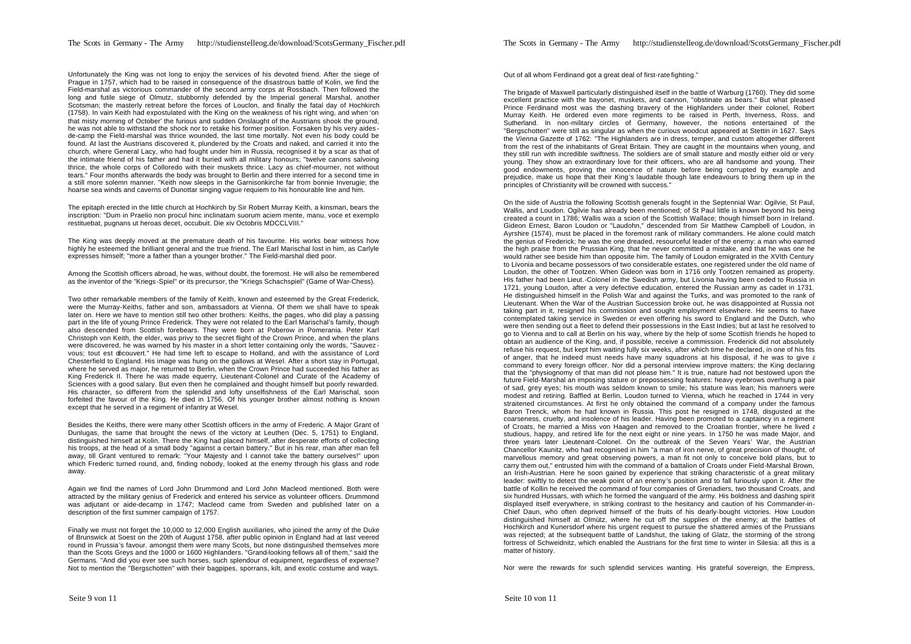Unfortunately the King was not long to enjoy the services of his devoted friend. After the siege of Prague in 1757, which had to be raised in consequence of the disastrous battle of Kolin, we find the Field-marshal as victorious commander of the second army corps at Rossbach. Then followed the long and futile siege of Olmutz, stubbornly defended by the Imperial general Marshal, another Scotsman; the masterly retreat before the forces of Louclon, and finally the fatal day of Hochkirch (1758). In vain Keith had expostulated with the King on the weakness of his right wing, and when 'on that misty morning of October' the furious and sudden Onslaught of the Austrians shook the ground, he was not able to withstand the shock nor to retake his former position. Forsaken by his very aides-de-camp the Field-marshal was thrice wounded, the last time mortally. Not even his body could be found. At last the Austrians discovered it, plundered by the Croats and naked, and carried it into the church, where General Lacy, who had fought under him in Russia, recognised it by a scar as that of the intimate friend of his father and had it buried with all military honours; "twelve canons salvoing thrice, the whole corps of Colloredo with their muskets thrice. Lacy as chief-mourner, not without tears." Four months afterwards the body was brought to Berlin and there interred for a second time in a still more solemn manner. "Keith now sleeps in the Garnisonkirche far from bonnie Inverugie; the hoarse sea winds and caverns of Dunottar singing vague requiem to his honourable line and him.

The epitaph erected in the little church at Hochkirch by Sir Robert Murray Keith, a kinsman, bears the inscription: "Dum in Praelio non procul hinc inclinatam suorum aciem mente, manu, voce et exemplo restituebat, pugnans ut heroas decet, occubuit. Die xiv Octobris MDCCLVIII."

The King was deeply moved at the premature death of his favourite. His works bear witness how highly he esteemed the brilliant general and the true friend. The Earl Marischal lost in him, as Carlyle expresses himself; "more a father than a younger brother." The Field-marshal died poor.

Among the Scottish officers abroad, he was, without doubt, the foremost. He will also be remembered as the inventor of the "Kriegs-Spiel" or its precursor, the "Kriegs Schachspiel" (Game of War-Chess).

Two other remarkable members of the family of Keith, known and esteemed by the Great Frederick, were the Murray-Keiths, father and son, ambassadors at Vienna. Of them we shall have to speak later on. Here we have to mention still two other brothers: Keiths, the pages, who did play a passing part in the life of young Prince Frederick. They were not related to the Earl Marischal's family, though also descended from Scottish forebears. They were born at Poberow in Pomerania. Peter Karl Christoph von Keith, the elder, was privy to the secret flight of the Crown Prince, and when the plans were discovered, he was warned by his master in a short letter containing only the words, "Sauvez-vous; tout est découvert." He had time left to escape to Holland, and with the assistance of Lord Chesterfield to England. His image was hung on the gallows at Wesel. After a short stay in Portugal, where he served as major, he returned to Berlin, when the Crown Prince had succeeded his father as King Frederick II. There he was made equerry, Lieutenant-Colonel and Curate of the Academy of Sciences with a good salary. But even then he complained and thought himself but poorly rewarded. His character, so different from the splendid and lofty unselfishness of the Earl Marischal, soon forfeited the favour of the King. He died in 1756. Of his younger brother almost nothing is known except that he served in a regiment of infantry at Wesel.

Besides the Keiths, there were many other Scottish officers in the army of Frederic. A Major Grant of Dunlugas, the same that brought the news of the victory at Leuthen (Dec. 5, 1751) to England, distinguished himself at Kolin. There the King had placed himself, after desperate efforts of collecting his troops, at the head of a small body "against a certain battery." But in his rear, man after man fell away, till Grant ventured to remark: "Your Majesty and I cannot take the battery ourselves!" upon which Frederic turned round, and, finding nobody, looked at the enemy through his glass and rode away.

Again we find the names of Lord John Drummond and Lord John Macleod mentioned. Both were attracted by the military genius of Frederick and entered his service as volunteer officers. Drummond was adjutant or aide-decamp in 1747; Macleod came from Sweden and published later on a description of the first summer campaign of 1757.

Finally we must not forget the 10,000 to 12,000 English auxiliaries, who joined the army of the Duke of Brunswick at Soest on the 20th of August 1758, after public opinion in England had at last veered round in Prussia's favour. amongst them were many Scots, but none distinguished themselves more than the Scots Greys and the 1000 or 1600 Highlanders. "Grand-looking fellows all of them," said the Germans. "And did you ever see such horses, such splendour of equipment, regardless of expense? Not to mention the "Bergschotten" with their bagpipes, sporrans, kilt, and exotic costume and ways. Out of all whom Ferdinand got a great deal of first-rate fighting."

The brigade of Maxwell particularly distinguished itself in the battle of Warburg (1760). They did some excellent practice with the bayonet, muskets, and cannon, "obstinate as bears." But what pleased Prince Ferdinand most was the dashing bravery of the Highlanders under their colonel, Robert Murray Keith. He ordered even more regiments to be raised in Perth, Inverness, Ross, and Sutherland. In non-military circles of Germany, however, the notions entertained of the "Bergschotten" were still as singular as when the curious woodcut appeared at Stettin in 1627. Says the *Vienna Gazette* of 1762: "The Highlanders are in dress, temper, and custom altogether different from the rest of the inhabitants of Great Britain. They are caught in the mountains when young, and they still run with incredible swiftness. The soldiers are of small stature and mostly either old or very young. They show an extraordinary love for their officers, who are all handsome and young. Their good endowments, proving the innocence of nature before being corrupted by example and prejudice, make us hope that their King's laudable though late endeavours to bring them up in the principles of Christianity will be crowned with success."

On the side of Austria the following Scottish generals fought in the Septennial War: Ogilvie, St Paul, Wallis, and Loudon. Ogilvie has already been mentioned; of St Paul little is known beyond his being created a count in 1786; Wallis was a scion of the Scottish Wallace; though himself born in Ireland. Gideon Ernest, Baron Loudon or "Laudohn," descended from Sir Matthew Campbell of Loudon, in Ayrshire (1574), must be placed in the foremost rank of military commanders. He alone could match the genius of Frederick; he was the one dreaded, resourceful leader of the enemy: a man who earned the high praise from the Prussian King, that he never committed a mistake, and that he was one he would rather see beside him than opposite him. The family of Loudon emigrated in the XVIth Century to Livonia and became possessors of two considerable estates, one registered under the old name of Loudon, the other of Tootzen. When Gideon was born in 1716 only Tootzen remained as property. His father had been Lieut.-Colonel in the Swedish army, but Livonia having been ceded to Russia in 1721, young Loudon, after a very defective education, entered the Russian army as cadet in 1731. He distinguished himself in the Polish War and against the Turks, and was promoted to the rank of Lieutenant. When the War of the Austrian Succession broke out, he was disappointed at Russia not taking part in it, resigned his commission and sought employment elsewhere. He seems to have contemplated taking service in Sweden or even offering his sword to England and the Dutch, who were then sending out a fleet to defend their possessions in the East Indies; but at last he resolved to go to Vienna and to call at Berlin on his way, where by the help of some Scottish friends he hoped to obtain an audience of the King, and, if possible, receive a commission. Frederick did not absolutely refuse his request, but kept him waiting fully six weeks, after which time he declared, in one of his fits of anger, that he indeed must needs have many squadrons at his disposal, if he was to give a command to every foreign officer. Nor did a personal interview improve matters; the King declaring that the "physiognomy of that man did not please him." It is true, nature had not bestowed upon the future Field-Marshal an imposing stature or prepossessing features: heavy eyebrows overhung a pair of sad, grey eyes; his mouth was seldom known to smile; his stature was lean; his manners were modest and retiring. Baffled at Berlin, Loudon turned to Vienna, which he reached in 1744 in very straitened circumstances. At first he only obtained the command of a company under the famous Baron Trenck, whom he had known in Russia. This post he resigned in 1748, disgusted at the coarseness, cruelty, and insolence of his leader. Having been promoted to a captaincy in a regiment of Croats, he married a Miss von Haagen and removed to the Croatian frontier, where he lived a studious, happy, and retired life for the next eight or nine years. In 1750 he was made Major, and three years later Lieutenant-Colonel. On the outbreak of the Seven Years' War, the Austrian Chancellor Kaunitz, who had recognised in him "a man of iron nerve, of great precision of thought, of marvellous memory and great observing powers, a man fit not only to conceive bold plans, but to carry them out," entrusted him with the command of a battalion of Croats under Field-Marshal Brown, an Irish-Austrian. Here he soon gained by experience that striking characteristic of a great military leader: swiftly to detect the weak point of an enemy's position and to fall furiously upon it. After the battle of Kollin he received the command of four companies of Grenadiers, two thousand Croats, and six hundred Hussars, with which he formed the vanguard of the army. His boldness and dashing spirit displayed itself everywhere, in striking contrast to the hesitancy and caution of his Commander-in-Chief Daun, who often deprived himself of the fruits of his dearly-bought victories. How Loudon distinguished himself at Olmütz, where he cut off the supplies of the enemy; at the battles of Hochkirch and Kunersdorf where his urgent request to pursue the shattered armies of the Prussians was rejected; at the subsequent battle of Landshut, the taking of Glatz, the storming of the strong fortress of Schweidnitz, which enabled the Austrians for the first time to winter in Silesia: all this is a matter of history.

Nor were the rewards for such splendid services wanting. His grateful sovereign, the Empress,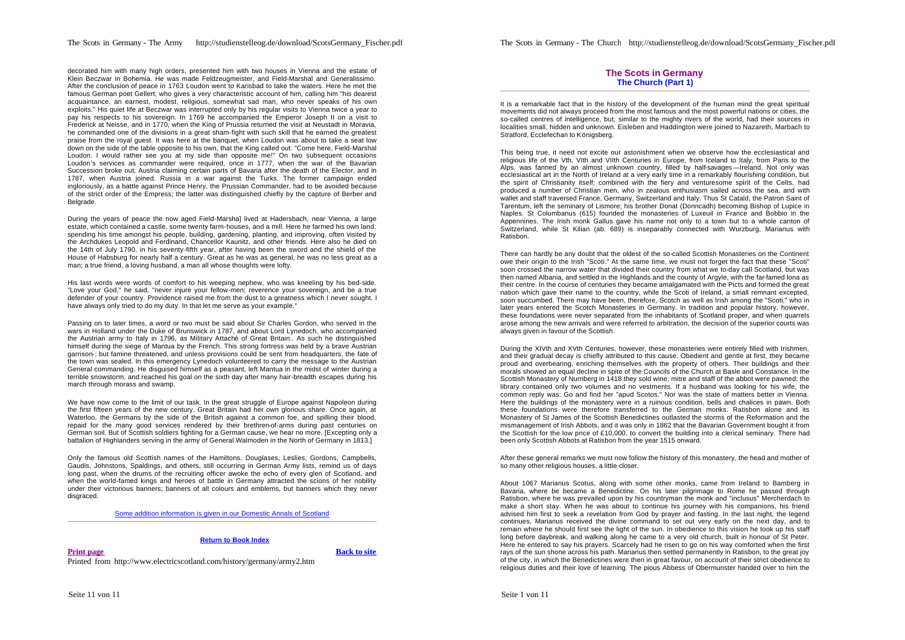decorated him with many high orders, presented him with two houses in Vienna and the estate of Klein Beczwar in Bohemia. He was made Feldzeugmeister, and Field-Marshal and Generalissimo. After the conclusion of peace in 1763 Loudon went to Karisbad to take the waters. Here he met the famous German poet Gellert, who gives a very characteristic account of him, calling him "his dearest acquaintance, an earnest, modest, religious, somewhat sad man, who never speaks of his own exploits." His quiet life at Beczwar was interrupted only by his regular visits to Vienna twice a year to pay his respects to his sovereign. In 1769 he accompanied the Emperor Joseph II on a visit to Frederick at Neisse, and in 1770, when the King of Prussia returned the visit at Neustadt in Moravia, he commanded one of the divisions in a great sham-fight with such skill that he earned the greatest praise from the royal guest. It was here at the banquet, when Loudon was about to take a seat low down on the side of the table opposite to his own, that the King called out: "Come here, Field-Marshal Loudon. I would rather see you at my side than opposite me!" On two subsequent occasions Loudon's services as commander were required, once in 1777, when the war of the Bavarian Succession broke out, Austria claiming certain parts of Bavaria after the death of the Elector, and in 1787, when Austria joined. Russia in a war against the Turks. The former campaign ended ingloriously, as a battle against Prince Henry, the Prussian Commander, had to be avoided because of the strict order of the Empress; the latter was distinguished chiefly by the capture of Berber and Belgrade.

During the years of peace the now aged Field-Marshal lived at Hadersbach, near Vienna, a large estate, which contained a castle, some twenty farm-houses, and a mill. Here he farmed his own land, spending his time amongst his people, building, gardening, planting, and improving, often visited by the Archdukes Leopold and Ferdinand, Chancellor Kaunitz, and other friends. Here also he died on the 14th of July 1790, in his seventy-fifth year, after having been the sword and the shield of the House of Habsburg for nearly half a century. Great as he was as general, he was no less great as a man; a true friend, a loving husband, a man all whose thoughts were lofty.

His last words were words of comfort to his weeping nephew, who was kneeling by his bed-side. "Love your God," he said, "never injure your fellow-men; reverence your sovereign, and be a true defender of your country. Providence raised me from the dust to a greatness which I never sought. I have always only tried to do my duty. In that let me serve as your example."

Passing on to later times, a word or two must be said about Sir Charles Gordon, who served in the wars in Holland under the Duke of Brunswick in 1787, and about Lord Lynedoch, who accompanied the Austrian army to Italy in 1796, as Military Attaché of Great Britain.. As such he distinguished himself during the siege of Mantua by the French. This strong fortress was held by a brave Austrian garrison-; but famine threatened, and unless provisions could be sent from headquarters, the fate of the town was sealed. In this emergency Lynedoch volunteered to carry the message to the Austrian General commanding. He disguised himself as a peasant, left Mantua in the midst of winter during a terrible snowstorm, and reached his goal on the sixth day after many hair-breadth escapes during his march through morass and swamp.

We have now come to the limit of our task. In the great struggle of Europe against Napoleon during the first fifteen years of the new century, Great Britain had her own glorious share. Once again, at Waterloo, the Germans by the side of the British against a common foe, and spilling their blood, repaid for the many good services rendered by their brethren-of-arms during past centuries on German soil. But of Scottish soldiers fighting for a German cause, we hear no more. [Excepting only a battalion of Highlanders serving in the army of General Walmoden in the North of Germany in 1813.]

Only the famous old Scottish names of the Hamiltons, Douglases, Leslies, Gordons, Campbells, Gaudis, Johnstons, Spaldings, and others, still occurring in German Army lists, remind us of days long past, when the drums of the recruiting officer awoke the echo of every glen of Scotland, and when the world-famed kings and heroes of battle in Germany attracted the scions of her nobility under their victorious banners; banners of all colours and emblems, but banners which they never disgraced.

Some addition information is given in our Domestic Annals of Scotland

Return to Book Index

Print page　　Back to site

Printed from http://www.electricscotland.com/history/germany/army2.htm

## The Scots in Germany
### The Church (Part 1)

It is a remarkable fact that in the history of the development of the human mind the great spiritual movements did not always proceed from the most famous and the most powerful nations or cities, the so-called centres of intelligence, but, similar to the mighty rivers of the world, had their sources in localities small, hidden and unknown. Eisleben and Haddington were joined to Nazareth, Marbach to Stratford, Ecclefechan to Königsberg.

This being true, it need not excite our astonishment when we observe how the ecclesiastical and religious life of the Vth, VIth and VIIth Centuries in Europe, from Iceland to Italy, from Paris to the Alps, was fanned by an almost unknown country, filled by half-savages—Ireland. Not only was ecclesiastical art in the North of Ireland at a very early time in a remarkably flourishing condition, but the spirit of Christianity itself; combined with the fiery and venturesome spirit of the Celts, had produced a number of Christian men, who in zealous enthusiasm sailed across the sea, and with wallet and staff traversed France, Germany, Switzerland and Italy. Thus St Catald, the Patron Saint of Tarentum, left the seminary of Lismore; his brother Donat (Donncadh) becoming Bishop of Lupice in Naples. St Columbanus (615) founded the monasteries of Luxeuil in France and Bobbio in the Appennines. The Irish monk Gallus gave his name not only to a town but to a whole canton of Switzerland, while St Kilian (ab. 689) is inseparably connected with Wurzburg, Marianus with Ratisbon.

There can hardly be any doubt that the oldest of the so-called Scottish Monasteries on the Continent owe their origin to the Irish "Scoti." At the same time, we must not forget the fact that these "Scoti" soon crossed the narrow water that divided their country from what we to-day call Scotland, but was then named Albania, and settled in the Highlands and the county of Argyle, with the far-famed Iona as their centre. In the course of centuries they became amalgamated with the Picts and formed the great nation which gave their name to the country, while the Scoti of Ireland, a small remnant excepted, soon succumbed. There may have been, therefore, Scotch as well as Irish among the "Scoti," who in later years entered the Scotch Monasteries in Germany. In tradition and popular history, however, these foundations were never separated from the inhabitants of Scotland proper, and when quarrels arose among the new arrivals and were referred to arbitration, the decision of the superior courts was always given in favour of the Scottish.

During the XIVth and XVth Centuries, however, these monasteries were entirely filled with Irishmen, and their gradual decay is chiefly attributed to this cause. Obedient and gentle at first, they became proud and overbearing, enriching themselves with the property of others. Their buildings and their morals showed an equal decline in spite of the Councils of the Church at Basle and Constance. In the Scottish Monastery of Nurnberg in 1418 they sold wine; mitre and staff of the abbot were pawned; the library contained only two volumes and no vestments. If a husband was looking for his wife, the common reply was: Go and find her "apud Scotos." Nor was the state of matters better in Vienna. Here the buildings of the monastery were in a ruinous condition, bells and chalices in pawn. Both these foundations were therefore transferred to the German monks. Ratisbon alone and its Monastery of St James of the Scottish Benedictines outlasted the storms of the Reformation and the mismanagement of Irish Abbots, and it was only in 1862 that the Bavarian Government bought it from the Scottish for the low price of £10,000, to convert the building into a clerical seminary. There had been only Scottish Abbots at Ratisbon from the year 1515 onward.

After these general remarks we must now follow the history of this monastery, the head and mother of so many other religious houses, a little closer.

About 1067 Marianus Scotus, along with some other monks, came from Ireland to Bamberg in Bavaria, where be became a Benedictine. On his later pilgrimage to Rome he passed through Ratisbon, where he was prevailed upon by his countryman the monk and "inclusus" Mercherdach to make a short stay. When he was about to continue his journey with his companions, his friend advised him first to seek a revelation from God by prayer and fasting. In the last night, the legend continues, Marianus received the divine command to set out very early on the next day, and to remain where he should first see the light of the sun. In obedience to this vision he took up his staff long before daybreak, and walking along he came to a very old church, built in honour of St Peter. Here he entered to say his prayers. Scarcely had he risen to go on his way comforted when the first rays of the sun shone across his path. Marianus then settled permanently in Ratisbon, to the great joy of the city, in which the Benedictines were then in great favour, on account of their strict obedience to religious duties and their love of learning. The pious Abbess of Obermunster handed over to him the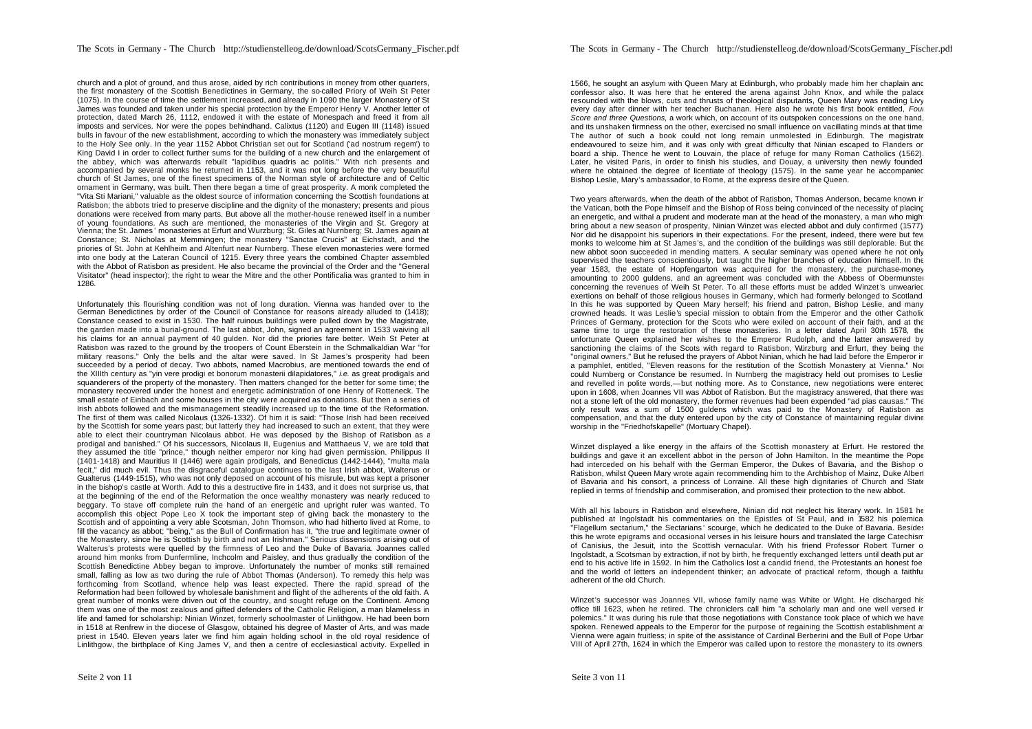church and a plot of ground, and thus arose, aided by rich contributions in money from other quarters, the first monastery of the Scottish Benedictines in Germany, the so-called Priory of Weih St Peter (1075). In the course of time the settlement increased, and already in 1090 the larger Monastery of St James was founded and taken under his special protection by the Emperor Henry V. Another letter of protection, dated March 26, 1112, endowed it with the estate of Monespach and freed it from all imposts and services. Nor were the popes behindhand. Calixtus (1120) and Eugen III (1148) issued bulls in favour of the new establishment, according to which the monastery was immediately subject to the Holy See only. In the year 1152 Abbot Christian set out for Scotland ('ad nostrum regem') to King David I in order to collect further sums for the building of a new church and the enlargement of the abbey, which was afterwards rebuilt "lapidibus quadris ac politis." With rich presents and accompanied by several monks he returned in 1153, and it was not long before the very beautiful church of St James, one of the finest specimens of the Norman style of architecture and of Celtic ornament in Germany, was built. Then there began a time of great prosperity. A monk completed the "Vita Sti Mariani," valuable as the oldest source of information concerning the Scottish foundations at Ratisbon; the abbots tried to preserve discipline and the dignity of the monastery; presents and pious donations were received from many parts. But above all the mother-house renewed itself in a number of young foundations. As such are mentioned, the monasteries of the Virgin and St. Gregory at Vienna; the St. James' monasteries at Erfurt and Wurzburg; St. Giles at Nurnberg; St. James again at Constance; St. Nicholas at Memmingen; the monastery "Sanctae Crucis" at Eichstadt, and the priories of St. John at Kehlheim and Altenfurt near Nurnberg. These eleven monasteries were formed into one body at the Lateran Council of 1215. Every three years the combined Chapter assembled with the Abbot of Ratisbon as president. He also became the provincial of the Order and the "General Visitator" (head inspector); the right to wear the Mitre and the other Pontificalia was granted to him in 1286.

Unfortunately this flourishing condition was not of long duration. Vienna was handed over to the German Benedictines by order of the Council of Constance for reasons already alluded to (1418); Constance ceased to exist in 1530. The half ruinous buildings were pulled down by the Magistrate, the garden made into a burial-ground. The last abbot, John, signed an agreement in 1533 waiving all his claims for an annual payment of 40 gulden. Nor did the priories fare better. Weih St Peter at Ratisbon was razed to the ground by the troopers of Count Eberstein in the Schmalkaldian War "for military reasons." Only the bells and the altar were saved. In St James's prosperity had been succeeded by a period of decay. Two abbots, named Macrobius, are mentioned towards the end of the XIIIth century as "yin vere prodigi et bonorum monasterii dilapidatores," *i.e.* as great prodigals and squanderers of the property of the monastery. Then matters changed for the better for some time; the monastery recovered under the honest and energetic administration of one Henry of Rotteneck. The small estate of Einbach and some houses in the city were acquired as donations. But then a series of Irish abbots followed and the mismanagement steadily increased up to the time of the Reformation. The first of them was called Nicolaus (1326-1332). Of him it is said: "Those Irish had been received by the Scottish for some years past; but latterly they had increased to such an extent, that they were able to elect their countryman Nicolaus abbot. He was deposed by the Bishop of Ratisbon as a prodigal and banished." Of his successors, Nicolaus II, Eugenius and Matthaeus V, we are told that they assumed the title "prince," though neither emperor nor king had given permission. Philippus II (1401-1418) and Mauritius II (1446) were again prodigals, and Benedictus (1442-1444), "multa mala fecit," did much evil. Thus the disgraceful catalogue continues to the last Irish abbot, Walterus or Gualterus (1449-1515), who was not only deposed on account of his misrule, but was kept a prisoner in the bishop's castle at Worth. Add to this a destructive fire in 1433, and it does not surprise us, that at the beginning of the end of the Reformation the once wealthy monastery was nearly reduced to beggary. To stave off complete ruin the hand of an energetic and upright ruler was wanted. To accomplish this object Pope Leo X took the important step of giving back the monastery to the Scottish and of appointing a very able Scotsman, John Thomson, who had hitherto lived at Rome, to fill the vacancy as abbot; "being," as the Bull of Confirmation has it, "the true and legitimate owner of the Monastery, since he is Scottish by birth and not an Irishman." Serious dissensions arising out of Walterus's protests were quelled by the firmness of Leo and the Duke of Bavaria. Joannes called around him monks from Dunfermline, Inchcolm and Paisley, and thus gradually the condition of the Scottish Benedictine Abbey began to improve. Unfortunately the number of monks still remained small, falling as low as two during the rule of Abbot Thomas (Anderson). To remedy this help was forthcoming from Scotland, whence help was least expected. There the rapid spread of the Reformation had been followed by wholesale banishment and flight of the adherents of the old faith. A great number of monks were driven out of the country, and sought refuge on the Continent. Among them was one of the most zealous and gifted defenders of the Catholic Religion, a man blameless in life and famed for scholarship: Ninian Winzet, formerly schoolmaster of Linlithgow. He had been born in 1518 at Renfrew in the diocese of Glasgow, obtained his degree of Master of Arts, and was made priest in 1540. Eleven years later we find him again holding school in the old royal residence of Linlithgow, the birthplace of King James V, and then a centre of ecclesiastical activity. Expelled in 1566, he sought an asylum with Queen Mary at Edinburgh, who probably made him her chaplain and confessor also. It was here that he entered the arena against John Knox, and while the palace resounded with the blows, cuts and thrusts of theological disputants, Queen Mary was reading Livy every day after dinner with her teacher Buchanan. Here also he wrote his first book entitled, *Four Score and three Questions*, a work which, on account of its outspoken concessions on the one hand, and its unshaken firmness on the other, exercised no small influence on vacillating minds at that time. The author of such a book could not long remain unmolested in Edinburgh. The magistrate endeavoured to seize him, and it was only with great difficulty that Ninian escaped to Flanders on board a ship. Thence he went to Louvain, the place of refuge for many Roman Catholics (1562). Later, he visited Paris, in order to finish his studies, and Douay, a university then newly founded, where he obtained the degree of licentiate of theology (1575). In the same year he accompanied Bishop Leslie, Mary's ambassador, to Rome, at the express desire of the Queen.

Two years afterwards, when the death of the abbot of Ratisbon, Thomas Anderson, became known in the Vatican, both the Pope himself and the Bishop of Ross being convinced of the necessity of placing an energetic, and withal a prudent and moderate man at the head of the monastery, a man who might bring about a new season of prosperity, Ninian Winzet was elected abbot and duly confirmed (1577). Nor did he disappoint his superiors in their expectations. For the present, indeed, there were but few monks to welcome him at St James's, and the condition of the buildings was still deplorable. But the new abbot soon succeeded in mending matters. A secular seminary was opened where he not only supervised the teachers conscientiously, but taught the higher branches of education himself. In the year 1583, the estate of Hopfengarton was acquired for the monastery, the purchase-money amounting to 2000 guldens, and an agreement was concluded with the Abbess of Obermunster concerning the revenues of Weih St Peter. To all these efforts must be added Winzet's unwearied exertions on behalf of those religious houses in Germany, which had formerly belonged to Scotland. In this he was supported by Queen Mary herself; his friend and patron, Bishop Leslie, and many crowned heads. It was Leslie's special mission to obtain from the Emperor and the other Catholic Princes of Germany, protection for the Scots who were exiled on account of their faith, and at the same time to urge the restoration of these monasteries. In a letter dated April 30th 1578, the unfortunate Queen explained her wishes to the Emperor Rudolph, and the latter answered by sanctioning the claims of the Scots with regard to Ratisbon, Wurzburg and Erfurt, they being the "original owners." But he refused the prayers of Abbot Ninian, which he had laid before the Emperor in a pamphlet, entitled, "Eleven reasons for the restitution of the Scottish Monastery at Vienna." Nor could Nurnberg or Constance be resumed. In Nurnberg the magistracy held out promises to Leslie and revelled in polite words,—but nothing more. As to Constance, new negotiations were entered upon in 1608, when Joannes VII was Abbot of Ratisbon. But the magistracy answered, that there was not a stone left of the old monastery, the former revenues had been expended "ad pias causas." The only result was a sum of 1500 guldens which was paid to the Monastery of Ratisbon as compensation, and that the duty entered upon by the city of Constance of maintaining regular divine worship in the "Friedhofskapelle" (Mortuary Chapel).

Winzet displayed a like energy in the affairs of the Scottish monastery at Erfurt. He restored the buildings and gave it an excellent abbot in the person of John Hamilton. In the meantime the Pope had interceded on his behalf with the German Emperor, the Dukes of Bavaria, and the Bishop of Ratisbon, whilst Queen Mary wrote again recommending him to the Archbishop of Mainz, Duke Albert of Bavaria and his consort, a princess of Lorraine. All these high dignitaries of Church and State replied in terms of friendship and commiseration, and promised their protection to the new abbot.

With all his labours in Ratisbon and elsewhere, Ninian did not neglect his literary work. In 1581 he published at Ingolstadt his commentaries on the Epistles of St Paul, and in 1582 his polemical "Flagellum sectarium," the Sectarians' scourge, which he dedicated to the Duke of Bavaria. Besides this he wrote epigrams and occasional verses in his leisure hours and translated the large Catechism of Canisius, the Jesuit, into the Scottish vernacular. With his friend Professor Robert Turner of Ingolstadt, a Scotsman by extraction, if not by birth, he frequently exchanged letters until death put an end to his active life in 1592. In him the Catholics lost a candid friend, the Protestants an honest foe and the world of letters an independent thinker; an advocate of practical reform, though a faithful adherent of the old Church.

Winzet's successor was Joannes VII, whose family name was White or Wight. He discharged his office till 1623, when he retired. The chroniclers call him "a scholarly man and one well versed in polemics." It was during his rule that those negotiations with Constance took place of which we have spoken. Renewed appeals to the Emperor for the purpose of regaining the Scottish establishment at Vienna were again fruitless; in spite of the assistance of Cardinal Berberini and the Bull of Pope Urban VIII of April 27th, 1624 in which the Emperor was called upon to restore the monastery to its owners.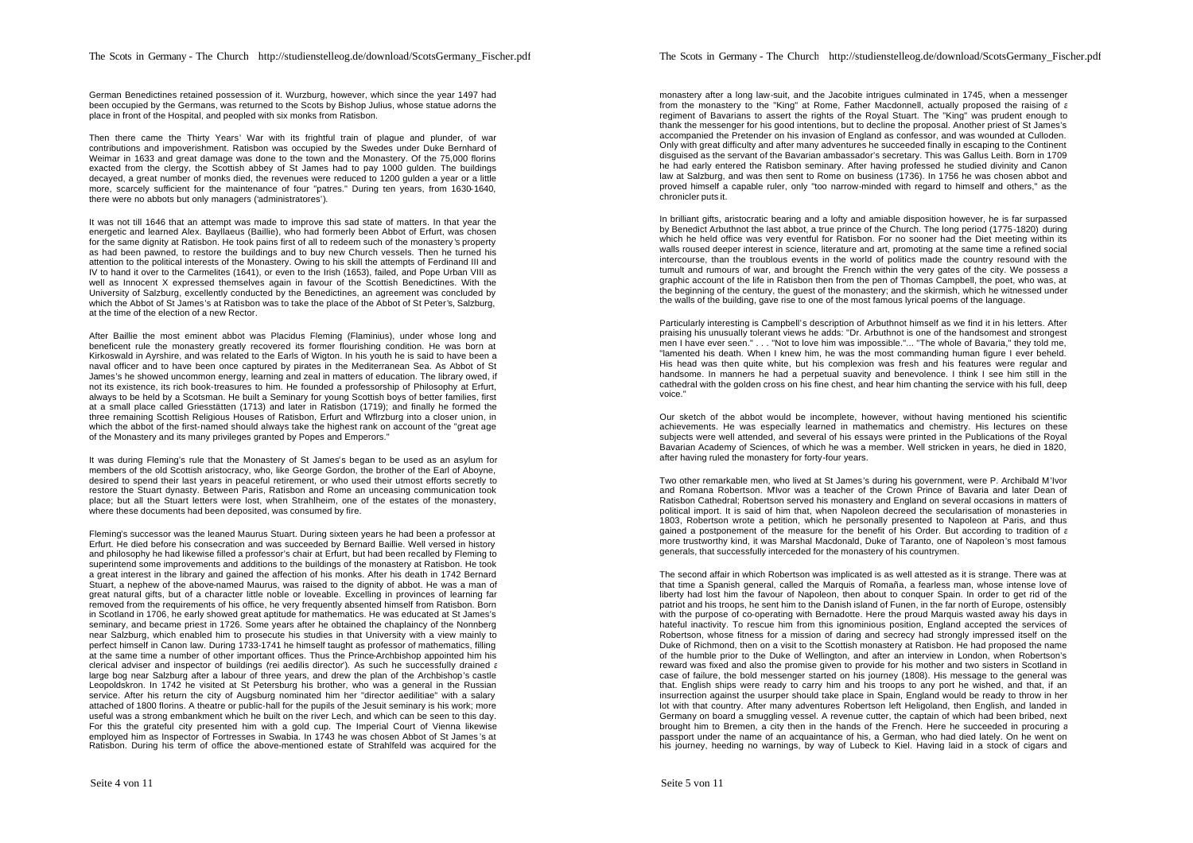German Benedictines retained possession of it. Wurzburg, however, which since the year 1497 had been occupied by the Germans, was returned to the Scots by Bishop Julius, whose statue adorns the place in front of the Hospital, and peopled with six monks from Ratisbon.

Then there came the Thirty Years' War with its frightful train of plague and plunder, of war contributions and impoverishment. Ratisbon was occupied by the Swedes under Duke Bernhard of Weimar in 1633 and great damage was done to the town and the Monastery. Of the 75,000 florins exacted from the clergy, the Scottish abbey of St James had to pay 1000 gulden. The buildings decayed, a great number of monks died, the revenues were reduced to 1200 gulden a year or a little more, scarcely sufficient for the maintenance of four "patres." During ten years, from 1630-1640, there were no abbots but only managers ('administratores').

It was not till 1646 that an attempt was made to improve this sad state of matters. In that year the energetic and learned Alex. Bayllaeus (Baillie), who had formerly been Abbot of Erfurt, was chosen for the same dignity at Ratisbon. He took pains first of all to redeem such of the monastery's property as had been pawned, to restore the buildings and to buy new Church vessels. Then he turned his attention to the political interests of the Monastery. Owing to his skill the attempts of Ferdinand III and IV to hand it over to the Carmelites (1641), or even to the Irish (1653), failed, and Pope Urban VIII as well as Innocent X expressed themselves again in favour of the Scottish Benedictines. With the University of Salzburg, excellently conducted by the Benedictines, an agreement was concluded by which the Abbot of St James's at Ratisbon was to take the place of the Abbot of St Peter's, Salzburg, at the time of the election of a new Rector.

After Baillie the most eminent abbot was Placidus Fleming (Flaminius), under whose long and beneficent rule the monastery greatly recovered its former flourishing condition. He was born at Kirkoswald in Ayrshire, and was related to the Earls of Wigton. In his youth he is said to have been a naval officer and to have been once captured by pirates in the Mediterranean Sea. As Abbot of St James's he showed uncommon energy, learning and zeal in matters of education. The library owed, if not its existence, its rich book-treasures to him. He founded a professorship of Philosophy at Erfurt, always to be held by a Scotsman. He built a Seminary for young Scottish boys of better families, first at a small place called Griesstätten (1713) and later in Ratisbon (1719); and finally he formed the three remaining Scottish Religious Houses of Ratisbon, Erfurt and Wflrzburg into a closer union, in which the abbot of the first-named should always take the highest rank on account of the "great age of the Monastery and its many privileges granted by Popes and Emperors."

It was during Fleming's rule that the Monastery of St James's began to be used as an asylum for members of the old Scottish aristocracy, who, like George Gordon, the brother of the Earl of Aboyne, desired to spend their last years in peaceful retirement, or who used their utmost efforts secretly to restore the Stuart dynasty. Between Paris, Ratisbon and Rome an unceasing communication took place; but all the Stuart letters were lost, when Strahlheim, one of the estates of the monastery, where these documents had been deposited, was consumed by fire.

Fleming's successor was the leaned Maurus Stuart. During sixteen years he had been a professor at Erfurt. He died before his consecration and was succeeded by Bernard Baillie. Well versed in history and philosophy he had likewise filled a professor's chair at Erfurt, but had been recalled by Fleming to superintend some improvements and additions to the buildings of the monastery at Ratisbon. He took a great interest in the library and gained the affection of his monks. After his death in 1742 Bernard Stuart, a nephew of the above-named Maurus, was raised to the dignity of abbot. He was a man of great natural gifts, but of a character little noble or loveable. Excelling in provinces of learning far removed from the requirements of his office, he very frequently absented himself from Ratisbon. Born in Scotland in 1706, he early showed great aptitude for mathematics. He was educated at St James's seminary, and became priest in 1726. Some years after he obtained the chaplaincy of the Nonnberg near Salzburg, which enabled him to prosecute his studies in that University with a view mainly to perfect himself in Canon law. During 1733-1741 he himself taught as professor of mathematics, filling at the same time a number of other important offices. Thus the Prince-Archbishop appointed him his clerical adviser and inspector of buildings (rei aedilis director'). As such he successfully drained a large bog near Salzburg after a labour of three years, and drew the plan of the Archbishop's castle Leopoldskron. In 1742 he visited at St Petersburg his brother, who was a general in the Russian service. After his return the city of Augsburg nominated him her "director aedilitiae" with a salary attached of 1800 florins. A theatre or public-hall for the pupils of the Jesuit seminary is his work; more useful was a strong embankment which he built on the river Lech, and which can be seen to this day. For this the grateful city presented him with a gold cup. The Imperial Court of Vienna likewise employed him as Inspector of Fortresses in Swabia. In 1743 he was chosen Abbot of St James's at Ratisbon. During his term of office the above-mentioned estate of Strahlfeld was acquired for the monastery after a long law-suit, and the Jacobite intrigues culminated in 1745, when a messenger from the monastery to the "King" at Rome, Father Macdonnell, actually proposed the raising of a regiment of Bavarians to assert the rights of the Royal Stuart. The "King" was prudent enough to thank the messenger for his good intentions, but to decline the proposal. Another priest of St James's accompanied the Pretender on his invasion of England as confessor, and was wounded at Culloden. Only with great difficulty and after many adventures he succeeded finally in escaping to the Continent disguised as the servant of the Bavarian ambassador's secretary. This was Gallus Leith. Born in 1709 he had early entered the Ratisbon seminary. After having professed he studied divinity and Canon law at Salzburg, and was then sent to Rome on business (1736). In 1756 he was chosen abbot and proved himself a capable ruler, only "too narrow-minded with regard to himself and others," as the chronicler puts it.

In brilliant gifts, aristocratic bearing and a lofty and amiable disposition however, he is far surpassed by Benedict Arbuthnot the last abbot, a true prince of the Church. The long period (1775-1820) during which he held office was very eventful for Ratisbon. For no sooner had the Diet meeting within its walls roused deeper interest in science, literature and art, promoting at the same time a refined social intercourse, than the troublous events in the world of politics made the country resound with the tumult and rumours of war, and brought the French within the very gates of the city. We possess a graphic account of the life in Ratisbon then from the pen of Thomas Campbell, the poet, who was, at the beginning of the century, the guest of the monastery; and the skirmish, which he witnessed under the walls of the building, gave rise to one of the most famous lyrical poems of the language.

Particularly interesting is Campbell's description of Arbuthnot himself as we find it in his letters. After praising his unusually tolerant views he adds: "Dr. Arbuthnot is one of the handsomest and strongest men I have ever seen." . . . "Not to love him was impossible."... "The whole of Bavaria," they told me, "lamented his death. When I knew him, he was the most commanding human figure I ever beheld. His head was then quite white, but his complexion was fresh and his features were regular and handsome. In manners he had a perpetual suavity and benevolence. I think I see him still in the cathedral with the golden cross on his fine chest, and hear him chanting the service with his full, deep voice."

Our sketch of the abbot would be incomplete, however, without having mentioned his scientific achievements. He was especially learned in mathematics and chemistry. His lectures on these subjects were well attended, and several of his essays were printed in the Publications of the Royal Bavarian Academy of Sciences, of which he was a member. Well stricken in years, he died in 1820, after having ruled the monastery for forty-four years.

Two other remarkable men, who lived at St James's during his government, were P. Archibald M'Ivor and Romana Robertson. M'Ivor was a teacher of the Crown Prince of Bavaria and later Dean of Ratisbon Cathedral; Robertson served his monastery and England on several occasions in matters of political import. It is said of him that, when Napoleon decreed the secularisation of monasteries in 1803, Robertson wrote a petition, which he personally presented to Napoleon at Paris, and thus gained a postponement of the measure for the benefit of his Order. But according to tradition of a more trustworthy kind, it was Marshal Macdonald, Duke of Taranto, one of Napoleon's most famous generals, that successfully interceded for the monastery of his countrymen.

The second affair in which Robertson was implicated is as well attested as it is strange. There was at that time a Spanish general, called the Marquis of Romaña, a fearless man, whose intense love of liberty had lost him the favour of Napoleon, then about to conquer Spain. In order to get rid of the patriot and his troops, he sent him to the Danish island of Funen, in the far north of Europe, ostensibly with the purpose of co-operating with Bernadotte. Here the proud Marquis wasted away his days in hateful inactivity. To rescue him from this ignominious position, England accepted the services of Robertson, whose fitness for a mission of daring and secrecy had strongly impressed itself on the Duke of Richmond, then on a visit to the Scottish monastery at Ratisbon. He had proposed the name of the humble prior to the Duke of Wellington, and after an interview in London, when Robertson's reward was fixed and also the promise given to provide for his mother and two sisters in Scotland in case of failure, the bold messenger started on his journey (1808). His message to the general was that. English ships were ready to carry him and his troops to any port he wished, and that, if an insurrection against the usurper should take place in Spain, England would be ready to throw in her lot with that country. After many adventures Robertson left Heligoland, then English, and landed in Germany on board a smuggling vessel. A revenue cutter, the captain of which had been bribed, next brought him to Bremen, a city then in the hands of the French. Here he succeeded in procuring a passport under the name of an acquaintance of his, a German, who had died lately. On he went on his journey, heeding no warnings, by way of Lubeck to Kiel. Having laid in a stock of cigars and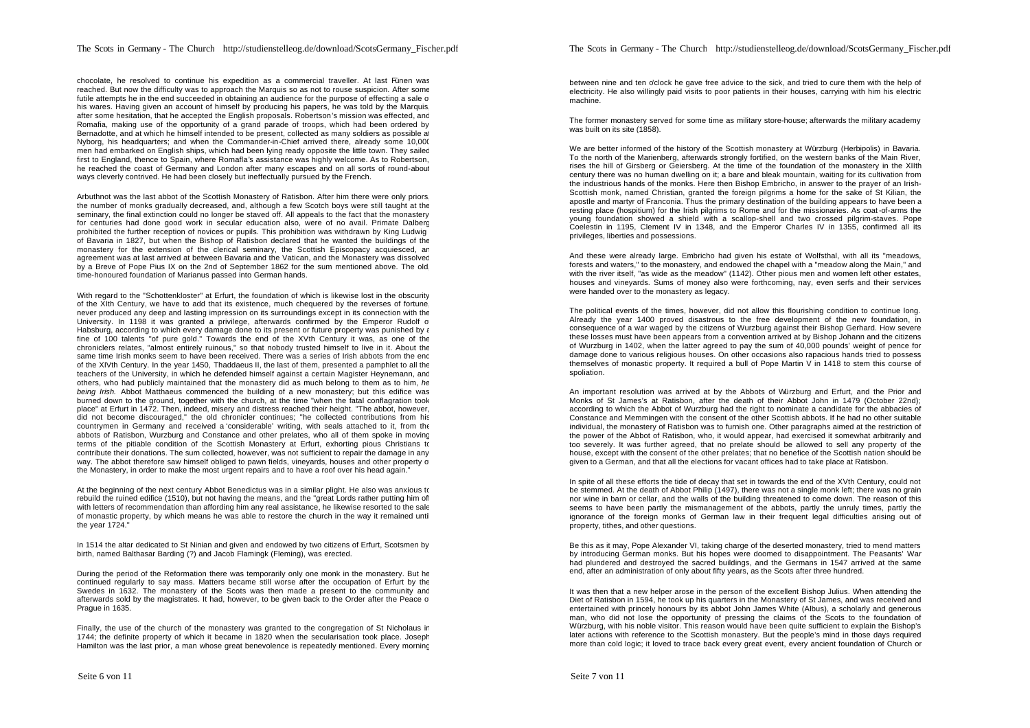chocolate, he resolved to continue his expedition as a commercial traveller. At last Fünen was reached. But now the difficulty was to approach the Marquis so as not to rouse suspicion. After some futile attempts he in the end succeeded in obtaining an audience for the purpose of effecting a sale of his wares. Having given an account of himself by producing his papers, he was told by the Marquis, after some hesitation, that he accepted the English proposals. Robertson's mission was effected, and Romafia, making use of the opportunity of a grand parade of troops, which had been ordered by Bernadotte, and at which he himself intended to be present, collected as many soldiers as possible at Nyborg, his headquarters; and when the Commander-in-Chief arrived there, already some 10,000 men had embarked on English ships, which had been lying ready opposite the little town. They sailed first to England, thence to Spain, where Romafia's assistance was highly welcome. As to Robertson, he reached the coast of Germany and London after many escapes and on all sorts of round-about ways cleverly contrived. He had been closely but ineffectually pursued by the French.

Arbuthnot was the last abbot of the Scottish Monastery of Ratisbon. After him there were only priors, the number of monks gradually decreased, and, although a few Scotch boys were still taught at the seminary, the final extinction could no longer be staved off. All appeals to the fact that the monastery for centuries had done good work in secular education also, were of no avail. Primate Dalberg prohibited the further reception of novices or pupils. This prohibition was withdrawn by King Ludwig of Bavaria in 1827, but when the Bishop of Ratisbon declared that he wanted the buildings of the monastery for the extension of the clerical seminary, the Scottish Episcopacy acquiesced, an agreement was at last arrived at between Bavaria and the Vatican, and the Monastery was dissolved by a Breve of Pope Pius IX on the 2nd of September 1862 for the sum mentioned above. The old, time-honoured foundation of Marianus passed into German hands.

With regard to the "Schottenkloster" at Erfurt, the foundation of which is likewise lost in the obscurity of the XIth Century, we have to add that its existence, much chequered by the reverses of fortune, never produced any deep and lasting impression on its surroundings except in its connection with the University. In 1198 it was granted a privilege, afterwards confirmed by the Emperor Rudolf of Habsburg, according to which every damage done to its present or future property was punished by a fine of 100 talents "of pure gold." Towards the end of the XVth Century it was, as one of the chroniclers relates, "almost entirely ruinous," so that nobody trusted himself to live in it. About the same time Irish monks seem to have been received. There was a series of Irish abbots from the end of the XIVth Century. In the year 1450, Thaddaeus II, the last of them, presented a pamphlet to all the teachers of the University, in which he defended himself against a certain Magister Heynemann, and others, who had publicly maintained that the monastery did as much belong to them as to him, *he being Irish.* Abbot Matthaeus commenced the building of a new monastery; but this edifice was burned down to the ground, together with the church, at the time "when the fatal conflagration took place" at Erfurt in 1472. Then, indeed, misery and distress reached their height. "The abbot, however, did not become discouraged," the old chronicler continues; "he collected contributions from his countrymen in Germany and received a 'considerable' writing, with seals attached to it, from the abbots of Ratisbon, Wurzburg and Constance and other prelates, who all of them spoke in moving terms of the pitiable condition of the Scottish Monastery at Erfurt, exhorting pious Christians to contribute their donations. The sum collected, however, was not sufficient to repair the damage in any way. The abbot therefore saw himself obliged to pawn fields, vineyards, houses and other property of the Monastery, in order to make the most urgent repairs and to have a roof over his head again."

At the beginning of the next century Abbot Benedictus was in a similar plight. He also was anxious to rebuild the ruined edifice (1510), but not having the means, and the "great Lords rather putting him off with letters of recommendation than affording him any real assistance, he likewise resorted to the sale of monastic property, by which means he was able to restore the church in the way it remained until the year 1724."

In 1514 the altar dedicated to St Ninian and given and endowed by two citizens of Erfurt, Scotsmen by birth, named Balthasar Barding (?) and Jacob Flamingk (Fleming), was erected.

During the period of the Reformation there was temporarily only one monk in the monastery. But he continued regularly to say mass. Matters became still worse after the occupation of Erfurt by the Swedes in 1632. The monastery of the Scots was then made a present to the community and afterwards sold by the magistrates. It had, however, to be given back to the Order after the Peace of Prague in 1635.

Finally, the use of the church of the monastery was granted to the congregation of St Nicholaus in 1744; the definite property of which it became in 1820 when the secularisation took place. Joseph Hamilton was the last prior, a man whose great benevolence is repeatedly mentioned. Every morning between nine and ten o'clock he gave free advice to the sick, and tried to cure them with the help of electricity. He also willingly paid visits to poor patients in their houses, carrying with him his electric machine.

The former monastery served for some time as military store-house; afterwards the military academy was built on its site (1858).

We are better informed of the history of the Scottish monastery at Würzburg (Herbipolis) in Bavaria. To the north of the Marienberg, afterwards strongly fortified, on the western banks of the Main River, rises the hill of Girsberg or Geiersberg. At the time of the foundation of the monastery in the XIIth century there was no human dwelling on it; a bare and bleak mountain, waiting for its cultivation from the industrious hands of the monks. Here then Bishop Embricho, in answer to the prayer of an Irish-Scottish monk, named Christian, granted the foreign pilgrims a home for the sake of St Kilian, the apostle and martyr of Franconia. Thus the primary destination of the building appears to have been a resting place (hospitium) for the Irish pilgrims to Rome and for the missionaries. As coat-of-arms the young foundation showed a shield with a scallop-shell and two crossed pilgrim-staves. Pope Coelestin in 1195, Clement IV in 1348, and the Emperor Charles IV in 1355, confirmed all its privileges, liberties and possessions.

And these were already large. Embricho had given his estate of Wolfsthal, with all its "meadows, forests and waters," to the monastery, and endowed the chapel with a "meadow along the Main," and with the river itself, "as wide as the meadow" (1142). Other pious men and women left other estates, houses and vineyards. Sums of money also were forthcoming, nay, even serfs and their services were handed over to the monastery as legacy.

The political events of the times, however, did not allow this flourishing condition to continue long. Already the year 1400 proved disastrous to the free development of the new foundation, in consequence of a war waged by the citizens of Wurzburg against their Bishop Gerhard. How severe these losses must have been appears from a convention arrived at by Bishop Johann and the citizens of Wurzburg in 1402, when the latter agreed to pay the sum of 40,000 pounds' weight of pence for damage done to various religious houses. On other occasions also rapacious hands tried to possess themselves of monastic property. It required a bull of Pope Martin V in 1418 to stem this course of spoliation.

An important resolution was arrived at by the Abbots of Würzburg and Erfurt, and the Prior and Monks of St James's at Ratisbon, after the death of their Abbot John in 1479 (October 22nd); according to which the Abbot of Wurzburg had the right to nominate a candidate for the abbacies of Constance and Memmingen with the consent of the other Scottish abbots. If he had no other suitable individual, the monastery of Ratisbon was to furnish one. Other paragraphs aimed at the restriction of the power of the Abbot of Ratisbon, who, it would appear, had exercised it somewhat arbitrarily and too severely. It was further agreed, that no prelate should be allowed to sell any property of the house, except with the consent of the other prelates; that no benefice of the Scottish nation should be given to a German, and that all the elections for vacant offices had to take place at Ratisbon.

In spite of all these efforts the tide of decay that set in towards the end of the XVth Century, could not be stemmed. At the death of Abbot Philip (1497), there was not a single monk left; there was no grain nor wine in barn or cellar, and the walls of the building threatened to come down. The reason of this seems to have been partly the mismanagement of the abbots, partly the unruly times, partly the ignorance of the foreign monks of German law in their frequent legal difficulties arising out of property, tithes, and other questions.

Be this as it may, Pope Alexander VI, taking charge of the deserted monastery, tried to mend matters by introducing German monks. But his hopes were doomed to disappointment. The Peasants' War had plundered and destroyed the sacred buildings, and the Germans in 1547 arrived at the same end, after an administration of only about fifty years, as the Scots after three hundred.

It was then that a new helper arose in the person of the excellent Bishop Julius. When attending the Diet of Ratisbon in 1594, he took up his quarters in the Monastery of St James, and was received and entertained with princely honours by its abbot John James White (Albus), a scholarly and generous man, who did not lose the opportunity of pressing the claims of the Scots to the foundation of Würzburg, with his noble visitor. This reason would have been quite sufficient to explain the Bishop's later actions with reference to the Scottish monastery. But the people's mind in those days required more than cold logic; it loved to trace back every great event, every ancient foundation of Church or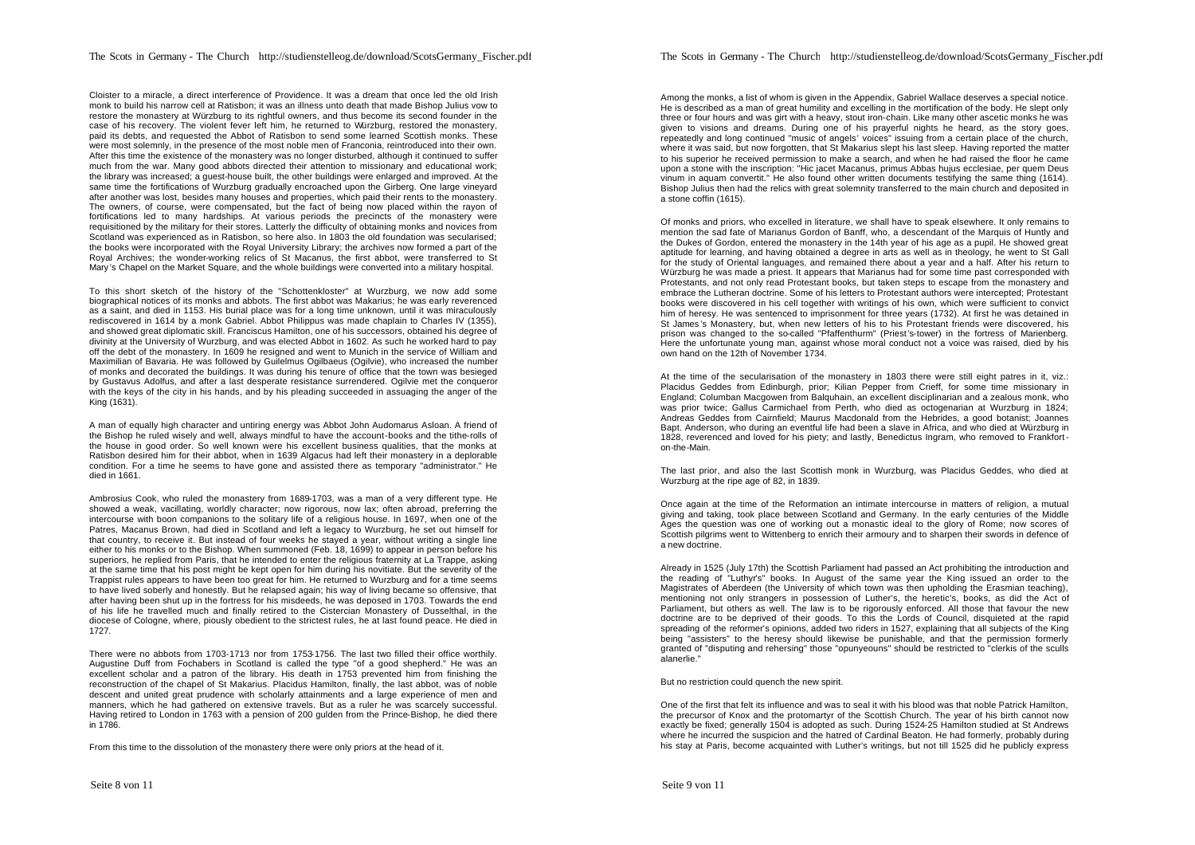Cloister to a miracle, a direct interference of Providence. It was a dream that once led the old Irish monk to build his narrow cell at Ratisbon; it was an illness unto death that made Bishop Julius vow to restore the monastery at Würzburg to its rightful owners, and thus become its second founder in the case of his recovery. The violent fever left him, he returned to Würzburg, restored the monastery, paid its debts, and requested the Abbot of Ratisbon to send some learned Scottish monks. These were most solemnly, in the presence of the most noble men of Franconia, reintroduced into their own. After this time the existence of the monastery was no longer disturbed, although it continued to suffer much from the war. Many good abbots directed their attention to missionary and educational work; the library was increased; a guest-house built, the other buildings were enlarged and improved. At the same time the fortifications of Wurzburg gradually encroached upon the Girberg. One large vineyard after another was lost, besides many houses and properties, which paid their rents to the monastery. The owners, of course, were compensated, but the fact of being now placed within the rayon of fortifications led to many hardships. At various periods the precincts of the monastery were requisitioned by the military for their stores. Latterly the difficulty of obtaining monks and novices from Scotland was experienced as in Ratisbon, so here also. In 1803 the old foundation was secularised; the books were incorporated with the Royal University Library; the archives now formed a part of the Royal Archives; the wonder-working relics of St Macanus, the first abbot, were transferred to St Mary's Chapel on the Market Square, and the whole buildings were converted into a military hospital.

To this short sketch of the history of the "Schottenkloster" at Wurzburg, we now add some biographical notices of its monks and abbots. The first abbot was Makarius; he was early reverenced as a saint, and died in 1153. His burial place was for a long time unknown, until it was miraculously rediscovered in 1614 by a monk Gabriel. Abbot Philippus was made chaplain to Charles IV (1355), and showed great diplomatic skill. Franciscus Hamilton, one of his successors, obtained his degree of divinity at the University of Wurzburg, and was elected Abbot in 1602. As such he worked hard to pay off the debt of the monastery. In 1609 he resigned and went to Munich in the service of William and Maximilian of Bavaria. He was followed by Guilelmus Ogilbaeus (Ogilvie), who increased the number of monks and decorated the buildings. It was during his tenure of office that the town was besieged by Gustavus Adolfus, and after a last desperate resistance surrendered. Ogilvie met the conqueror with the keys of the city in his hands, and by his pleading succeeded in assuaging the anger of the King (1631).

A man of equally high character and untiring energy was Abbot John Audomarus Asloan. A friend of the Bishop he ruled wisely and well, always mindful to have the account-books and the tithe-rolls of the house in good order. So well known were his excellent business qualities, that the monks at Ratisbon desired him for their abbot, when in 1639 Algacus had left their monastery in a deplorable condition. For a time he seems to have gone and assisted there as temporary "administrator." He died in 1661.

Ambrosius Cook, who ruled the monastery from 1689-1703, was a man of a very different type. He showed a weak, vacillating, worldly character; now rigorous, now lax; often abroad, preferring the intercourse with boon companions to the solitary life of a religious house. In 1697, when one of the Patres, Macanus Brown, had died in Scotland and left a legacy to Wurzburg, he set out himself for that country, to receive it. But instead of four weeks he stayed a year, without writing a single line either to his monks or to the Bishop. When summoned (Feb. 18, 1699) to appear in person before his superiors, he replied from Paris, that he intended to enter the religious fraternity at La Trappe, asking at the same time that his post might be kept open for him during his novitiate. But the severity of the Trappist rules appears to have been too great for him. He returned to Wurzburg and for a time seems to have lived soberly and honestly. But he relapsed again; his way of living became so offensive, that after having been shut up in the fortress for his misdeeds, he was deposed in 1703. Towards the end of his life he travelled much and finally retired to the Cistercian Monastery of Dusselthal, in the diocese of Cologne, where, piously obedient to the strictest rules, he at last found peace. He died in 1727.

There were no abbots from 1703-1713 nor from 1753-1756. The last two filled their office worthily. Augustine Duff from Fochabers in Scotland is called the type "of a good shepherd." He was an excellent scholar and a patron of the library. His death in 1753 prevented him from finishing the reconstruction of the chapel of St Makarius. Placidus Hamilton, finally, the last abbot, was of noble descent and united great prudence with scholarly attainments and a large experience of men and manners, which he had gathered on extensive travels. But as a ruler he was scarcely successful. Having retired to London in 1763 with a pension of 200 gulden from the Prince-Bishop, he died there in 1786.

From this time to the dissolution of the monastery there were only priors at the head of it.

Among the monks, a list of whom is given in the Appendix, Gabriel Wallace deserves a special notice. He is described as a man of great humility and excelling in the mortification of the body. He slept only three or four hours and was girt with a heavy, stout iron-chain. Like many other ascetic monks he was given to visions and dreams. During one of his prayerful nights he heard, as the story goes, repeatedly and long continued "music of angels' voices" issuing from a certain place of the church, where it was said, but now forgotten, that St Makarius slept his last sleep. Having reported the matter to his superior he received permission to make a search, and when he had raised the floor he came upon a stone with the inscription: "Hic jacet Macanus, primus Abbas hujus ecclesiae, per quem Deus vinum in aquam convertit." He also found other written documents testifying the same thing (1614). Bishop Julius then had the relics with great solemnity transferred to the main church and deposited in a stone coffin (1615).

Of monks and priors, who excelled in literature, we shall have to speak elsewhere. It only remains to mention the sad fate of Marianus Gordon of Banff, who, a descendant of the Marquis of Huntly and the Dukes of Gordon, entered the monastery in the 14th year of his age as a pupil. He showed great aptitude for learning, and having obtained a degree in arts as well as in theology, he went to St Gall for the study of Oriental languages, and remained there about a year and a half. After his return to Würzburg he was made a priest. It appears that Marianus had for some time past corresponded with Protestants, and not only read Protestant books, but taken steps to escape from the monastery and embrace the Lutheran doctrine. Some of his letters to Protestant authors were intercepted; Protestant books were discovered in his cell together with writings of his own, which were sufficient to convict him of heresy. He was sentenced to imprisonment for three years (1732). At first he was detained in St James's Monastery, but, when new letters of his to his Protestant friends were discovered, his prison was changed to the so-called "Pfaffenthurm" (Priest's-tower) in the fortress of Marienberg. Here the unfortunate young man, against whose moral conduct not a voice was raised, died by his own hand on the 12th of November 1734.

At the time of the secularisation of the monastery in 1803 there were still eight patres in it, viz.: Placidus Geddes from Edinburgh, prior; Kilian Pepper from Crieff, for some time missionary in England; Columban Macgowen from Balquhain, an excellent disciplinarian and a zealous monk, who was prior twice; Gallus Carmichael from Perth, who died as octogenarian at Wurzburg in 1824; Andreas Geddes from Cairnfield; Maurus Macdonald from the Hebrides, a good botanist; Joannes Bapt. Anderson, who during an eventful life had been a slave in Africa, and who died at Würzburg in 1828, reverenced and loved for his piety; and lastly, Benedictus Ingram, who removed to Frankfort-on-the-Main.

The last prior, and also the last Scottish monk in Wurzburg, was Placidus Geddes, who died at Wurzburg at the ripe age of 82, in 1839.

Once again at the time of the Reformation an intimate intercourse in matters of religion, a mutual giving and taking, took place between Scotland and Germany. In the early centuries of the Middle Ages the question was one of working out a monastic ideal to the glory of Rome; now scores of Scottish pilgrims went to Wittenberg to enrich their armoury and to sharpen their swords in defence of a new doctrine.

Already in 1525 (July 17th) the Scottish Parliament had passed an Act prohibiting the introduction and the reading of "Luthyr's" books. In August of the same year the King issued an order to the Magistrates of Aberdeen (the University of which town was then upholding the Erasmian teaching), mentioning not only strangers in possession of Luther's, the heretic's, books, as did the Act of Parliament, but others as well. The law is to be rigorously enforced. All those that favour the new doctrine are to be deprived of their goods. To this the Lords of Council, disquieted at the rapid spreading of the reformer's opinions, added two riders in 1527, explaining that all subjects of the King being "assisters" to the heresy should likewise be punishable, and that the permission formerly granted of "disputing and rehersing" those "opunyeouns" should be restricted to "clerkis of the sculls alanerlie."

But no restriction could quench the new spirit.

One of the first that felt its influence and was to seal it with his blood was that noble Patrick Hamilton, the precursor of Knox and the protomartyr of the Scottish Church. The year of his birth cannot now exactly be fixed; generally 1504 is adopted as such. During 1524-25 Hamilton studied at St Andrews where he incurred the suspicion and the hatred of Cardinal Beaton. He had formerly, probably during his stay at Paris, become acquainted with Luther's writings, but not till 1525 did he publicly express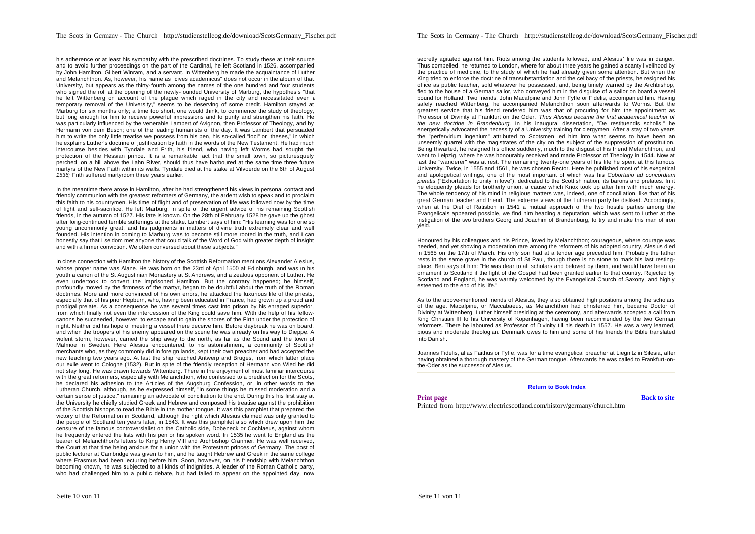his adherence or at least his sympathy with the prescribed doctrines. To study these at their source and to avoid further proceedings on the part of the Cardinal, he left Scotland in 1526, accompanied by John Hamilton, Gilbert Winram, and a servant. In Wittenberg he made the acquaintance of Luther and Melanchthon. As, however, his name as "cives academicus" does not occur in the album of that University, but appears as the thirty-fourth among the names of the one hundred and four students who signed the roll at the opening of the newly-founded University of Marburg, the hypothesis "that he left Wittenberg on account of the plague which raged in the city and necessitated even a temporary removal of the University," seems to be deserving of some credit. Hamilton stayed at Marburg for six months only; a time too short, one would think, to commence the study of theology, but long enough for him to receive powerful impressions and to purify and strengthen his faith. He was particularly influenced by the venerable Lambert of Avignon, then Professor of Theology, and by Hermann von dem Busch; one of the leading humanists of the day. It was Lambert that persuaded him to write the only little treatise we possess from his pen, his so-called "loci" or "theses," in which he explains Luther's doctrine of justification by faith in the words of the New Testament. He had much intercourse besides with Tyndale and Frith, his friend, who having left Worms had sought the protection of the Hessian prince. It is a remarkable fact that the small town, so picturesquely perched .on a hill above the Lahn River, should thus have harboured at the same time three future martyrs of the New Faith within its walls. Tyndale died at the stake at Vilvoerde on the 6th of August *1536;* Frith suffered martyrdom three years earlier.

In the meantime there arose in Hamilton, after he had strengthened his views in personal contact and friendly communion with the greatest reformers of Germany, the ardent wish to speak and to proclaim this faith to his countrymen. His time of flight and of preservation of life was followed now by the time of fight and self-sacrifice. He left Marburg, in spite of the urgent advice of his remaining Scottish friends, in the autumn of 1527. His fate is known. On the 28th of February 1528 he gave up the ghost after long-continued terrible sufferings at the stake. Lambert says of him: "His learning was for one so young uncommonly great, and his judgments in matters of divine truth extremely clear and well founded. His intention in coming to Marburg was to become still more rooted in the truth, and I can honestly say that I seldom met anyone that could talk of the Word of God with greater depth of insight and with a firmer conviction. We often conversed about these subjects."

In close connection with Hamilton the history of the Scottish Reformation mentions Alexander Alesius, whose proper name was Alane. He was born on the 23rd of April 1500 at Edinburgh, and was in his youth a canon of the St Augustinian Monastery at St Andrews, and a zealous opponent of Luther. He even undertook to convert the imprisoned Hamilton. But the contrary happened; he himself, profoundly moved by the firmness of the martyr, began to be doubtful about the truth of the Roman doctrines. More and more convinced of his own errors, he attacked the luxurious life of the priests, especially that of his prior Hepburn, who, having been educated in France, had grown up a proud and prodigal prelate. As a consequence he was several times cast into prison by his enraged superior, from which finally not even the intercession of the King could save him. With the help of his fellow-canons he succeeded, however, to escape and to gain the shores of the Firth under the protection of night. Neither did his hope of meeting a vessel there deceive him. Before daybreak he was on board, and when the troopers of his enemy appeared on the scene he was already on his way to Dieppe. A violent storm, however, carried the ship away to the north, as far as the Sound and the town of Malmoe in Sweden. Here Alesius encountered, to his astonishment, a community of Scottish merchants who, as they commonly did in foreign lands, kept their own preacher and had accepted the new teaching two years ago. At last the ship reached Antwerp and Bruges, from which latter place our exile went to Cologne (1532). But in spite of the friendly reception of Hermann von Wied he did not stay long. He was drawn towards Wittenberg. There in the enjoyment of most familiar intercourse with the great reformers, especially with Melanchthon, who confessed to a predilection for the Scots, he declared his adhesion to the Articles of the Augsburg Confession, or, in other words to the Lutheran Church, although, as he expressed himself, "in some things he missed moderation and a certain sense of justice," remaining an advocate of conciliation to the end. During this his first stay at the University he chiefly studied Greek and Hebrew and composed his treatise against the prohibition of the Scottish bishops to read the Bible in the mother tongue. It was this pamphlet that prepared the victory of the Reformation in Scotland, although the right which Alesius claimed was only granted to the people of Scotland ten years later, in 1543. It was this pamphlet also which drew upon him the censure of the famous controversialist on the Catholic side, Dobeneck or Cochlaeus, against whom he frequently entered the lists with his pen or his spoken word. In 1535 he went to England as the bearer of Melanchthon's letters to King Henry VIII and Archbishop Cranmer. He was well received, the Court at that time being anxious for a union with the Protestant princes of Germany. The post of public lecturer at Cambridge was given to him, and he taught Hebrew and Greek in the same college where Erasmus had been lecturing before him. Soon, however, on his friendship with Melanchthon becoming known, he was subjected to all kinds of indignities. A leader of the Roman Catholic party, who had challenged him to a public debate, but had failed to appear on the appointed day, now secretly agitated against him. Riots among the students followed, and Alesius' life was in danger. Thus compelled, he returned to London, where for about three years he gained a scanty livelihood by the practice of medicine, to the study of which he had already given some attention. But when the King tried to enforce the doctrine of transubstantiation and the celibacy of the priests, he resigned his office as public teacher, sold whatever he possessed, and, being timely warned by the Archbishop, fled to the house of a German sailor, who conveyed him in the disguise of a sailor on board a vessel bound for Holland. Two friends, John Macalpine and John Fyffe or Fidelis, accompanied him. Having safely reached Wittenberg, he accompanied Melanchthon soon afterwards to Worms. But the greatest service that his friend rendered him was that of procuring for him the appointment as Professor of Divinity at Frankfurt on the Oder. *Thus Alesius became the first academical teacher of the new doctrine in Brandenburg.* In his inaugural dissertation, "De restituendis scholis," he energetically advocated the necessity of a University training for clergymen. After a stay of two years the "perfervidum ingenium" attributed to Scotsmen led him into what seems to have been an unseemly quarrel with the magistrates of the city on the subject of the suppression of prostitution. Being thwarted, he resigned his office suddenly, much to the disgust of his friend Melanchthon, and went to Leipzig, where he was honourably received and made Professor of Theology in 1544. Now at last the "wanderer" was at rest. The remaining twenty-one years of his life he spent at this famous University. Twice, in 1555 and 1561, he was chosen Rector. Here he published most of his exegetical and apologetical writings, one of the most important of which was his *Cobortatio ad concordiam pietatis* ("Exhortation to unity in love"), dedicated to the Scottish nation, its barons and prelates. In it he eloquently pleads for brotherly union, a cause which Knox took up after him with much energy. The whole tendency of his mind in religious matters was, indeed, one of conciliation, like that of his great German teacher and friend. The extreme views of the Lutheran party he disliked. Accordingly, when at the Diet of Ratisbon in 1541 a mutual approach of the two hostile parties among the Evangelicals appeared possible, we find him heading a deputation, which was sent to Luther at the instigation of the two brothers Georg and Joachim of Brandenburg, to try and make this man of iron yield.

Honoured by his colleagues and his Prince, loved by Melanchthon; courageous, where courage was needed, and yet showing a moderation rare among the reformers of his adopted country, Alesius died in 1565 on the 17th of March. His only son had at a tender age preceded him. Probably the father rests in the same grave in the church of St Paul, though there is no stone to mark his last resting-place. Ben says of him: "He was dear to all scholars and beloved by them, and would have been an ornament to Scotland if the light of the Gospel had been granted earlier to that country. Rejected by Scotland and England, he was warmly welcomed by the Evangelical Church of Saxony, and highly esteemed to the end of his life."

As to the above-mentioned friends of Alesius, they also obtained high positions among the scholars of the age. Macalpine, or Maccabaeus, as Melanchthon had christened him, became Doctor of Divinity at Wittenberg, Luther himself presiding at the ceremony, and afterwards accepted a call from King Christian III to his University of Kopenhagen, having been recommended by the two German reformers. There he laboured as Professor of Divinity till his death in 1557. He was a very learned, pious and moderate theologian. Denmark owes to him and some of his friends the Bible translated into Danish.

Joannes Fidelis, alias Faithus or Fyffe, was for a time evangelical preacher at Liegnitz in Silesia, after having obtained a thorough mastery of the German tongue. Afterwards he was called to Frankfurt-on-the-Oder as the successor of Alesius.

---

**Return to Book Index**

**Print page** **Back to site**

Printed from http://www.electricscotland.com/history/germany/church.htm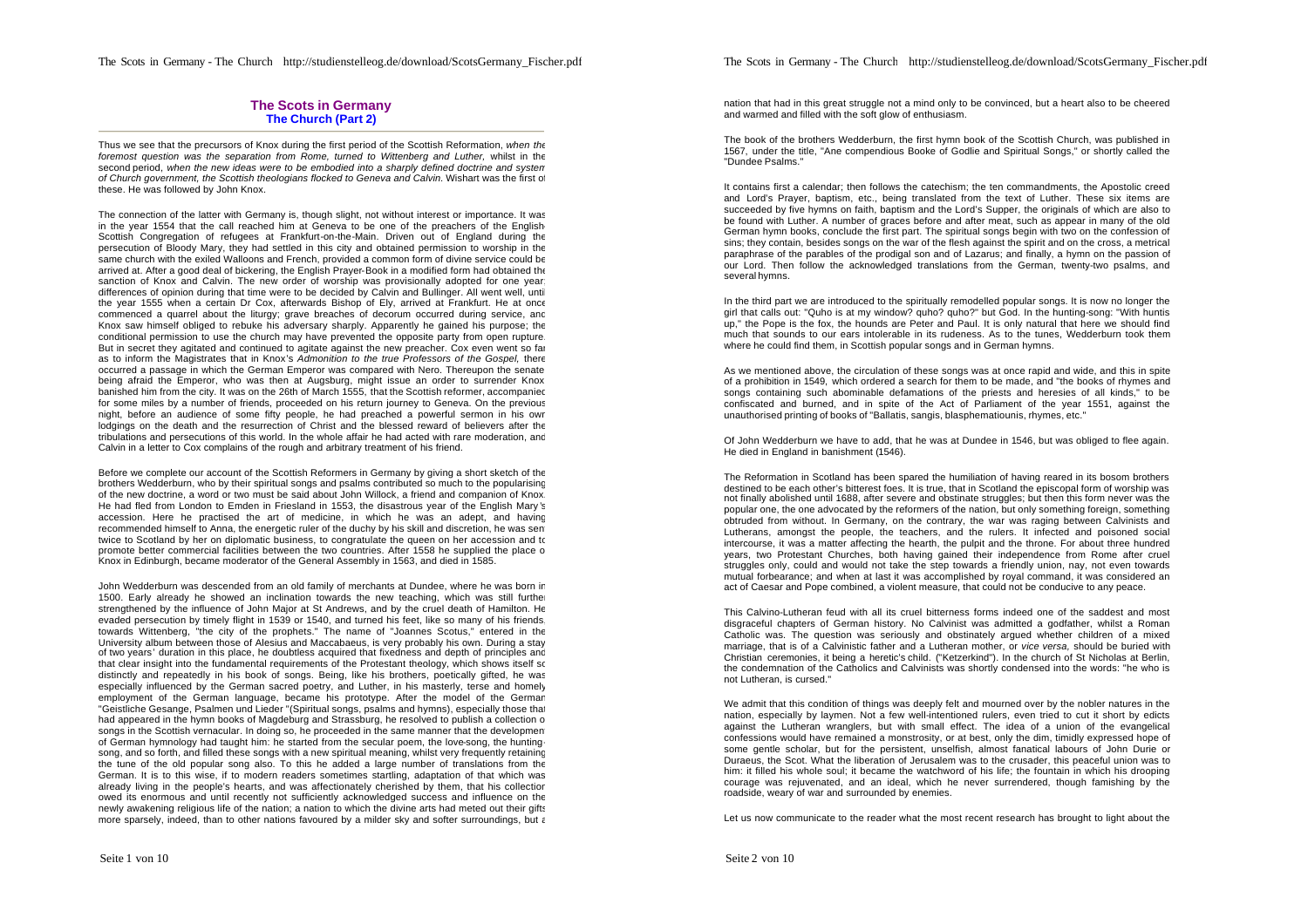## The Scots in Germany
### The Church (Part 2)

Thus we see that the precursors of Knox during the first period of the Scottish Reformation, *when the foremost question was the separation from Rome, turned to Wittenberg and Luther,* whilst in the second period, *when the new ideas were to be embodied into a sharply defined doctrine and system of Church government, the Scottish theologians flocked to Geneva and Calvin.* Wishart was the first of these. He was followed by John Knox.

The connection of the latter with Germany is, though slight, not without interest or importance. It was in the year 1554 that the call reached him at Geneva to be one of the preachers of the English-Scottish Congregation of refugees at Frankfurt-on-the-Main. Driven out of England during the persecution of Bloody Mary, they had settled in this city and obtained permission to worship in the same church with the exiled Walloons and French, provided a common form of divine service could be arrived at. After a good deal of bickering, the English Prayer-Book in a modified form had obtained the sanction of Knox and Calvin. The new order of worship was provisionally adopted for one year; differences of opinion during that time were to be decided by Calvin and Bullinger. All went well, until the year 1555 when a certain Dr Cox, afterwards Bishop of Ely, arrived at Frankfurt. He at once commenced a quarrel about the liturgy; grave breaches of decorum occurred during service, and Knox saw himself obliged to rebuke his adversary sharply. Apparently he gained his purpose; the conditional permission to use the church may have prevented the opposite party from open rupture. But in secret they agitated and continued to agitate against the new preacher. Cox even went so far as to inform the Magistrates that in Knox's *Admonition to the true Professors of the Gospel,* there occurred a passage in which the German Emperor was compared with Nero. Thereupon the senate being afraid the Emperor, who was then at Augsburg, might issue an order to surrender Knox, banished him from the city. It was on the 26th of March 1555, that the Scottish reformer, accompanied for some miles by a number of friends, proceeded on his return journey to Geneva. On the previous night, before an audience of some fifty people, he had preached a powerful sermon in his own lodgings on the death and the resurrection of Christ and the blessed reward of believers after the tribulations and persecutions of this world. In the whole affair he had acted with rare moderation, and Calvin in a letter to Cox complains of the rough and arbitrary treatment of his friend.

Before we complete our account of the Scottish Reformers in Germany by giving a short sketch of the brothers Wedderburn, who by their spiritual songs and psalms contributed so much to the popularising of the new doctrine, a word or two must be said about John Willock, a friend and companion of Knox. He had fled from London to Emden in Friesland in 1553, the disastrous year of the English Mary's accession. Here he practised the art of medicine, in which he was an adept, and having recommended himself to Anna, the energetic ruler of the duchy by his skill and discretion, he was sent twice to Scotland by her on diplomatic business, to congratulate the queen on her accession and to promote better commercial facilities between the two countries. After 1558 he supplied the place of Knox in Edinburgh, became moderator of the General Assembly in 1563, and died in 1585.

John Wedderburn was descended from an old family of merchants at Dundee, where he was born in 1500. Early already he showed an inclination towards the new teaching, which was still further strengthened by the influence of John Major at St Andrews, and by the cruel death of Hamilton. He evaded persecution by timely flight in 1539 or 1540, and turned his feet, like so many of his friends, towards Wittenberg, "the city of the prophets." The name of "Joannes Scotus," entered in the University album between those of Alesius and Maccabaeus, is very probably his own. During a stay of two years' duration in this place, he doubtless acquired that fixedness and depth of principles and that clear insight into the fundamental requirements of the Protestant theology, which shows itself so distinctly and repeatedly in his book of songs. Being, like his brothers, poetically gifted, he was especially influenced by the German sacred poetry, and Luther, in his masterly, terse and homely employment of the German language, became his prototype. After the model of the German "Geistliche Gesange, Psalmen und Lieder "(Spiritual songs, psalms and hymns), especially those that had appeared in the hymn books of Magdeburg and Strassburg, he resolved to publish a collection of songs in the Scottish vernacular. In doing so, he proceeded in the same manner that the development of German hymnology had taught him: he started from the secular poem, the love-song, the hunting-song, and so forth, and filled these songs with a new spiritual meaning, whilst very frequently retaining the tune of the old popular song also. To this he added a large number of translations from the German. It is to this wise, if to modern readers sometimes startling, adaptation of that which was already living in the people's hearts, and was affectionately cherished by them, that his collection owed its enormous and until recently not sufficiently acknowledged success and influence on the newly awakening religious life of the nation; a nation to which the divine arts had meted out their gifts more sparsely, indeed, than to other nations favoured by a milder sky and softer surroundings, but a nation that had in this great struggle not a mind only to be convinced, but a heart also to be cheered and warmed and filled with the soft glow of enthusiasm.

The book of the brothers Wedderburn, the first hymn book of the Scottish Church, was published in 1567, under the title, "Ane compendious Booke of Godlie and Spiritual Songs," or shortly called the "Dundee Psalms."

It contains first a calendar; then follows the catechism; the ten commandments, the Apostolic creed and Lord's Prayer, baptism, etc., being translated from the text of Luther. These six items are succeeded by five hymns on faith, baptism and the Lord's Supper, the originals of which are also to be found with Luther. A number of graces before and after meat, such as appear in many of the old German hymn books, conclude the first part. The spiritual songs begin with two on the confession of sins; they contain, besides songs on the war of the flesh against the spirit and on the cross, a metrical paraphrase of the parables of the prodigal son and of Lazarus; and finally, a hymn on the passion of our Lord. Then follow the acknowledged translations from the German, twenty-two psalms, and several hymns.

In the third part we are introduced to the spiritually remodelled popular songs. It is now no longer the girl that calls out: "Quho is at my window? quho? quho?" but God. In the hunting-song: "With huntis up," the Pope is the fox, the hounds are Peter and Paul. It is only natural that here we should find much that sounds to our ears intolerable in its rudeness. As to the tunes, Wedderburn took them where he could find them, in Scottish popular songs and in German hymns.

As we mentioned above, the circulation of these songs was at once rapid and wide, and this in spite of a prohibition in 1549, which ordered a search for them to be made, and "the books of rhymes and songs containing such abominable defamations of the priests and heresies of all kinds," to be confiscated and burned, and in spite of the Act of Parliament of the year 1551, against the unauthorised printing of books of "Ballatis, sangis, blasphematiounis, rhymes, etc."

Of John Wedderburn we have to add, that he was at Dundee in 1546, but was obliged to flee again. He died in England in banishment (1546).

The Reformation in Scotland has been spared the humiliation of having reared in its bosom brothers destined to be each other's bitterest foes. It is true, that in Scotland the episcopal form of worship was not finally abolished until 1688, after severe and obstinate struggles; but then this form never was the popular one, the one advocated by the reformers of the nation, but only something foreign, something obtruded from without. In Germany, on the contrary, the war was raging between Calvinists and Lutherans, amongst the people, the teachers, and the rulers. It infected and poisoned social intercourse, it was a matter affecting the hearth, the pulpit and the throne. For about three hundred years, two Protestant Churches, both having gained their independence from Rome after cruel struggles only, could and would not take the step towards a friendly union, nay, not even towards mutual forbearance; and when at last it was accomplished by royal command, it was considered an act of Caesar and Pope combined, a violent measure, that could not be conducive to any peace.

This Calvino-Lutheran feud with all its cruel bitterness forms indeed one of the saddest and most disgraceful chapters of German history. No Calvinist was admitted a godfather, whilst a Roman Catholic was. The question was seriously and obstinately argued whether children of a mixed marriage, that is of a Calvinistic father and a Lutheran mother, or *vice versa,* should be buried with Christian ceremonies, it being a heretic's child. ("Ketzerkind"). In the church of St Nicholas at Berlin, the condemnation of the Catholics and Calvinists was shortly condensed into the words: "he who is not Lutheran, is cursed."

We admit that this condition of things was deeply felt and mourned over by the nobler natures in the nation, especially by laymen. Not a few well-intentioned rulers, even tried to cut it short by edicts against the Lutheran wranglers, but with small effect. The idea of a union of the evangelical confessions would have remained a monstrosity, or at best, only the dim, timidly expressed hope of some gentle scholar, but for the persistent, unselfish, almost fanatical labours of John Durie or Duraeus, the Scot. What the liberation of Jerusalem was to the crusader, this peaceful union was to him: it filled his whole soul; it became the watchword of his life; the fountain in which his drooping courage was rejuvenated, and an ideal, which he never surrendered, though famishing by the roadside, weary of war and surrounded by enemies.

Let us now communicate to the reader what the most recent research has brought to light about the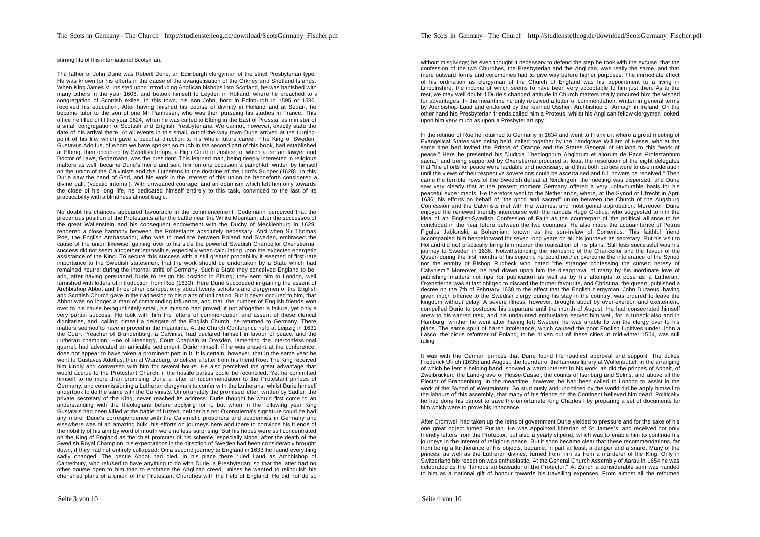stirring life of this international Scotsman.

The father of John Durie was Robert Durie, an Edinburgh clergyman of the strict Presbyterian type. He was known for his efforts in the cause of the evangelisation of the Orkney and Shetland Islands. When King James VI insisted upon introducing Anglican bishops into Scotland, he was banished with many others in the year 1606, and betook himself to Leyden in Holland, where he preached to a congregation of Scottish exiles. In this town, his son John, born in Edinburgh in 1595 or 1596, received his education. After having finished his course of divinity in Holland and at Sedan, he became tutor to the son of one Mr Panhusen, who was then pursuing his studies in France. This office he filled until the year 1624, when he was called to Elbing in the East of Prussia, as minister of a small congregation of Scottish and English Presbyterians. We cannot, however, exactly state the date of his arrival there. At all events in this small, out-of-the-way town Durie arrived at the turning-point of his life, which gave a peculiar direction to his whole future career. The King of Sweden, Gustavus Adolfus, of whom we have spoken so much in the second part of this book, had established at Elbing, then occupied by Swedish troops, a High Court of Justice, of which a certain lawyer and Doctor of Laws, Godemann, was the president. This learned man, being deeply interested in religious matters as well, became Durie's friend and sent him on one occasion a pamphlet, written by himself on the union of the Calvinists and the Lutherans in the doctrine of the Lord's Supper (1628). In this Durie saw the hand of God, and his work in the interest of this union he henceforth considered a divine call, ('vocatio interna'). With unwearied courage, and an optimism which left him only towards the close of his long life, he dedicated himself entirely to this task, convinced to the last of its practicability with a blindness almost tragic.

No doubt his chances appeared favourable in the commencement. Godemann perceived that the precarious position of the Protestants after the battle near the White Mountain, after the successes of the great Wallenstein and his consequent endowment with the Duchy of Mecklenburg in 1629, rendered a close harmony between the Protestants absolutely necessary. And when Sir Thomas Roe, the English Ambassador, who was to mediate between Poland and Sweden, embraced the cause of the union likewise, gaining over to his side the powerful Swedish Chancellor Oxenstierna, success did not seem altogether impossible, especially when calculating upon the expected energetic assistance of the King. To secure this success with a still greater probability it seemed of first-rate importance to the Swedish statesmen, that the work should be undertaken by a State which had remained neutral during the internal strife of Germany. Such a State they conceived England to be; and, after having persuaded Durie to resign his position in Elbing, they sent him to London, well furnished with letters of introduction from Roe (1630). Here Durie succeeded in gaining the assent of Archbishop Abbot and three other bishops; only about twenty scholars and clergymen of the English and Scottish Church gave in their adhesion to his plans of unification. But it never occured to him, that Abbot was no longer a man of commanding influence, and that, the number of English friends won over to his cause being infinitely small, his mission had proved, if not altogether a failure, yet only a very partial success. He took with him the letters of commendation and assent of these clerical dignitaries, and, calling himself a delegate of the English Church, he returned to Germany. There matters seemed to have improved in the meantime. At the Church Conference held at Leipzig in 1631 the Court Preacher of Brandenburg, a Calvinist, had declared himself in favour of peace, and the Lutheran champion, Hoe of Hoenegg, Court Chaplain at Dresden, lamenting the interconfessional quarrel, had advocated an amicable settlement. Durie himself, if he was present at the conference, does not appear to have taken a prominent part in it. It is certain, however, that in the same year he went to Gustavus Adolfus, then at Wurzburg, to deliver a letter from his friend Roe. The King received him kindly and conversed with him for several hours. He also perceived the great advantage that would accrue to the Protestant Church, if the hostile parties could be reconciled. Yet he committed himself to no more than promising Durie a letter of recommendation to the Protestant princes of Germany, and commissioning a Lutheran clergyman to confer with the Lutherans, whilst Durie himself undertook to do the same with the Calvinists. Unfortunately the promised letter, written by Sadler, the private secretary of the King, never reached its address. Durie thought he would first come to an understanding with the theologians before applying for it, but when in the following year King Gustavus had been killed at the battle of Lützen, neither his nor Oxenstierna's signature could be had any more. Durie's correspondence with the Calvinistic preachers and academies in Germany and elsewhere was of an amazing bulk; his efforts on journeys here and there to convince his friends of the nobility of his aim by word of mouth were no less surprising. But his hopes were still concentrated on the King of England as the chief promoter of his scheme, especially since, after the death of the Swedish Royal Champion, his expectations in the direction of Sweden had been considerably brought down, if they had not entirely collapsed. On a second journey to England in 1633 he found everything sadly changed. The gentle Abbot had died. In his place there ruled Laud as Archbishop of Canterbury, who refused to have anything to do with Durie, a Presbyterian; so that the latter had no other course open to him than to embrace the Anglican creed, unless he wanted to relinquish his cherished plans of a union of the Protestant Churches with the help of England. He did not do so without misgivings; he even thought it necessary to defend the step he took with the excuse, that the confession of the two Churches, the Presbyterian and the Anglican, was really the same, and that mere outward forms and ceremonies had to give way before higher purposes. The immediate effect of his ordination as clergyman of the Church of England was his appointment to a living in Lincolnshire, the income of which seems to have been very acceptable to him just then. As to the rest, we may well doubt if Durie's changed attitude in Church matters really procured him the wished for advantages. In the meantime he only received a letter of commendation, written in general terms by Archbishop Laud and endorsed by the learned Ussher, Archbishop of Armagh in Ireland. On the other hand his Presbyterian friends called him a Proteus, whilst his Anglican fellow-clergymen looked upon him very much as upon a Presbyterian spy.

In the retinue of Roe he returned to Germany in 1634 and went to Frankfurt where a great meeting of Evangelical States was being held, called together by the Landgrave William of Hesse, who at the same time had invited the Prince of Orange and the States General of Holland to this "work of peace." Here he presented his "Judicia Theologorum Anglorum et aliorum de Pace Protestantium sacra," and being supported by Oxenstierna procured at least the resolution of the eight delegates that "the efforts for peace were laudable and necessary, and that both parties were to use moderation until the views of their respective sovereigns could be ascertained and full powers be received." Then came the terrible news of the Swedish defeat at Nördlingen; the meeting was dispersed, and Durie saw very clearly that at the present moment Germany offered a very unfavourable basis for his peaceful experiments. He therefore went to the Netherlands, where, at the Synod of Utrecht in April 1636, his efforts on behalf of "the good and sacred" union between the Church of the Augsburg Confession and the Calvinists met with the warmest and most genial approbation. Moreover, Durie enjoyed the renewed friendly intercourse with the famous Hugo Grotius, who suggested to him the idea of an English-Swedish Confession of Faith as the counterpart of the political alliance to be concluded in the near future between the two countries. He also made the acquaintance of Petrus Figulus Jablonski, a Bohemian, known as the son-in-law of Comenius. This faithful friend accompanied him henceforward for seven long years on all his journeys as secretary. But his visit to Holland did not practically bring him nearer the realisation of his plans. Still less successful was his journey to Sweden in 1636. Notwithstanding the friendship of the Chancellor and the favour of the Queen during the first months of his sojourn, he could neither overcome the intolerance of the Synod nor the enmity of Bishop Rudbeck who hated "the stranger confessing the cursed heresy of Calvinism." Moreover, he had drawn upon him the disapproval of many by his inordinate love of publishing matters not ripe for publication as well as by his attempts to pose as a Lutheran. Oxenstierna was at last obliged to discard the former favourite, and Christina, the queen, published a decree on the 7th of February 1638 to the effect that the English clergyman, John Duraeus, having given much offence to the Swedish clergy during his stay in the country, was ordered to leave the kingdom without delay. A severe illness, however, brought about by over-exertion and excitement, compelled Durie to postpone his departure until the month of August. He had consecrated himself anew to his sacred task, and his undaunted enthusiasm served him well, for in Lübeck also and in Hamburg, whither he went after having left Sweden, he was unable to win the clergy over to his plans. The same spirit of harsh intolerance, which caused the poor English fugitives under John a Lasco, the pious reformer of Poland, to be driven out of these cities in mid-winter 1554, was still ruling.

It was with the German princes that Dune found the readiest approval and support. The dukes Frederick Ulrich (1635) and August, the founder of the famous library at Wolfenbuttel, in the arranging of which he lent a helping hand, showed a warm interest in his work, as did the princes of Anhalt, of Zweibrücken, the Land-grave of Hesse-Cassel, the counts of Isenburg and Solms, and above all the Elector of Brandenburg. In the meantime, however, he had been called to London to assist in the work of the Synod of Westminster. So studiously and unnoticed by the world did he apply himself to the labours of this assembly, that many of his friends on the Continent believed him dead. Politically he had done his utmost to save the unfortunate King Charles I by preparing a set of documents for him which were to prove his innocence.

After Cromwell had taken up the reins of government Durie yielded to pressure and for the sake of his one great object turned Puritan. He was appointed librarian of St James's, and received not only friendly letters from the Protector, but also a yearly stipend, which was to enable him to continue his journeys in the interest of religious peace. But it soon became clear that these recommendations, far from being a furtherance of his objects, became, in part at least, a danger and a snare. Many of the princes, as well as the Lutheran divines, turned from him as from a murderer of the King. Only in Switzerland his reception was enthusiastic. At the General Church Assembly of Aarau in 1654 he was celebrated as the "famous ambassador of the Protector." At Zurich a considerable sum was handed to him as a national gift of honour towards his travelling expenses. From almost all the reformed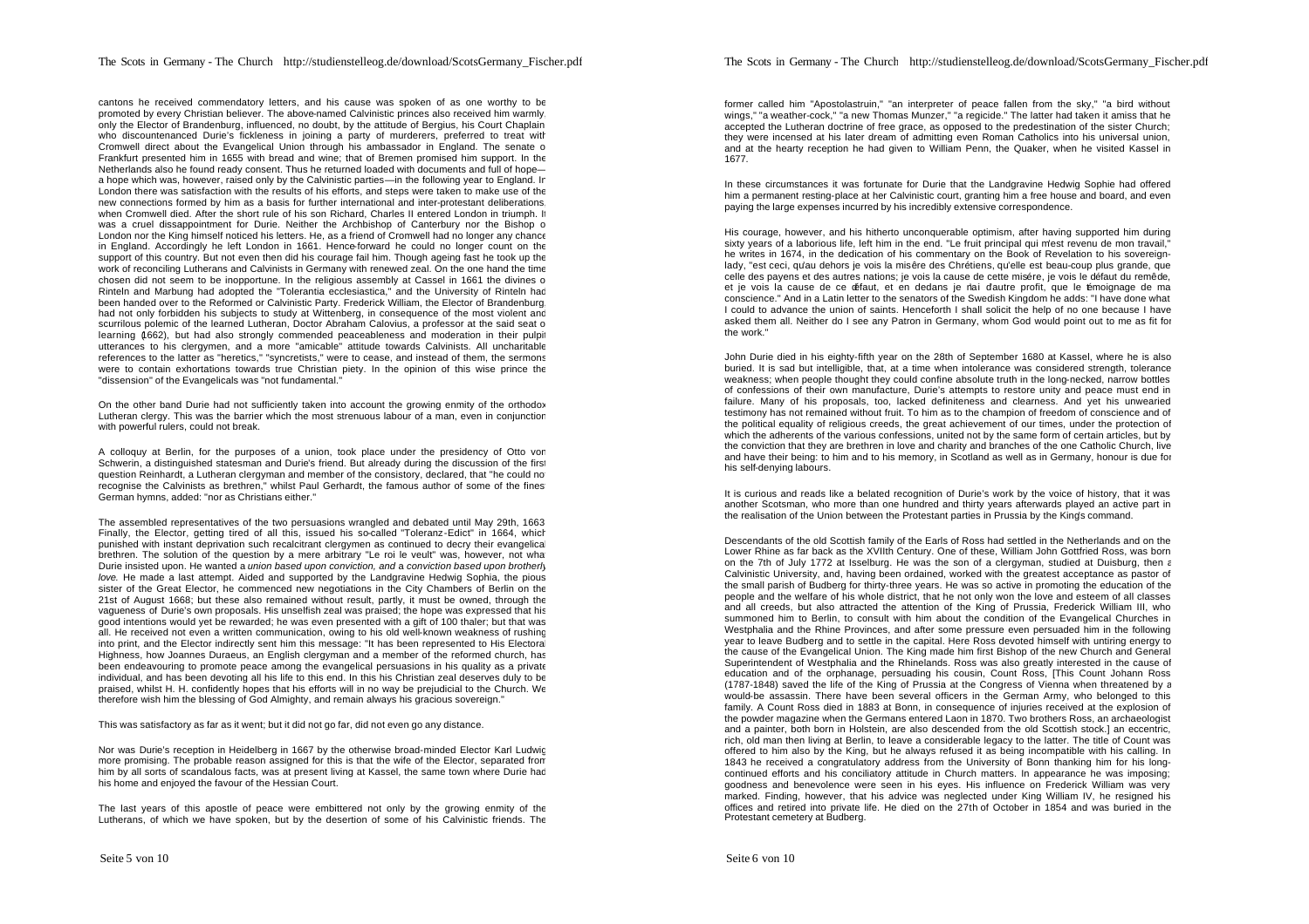cantons he received commendatory letters, and his cause was spoken of as one worthy to be promoted by every Christian believer. The above-named Calvinistic princes also received him warmly, only the Elector of Brandenburg, influenced, no doubt, by the attitude of Bergius, his Court Chaplain who discountenanced Durie's fickleness in joining a party of murderers, preferred to treat with Cromwell direct about the Evangelical Union through his ambassador in England. The senate of Frankfurt presented him in 1655 with bread and wine; that of Bremen promised him support. In the Netherlands also he found ready consent. Thus he returned loaded with documents and full of hope—a hope which was, however, raised only by the Calvinistic parties—in the following year to England. In London there was satisfaction with the results of his efforts, and steps were taken to make use of the new connections formed by him as a basis for further international and inter-protestant deliberations, when Cromwell died. After the short rule of his son Richard, Charles II entered London in triumph. It was a cruel dissappointment for Durie. Neither the Archbishop of Canterbury nor the Bishop of London nor the King himself noticed his letters. He, as a friend of Cromwell had no longer any chance in England. Accordingly he left London in 1661. Hence-forward he could no longer count on the support of this country. But not even then did his courage fail him. Though ageing fast he took up the work of reconciling Lutherans and Calvinists in Germany with renewed zeal. On the one hand the time chosen did not seem to be inopportune. In the religious assembly at Cassel in 1661 the divines of Rinteln and Marburg had adopted the "Tolerantia ecclesiastica," and the University of Rinteln had been handed over to the Reformed or Calvinistic Party. Frederick William, the Elector of Brandenburg, had not only forbidden his subjects to study at Wittenberg, in consequence of the most violent and scurrilous polemic of the learned Lutheran, Doctor Abraham Calovius, a professor at the said seat of learning (1662), but had also strongly commended peaceableness and moderation in their pulpit utterances to his clergymen, and a more "amicable" attitude towards Calvinists. All uncharitable references to the latter as "heretics," "syncretists," were to cease, and instead of them, the sermons were to contain exhortations towards true Christian piety. In the opinion of this wise prince the "dissension" of the Evangelicals was "not fundamental."

On the other band Durie had not sufficiently taken into account the growing enmity of the orthodox Lutheran clergy. This was the barrier which the most strenuous labour of a man, even in conjunction with powerful rulers, could not break.

A colloquy at Berlin, for the purposes of a union, took place under the presidency of Otto von Schwerin, a distinguished statesman and Durie's friend. But already during the discussion of the first question Reinhardt, a Lutheran clergyman and member of the consistory, declared, that "he could not recognise the Calvinists as brethren," whilst Paul Gerhardt, the famous author of some of the finest German hymns, added: "nor as Christians either."

The assembled representatives of the two persuasions wrangled and debated until May 29th, 1663. Finally, the Elector, getting tired of all this, issued his so-called "Toleranz-Edict" in 1664, which punished with instant deprivation such recalcitrant clergymen as continued to decry their evangelical brethren. The solution of the question by a mere arbitrary "Le roi le veult" was, however, not what Durie insisted upon. He wanted a *union based upon conviction, and a conviction based upon brotherly love.* He made a last attempt. Aided and supported by the Landgravine Hedwig Sophia, the pious sister of the Great Elector, he commenced new negotiations in the City Chambers of Berlin on the 21st of August 1668; but these also remained without result, partly, it must be owned, through the vagueness of Durie's own proposals. His unselfish zeal was praised; the hope was expressed that his good intentions would yet be rewarded; he was even presented with a gift of 100 thaler; but that was all. He received not even a written communication, owing to his old well-known weakness of rushing into print, and the Elector indirectly sent him this message: "It has been represented to His Electoral Highness, how Joannes Duraeus, an English clergyman and a member of the reformed church, has been endeavouring to promote peace among the evangelical persuasions in his quality as a private individual, and has been devoting all his life to this end. In this his Christian zeal deserves duly to be praised, whilst H. H. confidently hopes that his efforts will in no way be prejudicial to the Church. We therefore wish him the blessing of God Almighty, and remain always his gracious sovereign."

This was satisfactory as far as it went; but it did not go far, did not even go any distance.

Nor was Durie's reception in Heidelberg in 1667 by the otherwise broad-minded Elector Karl Ludwig more promising. The probable reason assigned for this is that the wife of the Elector, separated from him by all sorts of scandalous facts, was at present living at Kassel, the same town where Durie had his home and enjoyed the favour of the Hessian Court.

The last years of this apostle of peace were embittered not only by the growing enmity of the Lutherans, of which we have spoken, but by the desertion of some of his Calvinistic friends. The former called him "Apostolastruin," "an interpreter of peace fallen from the sky," "a bird without wings," "a weather-cock," "a new Thomas Munzer," "a regicide." The latter had taken it amiss that he accepted the Lutheran doctrine of free grace, as opposed to the predestination of the sister Church; they were incensed at his later dream of admitting even Roman Catholics into his universal union, and at the hearty reception he had given to William Penn, the Quaker, when he visited Kassel in 1677.

In these circumstances it was fortunate for Durie that the Landgravine Hedwig Sophie had offered him a permanent resting-place at her Calvinistic court, granting him a free house and board, and even paying the large expenses incurred by his incredibly extensive correspondence.

His courage, however, and his hitherto unconquerable optimism, after having supported him during sixty years of a laborious life, left him in the end. "Le fruit principal qui m'est revenu de mon travail," he writes in 1674, in the dedication of his commentary on the Book of Revelation to his sovereign-lady, "est ceci, qu'au dehors je vois la misère des Chrétiens, qu'elle est beau-coup plus grande, que celle des payens et des autres nations; je vois la cause de cette misére, je vois le défaut du remède, et je vois la cause de ce défaut, et en dedans je n'ai d'autre profit, que le témoignage de ma conscience." And in a Latin letter to the senators of the Swedish Kingdom he adds: "I have done what I could to advance the union of saints. Henceforth I shall solicit the help of no one because I have asked them all. Neither do I see any Patron in Germany, whom God would point out to me as fit for the work."

John Durie died in his eighty-fifth year on the 28th of September 1680 at Kassel, where he is also buried. It is sad but intelligible, that, at a time when intolerance was considered strength, tolerance weakness; when people thought they could confine absolute truth in the long-necked, narrow bottles of confessions of their own manufacture, Durie's attempts to restore unity and peace must end in failure. Many of his proposals, too, lacked definiteness and clearness. And yet his unwearied testimony has not remained without fruit. To him as to the champion of freedom of conscience and of the political equality of religious creeds, the great achievement of our times, under the protection of which the adherents of the various confessions, united not by the same form of certain articles, but by the conviction that they are brethren in love and charity and branches of the one Catholic Church, live and have their being: to him and to his memory, in Scotland as well as in Germany, honour is due for his self-denying labours.

It is curious and reads like a belated recognition of Durie's work by the voice of history, that it was another Scotsman, who more than one hundred and thirty years afterwards played an active part in the realisation of the Union between the Protestant parties in Prussia by the King's command.

Descendants of the old Scottish family of the Earls of Ross had settled in the Netherlands and on the Lower Rhine as far back as the XVIIth Century. One of these, William John Gottfried Ross, was born on the 7th of July 1772 at Isselburg. He was the son of a clergyman, studied at Duisburg, then a Calvinistic University, and, having been ordained, worked with the greatest acceptance as pastor of the small parish of Budberg for thirty-three years. He was so active in promoting the education of the people and the welfare of his whole district, that he not only won the love and esteem of all classes and all creeds, but also attracted the attention of the King of Prussia, Frederick William III, who summoned him to Berlin, to consult with him about the condition of the Evangelical Churches in Westphalia and the Rhine Provinces, and after some pressure even persuaded him in the following year to leave Budberg and to settle in the capital. Here Ross devoted himself with untiring energy to the cause of the Evangelical Union. The King made him first Bishop of the new Church and General Superintendent of Westphalia and the Rhinelands. Ross was also greatly interested in the cause of education and of the orphanage, persuading his cousin, Count Ross, [This Count Johann Ross (1787-1848) saved the life of the King of Prussia at the Congress of Vienna when threatened by a would-be assassin. There have been several officers in the German Army, who belonged to this family. A Count Ross died in 1883 at Bonn, in consequence of injuries received at the explosion of the powder magazine when the Germans entered Laon in 1870. Two brothers Ross, an archaeologist and a painter, both born in Holstein, are also descended from the old Scottish stock.] an eccentric, rich, old man then living at Berlin, to leave a considerable legacy to the latter. The title of Count was offered to him also by the King, but he always refused it as being incompatible with his calling. In 1843 he received a congratulatory address from the University of Bonn thanking him for his long-continued efforts and his conciliatory attitude in Church matters. In appearance he was imposing; goodness and benevolence were seen in his eyes. His influence on Frederick William was very marked. Finding, however, that his advice was neglected under King William IV, he resigned his offices and retired into private life. He died on the 27th of October in 1854 and was buried in the Protestant cemetery at Budberg.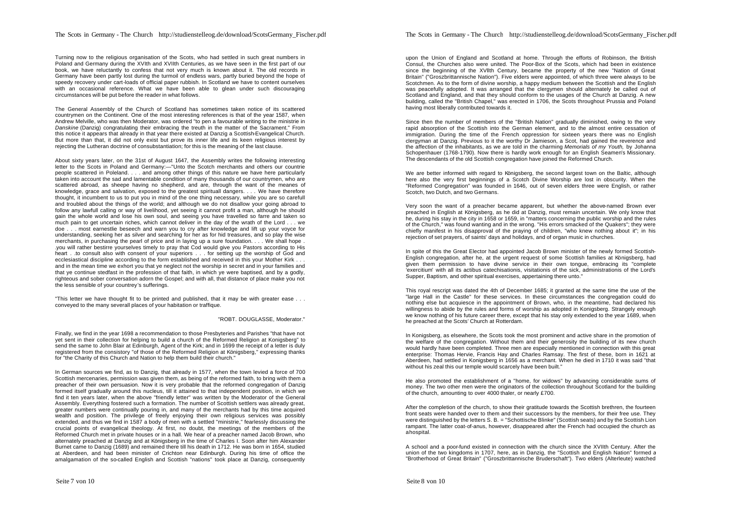Turning now to the religious organisation of the Scots, who had settled in such great numbers in Poland and Germany during the XVIth and XVIIth Centuries, as we have seen in the first part of our book, we have reluctantly to confess that not very much is known about it. The old records in Germany have been partly lost during the turmoil of endless wars, partly buried beyond the hope of speedy recovery under cart-loads of official paper rubbish. In Scotland we have to content ourselves with an occasional reference. What we have been able to glean under such discouraging circumstances will be put before the reader in what follows.

The General Assembly of the Church of Scotland has sometimes taken notice of its scattered countrymen on the Continent. One of the most interesting references is that of the year 1587, when Andrew Melville, who was then Moderator, was ordered "to pen a favourable writing to the ministrie in *Danskine* (Danzig) congratulating their embracing the treuth in the matter of the Sacrament." From this notice it appears that already in that year there existed at Danzig a Scottish-Evangelical Church. But more than that, it did not only exist but prove its inner life and its keen religious interest by rejecting the Lutheran doctrine of consubstantiation; for this is the meaning of the last clause.

About sixty years later, on the 31st of August 1647, the Assembly writes the following interesting letter to the Scots in Poland and Germany:—"Unto the Scotch merchants and others our countrie people scattered in Poleland. . . . and among other things of this nature we have here particularly taken into account the sad and lamentable condition of many thousands of our countrymen, who are scattered abroad, as sheepe having no shepherd, and are, through the want of the meanes of knowledge, grace and salvation, exposed to the greatest spirituall dangers. . . . We have therefore thought, it incumbent to us to put you in mind of the one thing necessary, while you are so carefull and troubled about the things of the world; and although we do not disallow your going abroad to follow any lawfull calling or way of livelihood, yet seeing it cannot profit a man, although he should gain the whole world and lose his own soul, and seeing you have travelled so farre and taken so much pain to get uncertain riches, which cannot deliver in the day of the wrath of the Lord . . . we doe . . . most earnestlie beseech and warn you to cry after knowledge and lift up your voyce for understanding, seeking her as silver and searching for her as for hid treasures, and so play the wise merchants, in purchasing the pearl of price and in laying up a sure foundation. . . . We shall hope . .you will rather bestirre yourselves timely to pray that Cod would give you Pastors according to His heart . .to consult also with consent of your superiors . . . for setting up the worship of God and ecclesiastical discipline according to the form established and received in this your Mother Kirk . . . and in the mean time we exhort you that ye neglect not the worship in secret and in your families and that ye continue stedfast in the profession of that faith, in which ye were baptised, and by a godly, righteous and sober conversation adorn the Gospel; and with all, that distance of place make you not the less sensible of your countrey's sufferings.

"This letter we have thought fit to be printed and published, that it may be with greater ease . . . conveyed to the many severall places of your habitation or traffique.

"ROBT. DOUGLASSE, Moderator."

Finally, we find in the year 1698 a recommendation to those Presbyteries and Parishes "that have not yet sent in their collection for helping to build a church of the Reformed Religion at Konigsberg" to send the same to John Blair at Edinburgh, Agent of the Kirk; and in 1699 the receipt of a letter is duly registered from the consistory "of those of the Reformed Religion at Königsberg," expressing thanks for "the Charity of this Church and Nation to help them build their church."

In German sources we find, as to Danzig, that already in 1577, when the town levied a force of 700 Scottish mercenaries, permission was given them, as being of the reformed faith, to bring with them a preacher of their own persuasion. Now it is very probable that the reformed congregation of Danzig formed itself gradually around this nucleus, till it attained to that independent position, in which we find it ten years later, when the above "friendly letter" was written by the Moderator of the General Assembly. Everything fostered such a formation. The number of Scottish settlers was already great, greater numbers were continually pouring in, and many of the merchants had by this time acquired wealth and position. The privilege of freely enjoying their own religious services was possibly extended, and thus we find in 1587 a body of men with a settled "ministrie," fearlessly discussing the crucial points of evangelical theology. At first, no doubt, the meetings of the members of the Reformed Church met in private houses or in a hall. We hear of a preacher named Jacob Brown, who alternately preached at Danzig and at Königsberg in the time of Charles I. Soon after him Alexander Burnet came to Danzig (1689) and remained there till his death in 1712. He was born in 1654, studied at Aberdeen, and had been minister of Crichton near Edinburgh. During his time of office the amalgamation of the so-called English and Scottish "nations" took place at Danzig, consequently upon the Union of England and Scotland at home. Through the efforts of Robinson, the British Consul, the Churches also were united. The Poor-Box of the Scots, which had been in existence since the beginning of the XVIIth Century, became the property of the new "Nation of Great Britain" ("Groszbrittannische Nation"). Five elders were appointed, of which three were always to be Scotchmen. As to the form of divine worship, a happy medium between the Scottish and the English was peacefully adopted. It was arranged that the clergymen should alternately be called out of Scotland and England, and that they should conform to the usages of the Church at Danzig. A new building, called the "British Chapel," was erected in 1706, the Scots throughout Prussia and Poland having most liberally contributed towards it.

Since then the number of members of the "British Nation" gradually diminished, owing to the very rapid absorption of the Scottish into the German element, and to the almost entire cessation of immigration. During the time of the French oppression for sixteen years there was no English clergyman at Danzig. Previous to it the worthy Dr Jamieson, a Scot, had gained the reverence and the affection of the inhabitants, as we are told in the charming *Memorials of my Youth,* by Johanna Schopenhauer (1768-1790). Now there is hardly work enough for an English Seamen's Missionary. The descendants of the old Scottish congregation have joined the Reformed Church.

We are better informed with regard to Königsberg, the second largest town on the Baltic, although here also the very first beginnings of a Scotch Divine Worship are lost in obscurity. When the "Reformed Congregation" was founded in 1646, out of seven elders three were English, or rather Scotch, two Dutch, and two Germans.

Very soon the want of a preacher became apparent, but whether the above-named Brown ever preached in English at Königsberg, as he did at Danzig, must remain uncertain. We only know that he, during his stay in the city in 1658 or 1659, in "matters concerning the public worship and the rules of the Church," was found wanting and in the wrong. "His errors smacked of the Quakers"; they were chiefly manifest in his disapproval of the praying of children, "who knew nothing about it"; in his rejection of set prayers, of saints' days and holidays, and of organ music in churches.

In spite of this the Great Elector had appointed Jacob Brown minister of the newly formed Scottish-English congregation, after he, at the urgent request of some Scottish families at Königsberg, had given them permission to have divine service in their own tongue, embracing its "complete 'exercitium' with all its actibus catechisationis, visitationis of the sick, administrationis of the Lord's Supper, Baptism, and other spiritual exercises, appertaining there unto."

This royal rescript was dated the 4th of December 1685; it granted at the same time the use of the "large Hall in the Castle" for these services. In these circumstances the congregation could do nothing else but acquiesce in the appointment of Brown, who, in the meantime, had declared his willingness to abide by the rules and forms of worship as adopted in Konigsberg. Strangely enough we know nothing of his future career there, except that his stay only extended to the year 1689, when he preached at the Scots' Church at Rotterdam.

In Konigsberg, as elsewhere, the Scots took the most prominent and active share in the promotion of the welfare of the congregation. Without them and their generosity the building of its new church would hardly have been completed. Three men are especially mentioned in connection with this great enterprise: Thomas Hervie, Francis Hay and Charles Ramsay. The first of these, born in 1621 at Aberdeen, had settled in Konigsberg in 1656 as a merchant. When he died in 1710 it was said "that without his zeal this our temple would scarcely have been built."

He also promoted the establishment of a "home, for widows" by advancing considerable sums of money. The two other men were the originators of the collection throughout Scotland for the building of the church, amounting to over 4000 thaler, or nearly £700.

After the completion of the church, to show their gratitude towards the Scottish brethren, the fourteen front seats were handed over to them and their successors by the members, for their free use. They were distinguished by the letters S. B. = "Schottische Blinke" (Scottish seats) and by the Scottish Lion rampant. The latter coat-of-anus, however, disappeared after the French had occupied the church as a hospital.

A school and a poor-fund existed in connection with the church since the XVIIth Century. After the union of the two kingdoms in 1707, here, as in Danzig, the "Scottish and English Nation" formed a "Brotherhood of Great Britain" ("Groszbrittannische Bruderschaft"). Two elders (Alterleute) watched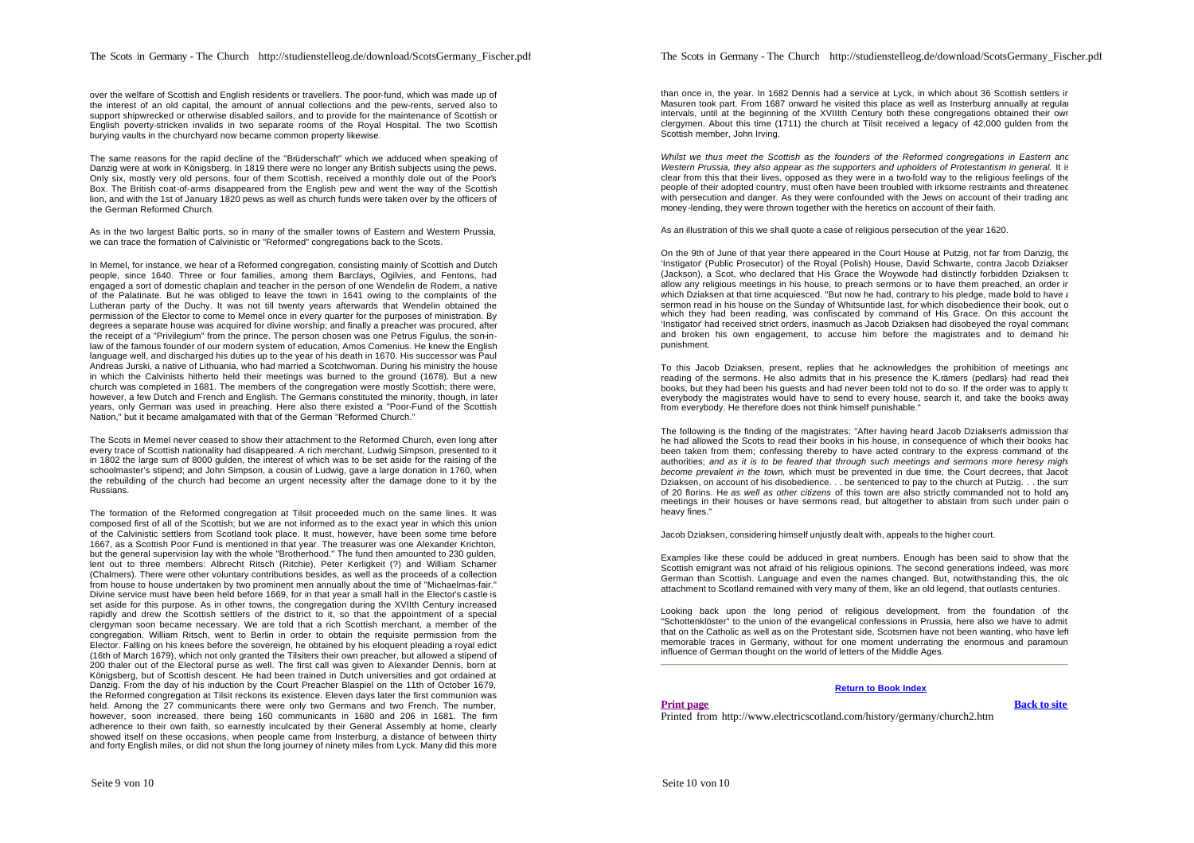over the welfare of Scottish and English residents or travellers. The poor-fund, which was made up of the interest of an old capital, the amount of annual collections and the pew-rents, served also to support shipwrecked or otherwise disabled sailors, and to provide for the maintenance of Scottish or English poverty-stricken invalids in two separate rooms of the Royal Hospital. The two Scottish burying vaults in the churchyard now became common property likewise.

The same reasons for the rapid decline of the "Brüderschaft" which we adduced when speaking of Danzig were at work in Königsberg. In 1819 there were no longer any British subjects using the pews. Only six, mostly very old persons, four of them Scottish, received a monthly dole out of the Poor's Box. The British coat-of-arms disappeared from the English pew and went the way of the Scottish lion, and with the 1st of January 1820 pews as well as church funds were taken over by the officers of the German Reformed Church.

As in the two largest Baltic ports, so in many of the smaller towns of Eastern and Western Prussia, we can trace the formation of Calvinistic or "Reformed" congregations back to the Scots.

In Memel, for instance, we hear of a Reformed congregation, consisting mainly of Scottish and Dutch people, since 1640. Three or four families, among them Barclays, Ogilvies, and Fentons, had engaged a sort of domestic chaplain and teacher in the person of one Wendelin de Rodem, a native of the Palatinate. But he was obliged to leave the town in 1641 owing to the complaints of the Lutheran party of the Duchy. It was not till twenty years afterwards that Wendelin obtained the permission of the Elector to come to Memel once in every quarter for the purposes of ministration. By degrees a separate house was acquired for divine worship; and finally a preacher was procured, after the receipt of a "Privilegium" from the prince. The person chosen was one Petrus Figulus, the son-in-law of the famous founder of our modern system of education, Amos Comenius. He knew the English language well, and discharged his duties up to the year of his death in 1670. His successor was Paul Andreas Jurski, a native of Lithuania, who had married a Scotchwoman. During his ministry the house in which the Calvinists hitherto held their meetings was burned to the ground (1678). But a new church was completed in 1681. The members of the congregation were mostly Scottish; there were, however, a few Dutch and French and English. The Germans constituted the minority, though, in later years, only German was used in preaching. Here also there existed a "Poor-Fund of the Scottish Nation," but it became amalgamated with that of the German "Reformed Church."

The Scots in Memel never ceased to show their attachment to the Reformed Church, even long after every trace of Scottish nationality had disappeared. A rich merchant, Ludwig Simpson, presented to it in 1802 the large sum of 8000 gulden, the interest of which was to be set aside for the raising of the schoolmaster's stipend; and John Simpson, a cousin of Ludwig, gave a large donation in 1760, when the rebuilding of the church had become an urgent necessity after the damage done to it by the Russians.

The formation of the Reformed congregation at Tilsit proceeded much on the same lines. It was composed first of all of the Scottish; but we are not informed as to the exact year in which this union of the Calvinistic settlers from Scotland took place. It must, however, have been some time before 1667, as a Scottish Poor Fund is mentioned in that year. The treasurer was one Alexander Krichton, but the general supervision lay with the whole "Brotherhood." The fund then amounted to 230 gulden, lent out to three members: Albrecht Ritsch (Ritchie), Peter Kerligkeit (?) and William Schamer (Chalmers). There were other voluntary contributions besides, as well as the proceeds of a collection from house to house undertaken by two prominent men annually about the time of "Michaelmas-fair." Divine service must have been held before 1669, for in that year a small hall in the Elector's castle is set aside for this purpose. As in other towns, the congregation during the XVIIth Century increased rapidly and drew the Scottish settlers of the district to it, so that the appointment of a special clergyman soon became necessary. We are told that a rich Scottish merchant, a member of the congregation, William Ritsch, went to Berlin in order to obtain the requisite permission from the Elector. Falling on his knees before the sovereign, he obtained by his eloquent pleading a royal edict (16th of March 1679), which not only granted the Tilsiters their own preacher, but allowed a stipend of 200 thaler out of the Electoral purse as well. The first call was given to Alexander Dennis, born at Königsberg, but of Scottish descent. He had been trained in Dutch universities and got ordained at Danzig. From the day of his induction by the Court Preacher Blaspiel on the 11th of October 1679, the Reformed congregation at Tilsit reckons its existence. Eleven days later the first communion was held. Among the 27 communicants there were only two Germans and two French. The number, however, soon increased, there being 160 communicants in 1680 and 206 in 1681. The firm adherence to their own faith, so earnestly inculcated by their General Assembly at home, clearly showed itself on these occasions, when people came from Insterburg, a distance of between thirty and forty English miles, or did not shun the long journey of ninety miles from Lyck. Many did this more than once in, the year. In 1682 Dennis had a service at Lyck, in which about 36 Scottish settlers in Masuren took part. From 1687 onward he visited this place as well as Insterburg annually at regular intervals, until at the beginning of the XVIIIth Century both these congregations obtained their own clergymen. About this time (1711) the church at Tilsit received a legacy of 42,000 gulden from the Scottish member, John Irving.

*Whilst we thus meet the Scottish as the founders of the Reformed congregations in Eastern and Western Prussia, they also appear as the supporters and upholders of Protestantism in general.* It is clear from this that their lives, opposed as they were in a two-fold way to the religious feelings of the people of their adopted country, must often have been troubled with irksome restraints and threatened with persecution and danger. As they were confounded with the Jews on account of their trading and money-lending, they were thrown together with the heretics on account of their faith.

As an illustration of this we shall quote a case of religious persecution of the year 1620.

On the 9th of June of that year there appeared in the Court House at Putzig, not far from Danzig, the 'Instigator' (Public Prosecutor) of the Royal (Polish) House, David Schwarte, contra Jacob Dziaksen (Jackson), a Scot, who declared that His Grace the Woywode had distinctly forbidden Dziaksen to allow any religious meetings in his house, to preach sermons or to have them preached, an order in which Dziaksen at that time acquiesced. "But now he had, contrary to his pledge, made bold to have a sermon read in his house on the Sunday of Whitsuntide last, for which disobedience their book, out of which they had been reading, was confiscated by command of His Grace. On this account the 'Instigator' had received strict orders, inasmuch as Jacob Dziaksen had disobeyed the royal command and broken his own engagement, to accuse him before the magistrates and to demand his punishment.

To this Jacob Dziaksen, present, replies that he acknowledges the prohibition of meetings and reading of the sermons. He also admits that in his presence the K.rämers (pedlars) had read their books, but they had been his guests and had never been told not to do so. If the order was to apply to everybody the magistrates would have to send to every house, search it, and take the books away from everybody. He therefore does not think himself punishable."

The following is the finding of the magistrates: "After having heard Jacob Dziaksen's admission that he had allowed the Scots to read their books in his house, in consequence of which their books had been taken from them; confessing thereby to have acted contrary to the express command of the authorities; *and as it is to be feared that through such meetings and sermons more heresy might become prevalent in the town,* which must be prevented in due time, the Court decrees, that Jacob Dziaksen, on account of his disobedience. . . be sentenced to pay to the church at Putzig. . . the sum of 20 florins. He *as well as other citizens* of this town are also strictly commanded not to hold any meetings in their houses or have sermons read, but altogether to abstain from such under pain of heavy fines."

Jacob Dziaksen, considering himself unjustly dealt with, appeals to the higher court.

Examples like these could be adduced in great numbers. Enough has been said to show that the Scottish emigrant was not afraid of his religious opinions. The second generations indeed, was more German than Scottish. Language and even the names changed. But, notwithstanding this, the old attachment to Scotland remained with very many of them, like an old legend, that outlasts centuries.

Looking back upon the long period of religious development, from the foundation of the "Schottenklöster" to the union of the evangelical confessions in Prussia, here also we have to admit that on the Catholic as well as on the Protestant side, Scotsmen have not been wanting, who have left memorable traces in Germany, without for one moment underrating the enormous and paramount influence of German thought on the world of letters of the Middle Ages.

**Return to Book Index**

**Print page** **Back to site**

Printed from http://www.electricscotland.com/history/germany/church2.htm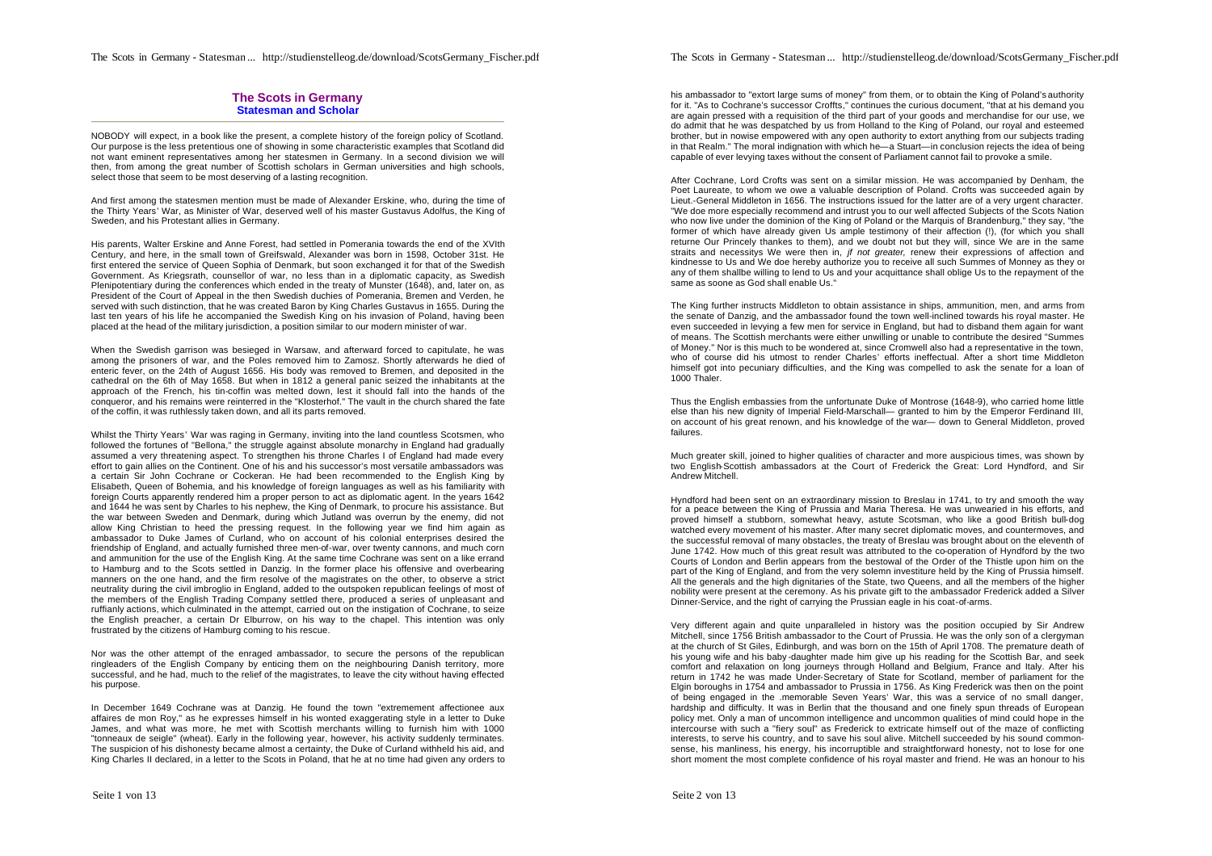## The Scots in Germany
### Statesman and Scholar

NOBODY will expect, in a book like the present, a complete history of the foreign policy of Scotland. Our purpose is the less pretentious one of showing in some characteristic examples that Scotland did not want eminent representatives among her statesmen in Germany. In a second division we will then, from among the great number of Scottish scholars in German universities and high schools, select those that seem to be most deserving of a lasting recognition.

And first among the statesmen mention must be made of Alexander Erskine, who, during the time of the Thirty Years' War, as Minister of War, deserved well of his master Gustavus Adolfus, the King of Sweden, and his Protestant allies in Germany.

His parents, Walter Erskine and Anne Forest, had settled in Pomerania towards the end of the XVIth Century, and here, in the small town of Greifswald, Alexander was born in 1598, October 31st. He first entered the service of Queen Sophia of Denmark, but soon exchanged it for that of the Swedish Government. As Kriegsrath, counsellor of war, no less than in a diplomatic capacity, as Swedish Plenipotentiary during the conferences which ended in the treaty of Munster (1648), and, later on, as President of the Court of Appeal in the then Swedish duchies of Pomerania, Bremen and Verden, he served with such distinction, that he was created Baron by King Charles Gustavus in 1655. During the last ten years of his life he accompanied the Swedish King on his invasion of Poland, having been placed at the head of the military jurisdiction, a position similar to our modern minister of war.

When the Swedish garrison was besieged in Warsaw, and afterward forced to capitulate, he was among the prisoners of war, and the Poles removed him to Zamosz. Shortly afterwards he died of enteric fever, on the 24th of August 1656. His body was removed to Bremen, and deposited in the cathedral on the 6th of May 1658. But when in 1812 a general panic seized the inhabitants at the approach of the French, his tin-coffin was melted down, lest it should fall into the hands of the conqueror, and his remains were reinterred in the "Klosterhof." The vault in the church shared the fate of the coffin, it was ruthlessly taken down, and all its parts removed.

Whilst the Thirty Years' War was raging in Germany, inviting into the land countless Scotsmen, who followed the fortunes of "Bellona," the struggle against absolute monarchy in England had gradually assumed a very threatening aspect. To strengthen his throne Charles I of England had made every effort to gain allies on the Continent. One of his and his successor's most versatile ambassadors was a certain Sir John Cochrane or Cockeran. He had been recommended to the English King by Elisabeth, Queen of Bohemia, and his knowledge of foreign languages as well as his familiarity with foreign Courts apparently rendered him a proper person to act as diplomatic agent. In the years 1642 and 1644 he was sent by Charles to his nephew, the King of Denmark, to procure his assistance. But the war between Sweden and Denmark, during which Jutland was overrun by the enemy, did not allow King Christian to heed the pressing request. In the following year we find him again as ambassador to Duke James of Curland, who on account of his colonial enterprises desired the friendship of England, and actually furnished three men-of-war, over twenty cannons, and much corn and ammunition for the use of the English King. At the same time Cochrane was sent on a like errand to Hamburg and to the Scots settled in Danzig. In the former place his offensive and overbearing manners on the one hand, and the firm resolve of the magistrates on the other, to observe a strict neutrality during the civil imbroglio in England, added to the outspoken republican feelings of most of the members of the English Trading Company settled there, produced a series of unpleasant and ruffianly actions, which culminated in the attempt, carried out on the instigation of Cochrane, to seize the English preacher, a certain Dr Elburrow, on his way to the chapel. This intention was only frustrated by the citizens of Hamburg coming to his rescue.

Nor was the other attempt of the enraged ambassador, to secure the persons of the republican ringleaders of the English Company by enticing them on the neighbouring Danish territory, more successful, and he had, much to the relief of the magistrates, to leave the city without having effected his purpose.

In December 1649 Cochrane was at Danzig. He found the town "extremement affectionee aux affaires de mon Roy," as he expresses himself in his wonted exaggerating style in a letter to Duke James, and what was more, he met with Scottish merchants willing to furnish him with 1000 "tonneaux de seigle" (wheat). Early in the following year, however, his activity suddenly terminates. The suspicion of his dishonesty became almost a certainty, the Duke of Curland withheld his aid, and King Charles II declared, in a letter to the Scots in Poland, that he at no time had given any orders to his ambassador to "extort large sums of money" from them, or to obtain the King of Poland's authority for it. "As to Cochrane's successor Croffts," continues the curious document, "that at his demand you are again pressed with a requisition of the third part of your goods and merchandise for our use, we do admit that he was despatched by us from Holland to the King of Poland, our royal and esteemed brother, but in nowise empowered with any open authority to extort anything from our subjects trading in that Realm." The moral indignation with which he—a Stuart—in conclusion rejects the idea of being capable of ever levying taxes without the consent of Parliament cannot fail to provoke a smile.

After Cochrane, Lord Crofts was sent on a similar mission. He was accompanied by Denham, the Poet Laureate, to whom we owe a valuable description of Poland. Crofts was succeeded again by Lieut.-General Middleton in 1656. The instructions issued for the latter are of a very urgent character. "We doe more especially recommend and intrust you to our well affected Subjects of the Scots Nation who now live under the dominion of the King of Poland or the Marquis of Brandenburg," they say, "the former of which have already given Us ample testimony of their affection (!), (for which you shall returne Our Princely thankes to them), and we doubt not but they will, since We are in the same straits and necessitys We were then in, *if not greater,* renew their expressions of affection and kindnesse to Us and We doe hereby authorize you to receive all such Summes of Monney as they or any of them shallbe willing to lend to Us and your acquittance shall oblige Us to the repayment of the same as soone as God shall enable Us."

The King further instructs Middleton to obtain assistance in ships, ammunition, men, and arms from the senate of Danzig, and the ambassador found the town well-inclined towards his royal master. He even succeeded in levying a few men for service in England, but had to disband them again for want of means. The Scottish merchants were either unwilling or unable to contribute the desired "Summes of Money." Nor is this much to be wondered at, since Cromwell also had a representative in the town, who of course did his utmost to render Charles' efforts ineffectual. After a short time Middleton himself got into pecuniary difficulties, and the King was compelled to ask the senate for a loan of 1000 Thaler.

Thus the English embassies from the unfortunate Duke of Montrose (1648-9), who carried home little else than his new dignity of Imperial Field-Marschall— granted to him by the Emperor Ferdinand III, on account of his great renown, and his knowledge of the war— down to General Middleton, proved failures.

Much greater skill, joined to higher qualities of character and more auspicious times, was shown by two English-Scottish ambassadors at the Court of Frederick the Great: Lord Hyndford, and Sir Andrew Mitchell.

Hyndford had been sent on an extraordinary mission to Breslau in 1741, to try and smooth the way for a peace between the King of Prussia and Maria Theresa. He was unwearied in his efforts, and proved himself a stubborn, somewhat heavy, astute Scotsman, who like a good British bull-dog watched every movement of his master. After many secret diplomatic moves, and countermoves, and the successful removal of many obstacles, the treaty of Breslau was brought about on the eleventh of June 1742. How much of this great result was attributed to the co-operation of Hyndford by the two Courts of London and Berlin appears from the bestowal of the Order of the Thistle upon him on the part of the King of England, and from the very solemn investiture held by the King of Prussia himself. All the generals and the high dignitaries of the State, two Queens, and all the members of the higher nobility were present at the ceremony. As his private gift to the ambassador Frederick added a Silver Dinner-Service, and the right of carrying the Prussian eagle in his coat-of-arms.

Very different again and quite unparalleled in history was the position occupied by Sir Andrew Mitchell, since 1756 British ambassador to the Court of Prussia. He was the only son of a clergyman at the church of St Giles, Edinburgh, and was born on the 15th of April 1708. The premature death of his young wife and his baby-daughter made him give up his reading for the Scottish Bar, and seek comfort and relaxation on long journeys through Holland and Belgium, France and Italy. After his return in 1742 he was made Under-Secretary of State for Scotland, member of parliament for the Elgin boroughs in 1754 and ambassador to Prussia in 1756. As King Frederick was then on the point of being engaged in the .memorable Seven Years' War, this was a service of no small danger, hardship and difficulty. It was in Berlin that the thousand and one finely spun threads of European policy met. Only a man of uncommon intelligence and uncommon qualities of mind could hope in the intercourse with such a "fiery soul" as Frederick to extricate himself out of the maze of conflicting interests, to serve his country, and to save his soul alive. Mitchell succeeded by his sound common-sense, his manliness, his energy, his incorruptible and straightforward honesty, not to lose for one short moment the most complete confidence of his royal master and friend. He was an honour to his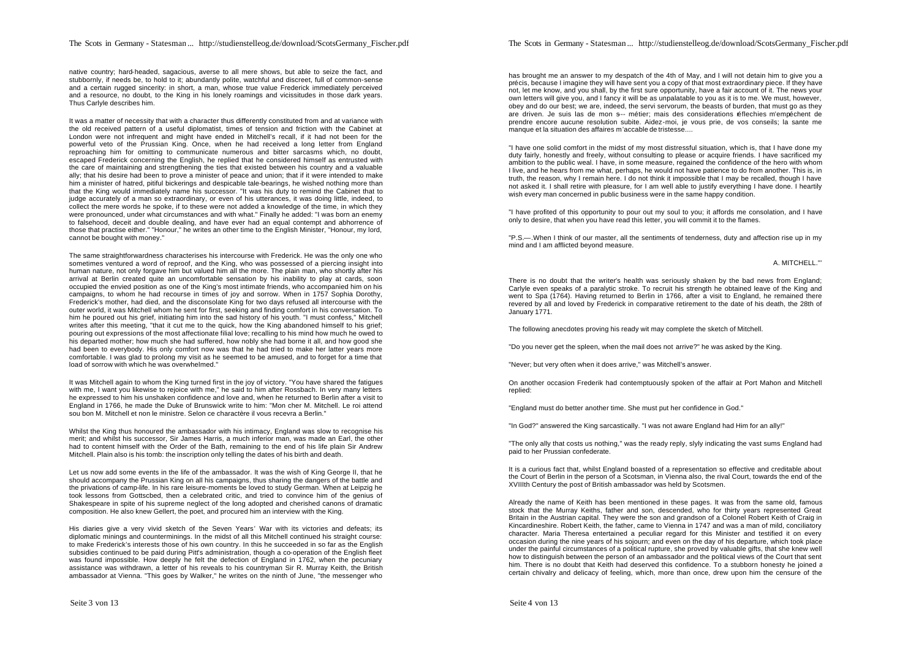native country; hard-headed, sagacious, averse to all mere shows, but able to seize the fact, and stubbornly, if needs be, to hold to it; abundantly polite, watchful and discreet, full of common-sense and a certain rugged sincerity: in short, a man, whose true value Frederick immediately perceived and a resource, no doubt, to the King in his lonely roamings and vicissitudes in those dark years. Thus Carlyle describes him.

It was a matter of necessity that with a character thus differently constituted from and at variance with the old received pattern of a useful diplomatist, times of tension and friction with the Cabinet at London were not infrequent and might have ended in Mitchell's recall, if it had not been for the powerful veto of the Prussian King. Once, when he had received a long letter from England reproaching him for omitting to communicate numerous and bitter sarcasms which, no doubt, escaped Frederick concerning the English, he replied that he considered himself as entrusted with the care of maintaining and strengthening the ties that existed between his country and a valuable ally; that his desire had been to prove a minister of peace and union; that if it were intended to make him a minister of hatred, pitiful bickerings and despicable tale-bearings, he wished nothing more than that the King would immediately name his successor. "It was his duty to remind the Cabinet that to judge accurately of a man so extraordinary, or even of his utterances, it was doing little, indeed, to collect the mere words he spoke, if to these were not added a knowledge of the time, in which they were pronounced, under what circumstances and with what." Finally he added: "I was born an enemy to falsehood, deceit and double dealing, and have ever had an equal contempt and abhorrence of those that practise either." "Honour," he writes an other time to the English Minister, "Honour, my lord, cannot be bought with money."

The same straightforwardness characterises his intercourse with Frederick. He was the only one who sometimes ventured a word of reproof, and the King, who was possessed of a piercing insight into human nature, not only forgave him but valued him all the more. The plain man, who shortly after his arrival at Berlin created quite an uncomfortable sensation by his inability to play at cards, soon occupied the envied position as one of the King's most intimate friends, who accompanied him on his campaigns, to whom he had recourse in times of joy and sorrow. When in 1757 Sophia Dorothy, Frederick's mother, had died, and the disconsolate King for two days refused all intercourse with the outer world, it was Mitchell whom he sent for first, seeking and finding comfort in his conversation. To him he poured out his grief, initiating him into the sad history of his youth. "I must confess," Mitchell writes after this meeting, "that it cut me to the quick, how the King abandoned himself to his grief; pouring out expressions of the most affectionate filial love; recalling to his mind how much he owed to his departed mother; how much she had suffered, how nobly she had borne it all, and how good she had been to everybody. His only comfort now was that he had tried to make her latter years more comfortable. I was glad to prolong my visit as he seemed to be amused, and to forget for a time that load of sorrow with which he was overwhelmed."

It was Mitchell again to whom the King turned first in the joy of victory. "You have shared the fatigues with me, I want you likewise to rejoice with me," he said to him after Rossbach. In very many letters he expressed to him his unshaken confidence and love and, when he returned to Berlin after a visit to England in 1766, he made the Duke of Brunswick write to him: "Mon cher M. Mitchell. Le roi attend sou bon M. Mitchell et non le ministre. Selon ce charactère il vous recevra a Berlin."

Whilst the King thus honoured the ambassador with his intimacy, England was slow to recognise his merit; and whilst his successor, Sir James Harris, a much inferior man, was made an Earl, the other had to content himself with the Order of the Bath, remaining to the end of his life plain Sir Andrew Mitchell. Plain also is his tomb: the inscription only telling the dates of his birth and death.

Let us now add some events in the life of the ambassador. It was the wish of King George II, that he should accompany the Prussian King on all his campaigns, thus sharing the dangers of the battle and the privations of camp-life. In his rare leisure-moments be loved to study German. When at Leipzig he took lessons from Gottscbed, then a celebrated critic, and tried to convince him of the genius of Shakespeare in spite of his supreme neglect of the long adopted and cherished canons of dramatic composition. He also knew Gellert, the poet, and procured him an interview with the King.

His diaries give a very vivid sketch of the Seven Years' War with its victories and defeats; its diplomatic minings and counterminings. In the midst of all this Mitchell continued his straight course: to make Frederick's interests those of his own country. In this he succeeded in so far as the English subsidies continued to be paid during Pitt's administration, though a co-operation of the English fleet was found impossible. How deeply he felt the defection of England in 1762, when the pecuniary assistance was withdrawn, a letter of his reveals to his countryman Sir R. Murray Keith, the British ambassador at Vienna. "This goes by Walker," he writes on the ninth of June, "the messenger who has brought me an answer to my despatch of the 4th of May, and I will not detain him to give you a précis, because I imagine they will have sent you a copy of that most extraordinary piece. If they have not, let me know, and you shall, by the first sure opportunity, have a fair account of it. The news your own letters will give you, and I fancy it will be as unpalatable to you as it is to me. We must, however, obey and do our best; we are, indeed, the servi servorum, the beasts of burden, that must go as they are driven. Je suis las de mon s-- métier; mais des considerations éflechies m'empéchent de prendre encore aucune resolution subite. Aidez-moi, je vous prie, de vos conseils; la sante me manque et la situation des affaires m'accable de tristesse....

"I have one solid comfort in the midst of my most distressful situation, which is, that I have done my duty fairly, honestly and freely, without consulting to please or acquire friends. I have sacrificed my ambition to the public weal. I have, in some measure, regained the confidence of the hero with whom I live, and he hears from me what, perhaps, he would not have patience to do from another. This is, in truth, the reason, why I remain here. I do not think it impossible that I may be recalled, though I have not asked it. I shall retire with pleasure, for I am well able to justify everything I have done. I heartily wish every man concerned in public business were in the same happy condition.

"I have profited of this opportunity to pour out my soul to you; it affords me consolation, and I have only to desire, that when you have read this letter, you will commit it to the flames.

"P.S.—When I think of our master, all the sentiments of tenderness, duty and affection rise up in my mind and I am afflicted beyond measure.

A. MITCHELL."'

There is no doubt that the writer's health was seriously shaken by the bad news from England; Carlyle even speaks of a paralytic stroke. To recruit his strength he obtained leave of the King and went to Spa (1764). Having returned to Berlin in 1766, after a visit to England, he remained there revered by all and loved by Frederick in comparative retirement to the date of his death, the 28th of January 1771.

The following anecdotes proving his ready wit may complete the sketch of Mitchell.

"Do you never get the spleen, when the mail does not arrive?" he was asked by the King.

"Never; but very often when it does arrive," was Mitchell's answer.

On another occasion Frederik had contemptuously spoken of the affair at Port Mahon and Mitchell replied:

"England must do better another time. She must put her confidence in God."

"In God?" answered the King sarcastically. "I was not aware England had Him for an ally!"

"The only ally that costs us nothing," was the ready reply, slyly indicating the vast sums England had paid to her Prussian confederate.

It is a curious fact that, whilst England boasted of a representation so effective and creditable about the Court of Berlin in the person of a Scotsman, in Vienna also, the rival Court, towards the end of the XVIIIth Century the post of British ambassador was held by Scotsmen.

Already the name of Keith has been mentioned in these pages. It was from the same old, famous stock that the Murray Keiths, father and son, descended, who for thirty years represented Great Britain in the Austrian capital. They were the son and grandson of a Colonel Robert Keith of Craig in Kincardineshire. Robert Keith, the father, came to Vienna in 1747 and was a man of mild, conciliatory character. Maria Theresa entertained a peculiar regard for this Minister and testified it on every occasion during the nine years of his sojourn; and even on the day of his departure, which took place under the painful circumstances of a political rupture, she proved by valuable gifts, that she knew well how to distinguish between the person of an ambassador and the political views of the Court that sent him. There is no doubt that Keith had deserved this confidence. To a stubborn honesty he joined a certain chivalry and delicacy of feeling, which, more than once, drew upon him the censure of the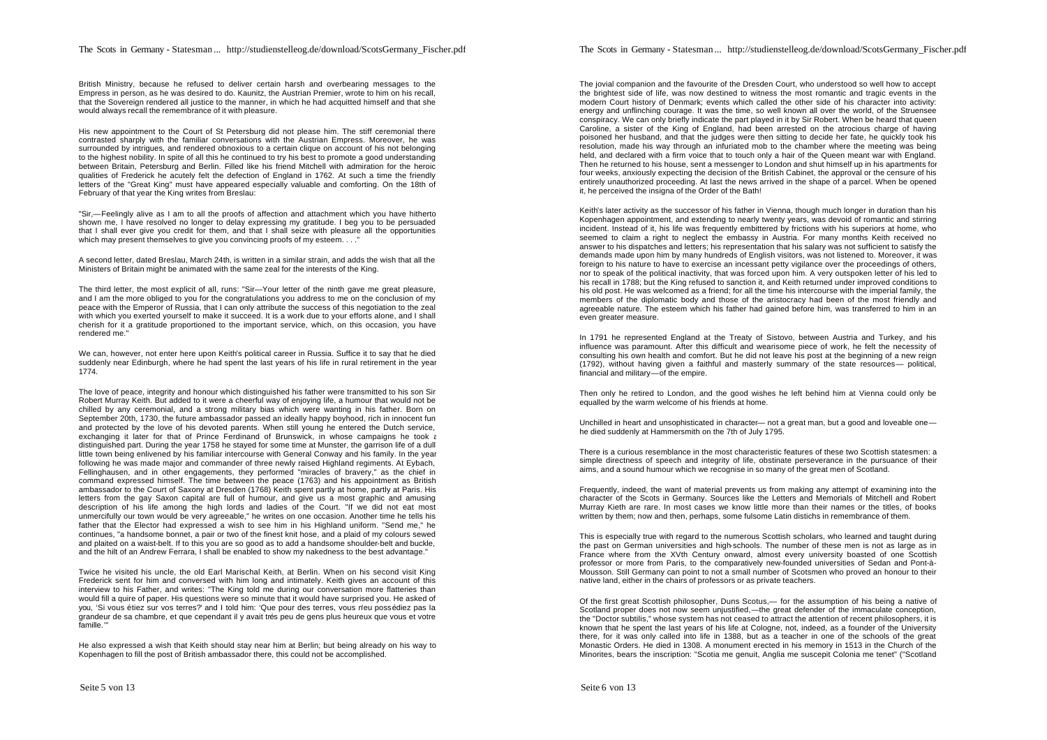British Ministry, because he refused to deliver certain harsh and overbearing messages to the Empress in person, as he was desired to do. Kaunitz, the Austrian Premier, wrote to him on his recall, that the Sovereign rendered all justice to the manner, in which he had acquitted himself and that she would always recall the remembrance of it with pleasure.

His new appointment to the Court of St Petersburg did not please him. The stiff ceremonial there contrasted sharply with the familiar conversations with the Austrian Empress. Moreover, he was surrounded by intrigues, and rendered obnoxious to a certain clique on account of his not belonging to the highest nobility. In spite of all this he continued to try his best to promote a good understanding between Britain, Petersburg and Berlin. Filled like his friend Mitchell with admiration for the heroic qualities of Frederick he acutely felt the defection of England in 1762. At such a time the friendly letters of the "Great King" must have appeared especially valuable and comforting. On the 18th of February of that year the King writes from Breslau:

"Sir,—Feelingly alive as I am to all the proofs of affection and attachment which you have hitherto shown me, I have resolved no longer to delay expressing my gratitude. I beg you to be persuaded that I shall ever give you credit for them, and that I shall seize with pleasure all the opportunities which may present themselves to give you convincing proofs of my esteem. . . ."

A second letter, dated Breslau, March 24th, is written in a similar strain, and adds the wish that all the Ministers of Britain might be animated with the same zeal for the interests of the King.

The third letter, the most explicit of all, runs: "Sir—Your letter of the ninth gave me great pleasure, and I am the more obliged to you for the congratulations you address to me on the conclusion of my peace with the Emperor of Russia, that I can only attribute the success of this negotiation to the zeal with which you exerted yourself to make it succeed. It is a work due to your efforts alone, and I shall cherish for it a gratitude proportioned to the important service, which, on this occasion, you have rendered me."

We can, however, not enter here upon Keith's political career in Russia. Suffice it to say that he died suddenly near Edinburgh, where he had spent the last years of his life in rural retirement in the year 1774.

The love of peace, integrity and honour which distinguished his father were transmitted to his son Sir Robert Murray Keith. But added to it were a cheerful way of enjoying life, a humour that would not be chilled by any ceremonial, and a strong military bias which were wanting in his father. Born on September 20th, 1730, the future ambassador passed an ideally happy boyhood, rich in innocent fun and protected by the love of his devoted parents. When still young he entered the Dutch service, exchanging it later for that of Prince Ferdinand of Brunswick, in whose campaigns he took a distinguished part. During the year 1758 he stayed for some time at Munster, the garrison life of a dull little town being enlivened by his familiar intercourse with General Conway and his family. In the year following he was made major and commander of three newly raised Highland regiments. At Eybach, Fellinghausen, and in other engagements, they performed "miracles of bravery," as the chief in command expressed himself. The time between the peace (1763) and his appointment as British ambassador to the Court of Saxony at Dresden (1768) Keith spent partly at home, partly at Paris. His letters from the gay Saxon capital are full of humour, and give us a most graphic and amusing description of his life among the high lords and ladies of the Court. "If we did not eat most unmercifully our town would be very agreeable," he writes on one occasion. Another time he tells his father that the Elector had expressed a wish to see him in his Highland uniform. "Send me," he continues, "a handsome bonnet, a pair or two of the finest knit hose, and a plaid of my colours sewed and plaited on a waist-belt. If to this you are so good as to add a handsome shoulder-belt and buckle, and the hilt of an Andrew Ferrara, I shall be enabled to show my nakedness to the best advantage."

Twice he visited his uncle, the old Earl Marischal Keith, at Berlin. When on his second visit King Frederick sent for him and conversed with him long and intimately. Keith gives an account of this interview to his Father, and writes: "The King told me during our conversation more flatteries than would fill a quire of paper. His questions were so minute that it would have surprised you. He asked of you, 'Si vous étiez sur vos terres?' and I told him: 'Que pour des terres, vous n'eu possédiez pas la grandeur de sa chambre, et que cependant il y avait trés peu de gens plus heureux que vous et votre famille.'"

He also expressed a wish that Keith should stay near him at Berlin; but being already on his way to Kopenhagen to fill the post of British ambassador there, this could not be accomplished.

The jovial companion and the favourite of the Dresden Court, who understood so well how to accept the brightest side of life, was now destined to witness the most romantic and tragic events in the modern Court history of Denmark; events which called the other side of his character into activity: energy and unflinching courage. It was the time, so well known all over the world, of the Struensee conspiracy. We can only briefly indicate the part played in it by Sir Robert. When be heard that queen Caroline, a sister of the King of England, had been arrested on the atrocious charge of having poisoned her husband, and that the judges were then sitting to decide her fate, he quickly took his resolution, made his way through an infuriated mob to the chamber where the meeting was being held, and declared with a firm voice that to touch only a hair of the Queen meant war with England. Then he returned to his house, sent a messenger to London and shut himself up in his apartments for four weeks, anxiously expecting the decision of the British Cabinet, the approval or the censure of his entirely unauthorized proceeding. At last the news arrived in the shape of a parcel. When be opened it, he perceived the insigna of the Order of the Bath!

Keith's later activity as the successor of his father in Vienna, though much longer in duration than his Kopenhagen appointment, and extending to nearly twenty years, was devoid of romantic and stirring incident. Instead of it, his life was frequently embittered by frictions with his superiors at home, who seemed to claim a right to neglect the embassy in Austria. For many months Keith received no answer to his dispatches and letters; his representation that his salary was not sufficient to satisfy the demands made upon him by many hundreds of English visitors, was not listened to. Moreover, it was foreign to his nature to have to exercise an incessant petty vigilance over the proceedings of others, nor to speak of the political inactivity, that was forced upon him. A very outspoken letter of his led to his recall in 1788; but the King refused to sanction it, and Keith returned under improved conditions to his old post. He was welcomed as a friend; for all the time his intercourse with the imperial family, the members of the diplomatic body and those of the aristocracy had been of the most friendly and agreeable nature. The esteem which his father had gained before him, was transferred to him in an even greater measure.

In 1791 he represented England at the Treaty of Sistovo, between Austria and Turkey, and his influence was paramount. After this difficult and wearisome piece of work, he felt the necessity of consulting his own health and comfort. But he did not leave his post at the beginning of a new reign (1792), without having given a faithful and masterly summary of the state resources— political, financial and military—of the empire.

Then only he retired to London, and the good wishes he left behind him at Vienna could only be equalled by the warm welcome of his friends at home.

Unchilled in heart and unsophisticated in character— not a great man, but a good and loveable one— he died suddenly at Hammersmith on the 7th of July 1795.

There is a curious resemblance in the most characteristic features of these two Scottish statesmen: a simple directness of speech and integrity of life, obstinate perseverance in the pursuance of their aims, and a sound humour which we recognise in so many of the great men of Scotland.

Frequently, indeed, the want of material prevents us from making any attempt of examining into the character of the Scots in Germany. Sources like the Letters and Memorials of Mitchell and Robert Murray Kieth are rare. In most cases we know little more than their names or the titles, of books written by them; now and then, perhaps, some fulsome Latin distichs in remembrance of them.

This is especially true with regard to the numerous Scottish scholars, who learned and taught during the past on German universities and high-schools. The number of these men is not as large as in France where from the XVth Century onward, almost every university boasted of one Scottish professor or more from Paris, to the comparatively new-founded universities of Sedan and Pont-à-Mousson. Still Germany can point to not a small number of Scotsmen who proved an honour to their native land, either in the chairs of professors or as private teachers.

Of the first great Scottish philosopher, Duns Scotus,— for the assumption of his being a native of Scotland proper does not now seem unjustified,—the great defender of the immaculate conception, the "Doctor subtilis," whose system has not ceased to attract the attention of recent philosophers, it is known that he spent the last years of his life at Cologne, not, indeed, as a founder of the University there, for it was only called into life in 1388, but as a teacher in one of the schools of the great Monastic Orders. He died in 1308. A monument erected in his memory in 1513 in the Church of the Minorites, bears the inscription: "Scotia me genuit, Anglia me suscepit Colonia me tenet" ("Scotland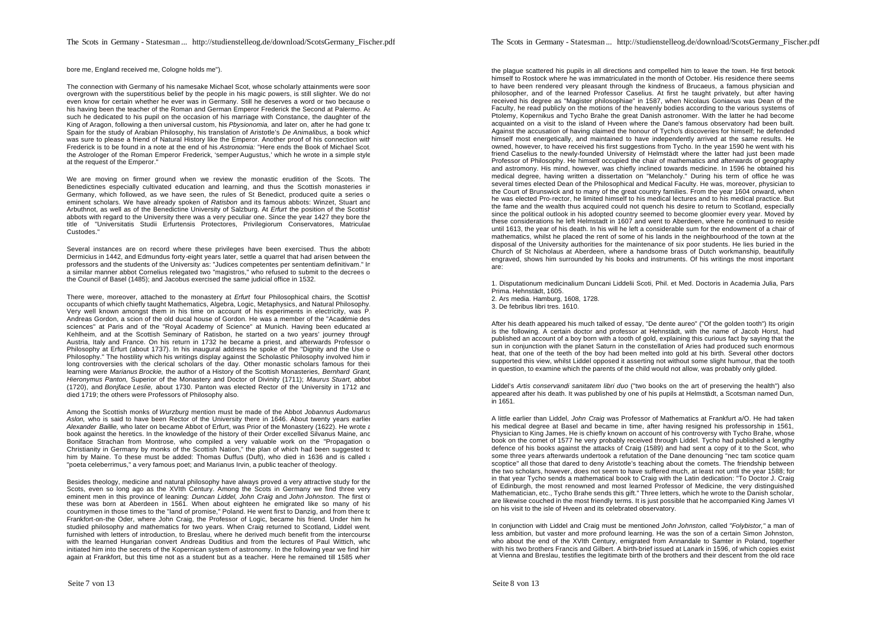bore me, England received me, Cologne holds me").

The connection with Germany of his namesake Michael Scot, whose scholarly attainments were soon overgrown with the superstitious belief by the people in his magic powers, is still slighter. We do not even know for certain whether he ever was in Germany. Still he deserves a word or two because of his having been the teacher of the Roman and German Emperor Frederick the Second at Palermo. As such he dedicated to his pupil on the occasion of his marriage with Constance, the daughter of the King of Aragon, following a then universal custom, his *Pbysionomia,* and later on, after he had gone to Spain for the study of Arabian Philosophy, his translation of Aristotle's *De Animalibus,* a book which was sure to please a friend of Natural History like the Emperor. Another proof of his connection with Frederick is to be found in a note at the end of his *Astronomia:* "Here ends the Book of Michael Scot, the Astrologer of the Roman Emperor Frederick, 'semper Augustus,' which he wrote in a simple style at the request of the Emperor."

We are moving on firmer ground when we review the monastic erudition of the Scots. The Benedictines especially cultivated education and learning, and thus the Scottish monasteries in Germany, which followed, as we have seen, the rules of St Benedict, produced quite a series of eminent scholars. We have already spoken of *Ratisbon* and its famous abbots: Winzet, Stuart and Arbuthnot, as well as of the Benedictine University of Salzburg. At *Erfurt* the position of the Scottish abbots with regard to the University there was a very peculiar one. Since the year 1427 they bore the title of "Universitatis Studii Erfurtensis Protectores, Privilegiorum Conservatores, Matriculae Custodes."

Several instances are on record where these privileges have been exercised. Thus the abbots Dermicius in 1442, and Edmundus forty-eight years later, settle a quarrel that had arisen between the professors and the students of the University as: "Judices competentes per sententiam definitivam." In a similar manner abbot Cornelius relegated two "magistros," who refused to submit to the decrees of the Council of Basel (1485); and Jacobus exercised the same judicial office in 1532.

There were, moreover, attached to the monastery at *Erfurt* four Philosophical chairs, the Scottish occupants of which chiefly taught Mathematics, Algebra, Logic, Metaphysics, and Natural Philosophy. Very well known amongst them in his time on account of his experiments in electricity, was P. Andreas Gordon, a scion of the old ducal house of Gordon. He was a member of the "Académie des sciences" at Paris and of the "Royal Academy of Science" at Munich. Having been educated at Kehlheim, and at the Scottish Seminary of Ratisbon, he started on a two years' journey through Austria, Italy and France. On his return in 1732 he became a priest, and afterwards Professor of Philosophy at Erfurt (about 1737). In his inaugural address he spoke of the "Dignity and the Use of Philosophy." The hostility which his writings display against the Scholastic Philosophy involved him in long controversies with the clerical scholars of the day. Other monastic scholars famous for their learning were *Marianus Brockie,* the author of a History of the Scottish Monasteries, *Bernhard Grant, Hieronymus Panton,* Superior of the Monastery and Doctor of Divinity (1711); *Maurus Stuart,* abbot (1720), and *Bonifiace Leslie,* about 1730. Panton was elected Rector of the University in 1712 and died 1719; the others were Professors of Philosophy also.

Among the Scottish monks of *Wurzburg* mention must be made of the Abbot *Johannus Audomarus Aslon,* who is said to have been Rector of the University there in 1646. About twenty years earlier *Alexander Baillie,* who later on became Abbot of Erfurt, was Prior of the Monastery (1622). He wrote a book against the heretics. In the knowledge of the history of their Order excelled Silvanus Maine, and Boniface Strachan from Montrose, who compiled a very valuable work on the "Propagation of Christianity in Germany by monks of the Scottish Nation," the plan of which had been suggested to him by Maine. To these must be added: Thomas Duffus (Duft), who died in 1636 and is called a "poeta celeberrimus," a very famous poet; and Marianus Irvin, a public teacher of theology.

Besides theology, medicine and natural philosophy have always proved a very attractive study for the Scots, even so long ago as the XVIth Century. Among the Scots in Germany we find three very eminent men in this province of leaning: *Duncan Liddel, John Craig* and *John Johnston.* The first of these was born at Aberdeen in 1561. When about eighteen he emigrated like so many of his countrymen in those times to the "land of promise," Poland. He went first to Danzig, and from there to Frankfort-on-the Oder, where John Craig, the Professor of Logic, became his friend. Under him he studied philosophy and mathematics for two years. When Craig returned to Scotland, Liddel went, furnished with letters of introduction, to Breslau, where he derived much benefit from the intercourse with the learned Hungarian convert Andreas Duditius and from the lectures of Paul Wittich, who initiated him into the secrets of the Kopernican system of astronomy. In the following year we find him again at Frankfort, but this time not as a student but as a teacher. Here he remained till 1585 when the plague scattered his pupils in all directions and compelled him to leave the town. He first betook himself to Rostock where he was immatriculated in the month of October. His residence there seems to have been rendered very pleasant through the kindness of Brucaeus, a famous physician and philosopher, and of the learned Professor Caselius. At first he taught privately, but after having received his degree as "Magister philosophiae" in 1587, when Nicolaus Goniaeus was Dean of the Faculty, he read publicly on the motions of the heavenly bodies according to the various systems of Ptolemy, Kopernikus and Tycho Brahe the great Danish astronomer. With the latter he had become acquainted on a visit to the island of Hveen where the Dane's famous observatory had been built. Against the accusation of having claimed the honour of Tycho's discoveries for himself; he defended himself most energetically, and maintained to have independently arrived at the same results. He owned, however, to have received his first suggestions from Tycho. In the year 1590 he went with his friend Caselius to the newly-founded University of Helmstädt where the latter had just been made Professor of Philosophy. He himself occupied the chair of mathematics and afterwards of geography and astronomy. His mind, however, was chiefly inclined towards medicine. In 1596 he obtained his medical degree, having written a dissertation on "Melancholy." During his term of office he was several times elected Dean of the Philosophical and Medical Faculty. He was, moreover, physician to the Court of Brunswick and to many of the great country families. From the year 1604 onward, when he was elected Pro-rector, he limited himself to his medical lectures and to his medical practice. But the fame and the wealth thus acquired could not quench his desire to return to Scotland, especially since the political outlook in his adopted country seemed to become gloomier every year. Moved by these considerations he left Helmstadt in 1607 and went to Aberdeen, where he continued to reside until 1613, the year of his death. In his will he left a considerable sum for the endowment of a chair of mathematics, whilst he placed the rent of some of his lands in the neighbourhood of the town at the disposal of the University authorities for the maintenance of six poor students. He lies buried in the Church of St Nicholaus at Aberdeen, where a handsome brass of Dutch workmanship, beautifully engraved, shows him surrounded by his books and instruments. Of his writings the most important are:

1. Disputationum medicinalium Duncani Liddelii Scoti, Phil. et Med. Doctoris in Academia Julia, Pars Prima. Hehnstädt, 1605.
2. Ars media. Hamburg, 1608, 1728.
3. De febribus libri tres. 1610.

After his death appeared his much talked of essay, "De dente aureo" ("Of the golden tooth") Its origin is the following. A certain doctor and professor at Hehnstädt, with the name of Jacob Horst, had published an account of a boy born with a tooth of gold, explaining this curious fact by saying that the sun in conjunction with the planet Saturn in the constellation of Aries had produced such enormous heat, that one of the teeth of the boy had been melted into gold at his birth. Several other doctors supported this view, whilst Liddel opposed it asserting not without some slight humour, that the tooth in question, to examine which the parents of the child would not allow, was probably only gilded.

Liddel's *Artis conservandi sanitatem libri duo* ("two books on the art of preserving the health") also appeared after his death. It was published by one of his pupils at Helmstädt, a Scotsman named Dun, in 1651.

A little earlier than Liddel, *John Craig* was Professor of Mathematics at Frankfurt a/O. He had taken his medical degree at Basel and became in time, after having resigned his professorship in 1561, Physician to King James. He is chiefly known on account of his controversy with Tycho Brahe, whose book on the comet of 1577 he very probably received through Liddel. Tycho had published a lengthy defence of his books against the attacks of Craig (1589) and had sent a copy of it to the Scot, who some three years afterwards undertook a refutation of the Dane denouncing "nec tam scotice quam scoptice" all those that dared to deny Aristotle's teaching about the comets. The friendship between the two scholars, however, does not seem to have suffered much, at least not until the year 1588; for in that year Tycho sends a mathematical book to Craig with the Latin dedication: "To Doctor J. Craig of Edinburgh, the most renowned and most learned Professor of Medicine, the very distinguished Mathematician, etc., Tycho Brahe sends this gift." Three letters, which he wrote to the Danish scholar, are likewise couched in the most friendly terms. It is just possible that he accompanied King James VI on his visit to the isle of Hveen and its celebrated observatory.

In conjunction with Liddel and Craig must be mentioned *John Johnston,* called *"Polybistor,"* a man of less ambition, but vaster and more profound learning. He was the son of a certain Simon Johnston, who about the end of the XVIth Century, emigrated from Annandale to Samter in Poland, together with his two brothers Francis and Gilbert. A birth-brief issued at Lanark in 1596, of which copies exist at Vienna and Breslau, testifies the legitimate birth of the brothers and their descent from the old race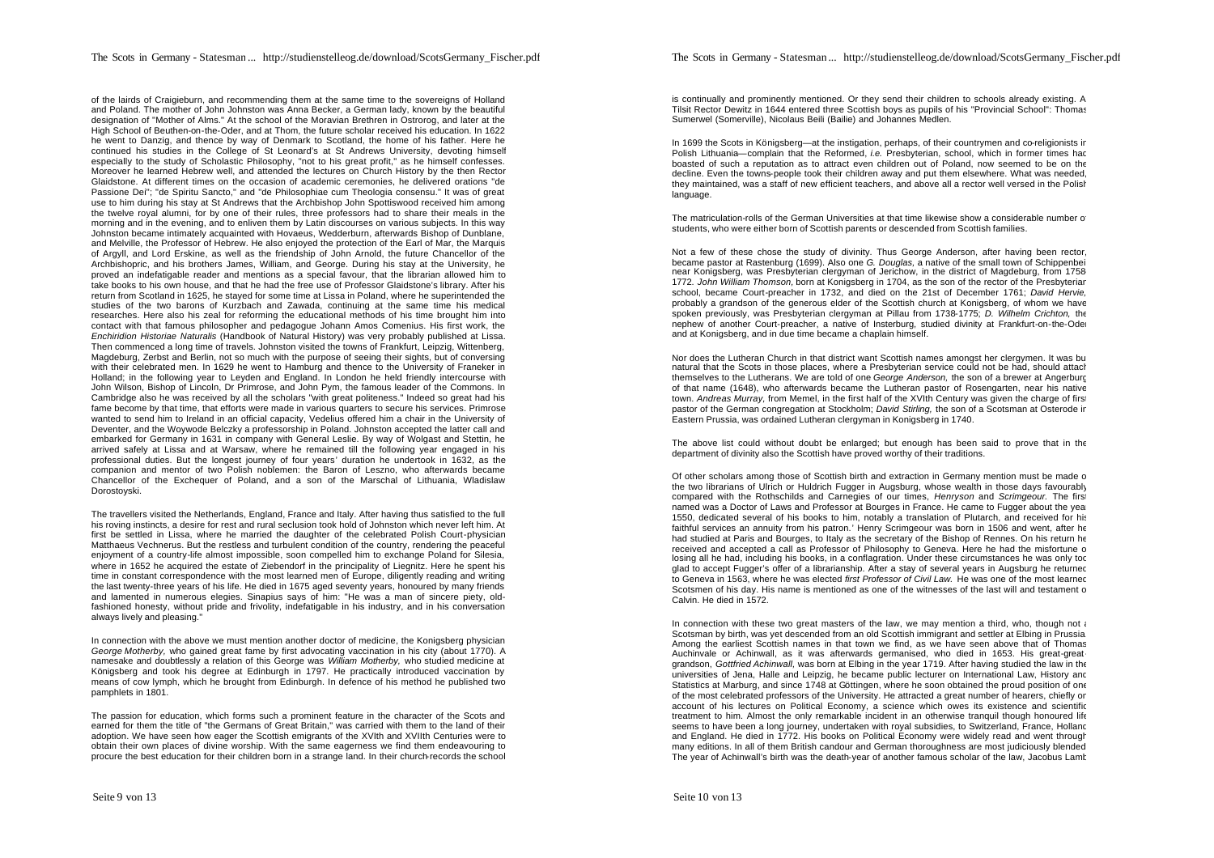of the lairds of Craigieburn, and recommending them at the same time to the sovereigns of Holland and Poland. The mother of John Johnston was Anna Becker, a German lady, known by the beautiful designation of "Mother of Alms." At the school of the Moravian Brethren in Ostrorog, and later at the High School of Beuthen-on-the-Oder, and at Thorn, the future scholar received his education. In 1622 he went to Danzig, and thence by way of Denmark to Scotland, the home of his father. Here he continued his studies in the College of St Leonard's at St Andrews University, devoting himself especially to the study of Scholastic Philosophy, "not to his great profit," as he himself confesses. Moreover he learned Hebrew well, and attended the lectures on Church History by the then Rector Glaidstone. At different times on the occasion of academic ceremonies, he delivered orations "de Passione Dei"; "de Spiritu Sancto," and "de Philosophiae cum Theologia consensu." It was of great use to him during his stay at St Andrews that the Archbishop John Spottiswood received him among the twelve royal alumni, for by one of their rules, three professors had to share their meals in the morning and in the evening, and to enliven them by Latin discourses on various subjects. In this way Johnston became intimately acquainted with Hovaeus, Wedderburn, afterwards Bishop of Dunblane, and Melville, the Professor of Hebrew. He also enjoyed the protection of the Earl of Mar, the Marquis of Argyll, and Lord Erskine, as well as the friendship of John Arnold, the future Chancellor of the Archbishopric, and his brothers James, William, and George. During his stay at the University, he proved an indefatigable reader and mentions as a special favour, that the librarian allowed him to take books to his own house, and that he had the free use of Professor Glaidstone's library. After his return from Scotland in 1625, he stayed for some time at Lissa in Poland, where he superintended the studies of the two barons of Kurzbach and Zawada, continuing at the same time his medical researches. Here also his zeal for reforming the educational methods of his time brought him into contact with that famous philosopher and pedagogue Johann Amos Comenius. His first work, the *Enchiridion Historiae Naturalis* (Handbook of Natural History) was very probably published at Lissa. Then commenced a long time of travels. Johnston visited the towns of Frankfurt, Leipzig, Wittenberg, Magdeburg, Zerbst and Berlin, not so much with the purpose of seeing their sights, but of conversing with their celebrated men. In 1629 he went to Hamburg and thence to the University of Franeker in Holland; in the following year to Leyden and England. In London he held friendly intercourse with John Wilson, Bishop of Lincoln, Dr Primrose, and John Pym, the famous leader of the Commons. In Cambridge also he was received by all the scholars "with great politeness." Indeed so great had his fame become by that time, that efforts were made in various quarters to secure his services. Primrose wanted to send him to Ireland in an official capacity, Vedelius offered him a chair in the University of Deventer, and the Woywode Belczky a professorship in Poland. Johnston accepted the latter call and embarked for Germany in 1631 in company with General Leslie. By way of Wolgast and Stettin, he arrived safely at Lissa and at Warsaw, where he remained till the following year engaged in his professional duties. But the longest journey of four years' duration he undertook in 1632, as the companion and mentor of two Polish noblemen: the Baron of Leszno, who afterwards became Chancellor of the Exchequer of Poland, and a son of the Marschal of Lithuania, Wladislaw Dorostoyski.

The travellers visited the Netherlands, England, France and Italy. After having thus satisfied to the full his roving instincts, a desire for rest and rural seclusion took hold of Johnston which never left him. At first be settled in Lissa, where he married the daughter of the celebrated Polish Court-physician Matthaeus Vechnerus. But the restless and turbulent condition of the country, rendering the peaceful enjoyment of a country-life almost impossible, soon compelled him to exchange Poland for Silesia, where in 1652 he acquired the estate of Ziebendorf in the principality of Liegnitz. Here he spent his time in constant correspondence with the most learned men of Europe, diligently reading and writing the last twenty-three years of his life. He died in 1675 aged seventy years, honoured by many friends and lamented in numerous elegies. Sinapius says of him: "He was a man of sincere piety, old-fashioned honesty, without pride and frivolity, indefatigable in his industry, and in his conversation always lively and pleasing."

In connection with the above we must mention another doctor of medicine, the Konigsberg physician *George Motherby,* who gained great fame by first advocating vaccination in his city (about 1770). A namesake and doubtlessly a relation of this George was *William Motherby,* who studied medicine at Königsberg and took his degree at Edinburgh in 1797. He practically introduced vaccination by means of cow lymph, which he brought from Edinburgh. In defence of his method he published two pamphlets in 1801.

The passion for education, which forms such a prominent feature in the character of the Scots and earned for them the title of "the Germans of Great Britain," was carried with them to the land of their adoption. We have seen how eager the Scottish emigrants of the XVIth and XVIIth Centuries were to obtain their own places of divine worship. With the same eagerness we find them endeavouring to procure the best education for their children born in a strange land. In their church-records the school is continually and prominently mentioned. Or they send their children to schools already existing. A Tilsit Rector Dewitz in 1644 entered three Scottish boys as pupils of his "Provincial School": Thomas Sumerwel (Somerville), Nicolaus Beili (Bailie) and Johannes Medlen.

In 1699 the Scots in Königsberg—at the instigation, perhaps, of their countrymen and co-religionists in Polish Lithuania—complain that the Reformed, *i.e.* Presbyterian, school, which in former times had boasted of such a reputation as to attract even children out of Poland, now seemed to be on the decline. Even the towns-people took their children away and put them elsewhere. What was needed, they maintained, was a staff of new efficient teachers, and above all a rector well versed in the Polish language.

The matriculation-rolls of the German Universities at that time likewise show a considerable number of students, who were either born of Scottish parents or descended from Scottish families.

Not a few of these chose the study of divinity. Thus George Anderson, after having been rector, became pastor at Rastenburg (1699). Also one *G. Douglas,* a native of the small town of Schippenbei near Konigsberg, was Presbyterian clergyman of Jerichow, in the district of Magdeburg, from 1758-1772. *John William Thomson,* born at Konigsberg in 1704, as the son of the rector of the Presbyterian school, became Court-preacher in 1732, and died on the 21st of December 1761; *David Hervie,* probably a grandson of the generous elder of the Scottish church at Konigsberg, of whom we have spoken previously, was Presbyterian clergyman at Pillau from 1738-1775; *D. Wilhelm Crichton,* the nephew of another Court-preacher, a native of Insterburg, studied divinity at Frankfurt-on-the-Oder and at Konigsberg, and in due time became a chaplain himself.

Nor does the Lutheran Church in that district want Scottish names amongst her clergymen. It was but natural that the Scots in those places, where a Presbyterian service could not be had, should attach themselves to the Lutherans. We are told of one *George Anderson,* the son of a brewer at Angerburg of that name (1648), who afterwards became the Lutheran pastor of Rosengarten, near his native town. *Andreas Murray,* from Memel, in the first half of the XVIth Century was given the charge of first pastor of the German congregation at Stockholm; *David Stirling,* the son of a Scotsman at Osterode in Eastern Prussia, was ordained Lutheran clergyman in Konigsberg in 1740.

The above list could without doubt be enlarged; but enough has been said to prove that in the department of divinity also the Scottish have proved worthy of their traditions.

Of other scholars among those of Scottish birth and extraction in Germany mention must be made of the two librarians of Ulrich or Huldrich Fugger in Augsburg, whose wealth in those days favourably compared with the Rothschilds and Carnegies of our times, *Henryson* and *Scrimgeour.* The first named was a Doctor of Laws and Professor at Bourges in France. He came to Fugger about the year 1550, dedicated several of his books to him, notably a translation of Plutarch, and received for his faithful services an annuity from his patron.' Henry Scrimgeour was born in 1506 and went, after he had studied at Paris and Bourges, to Italy as the secretary of the Bishop of Rennes. On his return he received and accepted a call as Professor of Philosophy to Geneva. Here he had the misfortune of losing all he had, including his books, in a conflagration. Under these circumstances he was only too glad to accept Fugger's offer of a librarianship. After a stay of several years in Augsburg he returned to Geneva in 1563, where he was elected *first Professor of Civil Law.* He was one of the most learned Scotsmen of his day. His name is mentioned as one of the witnesses of the last will and testament of Calvin. He died in 1572.

In connection with these two great masters of the law, we may mention a third, who, though not a Scotsman by birth, was yet descended from an old Scottish immigrant and settler at Elbing in Prussia. Among the earliest Scottish names in that town we find, as we have seen above that of Thomas Auchinvale or Achinwall, as it was afterwards germanised, who died in 1653. His great-great-grandson, *Gottfried Achinwall,* was born at Elbing in the year 1719. After having studied the law in the universities of Jena, Halle and Leipzig, he became public lecturer on International Law, History and Statistics at Marburg, and since 1748 at Göttingen, where he soon obtained the proud position of one of the most celebrated professors of the University. He attracted a great number of hearers, chiefly on account of his lectures on Political Economy, a science which owes its existence and scientific treatment to him. Almost the only remarkable incident in an otherwise tranquil though honoured life seems to have been a long journey, undertaken with royal subsidies, to Switzerland, France, Holland and England. He died in 1772. His books on Political Economy were widely read and went through many editions. In all of them British candour and German thoroughness are most judiciously blended. The year of Achinwall's birth was the death-year of another famous scholar of the law, Jacobus Lamb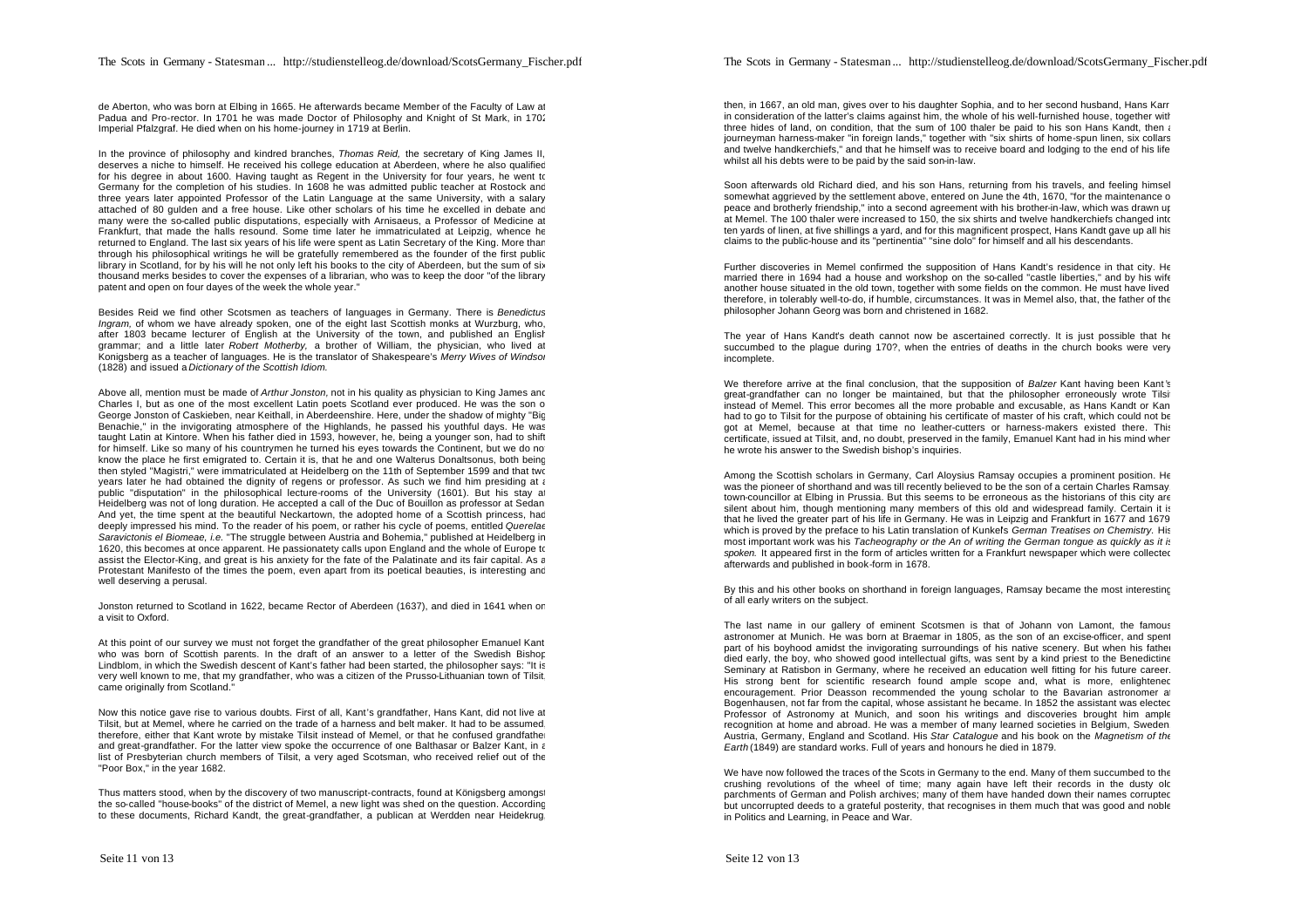de Aberton, who was born at Elbing in 1665. He afterwards became Member of the Faculty of Law at Padua and Pro-rector. In 1701 he was made Doctor of Philosophy and Knight of St Mark, in 1702 Imperial Pfalzgraf. He died when on his home-journey in 1719 at Berlin.

In the province of philosophy and kindred branches, *Thomas Reid,* the secretary of King James II, deserves a niche to himself. He received his college education at Aberdeen, where he also qualified for his degree in about 1600. Having taught as Regent in the University for four years, he went to Germany for the completion of his studies. In 1608 he was admitted public teacher at Rostock and three years later appointed Professor of the Latin Language at the same University, with a salary attached of 80 gulden and a free house. Like other scholars of his time he excelled in debate and many were the so-called public disputations, especially with Arnisaeus, a Professor of Medicine at Frankfurt, that made the halls resound. Some time later he matriculated at Leipzig, whence he returned to England. The last six years of his life were spent as Latin Secretary of the King. More than through his philosophical writings he will be gratefully remembered as the founder of the first public library in Scotland, for by his will he not only left his books to the city of Aberdeen, but the sum of six thousand merks besides to cover the expenses of a librarian, who was to keep the door "of the library patent and open on four dayes of the week the whole year."

Besides Reid we find other Scotsmen as teachers of languages in Germany. There is *Benedictus Ingram,* of whom we have already spoken, one of the eight last Scottish monks at Wurzburg, who, after 1803 became lecturer of English at the University of the town, and published an English grammar; and a little later *Robert Motherby,* a brother of William, the physician, who lived at Konigsberg as a teacher of languages. He is the translator of Shakespeare's *Merry Wives of Windsor* (1828) and issued a *Dictionary of the Scottish Idiom.*

Above all, mention must be made of *Arthur Jonston,* not in his quality as physician to King James and Charles I, but as one of the most excellent Latin poets Scotland ever produced. He was the son of George Jonston of Caskieben, near Keithall, in Aberdeenshire. Here, under the shadow of mighty "Big Benachie," in the invigorating atmosphere of the Highlands, he passed his youthful days. He was taught Latin at Kintore. When his father died in 1593, however, he, being a younger son, had to shift for himself. Like so many of his countrymen he turned his eyes towards the Continent, but we do not know the place he first emigrated to. Certain it is, that he and one Walterus Donaltsonus, both being then styled "Magistri," were immatriculated at Heidelberg on the 11th of September 1599 and that two years later he had obtained the dignity of regens or professor. As such we find him presiding at a public "disputation" in the philosophical lecture-rooms of the University (1601). But his stay at Heidelberg was not of long duration. He accepted a call of the Duc of Bouillon as professor at Sedan. And yet, the time spent at the beautiful Neckartown, the adopted home of a Scottish princess, had deeply impressed his mind. To the reader of his poem, or rather his cycle of poems, entitled *Querelae Saravictonis el Biomeae, i.e.* "The struggle between Austria and Bohemia," published at Heidelberg in 1620, this becomes at once apparent. He passionately calls upon England and the whole of Europe to assist the Elector-King, and great is his anxiety for the fate of the Palatinate and its fair capital. As a Protestant Manifesto of the times the poem, even apart from its poetical beauties, is interesting and well deserving a perusal.

Jonston returned to Scotland in 1622, became Rector of Aberdeen (1637), and died in 1641 when on a visit to Oxford.

At this point of our survey we must not forget the grandfather of the great philosopher Emanuel Kant who was born of Scottish parents. In the draft of an answer to a letter of the Swedish Bishop Lindblom, in which the Swedish descent of Kant's father had been started, the philosopher says: "It is very well known to me, that my grandfather, who was a citizen of the Prusso-Lithuanian town of Tilsit, came originally from Scotland."

Now this notice gave rise to various doubts. First of all, Kant's grandfather, Hans Kant, did not live at Tilsit, but at Memel, where he carried on the trade of a harness and belt maker. It had to be assumed, therefore, either that Kant wrote by mistake Tilsit instead of Memel, or that he confused grandfather and great-grandfather. For the latter view spoke the occurrence of one Balthasar or Balzer Kant, in a list of Presbyterian church members of Tilsit, a very aged Scotsman, who received relief out of the "Poor Box," in the year 1682.

Thus matters stood, when by the discovery of two manuscript-contracts, found at Königsberg amongst the so-called "house-books" of the district of Memel, a new light was shed on the question. According to these documents, Richard Kandt, the great-grandfather, a publican at Werdden near Heidekrug, then, in 1667, an old man, gives over to his daughter Sophia, and to her second husband, Hans Karr in consideration of the latter's claims against him, the whole of his well-furnished house, together with three hides of land, on condition, that the sum of 100 thaler be paid to his son Hans Kandt, then a journeyman harness-maker "in foreign lands," together with "six shirts of home-spun linen, six collars and twelve handkerchiefs," and that he himself was to receive board and lodging to the end of his life whilst all his debts were to be paid by the said son-in-law.

Soon afterwards old Richard died, and his son Hans, returning from his travels, and feeling himself somewhat aggrieved by the settlement above, entered on June the 4th, 1670, "for the maintenance of peace and brotherly friendship," into a second agreement with his brother-in-law, which was drawn up at Memel. The 100 thaler were increased to 150, the six shirts and twelve handkerchiefs changed into ten yards of linen, at five shillings a yard, and for this magnificent prospect, Hans Kandt gave up all his claims to the public-house and its "pertinentia" "sine dolo" for himself and all his descendants.

Further discoveries in Memel confirmed the supposition of Hans Kandt's residence in that city. He married there in 1694 had a house and workshop on the so-called "castle liberties," and by his wife another house situated in the old town, together with some fields on the common. He must have lived therefore, in tolerably well-to-do, if humble, circumstances. It was in Memel also, that, the father of the philosopher Johann Georg was born and christened in 1682.

The year of Hans Kandt's death cannot now be ascertained correctly. It is just possible that he succumbed to the plague during 170?, when the entries of deaths in the church books were very incomplete.

We therefore arrive at the final conclusion, that the supposition of *Balzer* Kant having been Kant's great-grandfather can no longer be maintained, but that the philosopher erroneously wrote Tilsit instead of Memel. This error becomes all the more probable and excusable, as Hans Kandt or Kant had to go to Tilsit for the purpose of obtaining his certificate of master of his craft, which could not be got at Memel, because at that time no leather-cutters or harness-makers existed there. This certificate, issued at Tilsit, and, no doubt, preserved in the family, Emanuel Kant had in his mind when he wrote his answer to the Swedish bishop's inquiries.

Among the Scottish scholars in Germany, Carl Aloysius Ramsay occupies a prominent position. He was the pioneer of shorthand and was till recently believed to be the son of a certain Charles Ramsay town-councillor at Elbing in Prussia. But this seems to be erroneous as the historians of this city are silent about him, though mentioning many members of this old and widespread family. Certain it is that he lived the greater part of his life in Germany. He was in Leipzig and Frankfurt in 1677 and 1679 which is proved by the preface to his Latin translation of Kunkel's *German Treatises on Chemistry.* His most important work was his *Tacheography or the An of writing the German tongue as quickly as it is spoken.* It appeared first in the form of articles written for a Frankfurt newspaper which were collected afterwards and published in book-form in 1678.

By this and his other books on shorthand in foreign languages, Ramsay became the most interesting of all early writers on the subject.

The last name in our gallery of eminent Scotsmen is that of Johann von Lamont, the famous astronomer at Munich. He was born at Braemar in 1805, as the son of an excise-officer, and spent part of his boyhood amidst the invigorating surroundings of his native scenery. But when his father died early, the boy, who showed good intellectual gifts, was sent by a kind priest to the Benedictine Seminary at Ratisbon in Germany, where he received an education well fitting for his future career. His strong bent for scientific research found ample scope and, what is more, enlightened encouragement. Prior Deasson recommended the young scholar to the Bavarian astronomer at Bogenhausen, not far from the capital, whose assistant he became. In 1852 the assistant was elected Professor of Astronomy at Munich, and soon his writings and discoveries brought him ample recognition at home and abroad. He was a member of many learned societies in Belgium, Sweden, Austria, Germany, England and Scotland. His *Star Catalogue* and his book on the *Magnetism of the Earth* (1849) are standard works. Full of years and honours he died in 1879.

We have now followed the traces of the Scots in Germany to the end. Many of them succumbed to the crushing revolutions of the wheel of time; many again have left their records in the dusty old parchments of German and Polish archives; many of them have handed down their names corrupted but uncorrupted deeds to a grateful posterity, that recognises in them much that was good and noble in Politics and Learning, in Peace and War.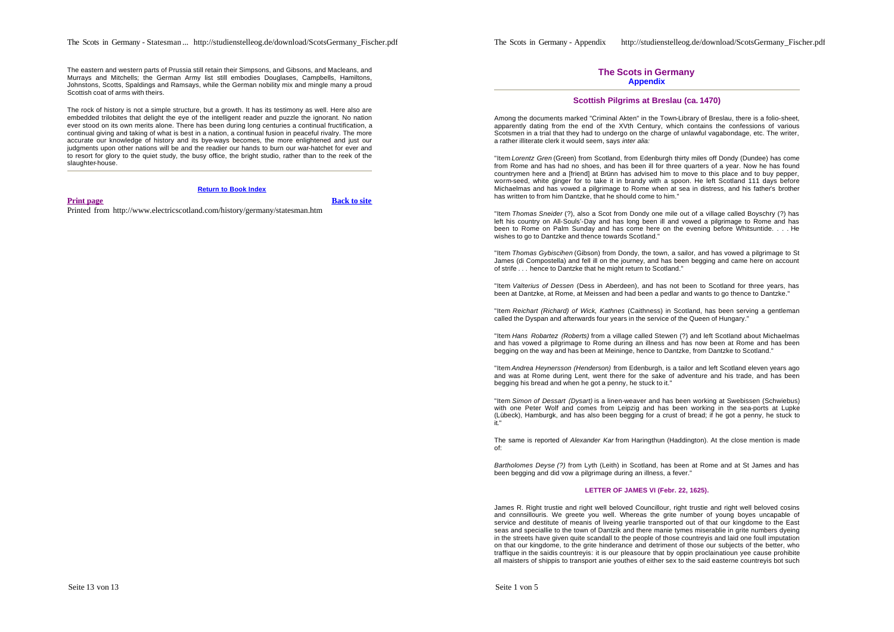The eastern and western parts of Prussia still retain their Simpsons, and Gibsons, and Macleans, and Murrays and Mitchells; the German Army list still embodies Douglases, Campbells, Hamiltons, Johnstons, Scotts, Spaldings and Ramsays, while the German nobility mix and mingle many a proud Scottish coat of arms with theirs.

The rock of history is not a simple structure, but a growth. It has its testimony as well. Here also are embedded trilobites that delight the eye of the intelligent reader and puzzle the ignorant. No nation ever stood on its own merits alone. There has been during long centuries a continual fructification, a continual giving and taking of what is best in a nation, a continual fusion in peaceful rivalry. The more accurate our knowledge of history and its bye-ways becomes, the more enlightened and just our judgments upon other nations will be and the readier our hands to burn our war-hatchet for ever and to resort for glory to the quiet study, the busy office, the bright studio, rather than to the reek of the slaughter-house.

---

**Return to Book Index**

**Print page** **Back to site**

Printed from http://www.electricscotland.com/history/germany/statesman.htm

# The Scots in Germany
## Appendix

---

### Scottish Pilgrims at Breslau (ca. 1470)

Among the documents marked "Criminal Akten" in the Town-Library of Breslau, there is a folio-sheet, apparently dating from the end of the XVth Century, which contains the confessions of various Scotsmen in a trial that they had to undergo on the charge of unlawful vagabondage, etc. The writer, a rather illiterate clerk it would seem, says *inter alia:*

"Item *Lorentz Gren* (Green) from Scotland, from Edenburgh thirty miles off Dondy (Dundee) has come from Rome and has had no shoes, and has been ill for three quarters of a year. Now he has found countrymen here and a [friend] at Brünn has advised him to move to this place and to buy pepper, worm-seed, white ginger for to take it in brandy with a spoon. He left Scotland 111 days before Michaelmas and has vowed a pilgrimage to Rome when at sea in distress, and his father's brother has written to from him Dantzke, that he should come to him."

"Item *Thomas Sneider* (?), also a Scot from Dondy one mile out of a village called Boyschry (?) has left his country on All-Souls'-Day and has long been ill and vowed a pilgrimage to Rome and has been to Rome on Palm Sunday and has come here on the evening before Whitsuntide. . . . He wishes to go to Dantzke and thence towards Scotland."

"Item *Thomas Gybiscihen* (Gibson) from Dondy, the town, a sailor, and has vowed a pilgrimage to St James (di Compostella) and fell ill on the journey, and has been begging and came here on account of strife . . . hence to Dantzke that he might return to Scotland."

"Item *Valterius of Dessen* (Dess in Aberdeen), and has not been to Scotland for three years, has been at Dantzke, at Rome, at Meissen and had been a pedlar and wants to go thence to Dantzke."

"Item *Reichart (Richard) of Wick, Kathnes* (Caithness) in Scotland, has been serving a gentleman called the Dyspan and afterwards four years in the service of the Queen of Hungary."

"Item *Hans Robartez (Roberts)* from a village called Stewen (?) and left Scotland about Michaelmas and has vowed a pilgrimage to Rome during an illness and has now been at Rome and has been begging on the way and has been at Meininge, hence to Dantzke, from Dantzke to Scotland."

"Item *Andrea Heynersson (Henderson)* from Edenburgh, is a tailor and left Scotland eleven years ago and was at Rome during Lent, went there for the sake of adventure and his trade, and has been begging his bread and when he got a penny, he stuck to it."

"Item *Simon of Dessart (Dysart)* is a linen-weaver and has been working at Swebissen (Schwiebus) with one Peter Wolf and comes from Leipzig and has been working in the sea-ports at Lupke (Lübeck), Hamburgk, and has also been begging for a crust of bread; if he got a penny, he stuck to it."

The same is reported of *Alexander Kar* from Haringthun (Haddington). At the close mention is made of:

*Bartholomes Deyse (?)* from Lyth (Leith) in Scotland, has been at Rome and at St James and has been begging and did vow a pilgrimage during an illness, a fever."

#### LETTER OF JAMES VI (Febr. 22, 1625).

James R. Right trustie and right well beloved Councillour, right trustie and right well beloved cosins and connsillouris. We greete you well. Whereas the grite number of young boyes uncapable of service and destitute of meanis of liveing yearlie transported out of that our kingdome to the East seas and speciallie to the town of Dantzik and there manie tymes miserablie in grite numbers dyeing in the streets have given quite scandall to the people of those countreyis and laid one foull imputation on that our kingdome, to the grite hinderance and detriment of those our subjects of the better, who traffique in the saidis countreyis: it is our pleasoure that by oppin proclainatioun yee cause prohibite all maisters of shippis to transport anie youthes of either sex to the said easterne countreyis bot such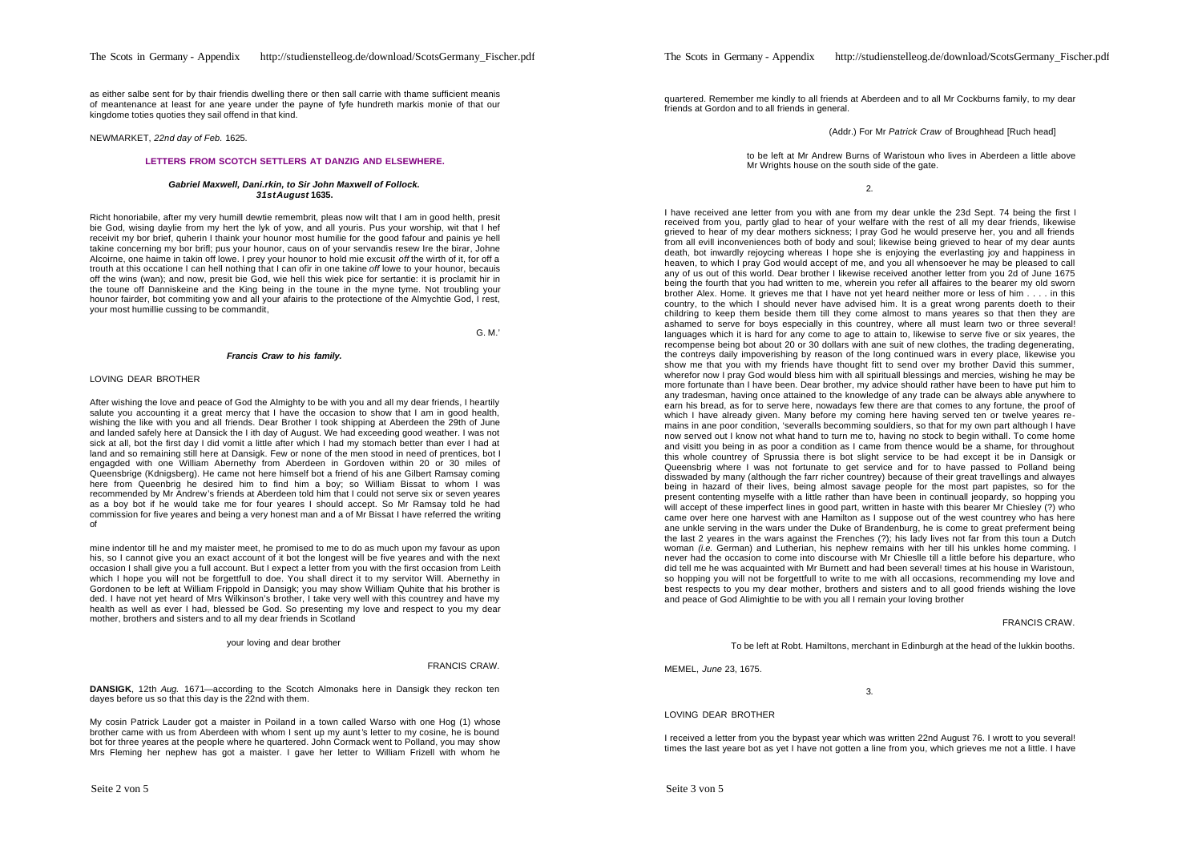as either salbe sent for by thair friendis dwelling there or then sall carrie with thame sufficient meanis of meantenance at least for ane yeare under the payne of fyfe hundreth markis monie of that our kingdome toties quoties they sail offend in that kind.

NEWMARKET, *22nd day of Feb.* 1625.

## LETTERS FROM SCOTCH SETTLERS AT DANZIG AND ELSEWHERE.

### *Gabriel Maxwell, Dani.rkin, to Sir John Maxwell of Follock.* *31st August* 1635.

Richt honoriabile, after my very humill dewtie remembrit, pleas now wilt that I am in good helth, presit bie God, wising daylie from my hert the lyk of yow, and all youris. Pus your worship, wit that I hef receivit my bor brief, quherin I thaink your hounor most humilie for the good fafour and painis ye hell takine concerning my bor brifl; pus your hounor, caus on of your servandis resew Ire the birar, Johne Alcoirne, one haime in takin off lowe. I prey your hounor to hold mie excusit *off* the wirth of it, for off a trouth at this occatione I can hell nothing that I can ofir in one takine *off* lowe to your hounor, becauis off the wins (wan); and now, presit bie God, wie hell this wiek pice for sertantie: it is proclaimit hir in the toune off Danniskeine and the King being in the toune in the myne tyme. Not troubling your hounor fairder, bot commiting yow and all your afairis to the protectione of the Almychtie God, I rest, your most humillie cussing to be commandit,

G. M.'

### *Francis Craw to his family.*

LOVING DEAR BROTHER

After wishing the love and peace of God the Almighty to be with you and all my dear friends, I heartily salute you accounting it a great mercy that I have the occasion to show that I am in good health, wishing the like with you and all friends. Dear Brother I took shipping at Aberdeen the 29th of June and landed safely here at Dansick the I ith day of August. We had exceeding good weather. I was not sick at all, bot the first day I did vomit a little after which I had my stomach better than ever I had at land and so remaining still here at Dansigk. Few or none of the men stood in need of prentices, bot I engagded with one William Abernethy from Aberdeen in Gordoven within 20 or 30 miles of Queensbrige (Kdnigsberg). He came not here himself bot a friend of his ane Gilbert Ramsay coming here from Queenbrig he desired him to find him a boy; so William Bissat to whom I was recommended by Mr Andrew's friends at Aberdeen told him that I could not serve six or seven yeares as a boy bot if he would take me for four yeares I should accept. So Mr Ramsay told he had commission for five yeares and being a very honest man and a of Mr Bissat I have referred the writing of

mine indentor till he and my maister meet, he promised to me to do as much upon my favour as upon his, so I cannot give you an exact account of it bot the longest will be five yeares and with the next occasion I shall give you a full account. But I expect a letter from you with the first occasion from Leith which I hope you will not be forgettfull to doe. You shall direct it to my servitor Will. Abernethy in Gordonen to be left at William Frippold in Dansigk; you may show William Quhite that his brother is ded. I have not yet heard of Mrs Wilkinson's brother, I take very well with this countrey and have my health as well as ever I had, blessed be God. So presenting my love and respect to you my dear mother, brothers and sisters and to all my dear friends in Scotland

your loving and dear brother

FRANCIS CRAW.

**DANSIGK**, 12th *Aug.* 1671—according to the Scotch Almonaks here in Dansigk they reckon ten dayes before us so that this day is the 22nd with them.

My cosin Patrick Lauder got a maister in Poiland in a town called Warso with one Hog (1) whose brother came with us from Aberdeen with whom I sent up my aunt's letter to my cosine, he is bound bot for three yeares at the people where he quartered. John Cormack went to Polland, you may show Mrs Fleming her nephew has got a maister. I gave her letter to William Frizell with whom he quartered. Remember me kindly to all friends at Aberdeen and to all Mr Cockburns family, to my dear friends at Gordon and to all friends in general.

(Addr.) For Mr *Patrick Craw* of Broughhead [Ruch head]

to be left at Mr Andrew Burns of Waristoun who lives in Aberdeen a little above Mr Wrights house on the south side of the gate.

2.

I have received ane letter from you with ane from my dear unkle the 23d Sept. 74 being the first I received from you, partly glad to hear of your welfare with the rest of all my dear friends, likewise grieved to hear of my dear mothers sickness; I pray God he would preserve her, you and all friends from all evill inconveniences both of body and soul; likewise being grieved to hear of my dear aunts death, bot inwardly rejoycing whereas I hope she is enjoying the everlasting joy and happiness in heaven, to which I pray God would accept of me, and you all whensoever he may be pleased to call any of us out of this world. Dear brother I likewise received another letter from you 2d of June 1675 being the fourth that you had written to me, wherein you refer all affaires to the bearer my old sworn brother Alex. Home. It grieves me that I have not yet heard neither more or less of him . . . . in this country, to the which I should never have advised him. It is a great wrong parents doeth to their childring to keep them beside them till they come almost to mans yeares so that then they are ashamed to serve for boys especially in this countrey, where all must learn two or three several! languages which it is hard for any come to age to attain to, likewise to serve five or six yeares, the recompense being bot about 20 or 30 dollars with ane suit of new clothes, the trading degenerating, the contreys daily impoverishing by reason of the long continued wars in every place, likewise you show me that you with my friends have thought fitt to send over my brother David this summer, wherefor now I pray God would bless him with all spirituall blessings and mercies, wishing he may be more fortunate than I have been. Dear brother, my advice should rather have been to have put him to any tradesman, having once attained to the knowledge of any trade can be always able anywhere to earn his bread, as for to serve here, nowadays few there are that comes to any fortune, the proof of which I have already given. Many before my coming here having served ten or twelve yeares re-mains in ane poor condition, 'severalls becomming souldiers, so that for my own part although I have now served out I know not what hand to turn me to, having no stock to begin withall. To come home and visitt you being in as poor a condition as I came from thence would be a shame, for throughout this whole countrey of Sprussia there is bot slight service to be had except it be in Dansigk or Queensbrig where I was not fortunate to get service and for to have passed to Polland being disswaded by many (although the farr richer countrey) because of their great travellings and alwayes being in hazard of their lives, being almost savage people for the most part papistes, so for the present contenting myselfe with a little rather than have been in continuall jeopardy, so hopping you will accept of these imperfect lines in good part, written in haste with this bearer Mr Chiesley (?) who came over here one harvest with ane Hamilton as I suppose out of the west countrey who has here ane unkle serving in the wars under the Duke of Brandenburg, he is come to great preferment being the last 2 yeares in the wars against the Frenches (?); his lady lives not far from this toun a Dutch woman *(i.e.* German) and Lutherian, his nephew remains with her till his unkles home comming. I never had the occasion to come into discourse with Mr Chieslle till a little before his departure, who did tell me he was acquainted with Mr Burnett and had been several! times at his house in Waristoun, so hopping you will not be forgettfull to write to me with all occasions, recommending my love and best respects to you my dear mother, brothers and sisters and to all good friends wishing the love and peace of God Alimightie to be with you all I remain your loving brother

FRANCIS CRAW.

To be left at Robt. Hamiltons, merchant in Edinburgh at the head of the lukkin booths.

MEMEL, *June* 23, 1675.

3.

LOVING DEAR BROTHER

I received a letter from you the bypast year which was written 22nd August 76. I wrott to you several! times the last yeare bot as yet I have not gotten a line from you, which grieves me not a little. I have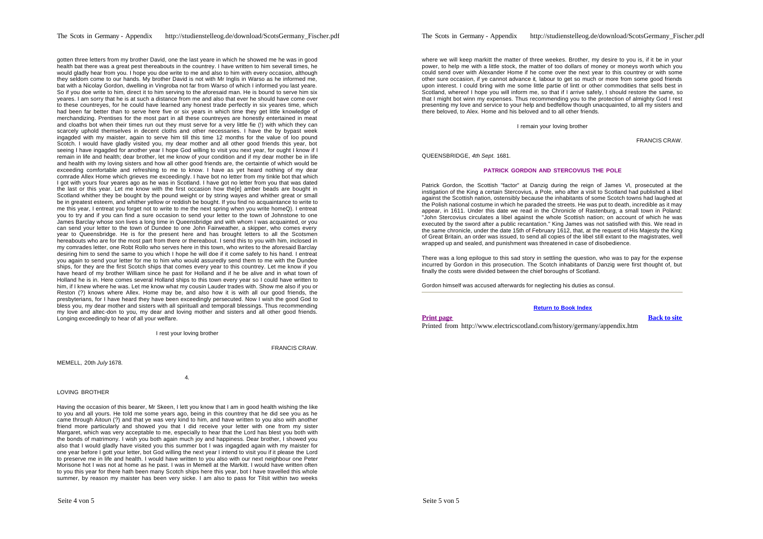gotten three letters from my brother David, one the last yeare in which he showed me he was in good health bat there was a great pest thereabouts in the countrey. I have written to him severall times, he would gladly hear from you. I hope you doe write to me and also to him with every occasion, although they seldom come to our hands. My brother David is not with Mr Inglis in Warso as he informed me, bat with a Nicolay Gordon, dwelling in Vingroba not far from Warso of which I informed you last yeare. So if you doe write to him, direct it to him serving to the aforesaid man. He is bound to serve him six yeares. I am sorry that he is at such a distance from me and also that ever he should have come over to these countreyes, for he could have learned any honest trade perfectly in six yeares time, which had been far better than to serve here five or six years in which time they get little knowledge of merchandizing. Prentises for the most part in all these countreyes are honestly entertained in meat and cloaths bot when their times run out they must serve for a very little fie (!) with which they can scarcely uphold themselves in decent cloths and other necessaries. I have the by bypast week ingagded with my maister, again to serve him till this time 12 months for the value of loo pound Scotch. I would have gladly visited you, my dear mother and all other good friends this year, bot seeing I have ingagded for another year I hope God willing to visit you next year, for ought I know if I remain in life and health; dear brother, let me know of your condition and if my dear mother be in life and health with my loving sisters and how all other good friends are, the certaintie of which would be exceeding comfortable and refreshing to me to know. I have as yet heard nothing of my dear comrade Allex Home which grieves me exceedingly. I have bot no letter from my tinkle bot that which I got with yours four yeares ago as he was in Scotland. I have got no letter from you that was dated the last or this year. Let me know with the first occasion how the[e] amber beads are bought in Scotland whither they be bought by the pound weight or by string wayes and whither great or small be in greatest esteem, and whither yellow or reddish be bought. If you find no acquaintance to write to me this year, I entreat you forget not to write to me the next spring when you write homeQ). I entreat you to try and if you can find a sure occasion to send your letter to the town of Johnstone to one James Barclay whose son lives a long time in Queensbridge and with whom I was acquainted, or you can send your letter to the town of Dundee to one John Fairweather, a skipper, who comes every year to Queensbridge. He is for the present here and has brought letters to all the Scotsmen hereabouts who are for the most part from there or thereabout. I send this to you with him, inclosed in my comrades letter, one Robt Rollo who serves here in this town, who writes to the aforesaid Barclay desiring him to send the same to you which I hope he will doe if it come safely to his hand. I entreat you again to send your letter for me to him who would assuredly send them to me with the Dundee ships, for they are the first Scotch ships that comes every year to this countrey. Let me know if you have heard of my brother William since he past for Holland and if he be alive and in what town of Holland he is in. Here comes several Holland ships to this town every year so I could have written to him, if I knew where he was. Let me know what my cousin Lauder trades with. Show me also if you or Reston (?) knows where Allex. Home may be, and also how it is with all our good friends, the presbyterians, for I have heard they have been exceedingly persecuted. Now I wish the good God to bless you, my dear mother and sisters with all spirituall and temporall blessings. Thus recommending my love and altec-don to you, my dear and loving mother and sisters and all other good friends. Longing exceedingly to hear of all your welfare.

I rest your loving brother

FRANCIS CRAW.

MEMELL, 20th *July* 1678.

4.

LOVING BROTHER

Having the occasion of this bearer, Mr Skeen, I lett you know that I am in good health wishing the like to you and all yours. He told me some years ago, being in this countrey that he did see you as he came through Aitoun (?) and that ye was very kind to him, and have written to you also with another friend more particularly and showed you that I did receive your letter with one from my sister Margaret, which was very acceptable to me, especially to hear that the Lord has blest you both with the bonds of matrimony. I wish you both again much joy and happiness. Dear brother, I showed you also that I would gladly have visited you this summer bot I was ingagded again with my maister for one year before I gott your letter, bot God willing the next year I intend to visit you if it please the Lord to preserve me in life and health. I have written to you also with our next neighbour one Peter Morisone hot I was not at home as he past. I was in Memell at the Markitt. I would have written often to you this year for there hath been many Scotch ships here this year, bot I have travelled this whole summer, by reason my maister has been very sicke. I am also to pass for Tilsit within two weeks where we will keep markitt the matter of three weekes. Brother, my desire to you is, if it be in your power, to help me with a little stock, the matter of too dollars of money or moneys worth which you could send over with Alexander Home if he come over the next year to this countrey or with some other sure occasion, if ye cannot advance it, labour to get so much or more from some good friends upon interest. I could bring with me some little partie of lintt or other commodities that sells best in Scotland, whereof I hope you will inform me, so that if I arrive safely, I should restore the same, so that I might bot winn my expenses. Thus recommending you to the protection of almighty God I rest presenting my love and service to your help and bedfellow though unacquainted, to all my sisters and there beloved, to Alex. Home and his beloved and to all other friends.

I remain your loving brother

FRANCIS CRAW.

QUEENSBRIDGE, *4th Sept.* 1681.

## PATRICK GORDON AND STERCOVIUS THE POLE

Patrick Gordon, the Scottish "factor" at Danzig during the reign of James VI, prosecuted at the instigation of the King a certain Stercovius, a Pole, who after a visit to Scotland had published a libel against the Scottish nation, ostensibly because the inhabitants of some Scotch towns had laughed at the Polish national costume in which he paraded the streets. He was put to death, incredible as it may appear, in 1611. Under this date we read in the Chronicle of Rastenburg, a small town in Poland: "John Stercovius circulates a libel against the whole Scottish nation; on account of which he was executed by the sword after a public recantation." King James was not satisfied with this. We read in the same chronicle, under the date 15th of February 1612, that, at the request of His Majesty the King of Great Britain, an order was issued, to send all copies of the libel still extant to the magistrates, well wrapped up and sealed, and punishment was threatened in case of disobedience.

There was a long epilogue to this sad story in settling the question, who was to pay for the expense incurred by Gordon in this prosecution. The Scotch inhabitants of Danzig were first thought of, but finally the costs were divided between the chief boroughs of Scotland.

Gordon himself was accused afterwards for neglecting his duties as consul.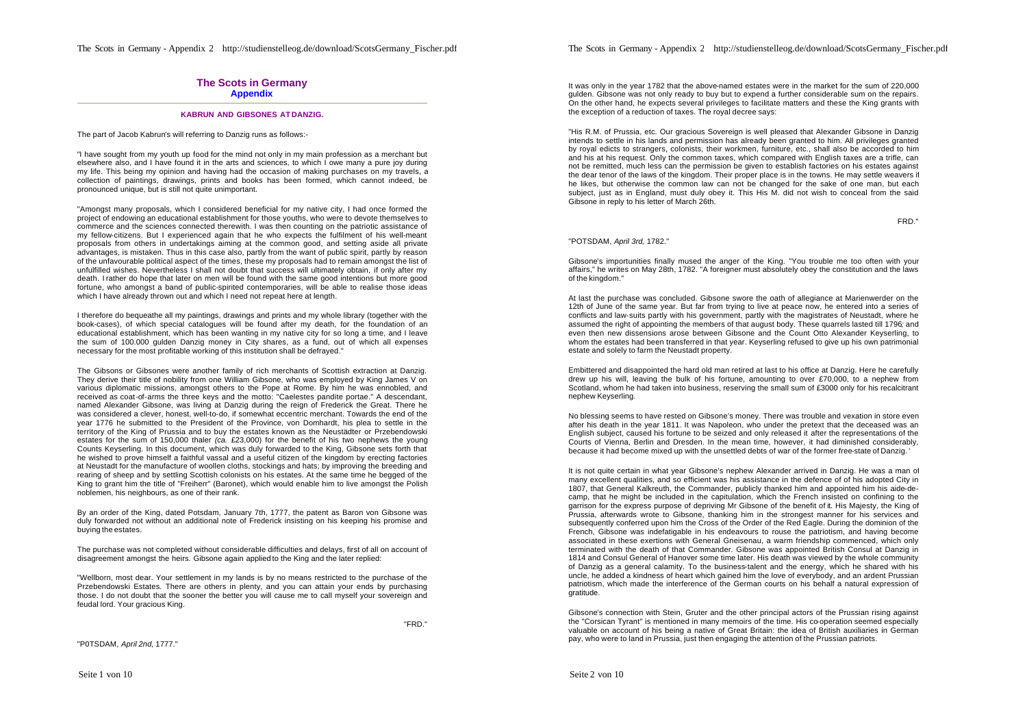# The Scots in Germany
## Appendix

### KABRUN AND GIBSONES AT DANZIG.

The part of Jacob Kabrun's will referring to Danzig runs as follows:-

"I have sought from my youth up food for the mind not only in my main profession as a merchant but elsewhere also, and I have found it in the arts and sciences, to which I owe many a pure joy during my life. This being my opinion and having had the occasion of making purchases on my travels, a collection of paintings, drawings, prints and books has been formed, which cannot indeed, be pronounced unique, but is still not quite unimportant.

"Amongst many proposals, which I considered beneficial for my native city, I had once formed the project of endowing an educational establishment for those youths, who were to devote themselves to commerce and the sciences connected therewith. I was then counting on the patriotic assistance of my fellow-citizens. But I experienced again that he who expects the fulfilment of his well-meant proposals from others in undertakings aiming at the common good, and setting aside all private advantages, is mistaken. Thus in this case also, partly from the want of public spirit, partly by reason of the unfavourable political aspect of the times, these my proposals had to remain amongst the list of unfulfilled wishes. Nevertheless I shall not doubt that success will ultimately obtain, if only after my death. I rather do hope that later on men will be found with the same good intentions but more good fortune, who amongst a band of public-spirited contemporaries, will be able to realise those ideas which I have already thrown out and which I need not repeat here at length.

I therefore do bequeathe all my paintings, drawings and prints and my whole library (together with the book-cases), of which special catalogues will be found after my death, for the foundation of an educational establishment, which has been wanting in my native city for so long a time, and I leave the sum of 100.000 gulden Danzig money in City shares, as a fund, out of which all expenses necessary for the most profitable working of this institution shall be defrayed."

The Gibsons or Gibsones were another family of rich merchants of Scottish extraction at Danzig. They derive their title of nobility from one William Gibsone, who was employed by King James V on various diplomatic missions, amongst others to the Pope at Rome. By him he was ennobled, and received as coat-of-arms the three keys and the motto: "Caelestes pandite portae." A descendant, named Alexander Gibsone, was living at Danzig during the reign of Frederick the Great. There he was considered a clever, honest, well-to-do, if somewhat eccentric merchant. Towards the end of the year 1776 he submitted to the President of the Province, von Domhardt, his plea to settle in the territory of the King of Prussia and to buy the estates known as the Neustädter or Przebendowski estates for the sum of 150,000 thaler *(ca.* £23,000) for the benefit of his two nephews the young Counts Keyserling. In this document, which was duly forwarded to the King, Gibsone sets forth that he wished to prove himself a faithful vassal and a useful citizen of the kingdom by erecting factories at Neustadt for the manufacture of woollen cloths, stockings and hats; by improving the breeding and rearing of sheep and by settling Scottish colonists on his estates. At the same time he begged of the King to grant him the title of "Freiherr" (Baronet), which would enable him to live amongst the Polish noblemen, his neighbours, as one of their rank.

By an order of the King, dated Potsdam, January 7th, 1777, the patent as Baron von Gibsone was duly forwarded not without an additional note of Frederick insisting on his keeping his promise and buying the estates.

The purchase was not completed without considerable difficulties and delays, first of all on account of disagreement amongst the heirs. Gibsone again applied to the King and the later replied:

"Wellborn, most dear. Your settlement in my lands is by no means restricted to the purchase of the Przebendowski Estates. There are others in plenty, and you can attain your ends by purchasing those. I do not doubt that the sooner the better you will cause me to call myself your sovereign and feudal lord. Your gracious King.

"FRD."

"P0TSDAM, *April 2nd,* 1777."

It was only in the year 1782 that the above-named estates were in the market for the sum of 220,000 gulden. Gibsone was not only ready to buy but to expend a further considerable sum on the repairs. On the other hand, he expects several privileges to facilitate matters and these the King grants with the exception of a reduction of taxes. The royal decree says:

"His R.M. of Prussia, etc. Our gracious Sovereign is well pleased that Alexander Gibsone in Danzig intends to settle in his lands and permission has already been granted to him. All privileges granted by royal edicts to strangers, colonists, their workmen, furniture, etc., shall also be accorded to him and his at his request. Only the common taxes, which compared with English taxes are a trifle, can not be remitted, much less can the permission be given to establish factories on his estates against the dear tenor of the laws of the kingdom. Their proper place is in the towns. He may settle weavers if he likes, but otherwise the common law can not be changed for the sake of one man, but each subject, just as in England, must duly obey it. This His M. did not wish to conceal from the said Gibsone in reply to his letter of March 26th.

FRD."

"POTSDAM, *April 3rd,* 1782."

Gibsone's importunities finally mused the anger of the King. "You trouble me too often with your affairs," he writes on May 28th, 1782. "A foreigner must absolutely obey the constitution and the laws of the kingdom."

At last the purchase was concluded. Gibsone swore the oath of allegiance at Marienwerder on the 12th of June of the same year. But far from trying to live at peace now, he entered into a series of conflicts and law-suits partly with his government, partly with the magistrates of Neustadt, where he assumed the right of appointing the members of that august body. These quarrels lasted till 1796; and even then new dissensions arose between Gibsone and the Count Otto Alexander Keyserling, to whom the estates had been transferred in that year. Keyserling refused to give up his own patrimonial estate and solely to farm the Neustadt property.

Embittered and disappointed the hard old man retired at last to his office at Danzig. Here he carefully drew up his will, leaving the bulk of his fortune, amounting to over £70,000, to a nephew from Scotland, whom he had taken into business, reserving the small sum of £3000 only for his recalcitrant nephew Keyserling.

No blessing seems to have rested on Gibsone's money. There was trouble and vexation in store even after his death in the year 1811. It was Napoleon, who under the pretext that the deceased was an English subject, caused his fortune to be seized and only released it after the representations of the Courts of Vienna, Berlin and Dresden. In the mean time, however, it had diminished considerably, because it had become mixed up with the unsettled debts of war of the former free-state of Danzig.

It is not quite certain in what year Gibsone's nephew Alexander arrived in Danzig. He was a man of many excellent qualities, and so efficient was his assistance in the defence of of his adopted City in 1807, that General Kalkreuth, the Commander, publicly thanked him and appointed him his aide-de-camp, that he might be included in the capitulation, which the French insisted on confining to the garrison for the express purpose of depriving Mr Gibsone of the benefit of it. His Majesty, the King of Prussia, afterwards wrote to Gibsone, thanking him in the strongest manner for his services and subsequently conferred upon him the Cross of the Order of the Red Eagle. During the dominion of the French, Gibsone was indefatigable in his endeavours to rouse the patriotism, and having become associated in these exertions with General Gneisenau, a warm friendship commenced, which only terminated with the death of that Commander. Gibsone was appointed British Consul at Danzig in 1814 and Consul General of Hanover some time later. His death was viewed by the whole community of Danzig as a general calamity. To the business-talent and the energy, which he shared with his uncle, he added a kindness of heart which gained him the love of everybody, and an ardent Prussian patriotism, which made the interference of the German courts on his behalf a natural expression of gratitude.

Gibsone's connection with Stein, Gruter and the other principal actors of the Prussian rising against the "Corsican Tyrant" is mentioned in many memoirs of the time. His co-operation seemed especially valuable on account of his being a native of Great Britain: the idea of British auxiliaries in German pay, who were to land in Prussia, just then engaging the attention of the Prussian patriots.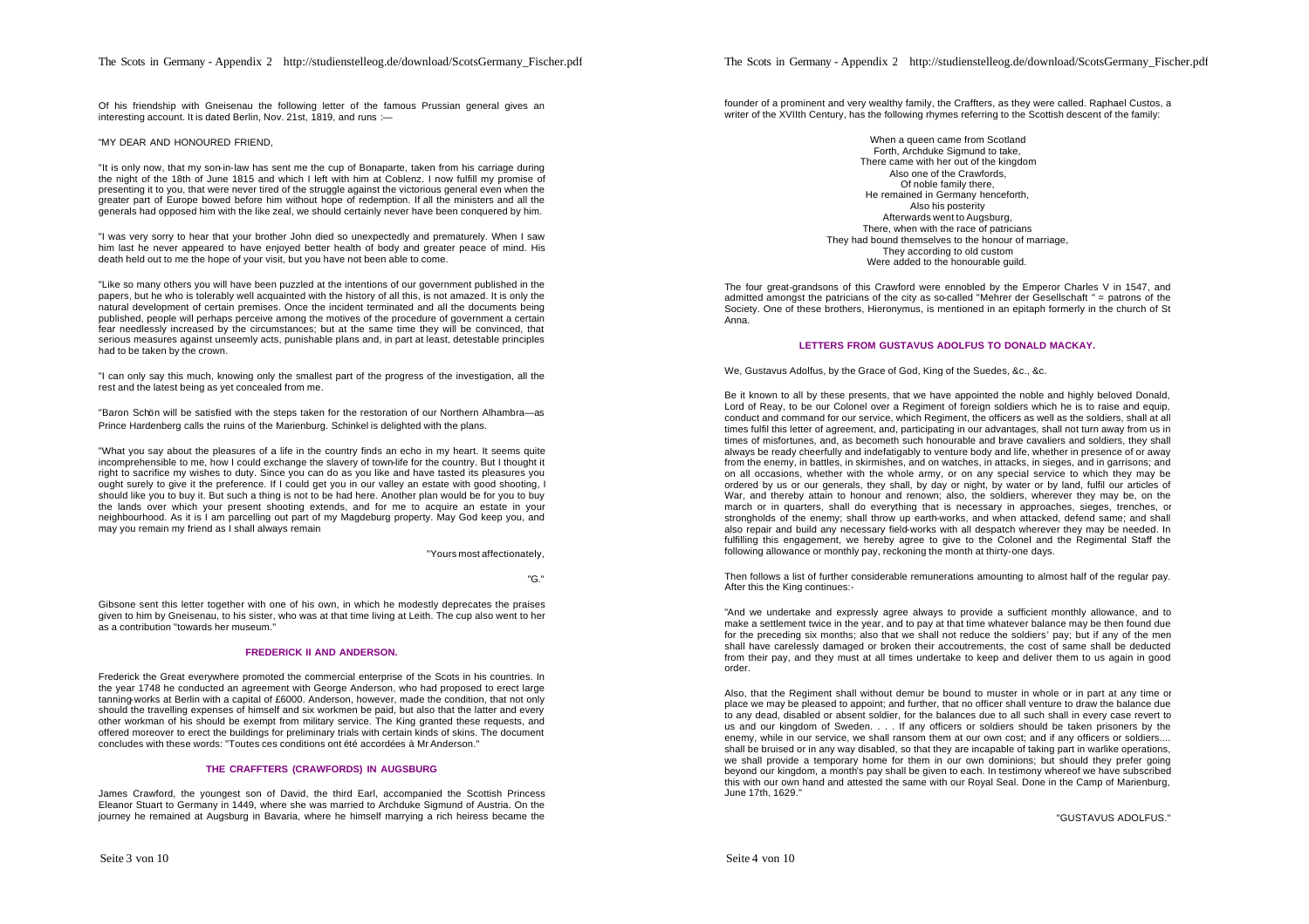Of his friendship with Gneisenau the following letter of the famous Prussian general gives an interesting account. It is dated Berlin, Nov. 21st, 1819, and runs :—

"MY DEAR AND HONOURED FRIEND,

"It is only now, that my son-in-law has sent me the cup of Bonaparte, taken from his carriage during the night of the 18th of June 1815 and which I left with him at Coblenz. I now fulfill my promise of presenting it to you, that were never tired of the struggle against the victorious general even when the greater part of Europe bowed before him without hope of redemption. If all the ministers and all the generals had opposed him with the like zeal, we should certainly never have been conquered by him.

"I was very sorry to hear that your brother John died so unexpectedly and prematurely. When I saw him last he never appeared to have enjoyed better health of body and greater peace of mind. His death held out to me the hope of your visit, but you have not been able to come.

"Like so many others you will have been puzzled at the intentions of our government published in the papers, but he who is tolerably well acquainted with the history of all this, is not amazed. It is only the natural development of certain premises. Once the incident terminated and all the documents being published, people will perhaps perceive among the motives of the procedure of government a certain fear needlessly increased by the circumstances; but at the same time they will be convinced, that serious measures against unseemly acts, punishable plans and, in part at least, detestable principles had to be taken by the crown.

"I can only say this much, knowing only the smallest part of the progress of the investigation, all the rest and the latest being as yet concealed from me.

"Baron Schön will be satisfied with the steps taken for the restoration of our Northern Alhambra—as Prince Hardenberg calls the ruins of the Marienburg. Schinkel is delighted with the plans.

"What you say about the pleasures of a life in the country finds an echo in my heart. It seems quite incomprehensible to me, how I could exchange the slavery of town-life for the country. But I thought it right to sacrifice my wishes to duty. Since you can do as you like and have tasted its pleasures you ought surely to give it the preference. If I could get you in our valley an estate with good shooting, I should like you to buy it. But such a thing is not to be had here. Another plan would be for you to buy the lands over which your present shooting extends, and for me to acquire an estate in your neighbourhood. As it is I am parcelling out part of my Magdeburg property. May God keep you, and may you remain my friend as I shall always remain

"Yours most affectionately,

"G."

Gibsone sent this letter together with one of his own, in which he modestly deprecates the praises given to him by Gneisenau, to his sister, who was at that time living at Leith. The cup also went to her as a contribution "towards her museum."

## FREDERICK II AND ANDERSON.

Frederick the Great everywhere promoted the commercial enterprise of the Scots in his countries. In the year 1748 he conducted an agreement with George Anderson, who had proposed to erect large tanning-works at Berlin with a capital of £6000. Anderson, however, made the condition, that not only should the travelling expenses of himself and six workmen be paid, but also that the latter and every other workman of his should be exempt from military service. The King granted these requests, and offered moreover to erect the buildings for preliminary trials with certain kinds of skins. The document concludes with these words: "Toutes ces conditions ont été accordées à Mr Anderson."

## THE CRAFFTERS (CRAWFORDS) IN AUGSBURG

James Crawford, the youngest son of David, the third Earl, accompanied the Scottish Princess Eleanor Stuart to Germany in 1449, where she was married to Archduke Sigmund of Austria. On the journey he remained at Augsburg in Bavaria, where he himself marrying a rich heiress became the founder of a prominent and very wealthy family, the Craffters, as they were called. Raphael Custos, a writer of the XVIIth Century, has the following rhymes referring to the Scottish descent of the family:

When a queen came from Scotland  
Forth, Archduke Sigmund to take,  
There came with her out of the kingdom  
Also one of the Crawfords,  
Of noble family there,  
He remained in Germany henceforth,  
Also his posterity  
Afterwards went to Augsburg,  
There, when with the race of patricians  
They had bound themselves to the honour of marriage,  
They according to old custom  
Were added to the honourable guild.

The four great-grandsons of this Crawford were ennobled by the Emperor Charles V in 1547, and admitted amongst the patricians of the city as so-called "Mehrer der Gesellschaft " = patrons of the Society. One of these brothers, Hieronymus, is mentioned in an epitaph formerly in the church of St Anna.

## LETTERS FROM GUSTAVUS ADOLFUS TO DONALD MACKAY.

We, Gustavus Adolfus, by the Grace of God, King of the Suedes, &c., &c.

Be it known to all by these presents, that we have appointed the noble and highly beloved Donald, Lord of Reay, to be our Colonel over a Regiment of foreign soldiers which he is to raise and equip, conduct and command for our service, which Regiment, the officers as well as the soldiers, shall at all times fulfil this letter of agreement, and, participating in our advantages, shall not turn away from us in times of misfortunes, and, as becometh such honourable and brave cavaliers and soldiers, they shall always be ready cheerfully and indefatigably to venture body and life, whether in presence of or away from the enemy, in battles, in skirmishes, and on watches, in attacks, in sieges, and in garrisons; and on all occasions, whether with the whole army, or on any special service to which they may be ordered by us or our generals, they shall, by day or night, by water or by land, fulfil our articles of War, and thereby attain to honour and renown; also, the soldiers, wherever they may be, on the march or in quarters, shall do everything that is necessary in approaches, sieges, trenches, or strongholds of the enemy; shall throw up earth-works, and when attacked, defend same; and shall also repair and build any necessary field-works with all despatch wherever they may be needed. In fulfilling this engagement, we hereby agree to give to the Colonel and the Regimental Staff the following allowance or monthly pay, reckoning the month at thirty-one days.

Then follows a list of further considerable remunerations amounting to almost half of the regular pay. After this the King continues:-

"And we undertake and expressly agree always to provide a sufficient monthly allowance, and to make a settlement twice in the year, and to pay at that time whatever balance may be then found due for the preceding six months; also that we shall not reduce the soldiers' pay; but if any of the men shall have carelessly damaged or broken their accoutrements, the cost of same shall be deducted from their pay, and they must at all times undertake to keep and deliver them to us again in good order.

Also, that the Regiment shall without demur be bound to muster in whole or in part at any time or place we may be pleased to appoint; and further, that no officer shall venture to draw the balance due to any dead, disabled or absent soldier, for the balances due to all such shall in every case revert to us and our kingdom of Sweden. . . . If any officers or soldiers should be taken prisoners by the enemy, while in our service, we shall ransom them at our own cost; and if any officers or soldiers.... shall be bruised or in any way disabled, so that they are incapable of taking part in warlike operations, we shall provide a temporary home for them in our own dominions; but should they prefer going beyond our kingdom, a month's pay shall be given to each. In testimony whereof we have subscribed this with our own hand and attested the same with our Royal Seal. Done in the Camp of Marienburg, June 17th, 1629."

"GUSTAVUS ADOLFUS."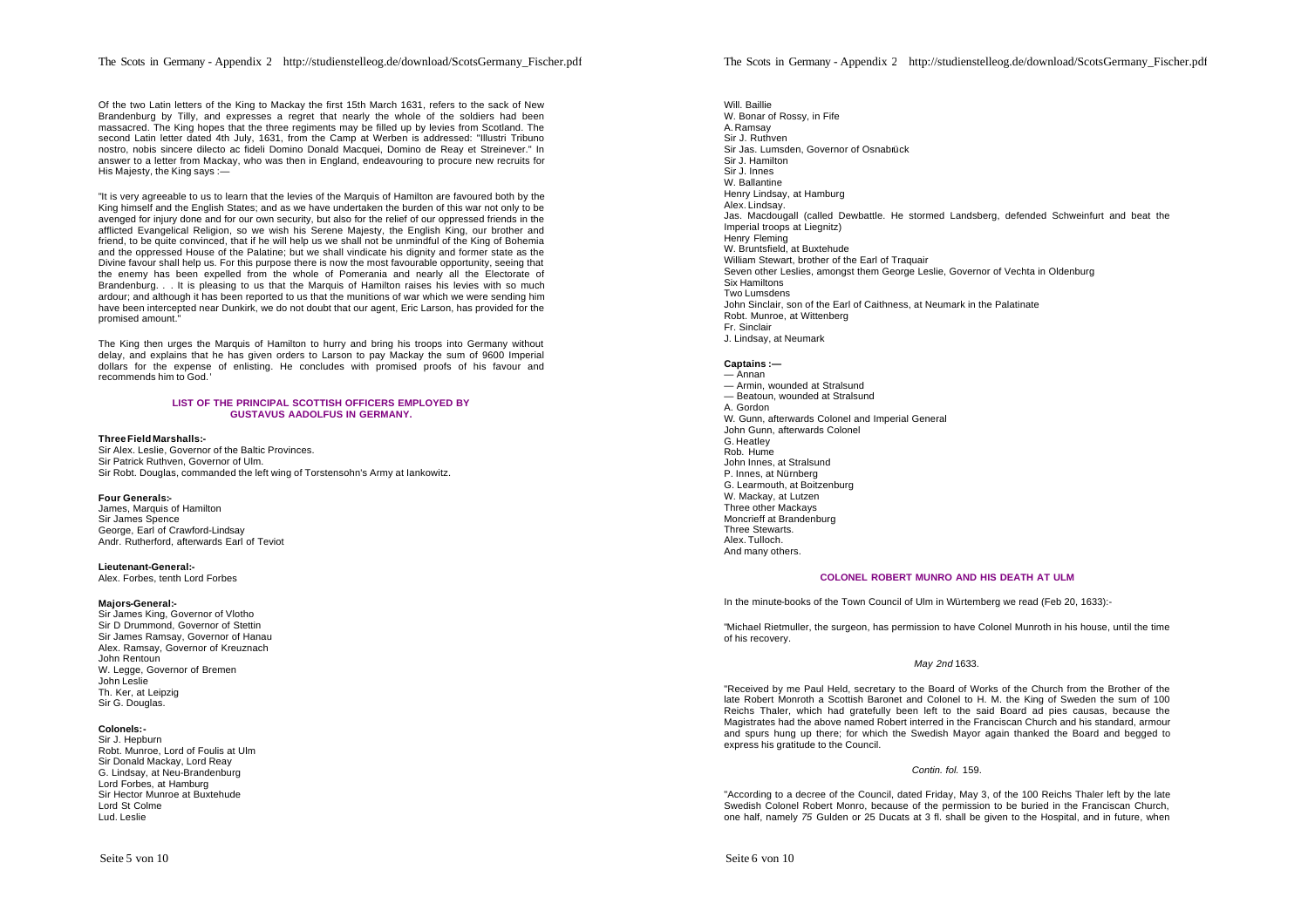Of the two Latin letters of the King to Mackay the first 15th March 1631, refers to the sack of New Brandenburg by Tilly, and expresses a regret that nearly the whole of the soldiers had been massacred. The King hopes that the three regiments may be filled up by levies from Scotland. The second Latin letter dated 4th July, 1631, from the Camp at Werben is addressed: "Illustri Tribuno nostro, nobis sincere dilecto ac fideli Domino Donald Macquei, Domino de Reay et Streinever." In answer to a letter from Mackay, who was then in England, endeavouring to procure new recruits for His Majesty, the King says :—

"It is very agreeable to us to learn that the levies of the Marquis of Hamilton are favoured both by the King himself and the English States; and as we have undertaken the burden of this war not only to be avenged for injury done and for our own security, but also for the relief of our oppressed friends in the afflicted Evangelical Religion, so we wish his Serene Majesty, the English King, our brother and friend, to be quite convinced, that if he will help us we shall not be unmindful of the King of Bohemia and the oppressed House of the Palatine; but we shall vindicate his dignity and former state as the Divine favour shall help us. For this purpose there is now the most favourable opportunity, seeing that the enemy has been expelled from the whole of Pomerania and nearly all the Electorate of Brandenburg. . . It is pleasing to us that the Marquis of Hamilton raises his levies with so much ardour; and although it has been reported to us that the munitions of war which we were sending him have been intercepted near Dunkirk, we do not doubt that our agent, Eric Larson, has provided for the promised amount."

The King then urges the Marquis of Hamilton to hurry and bring his troops into Germany without delay, and explains that he has given orders to Larson to pay Mackay the sum of 9600 Imperial dollars for the expense of enlisting. He concludes with promised proofs of his favour and recommends him to God.'

## LIST OF THE PRINCIPAL SCOTTISH OFFICERS EMPLOYED BY GUSTAVUS AADOLFUS IN GERMANY.

**Three Field Marshalls:-**

Sir Alex. Leslie, Governor of the Baltic Provinces.
Sir Patrick Ruthven, Governor of Ulm.
Sir Robt. Douglas, commanded the left wing of Torstensohn's Army at Iankowitz.

**Four Generals:-**

James, Marquis of Hamilton
Sir James Spence
George, Earl of Crawford-Lindsay
Andr. Rutherford, afterwards Earl of Teviot

**Lieutenant-General:-**

Alex. Forbes, tenth Lord Forbes

**Majors-General:-**

Sir James King, Governor of Vlotho
Sir D Drummond, Governor of Stettin
Sir James Ramsay, Governor of Hanau
Alex. Ramsay, Governor of Kreuznach
John Rentoun
W. Legge, Governor of Bremen
John Leslie
Th. Ker, at Leipzig
Sir G. Douglas.

**Colonels:-**

Sir J. Hepburn
Robt. Munroe, Lord of Foulis at Ulm
Sir Donald Mackay, Lord Reay
G. Lindsay, at Neu-Brandenburg
Lord Forbes, at Hamburg
Sir Hector Munroe at Buxtehude
Lord St Colme
Lud. Leslie
Will. Baillie
W. Bonar of Rossy, in Fife
A. Ramsay
Sir J. Ruthven
Sir Jas. Lumsden, Governor of Osnabrück
Sir J. Hamilton
Sir J. Innes
W. Ballantine
Henry Lindsay, at Hamburg
Alex. Lindsay.
Jas. Macdougall (called Dewbattle. He stormed Landsberg, defended Schweinfurt and beat the Imperial troops at Liegnitz)
Henry Fleming
W. Bruntsfield, at Buxtehude
William Stewart, brother of the Earl of Traquair
Seven other Leslies, amongst them George Leslie, Governor of Vechta in Oldenburg
Six Hamiltons
Two Lumsdens
John Sinclair, son of the Earl of Caithness, at Neumark in the Palatinate
Robt. Munroe, at Wittenberg
Fr. Sinclair
J. Lindsay, at Neumark

**Captains :—**

— Annan
— Armin, wounded at Stralsund
— Beatoun, wounded at Stralsund
A. Gordon
W. Gunn, afterwards Colonel and Imperial General
John Gunn, afterwards Colonel
G. Heatley
Rob. Hume
John Innes, at Stralsund
P. Innes, at Nürnberg
G. Learmouth, at Boitzenburg
W. Mackay, at Lutzen
Three other Mackays
Moncrieff at Brandenburg
Three Stewarts.
Alex. Tulloch.
And many others.

## COLONEL ROBERT MUNRO AND HIS DEATH AT ULM

In the minute-books of the Town Council of Ulm in Würtemberg we read (Feb 20, 1633):-

"Michael Rietmuller, the surgeon, has permission to have Colonel Munroth in his house, until the time of his recovery.

*May 2nd* 1633.

"Received by me Paul Held, secretary to the Board of Works of the Church from the Brother of the late Robert Monroth a Scottish Baronet and Colonel to H. M. the King of Sweden the sum of 100 Reichs Thaler, which had gratefully been left to the said Board ad pies causas, because the Magistrates had the above named Robert interred in the Franciscan Church and his standard, armour and spurs hung up there; for which the Swedish Mayor again thanked the Board and begged to express his gratitude to the Council.

*Contin. fol.* 159.

"According to a decree of the Council, dated Friday, May 3, of the 100 Reichs Thaler left by the late Swedish Colonel Robert Monro, because of the permission to be buried in the Franciscan Church, one half, namely 75 Gulden or 25 Ducats at 3 fl. shall be given to the Hospital, and in future, when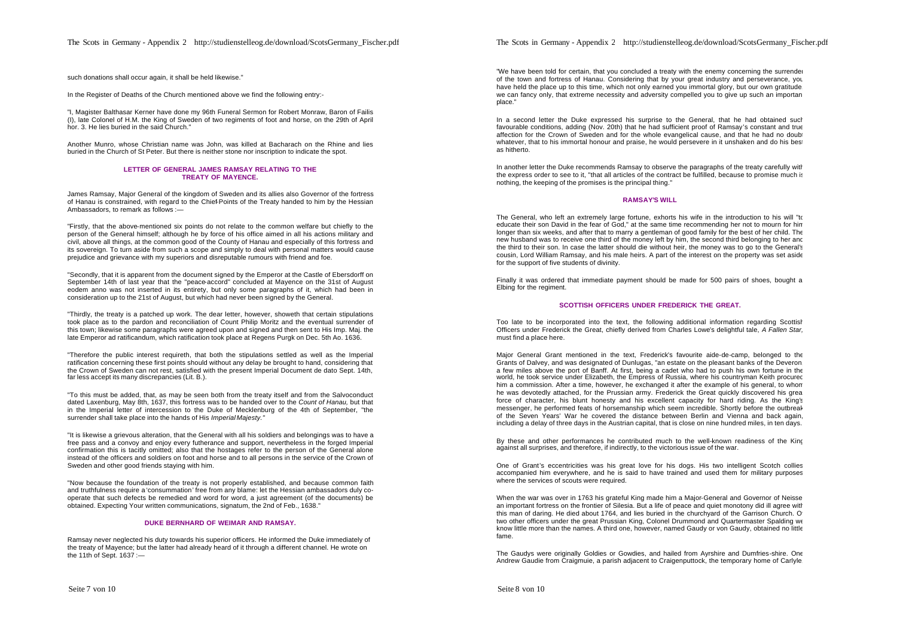such donations shall occur again, it shall be held likewise."

In the Register of Deaths of the Church mentioned above we find the following entry:-

"I, Magister Balthasar Kerner have done my 96th Funeral Sermon for Robert Monraw, Baron of Failis (I), late Colonel of H.M. the King of Sweden of two regiments of foot and horse, on the 29th of April hor. 3. He lies buried in the said Church."

Another Munro, whose Christian name was John, was killed at Bacharach on the Rhine and lies buried in the Church of St Peter. But there is neither stone nor inscription to indicate the spot.

### LETTER OF GENERAL JAMES RAMSAY RELATING TO THE TREATY OF MAYENCE.

James Ramsay, Major General of the kingdom of Sweden and its allies also Governor of the fortress of Hanau is constrained, with regard to the Chief-Points of the Treaty handed to him by the Hessian Ambassadors, to remark as follows :—

"Firstly, that the above-mentioned six points do not relate to the common welfare but chiefly to the person of the General himself; although he by force of his office aimed in all his actions military and civil, above all things, at the common good of the County of Hanau and especially of this fortress and its sovereign. To turn aside from such a scope and simply to deal with personal matters would cause prejudice and grievance with my superiors and disreputable rumours with friend and foe.

"Secondly, that it is apparent from the document signed by the Emperor at the Castle of Ebersdorff on September 14th of last year that the "peace-accord" concluded at Mayence on the 31st of August eodem anno was not inserted in its entirety, but only some paragraphs of it, which had been in consideration up to the 21st of August, but which had never been signed by the General.

"Thirdly, the treaty is a patched up work. The dear letter, however, showeth that certain stipulations took place as to the pardon and reconciliation of Count Philip Moritz and the eventual surrender of this town; likewise some paragraphs were agreed upon and signed and then sent to His Imp. Maj. the late Emperor ad ratificandum, which ratification took place at Regens Purgk on Dec. 5th Ao. 1636.

"Therefore the public interest requireth, that both the stipulations settled as well as the Imperial ratification concerning these first points should without any delay be brought to hand, considering that the Crown of Sweden can not rest, satisfied with the present Imperial Document de dato Sept. 14th, far less accept its many discrepancies (Lit. B.).

"To this must be added, that, as may be seen both from the treaty itself and from the Salvoconduct dated Laxenburg, May 8th, 1637, this fortress was to be handed over to the *Count of Hanau*, but that in the Imperial letter of intercession to the Duke of Mecklenburg of the 4th of September, "the surrender shall take place into the hands of His *Imperial Majesty.*"

"It is likewise a grievous alteration, that the General with all his soldiers and belongings was to have a free pass and a convoy and enjoy every futherance and support, nevertheless in the forged Imperial confirmation this is tacitly omitted; also that the hostages refer to the person of the General alone instead of the officers and soldiers on foot and horse and to all persons in the service of the Crown of Sweden and other good friends staying with him.

"Now because the foundation of the treaty is not properly established, and because common faith and truthfulness require a 'consummation' free from any blame: let the Hessian ambassadors duly co-operate that such defects be remedied and word for word, a just agreement (of the documents) be obtained. Expecting Your written communications, signatum, the 2nd of Feb., 1638."

### DUKE BERNHARD OF WEIMAR AND RAMSAY.

Ramsay never neglected his duty towards his superior officers. He informed the Duke immediately of the treaty of Mayence; but the latter had already heard of it through a different channel. He wrote on the 11th of Sept. 1637 :—

"We have been told for certain, that you concluded a treaty with the enemy concerning the surrender of the town and fortress of Hanau. Considering that by your great industry and perseverance, you have held the place up to this time, which not only earned you immortal glory, but our own gratitude, we can fancy only, that extreme necessity and adversity compelled you to give up such an important place."

In a second letter the Duke expressed his surprise to the General, that he had obtained such favourable conditions, adding (Nov. 20th) that he had sufficient proof of Ramsay's constant and true affection for the Crown of Sweden and for the whole evangelical cause, and that he had no doubt whatever, that to his immortal honour and praise, he would persevere in it unshaken and do his best as hitherto.

In another letter the Duke recommends Ramsay to observe the paragraphs of the treaty carefully with the express order to see to it, "that all articles of the contract be fulfilled, because to promise much is nothing, the keeping of the promises is the principal thing."

### RAMSAY'S WILL

The General, who left an extremely large fortune, exhorts his wife in the introduction to his will "to educate their son David in the fear of God," at the same time recommending her not to mourn for him longer than six weeks, and after that to marry a gentleman of good family for the best of her child. The new husband was to receive one third of the money left by him, the second third belonging to her and the third to their son. In case the latter should die without heir, the money was to go to the General's cousin, Lord William Ramsay, and his male heirs. A part of the interest on the property was set aside for the support of five students of divinity.

Finally it was ordered that immediate payment should be made for 500 pairs of shoes, bought at Elbing for the regiment.

### SCOTTISH OFFICERS UNDER FREDERICK THE GREAT.

Too late to be incorporated into the text, the following additional information regarding Scottish Officers under Frederick the Great, chiefly derived from Charles Lowe's delightful tale, *A Fallen Star,* must find a place here.

Major General Grant mentioned in the text, Frederick's favourite aide-de-camp, belonged to the Grants of Dalvey, and was designated of Dunlugas, "an estate on the pleasant banks of the Deveron, a few miles above the port of Banff. At first, being a cadet who had to push his own fortune in the world, he took service under Elizabeth, the Empress of Russia, where his countryman Keith procured him a commission. After a time, however, he exchanged it after the example of his general, to whom he was devotedly attached, for the Prussian army. Frederick the Great quickly discovered his great force of character, his blunt honesty and his excellent capacity for hard riding. As the King's messenger, he performed feats of horsemanship which seem incredible. Shortly before the outbreak of the Seven Years' War he covered the distance between Berlin and Vienna and back again, including a delay of three days in the Austrian capital, that is close on nine hundred miles, in ten days.

By these and other performances he contributed much to the well-known readiness of the King against all surprises, and therefore, if indirectly, to the victorious issue of the war.

One of Grant's eccentricities was his great love for his dogs. His two intelligent Scotch collies accompanied him everywhere, and he is said to have trained and used them for military purposes where the services of scouts were required.

When the war was over in 1763 his grateful King made him a Major-General and Governor of Neisse, an important fortress on the frontier of Silesia. But a life of peace and quiet monotony did ill agree with this man of daring. He died about 1764, and lies buried in the churchyard of the Garrison Church. Of two other officers under the great Prussian King, Colonel Drummond and Quartermaster Spalding we know little more than the names. A third one, however, named Gaudy or von Gaudy, obtained no little fame.

The Gaudys were originally Goldies or Gowdies, and hailed from Ayrshire and Dumfries-shire. One Andrew Gaudie from Craigmuie, a parish adjacent to Craigenputtock, the temporary home of Carlyle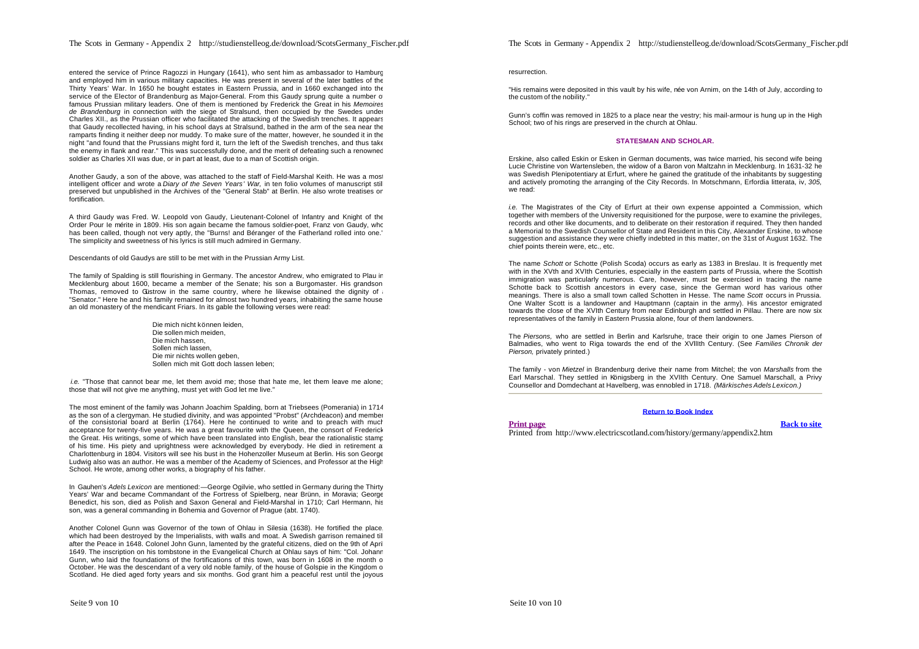entered the service of Prince Ragozzi in Hungary (1641), who sent him as ambassador to Hamburg and employed him in various military capacities. He was present in several of the later battles of the Thirty Years' War. In 1650 he bought estates in Eastern Prussia, and in 1660 exchanged into the service of the Elector of Brandenburg as Major-General. From this Gaudy sprung quite a number of famous Prussian military leaders. One of them is mentioned by Frederick the Great in his *Memoires de Brandenburg* in connection with the siege of Stralsund, then occupied by the Swedes under Charles XII., as the Prussian officer who facilitated the attacking of the Swedish trenches. It appears that Gaudy recollected having, in his school days at Stralsund, bathed in the arm of the sea near the ramparts finding it neither deep nor muddy. To make sure of the matter, however, he sounded it in the night "and found that the Prussians might ford it, turn the left of the Swedish trenches, and thus take the enemy in flank and rear." This was successfully done, and the merit of defeating such a renowned soldier as Charles XII was due, or in part at least, due to a man of Scottish origin.

Another Gaudy, a son of the above, was attached to the staff of Field-Marshal Keith. He was a most intelligent officer and wrote a *Diary of the Seven Years' War,* in ten folio volumes of manuscript still preserved but unpublished in the Archives of the "General Stab" at Berlin. He also wrote treatises on fortification.

A third Gaudy was Fred. W. Leopold von Gaudy, Lieutenant-Colonel of Infantry and Knight of the Order Pour le mérite in 1809. His son again became the famous soldier-poet, Franz von Gaudy, who has been called, though not very aptly, the "Burns! and Béranger of the Fatherland rolled into one." The simplicity and sweetness of his lyrics is still much admired in Germany.

Descendants of old Gaudys are still to be met with in the Prussian Army List.

The family of Spalding is still flourishing in Germany. The ancestor Andrew, who emigrated to Plau in Mecklenburg about 1600, became a member of the Senate; his son a Burgomaster. His grandson Thomas, removed to Güstrow in the same country, where he likewise obtained the dignity of a "Senator." Here he and his family remained for almost two hundred years, inhabiting the same house, an old monastery of the mendicant Friars. In its gable the following verses were read:

> Die mich nicht können leiden,
> Die sollen mich meiden,
> Die mich hassen,
> Sollen mich lassen,
> Die mir nichts wollen geben,
> Sollen mich mit Gott doch lassen leben;

*i.e.* "Those that cannot bear me, let them avoid me; those that hate me, let them leave me alone; those that will not give me anything, must yet with God let me live."

The most eminent of the family was Johann Joachim Spalding, born at Triebsees (Pomerania) in 1714 as the son of a clergyman. He studied divinity, and was appointed "Probst" (Archdeacon) and member of the consistorial board at Berlin (1764). Here he continued to write and to preach with much acceptance for twenty-five years. He was a great favourite with the Queen, the consort of Frederick the Great. His writings, some of which have been translated into English, bear the rationalistic stamp of his time. His piety and uprightness were acknowledged by everybody. He died in retirement at Charlottenburg in 1804. Visitors will see his bust in the Hohenzoller Museum at Berlin. His son George Ludwig also was an author. He was a member of the Academy of Sciences, and Professor at the High School. He wrote, among other works, a biography of his father.

In Gauhen's *Adels Lexicon* are mentioned:—George Ogilvie, who settled in Germany during the Thirty Years' War and became Commandant of the Fortress of Spielberg, near Brünn, in Moravia; George Benedict, his son, died as Polish and Saxon General and Field-Marshal in 1710; Carl Hermann, his son, was a general commanding in Bohemia and Governor of Prague (abt. 1740).

Another Colonel Gunn was Governor of the town of Ohlau in Silesia (1638). He fortified the place, which had been destroyed by the Imperialists, with walls and moat. A Swedish garrison remained till after the Peace in 1648. Colonel John Gunn, lamented by the grateful citizens, died on the 9th of April 1649. The inscription on his tombstone in the Evangelical Church at Ohlau says of him: "Col. Johann Gunn, who laid the foundations of the fortifications of this town, was born in 1608 in the month of October. He was the descendant of a very old noble family, of the house of Golspie in the Kingdom of Scotland. He died aged forty years and six months. God grant him a peaceful rest until the joyous resurrection.

"His remains were deposited in this vault by his wife, née von Arnim, on the 14th of July, according to the custom of the nobility."

Gunn's coffin was removed in 1825 to a place near the vestry; his mail-armour is hung up in the High School; two of his rings are preserved in the church at Ohlau.

## STATESMAN AND SCHOLAR.

Erskine, also called Eskin or Esken in German documents, was twice married, his second wife being Lucie Christine von Wartensleben, the widow of a Baron von Maltzahn in Mecklenburg. In 1631-32 he was Swedish Plenipotentiary at Erfurt, where he gained the gratitude of the inhabitants by suggesting and actively promoting the arranging of the City Records. In Motschmann, Erfordia litterata, iv, *305,* we read:

*i.e.* The Magistrates of the City of Erfurt at their own expense appointed a Commission, which together with members of the University requisitioned for the purpose, were to examine the privileges, records and other like documents, and to deliberate on their restoration if required. They then handed a Memorial to the Swedish Counsellor of State and Resident in this City, Alexander Erskine, to whose suggestion and assistance they were chiefly indebted in this matter, on the 31st of August 1632. The chief points therein were, etc., etc.

The name *Schott* or Schotte (Polish Scoda) occurs as early as 1383 in Breslau. It is frequently met with in the XVth and XVIth Centuries, especially in the eastern parts of Prussia, where the Scottish immigration was particularly numerous. Care, however, must be exercised in tracing the name Schotte back to Scottish ancestors in every case, since the German word has various other meanings. There is also a small town called Schotten in Hesse. The name *Scott* occurs in Prussia. One Walter Scott is a landowner and Hauptmann (captain in the army). His ancestor emigrated towards the close of the XVIth Century from near Edinburgh and settled in Pillau. There are now six representatives of the family in Eastern Prussia alone, four of them landowners.

The *Piersons,* who are settled in Berlin and Karlsruhe, trace their origin to one James Pierson of Balmadies, who went to Riga towards the end of the XVIIIth Century. (See *Families Chronik der Pierson,* privately printed.)

The family - von *Mietzel* in Brandenburg derive their name from Mitchel; the von *Marshalls* from the Earl Marschal. They settled in Königsberg in the XVIIth Century. One Samuel Marschall, a Privy Counsellor and Domdechant at Havelberg, was ennobled in 1718. *(Märkisches Adels Lexicon.)*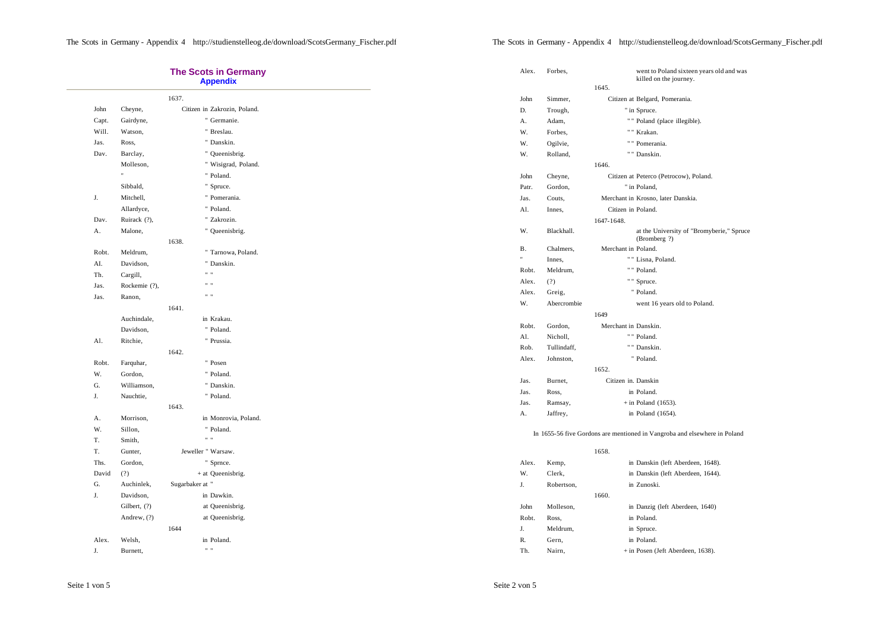## The Scots in Germany
### Appendix

| | | 1637. |
|---|---|---|
| John | Cheyne, | Citizen in Zakrozin, Poland. |
| Capt. | Gairdyne, | " Germanie. |
| Will. | Watson, | " Breslau. |
| Jas. | Ross, | " Danskin. |
| Dav. | Barclay, | " Queenisbrig. |
| | Molleson, | " Wisigrad, Poland. |
| | " | " Poland. |
| | Sibbald, | " Spruce. |
| J. | Mitchell, | " Pomerania. |
| | Allardyce, | " Poland. |
| Dav. | Ruirack (?), | " Zakrozin. |
| A. | Malone, | " Queenisbrig. |
| | | 1638. |
| Robt. | Meldrum, | " Tarnowa, Poland. |
| Al. | Davidson, | " Danskin. |
| Th. | Cargill, | " " |
| Jas. | Rockemie (?), | " " |
| Jas. | Ranon, | " " |
| | | 1641. |
| | Auchindale, | in Krakau. |
| | Davidson, | " Poland. |
| Al. | Ritchie, | " Prussia. |
| | | 1642. |
| Robt. | Farquhar, | " Posen |
| W. | Gordon, | " Poland. |
| G. | Williamson, | " Danskin. |
| J. | Nauchtie, | " Poland. |
| | | 1643. |
| A. | Morrison, | in Monrovia, Poland. |
| W. | Sillon, | " Poland. |
| T. | Smith, | " " |
| T. | Gunter, | Jeweller " Warsaw. |
| Ths. | Gordon, | " Sprnce. |
| David | (?) | + at Queenisbrig. |
| G. | Auchinlek, | Sugarbaker at " |
| J. | Davidson, | in Dawkin. |
| | Gilbert, (?) | at Queenisbrig. |
| | Andrew, (?) | at Queenisbrig. |
| | | 1644 |
| Alex. | Welsh, | in Poland. |
| J. | Burnett, | " " |
| Alex. | Forbes, | went to Poland sixteen years old and was killed on the journey. |
| | | 1645. |
| John | Simmer, | Citizen at Belgard, Pomerania. |
| D. | Trough, | " in Spruce. |
| A. | Adam, | " " Poland (place illegible). |
| W. | Forbes, | " " Krakan. |
| W. | Ogilvie, | " " Pomerania. |
| W. | Rolland, | " " Danskin. |
| | | 1646. |
| John | Cheyne, | Citizen at Peterco (Petrocow), Poland. |
| Patr. | Gordon, | " in Poland, |
| Jas. | Couts, | Merchant in Krosno, later Danskia. |
| Al. | Innes, | Citizen in Poland. |
| | | 1647-1648. |
| W. | Blackhall. | at the University of "Bromyberie," Spruce (Bromberg ?) |
| B. | Chalmers, | Merchant in Poland. |
| " | Innes, | " " Lisna, Poland. |
| Robt. | Meldrum, | " " Poland. |
| Alex. | (?) | " " Spruce. |
| Alex. | Greig, | " Poland. |
| W. | Abercrombie | went 16 years old to Poland. |
| | | 1649 |
| Robt. | Gordon, | Merchant in Danskin. |
| Al. | Nicholl, | " " Poland. |
| Rob. | Tullindaff, | " " Danskin. |
| Alex. | Johnston, | " Poland. |
| | | 1652. |
| Jas. | Burnet, | Citizen in. Danskin |
| Jas. | Ross, | in Poland. |
| Jas. | Ramsay, | + in Poland (1653). |
| A. | Jaffrey, | in Poland (1654). |

In 1655-56 five Gordons are mentioned in Vangroba and elsewhere in Poland

| | | 1658. |
|---|---|---|
| Alex. | Kemp, | in Danskin (left Aberdeen, 1648). |
| W. | Clerk, | in Danskin (left Aberdeen, 1644). |
| J. | Robertson, | in Zunoski. |
| | | 1660. |
| John | Molleson, | in Danzig (left Aberdeen, 1640) |
| Robt. | Ross, | in Poland. |
| J. | Meldrum, | in Spruce. |
| R. | Gern, | in Poland. |
| Th. | Nairn, | + in Posen (Jeft Aberdeen, 1638). |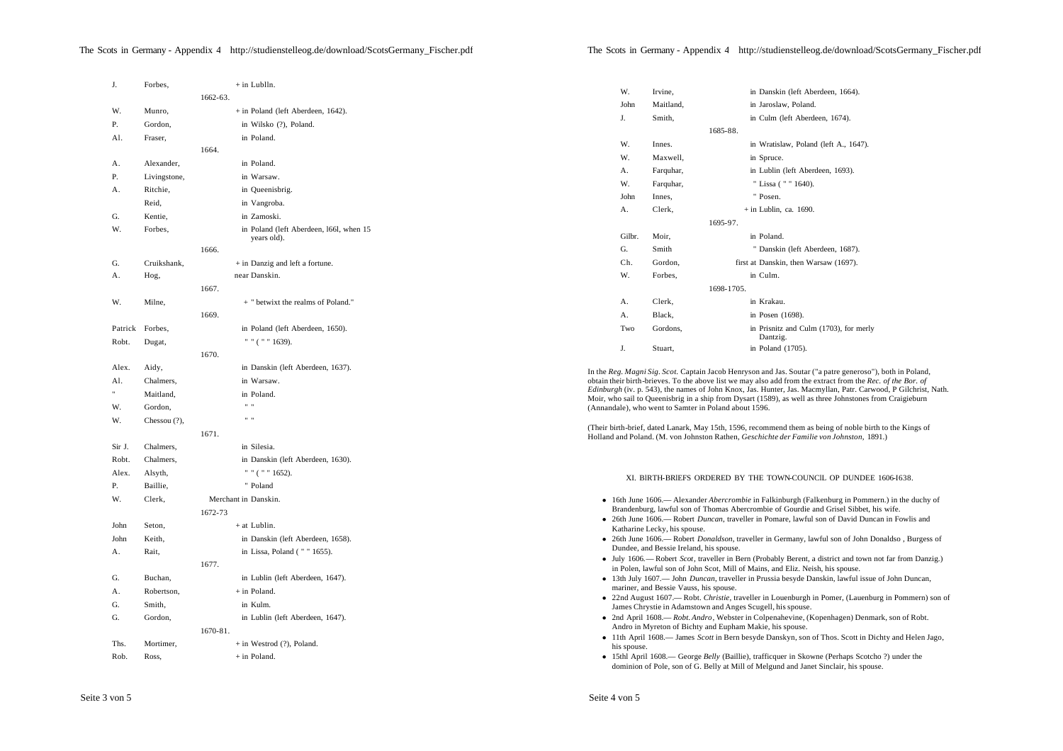| | | | |
|---|---|---|---|
| J. | Forbes, | | + in Lublln. |
| | | 1662-63. | |
| W. | Munro, | | + in Poland (left Aberdeen, 1642). |
| P. | Gordon, | | in Wilsko (?), Poland. |
| Al. | Fraser, | | in Poland. |
| | | 1664. | |
| A. | Alexander, | | in Poland. |
| P. | Livingstone, | | in Warsaw. |
| A. | Ritchie, | | in Queenisbrig. |
| | Reid, | | in Vangroba. |
| G. | Kentie, | | in Zamoski. |
| W. | Forbes, | | in Poland (left Aberdeen, l66l, when 15 years old). |
| | | 1666. | |
| G. | Cruikshank, | | + in Danzig and left a fortune. |
| A. | Hog, | | near Danskin. |
| | | 1667. | |
| W. | Milne, | | + " betwixt the realms of Poland." |
| | | 1669. | |
| Patrick | Forbes, | | in Poland (left Aberdeen, 1650). |
| Robt. | Dugat, | | " " ( " " 1639). |
| | | 1670. | |
| Alex. | Aidy, | | in Danskin (left Aberdeen, 1637). |
| Al. | Chalmers, | | in Warsaw. |
| " | Maitland, | | in Poland. |
| W. | Gordon, | | " " |
| W. | Chessou (?), | | " " |
| | | 1671. | |
| Sir J. | Chalmers, | | in Silesia. |
| Robt. | Chalmers, | | in Danskin (left Aberdeen, 1630). |
| Alex. | Alsyth, | | " " ( " " 1652). |
| P. | Baillie, | | " Poland |
| W. | Clerk, | | Merchant in Danskin. |
| | | 1672-73 | |
| John | Seton, | | + at Lublin. |
| John | Keith, | | in Danskin (left Aberdeen, 1658). |
| A. | Rait, | | in Lissa, Poland ( " " 1655). |
| | | 1677. | |
| G. | Buchan, | | in Lublin (left Aberdeen, 1647). |
| A. | Robertson, | | + in Poland. |
| G. | Smith, | | in Kulm. |
| G. | Gordon, | | in Lublin (left Aberdeen, 1647). |
| | | 1670-81. | |
| Ths. | Mortimer, | | + in Westrod (?), Poland. |
| Rob. | Ross, | | + in Poland. |
| W. | Irvine, | | in Danskin (left Aberdeen, 1664). |
| John | Maitland, | | in Jaroslaw, Poland. |
| J. | Smith, | | in Culm (left Aberdeen, 1674). |
| | | 1685-88. | |
| W. | Innes. | | in Wratislaw, Poland (left A., 1647). |
| W. | Maxwell, | | in Spruce. |
| A. | Farquhar, | | in Lublin (left Aberdeen, 1693). |
| W. | Farquhar, | | " Lissa ( " " 1640). |
| John | Innes, | | " Posen. |
| A. | Clerk, | | + in Lublin, ca. 1690. |
| | | 1695-97. | |
| Gilbr. | Moir, | | in Poland. |
| G. | Smith | | " Danskin (left Aberdeen, 1687). |
| Ch. | Gordon, | | first at Danskin, then Warsaw (1697). |
| W. | Forbes, | | in Culm. |
| | | 1698-1705. | |
| A. | Clerk, | | in Krakau. |
| A. | Black, | | in Posen (1698). |
| Two | Gordons, | | in Prisnitz and Culm (1703), for merly Dantzig. |
| J. | Stuart, | | in Poland (1705). |

In the *Reg. Magni Sig. Scot.* Captain Jacob Henryson and Jas. Soutar ("a patre generoso"), both in Poland, obtain their birth-brieves. To the above list we may also add from the extract from the *Rec. of the Bor. of Edinburgh* (iv. p. 543), the names of John Knox, Jas. Hunter, Jas. Macmyllan, Patr. Carwood, P Gilchrist, Nath. Moir, who sail to Queenisbrig in a ship from Dysart (1589), as well as three Johnstones from Craigieburn (Annandale), who went to Samter in Poland about 1596.

(Their birth-brief, dated Lanark, May 15th, 1596, recommend them as being of noble birth to the Kings of Holland and Poland. (M. von Johnston Rathen, *Geschichte der Familie von Johnston*, 1891.)

## XI. BIRTH-BRIEFS ORDERED BY THE TOWN-COUNCIL OP DUNDEE 1606-I638.

- 16th June 1606.— Alexander *Abercrombie* in Falkinburgh (Falkenburg in Pommern.) in the duchy of Brandenburg, lawful son of Thomas Abercrombie of Gourdie and Grisel Sibbet, his wife.
- 26th June 1606.— Robert *Duncan*, traveller in Pomare, lawful son of David Duncan in Fowlis and Katharine Lecky, his spouse.
- 26th June 1606.— Robert *Donaldson*, traveller in Germany, lawful son of John Donaldso , Burgess of Dundee, and Bessie Ireland, his spouse.
- July 1606.— Robert *Scot*, traveller in Bern (Probably Berent, a district and town not far from Danzig.) in Polen, lawful son of John Scot, Mill of Mains, and Eliz. Neish, his spouse.
- 13th July 1607.— John *Duncan*, traveller in Prussia besyde Danskin, lawful issue of John Duncan, mariner, and Bessie Vauss, his spouse.
- 22nd August 1607.— Robt. *Christie*, traveller in Louenburgh in Pomer, (Lauenburg in Pommern) son of James Chrystie in Adamstown and Anges Scugell, his spouse.
- 2nd April 1608.— *Robt. Andro*, Webster in Colpenahevine, (Kopenhagen) Denmark, son of Robt. Andro in Myreton of Bichty and Eupham Makie, his spouse.
- 11th April 1608.— James *Scott* in Bern besyde Danskyn, son of Thos. Scott in Dichty and Helen Jago, his spouse.
- 15thl April 1608.— George *Belly* (Baillie), trafficquer in Skowne (Perhaps Scotcho ?) under the dominion of Pole, son of G. Belly at Mill of Melgund and Janet Sinclair, his spouse.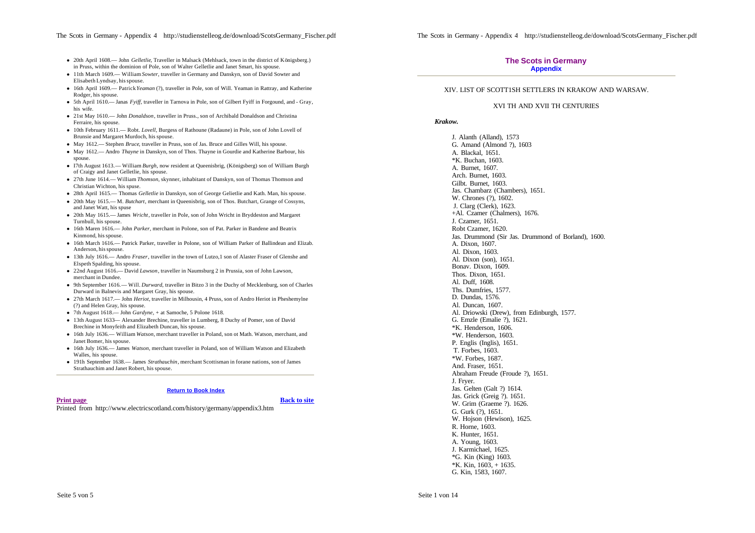- 20th April 1608.— John *Gelletlie*, Traveller in Malsack (Mehlsack, town in the district of Königsberg.) in Pruss, within the dominion of Pole, son of Walter Gelletlie and Janet Smart, his spouse.
- 11th March 1609.— William *Sowter*, traveller in Germany and Danskyn, son of David Sowter and Elisabeth Lyndsay, his spouse.
- 16th April 1609.— Patrick *Yeaman* (?), traveller in Pole, son of Will. Yeaman in Rattray, and Katherine Rodger, his spouse.
- 5th April 1610.— Janas *Fyiff*, traveller in Tarnova in Pole, son of Gilbert Fyiff in Forgound, and - Gray, his wife.
- 21st May 1610.— John *Donaldson*, traveller in Pruss., son of Archibald Donaldson and Christina Ferraire, his spouse.
- 10th February 1611.— Robt. *Lovell*, Burgess of Rathoune (Radaune) in Pole, son of John Lovell of Brunsie and Margaret Murdoch, his spouse.
- May 1612.— Stephen *Bruce*, traveller in Pruss, son of Jas. Bruce and Gilles Will, his spouse.
- May 1612.— Andro *Thayne* in Danskyn, son of Thos. Thayne in Gourdie and Katherine Barbour, his spouse.
- I7th August 1613.— William *Burgh*, now resident at Queenisbrig, (Königsberg) son of William Burgh of Craigy and Janet Gelletlie, his spouse.
- 27th June 1614.— William *Thomson*, skynner, inhabitant of Danskyn, son of Thomas Thomson and Christian Wichton, his spuse.
- 28th April 1615.— Thomas *Gelletlie* in Danskyn, son of George Gelietlie and Kath. Man, his spouse.
- 20th May 1615.— M. *Butchart*, merchant in Queenisbrig, son of Thos. Butchart, Grange of Cossyns, and Janet Watt, his spuse
- 20th May 1615.— James *Wricht*, traveller in Pole, son of John Wricht in Bryddeston and Margaret Turnbull, his spouse.
- 16th Maren 1616.— John *Parker*, merchant in Polone, son of Pat. Parker in Bandene and Beatrix Kinmond, his spouse.
- 16th March 1616.— Patrick Parker, traveller in Polone, son of William Parker of Ballindean and Elizab. Anderson, his spouse.
- 13th July 1616.— Andro *Fraser*, traveller in the town of Lutzo,1 son of Alaster Fraser of Glenshe and Elspeth Spalding, his spouse.
- 22nd August 1616.— David *Lawson*, traveller in Naumsburg 2 in Prussia, son of John Lawson, merchant in Dundee.
- 9th September 1616.— Will. *Durward*, traveller in Bitzo 3 in the Duchy of Mecklenburg, son of Charles Durward in Balnevis and Margaret Gray, his spouse.
- 27th March 1617.— John *Heriot*, traveller in Milhousin, 4 Pruss, son of Andro Heriot in Pheshemylne (?) and Helen Gray, his spouse.
- 7th August 1618.— John *Gardyne*, + at Samoche, 5 Polone 1618.
- 13th August 1633— Alexander Brechine, traveller in Lumberg, 8 Duchy of Pomer, son of David Brechine in Monyfeith and Elizabeth Duncan, his spouse.
- 16th July 1636.— William *Watson*, merchant traveller in Poland, son ot Math. Watson, merchant, and Janet Bomer, his spouse.
- 16th July 1636.— James *Watson*, merchant traveller in Poland, son of William Watson and Elizabeth Walles, his spouse.
- 191h September 1638.— James *Strathauchin*, merchant Scottishman in forane nations, son of James Strathauchim and Janet Robert, his spouse.

---

**Return to Book Index**

**Print page** **Back to site**

Printed from http://www.electricscotland.com/history/germany/appendix3.htm

## The Scots in Germany
### Appendix

XIV. LIST OF SCOTT1SH SETTLERS IN KRAKOW AND WARSAW.

XVI TH AND XVII TH CENTURIES

***Krakow.***

J. Alanth (Alland), 1573
G. Amand (Almond ?), 1603
A. Blackal, 1651.
*K. Buchan, 1603.
A. Burnet, 1607.
Arch. Burnet, 1603.
Gilbt. Burnet, 1603.
Jas. Chambarz (Chambers), 1651.
W. Chrones (?), 1602.
J. Clarg (Clerk), 1623.
+Al. Czamer (Chalmers), 1676.
J. Czamer, 1651.
Robt Czamer, 1620.
Jas. Drummond (Sir Jas. Drummond of Borland), 1600.
A. Dixon, 1607.
Al. Dixon, 1603.
Al. Dixon (son), 1651.
Bonav. Dixon, 1609.
Thos. Dixon, 1651.
Al. Duff, 1608.
Ths. Dumfries, 1577.
D. Dundas, 1576.
Al. Duncan, 1607.
Al. Driowski (Drew), from Edinburgh, 1577.
G. Emzle (Emalie ?), 1621.
*K. Henderson, 1606.
*W. Henderson, 1603.
P. Englis (Inglis), 1651.
T. Forbes, 1603.
*W. Forbes, 1687.
And. Fraser, 1651.
Abraham Freude (Froude ?), 1651.
J. Fryer.
Jas. Gelten (Galt ?) 1614.
Jas. Grick (Greig ?). 1651.
W. Grim (Graeme ?). 1626.
G. Gurk (?), 1651.
W. Hojson (Hewison), 1625.
R. Horne, 1603.
K. Hunter, 1651.
A. Young, 1603.
J. Karmichael, 1625.
*G. Kin (King) 1603.
*K. Kin, 1603, + 1635.
G. Kin, 1583, 1607.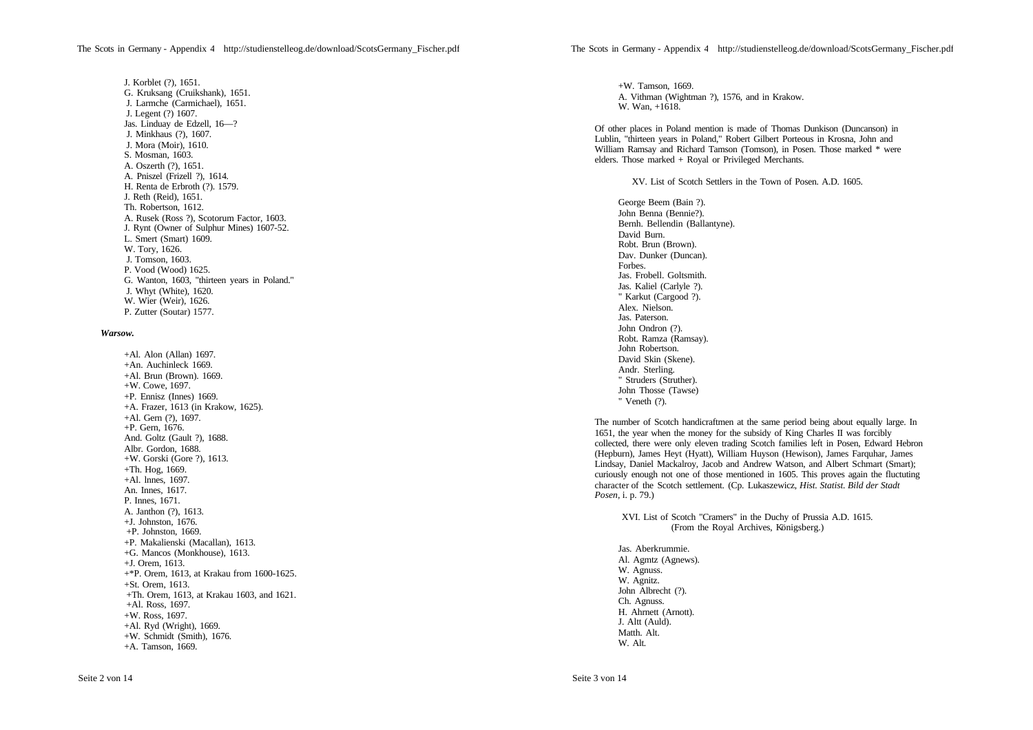J. Korblet (?), 1651.
G. Kruksang (Cruikshank), 1651.
J. Larmche (Carmichael), 1651.
J. Legent (?) 1607.
Jas. Linduay de Edzell, 16—?
J. Minkhaus (?), 1607.
J. Mora (Moir), 1610.
S. Mosman, 1603.
A. Oszerth (?), 1651.
A. Pniszel (Frizell ?), 1614.
H. Renta de Erbroth (?). 1579.
J. Reth (Reid), 1651.
Th. Robertson, 1612.
A. Rusek (Ross ?), Scotorum Factor, 1603.
J. Rynt (Owner of Sulphur Mines) 1607-52.
L. Smert (Smart) 1609.
W. Tory, 1626.
J. Tomson, 1603.
P. Vood (Wood) 1625.
G. Wanton, 1603, "thirteen years in Poland."
J. Whyt (White), 1620.
W. Wier (Weir), 1626.
P. Zutter (Soutar) 1577.

***Warsow.***

+Al. Alon (Allan) 1697.
+An. Auchinleck 1669.
+Al. Brun (Brown). 1669.
+W. Cowe, 1697.
+P. Ennisz (Innes) 1669.
+A. Frazer, 1613 (in Krakow, 1625).
+Al. Gern (?), 1697.
+P. Gern, 1676.
And. Goltz (Gault ?), 1688.
Albr. Gordon, 1688.
+W. Gorski (Gore ?), 1613.
+Th. Hog, 1669.
+Al. Innes, 1697.
An. Innes, 1617.
P. Innes, 1671.
A. Janthon (?), 1613.
+J. Johnston, 1676.
+P. Johnston, 1669.
+P. Makalienski (Macallan), 1613.
+G. Mancos (Monkhouse), 1613.
+J. Orem, 1613.
+*P. Orem, 1613, at Krakau from 1600-1625.
+St. Orem, 1613.
+Th. Orem, 1613, at Krakau 1603, and 1621.
+Al. Ross, 1697.
+W. Ross, 1697.
+Al. Ryd (Wright), 1669.
+W. Schmidt (Smith), 1676.
+A. Tamson, 1669.
+W. Tamson, 1669.
A. Vithman (Wightman ?), 1576, and in Krakow.
W. Wan, +1618.

Of other places in Poland mention is made of Thomas Dunkison (Duncanson) in Lublin, "thirteen years in Poland," Robert Gilbert Porteous in Krosna, John and William Ramsay and Richard Tamson (Tomson), in Posen. Those marked * were elders. Those marked + Royal or Privileged Merchants.

XV. List of Scotch Settlers in the Town of Posen. A.D. 1605.

George Beem (Bain ?).
John Benna (Bennie?).
Bernh. Bellendin (Ballantyne).
David Burn.
Robt. Brun (Brown).
Dav. Dunker (Duncan).
Forbes.
Jas. Frobell. Goltsmith.
Jas. Kaliel (Carlyle ?).
" Karkut (Cargood ?).
Alex. Nielson.
Jas. Paterson.
John Ondron (?).
Robt. Ramza (Ramsay).
John Robertson.
David Skin (Skene).
Andr. Sterling.
" Struders (Struther).
John Thosse (Tawse)
" Veneth (?).

The number of Scotch handicraftmen at the same period being about equally large. In 1651, the year when the money for the subsidy of King Charles II was forcibly collected, there were only eleven trading Scotch families left in Posen, Edward Hebron (Hepburn), James Heyt (Hyatt), William Huyson (Hewison), James Farquhar, James Lindsay, Daniel Mackalroy, Jacob and Andrew Watson, and Albert Schmart (Smart); curiously enough not one of those mentioned in 1605. This proves again the fluctuating character of the Scotch settlement. (Cp. Lukaszewicz, *Hist. Statist. Bild der Stadt Posen*, i. p. 79.)

XVI. List of Scotch "Cramers" in the Duchy of Prussia A.D. 1615.
(From the Royal Archives, Königsberg.)

Jas. Aberkrummie.
Al. Agmtz (Agnews).
W. Agnuss.
W. Agnitz.
John Albrecht (?).
Ch. Agnuss.
H. Ahrnett (Arnott).
J. Altt (Auld).
Matth. Alt.
W. Alt.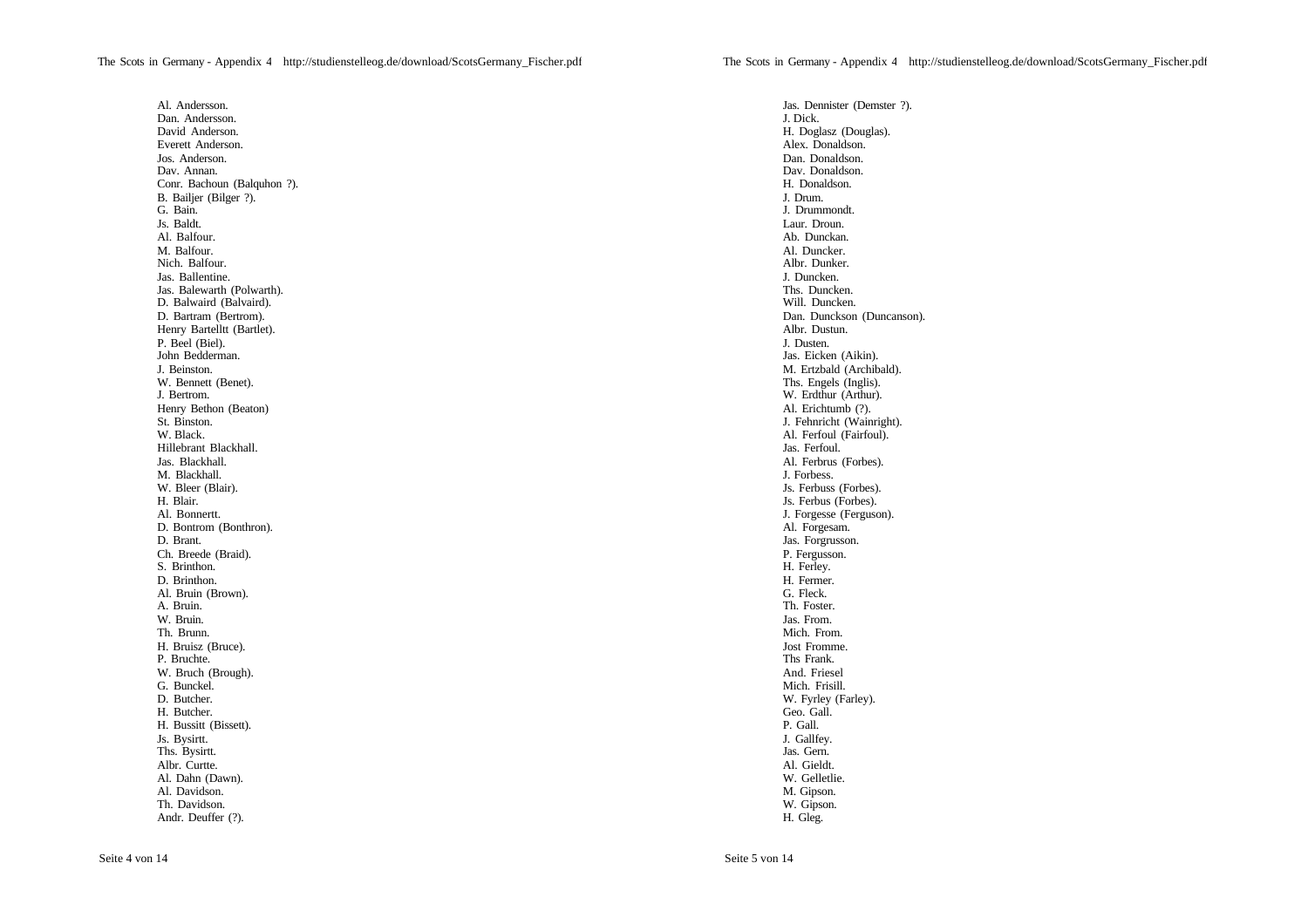Al. Andersson.
Dan. Andersson.
David Anderson.
Everett Anderson.
Jos. Anderson.
Dav. Annan.
Conr. Bachoun (Balquhon ?).
B. Bailjer (Bilger ?).
G. Bain.
Js. Baldt.
Al. Balfour.
M. Balfour.
Nich. Balfour.
Jas. Ballentine.
Jas. Balewarth (Polwarth).
D. Balwaird (Balvaird).
D. Bartram (Bertrom).
Henry Bartelltt (Bartlet).
P. Beel (Biel).
John Bedderman.
J. Beinston.
W. Bennett (Benet).
J. Bertrom.
Henry Bethon (Beaton)
St. Binston.
W. Black.
Hillebrant Blackhall.
Jas. Blackhall.
M. Blackhall.
W. Bleer (Blair).
H. Blair.
Al. Bonnertt.
D. Bontrom (Bonthron).
D. Brant.
Ch. Breede (Braid).
S. Brinthon.
D. Brinthon.
Al. Bruin (Brown).
A. Bruin.
W. Bruin.
Th. Brunn.
H. Bruisz (Bruce).
P. Bruchte.
W. Bruch (Brough).
G. Bunckel.
D. Butcher.
H. Butcher.
H. Bussitt (Bissett).
Js. Bysirtt.
Ths. Bysirtt.
Albr. Curtte.
Al. Dahn (Dawn).
Al. Davidson.
Th. Davidson.
Andr. Deuffer (?).

Jas. Dennister (Demster ?).
J. Dick.
H. Doglasz (Douglas).
Alex. Donaldson.
Dan. Donaldson.
Dav. Donaldson.
H. Donaldson.
J. Drum.
J. Drummondt.
Laur. Droun.
Ab. Dunckan.
Al. Duncker.
Albr. Dunker.
J. Duncken.
Ths. Duncken.
Will. Duncken.
Dan. Dunckson (Duncanson).
Albr. Dustun.
J. Dusten.
Jas. Eicken (Aikin).
M. Ertzbald (Archibald).
Ths. Engels (Inglis).
W. Erdthur (Arthur).
Al. Erichtumb (?).
J. Fehnricht (Wainright).
Al. Ferfoul (Fairfoul).
Jas. Ferfoul.
Al. Ferbrus (Forbes).
J. Forbess.
Js. Ferbuss (Forbes).
Js. Ferbus (Forbes).
J. Forgesse (Ferguson).
Al. Forgesam.
Jas. Forgrusson.
P. Fergusson.
H. Ferley.
H. Fermer.
G. Fleck.
Th. Foster.
Jas. From.
Mich. From.
Jost Fromme.
Ths Frank.
And. Friesel
Mich. Frisill.
W. Fyrley (Farley).
Geo. Gall.
P. Gall.
J. Gallfey.
Jas. Gern.
Al. Gieldt.
W. Gelletlie.
M. Gipson.
W. Gipson.
H. Gleg.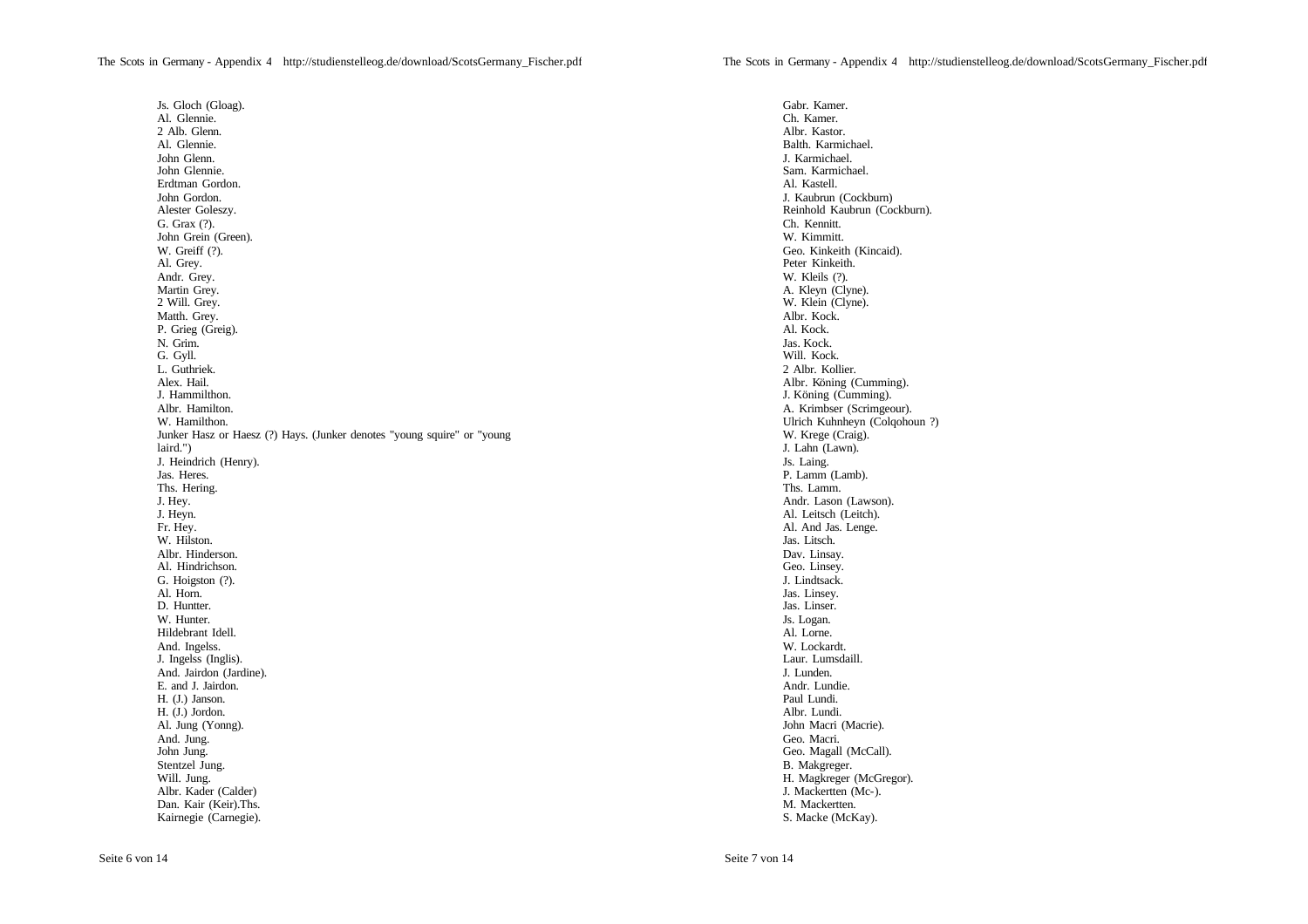Js. Gloch (Gloag).
Al. Glennie.
2 Alb. Glenn.
Al. Glennie.
John Glenn.
John Glennie.
Erdtman Gordon.
John Gordon.
Alester Goleszy.
G. Grax (?).
John Grein (Green).
W. Greiff (?).
Al. Grey.
Andr. Grey.
Martin Grey.
2 Will. Grey.
Matth. Grey.
P. Grieg (Greig).
N. Grim.
G. Gyll.
L. Guthriek.
Alex. Hail.
J. Hammilthon.
Albr. Hamilton.
W. Hamilthon.
Junker Hasz or Haesz (?) Hays. (Junker denotes "young squire" or "young laird.")
J. Heindrich (Henry).
Jas. Heres.
Ths. Hering.
J. Hey.
J. Heyn.
Fr. Hey.
W. Hilston.
Albr. Hinderson.
Al. Hindrichson.
G. Hoigston (?).
Al. Horn.
D. Huntter.
W. Hunter.
Hildebrant Idell.
And. Ingelss.
J. Ingelss (Inglis).
And. Jairdon (Jardine).
E. and J. Jairdon.
H. (J.) Janson.
H. (J.) Jordon.
Al. Jung (Yonng).
And. Jung.
John Jung.
Stentzel Jung.
Will. Jung.
Albr. Kader (Calder)
Dan. Kair (Keir).Ths.
Kairnegie (Carnegie).

Gabr. Kamer.
Ch. Kamer.
Albr. Kastor.
Balth. Karmichael.
J. Karmichael.
Sam. Karmichael.
Al. Kastell.
J. Kaubrun (Cockburn)
Reinhold Kaubrun (Cockburn).
Ch. Kennitt.
W. Kimmitt.
Geo. Kinkeith (Kincaid).
Peter Kinkeith.
W. Kleils (?).
A. Kleyn (Clyne).
W. Klein (Clyne).
Albr. Kock.
Al. Kock.
Jas. Kock.
Will. Kock.
2 Albr. Kollier.
Albr. Köning (Cumming).
J. Köning (Cumming).
A. Krimbser (Scrimgeour).
Ulrich Kuhnheyn (Colqohoun ?)
W. Krege (Craig).
J. Lahn (Lawn).
Js. Laing.
P. Lamm (Lamb).
Ths. Lamm.
Andr. Lason (Lawson).
Al. Leitsch (Leitch).
Al. And Jas. Lenge.
Jas. Litsch.
Dav. Linsay.
Geo. Linsey.
J. Lindtsack.
Jas. Linsey.
Jas. Linser.
Js. Logan.
Al. Lorne.
W. Lockardt.
Laur. Lumsdaill.
J. Lunden.
Andr. Lundie.
Paul Lundi.
Albr. Lundi.
John Macri (Macrie).
Geo. Macri.
Geo. Magall (McCall).
B. Makgreger.
H. Magkreger (McGregor).
J. Mackertten (Mc-).
M. Mackertten.
S. Macke (McKay).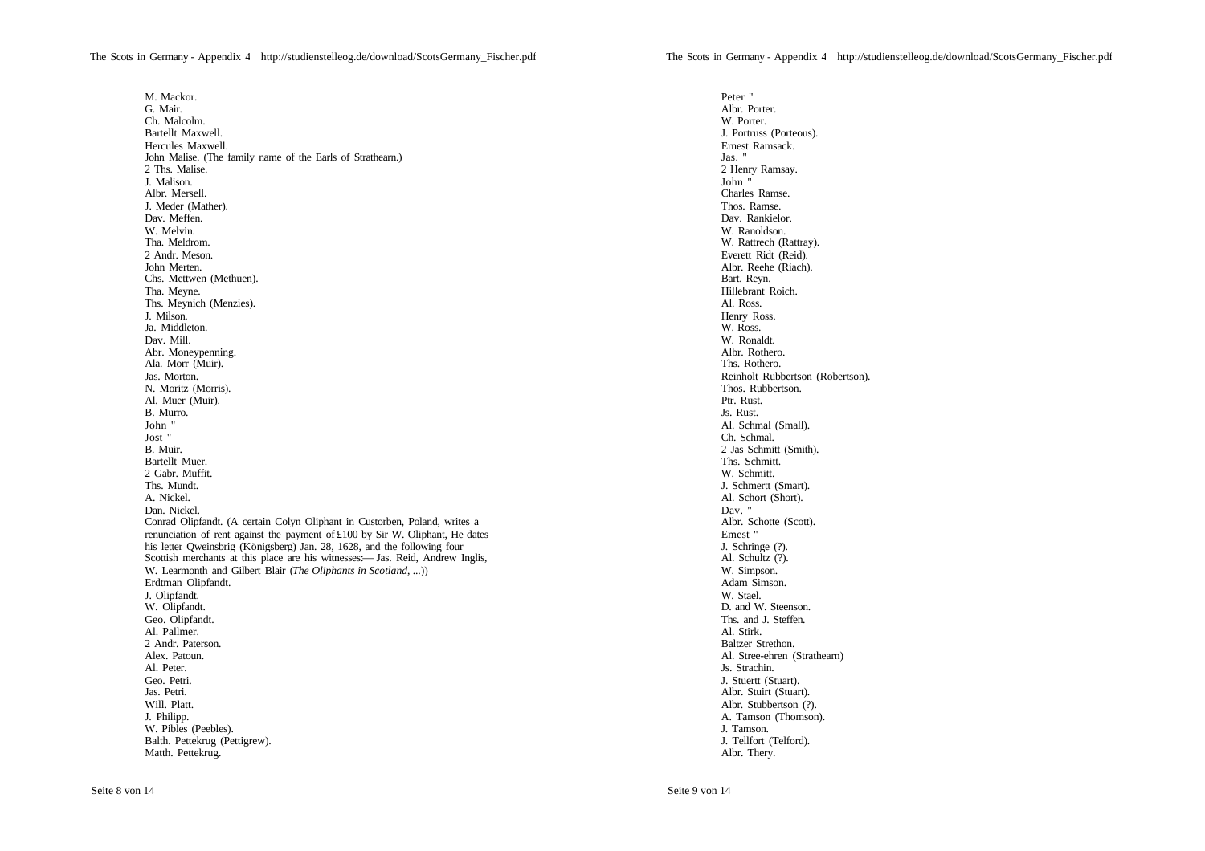M. Mackor.
G. Mair.
Ch. Malcolm.
Bartellt Maxwell.
Hercules Maxwell.
John Malise. (The family name of the Earls of Strathearn.)
2 Ths. Malise.
J. Malison.
Albr. Mersell.
J. Meder (Mather).
Dav. Meffen.
W. Melvin.
Tha. Meldrom.
2 Andr. Meson.
John Merten.
Chs. Mettwen (Methuen).
Tha. Meyne.
Ths. Meynich (Menzies).
J. Milson.
Ja. Middleton.
Dav. Mill.
Abr. Moneypenning.
Ala. Morr (Muir).
Jas. Morton.
N. Moritz (Morris).
Al. Muer (Muir).
B. Murro.
John "
Jost "
B. Muir.
Bartellt Muer.
2 Gabr. Muffit.
Ths. Mundt.
A. Nickel.
Dan. Nickel.
Conrad Olipfandt. (A certain Colyn Oliphant in Custorben, Poland, writes a renunciation of rent against the payment of £100 by Sir W. Oliphant, He dates his letter Qweinsbrig (Königsberg) Jan. 28, 1628, and the following four Scottish merchants at this place are his witnesses:— Jas. Reid, Andrew Inglis, W. Learmonth and Gilbert Blair (*The Oliphants in Scotland*, ...))
Erdtman Olipfandt.
J. Olipfandt.
W. Olipfandt.
Geo. Olipfandt.
Al. Pallmer.
2 Andr. Paterson.
Alex. Patoun.
Al. Peter.
Geo. Petri.
Jas. Petri.
Will. Platt.
J. Philipp.
W. Pibles (Peebles).
Balth. Pettekrug (Pettigrew).
Matth. Pettekrug.
Peter "
Albr. Porter.
W. Porter.
J. Portruss (Porteous).
Ernest Ramsack.
Jas. "
2 Henry Ramsay.
John "
Charles Ramse.
Thos. Ramse.
Dav. Rankielor.
W. Ranoldson.
W. Rattrech (Rattray).
Everett Ridt (Reid).
Albr. Reehe (Riach).
Bart. Reyn.
Hillebrant Roich.
Al. Ross.
Henry Ross.
W. Ross.
W. Ronaldt.
Albr. Rothero.
Ths. Rothero.
Reinholt Rubbertson (Robertson).
Thos. Rubbertson.
Ptr. Rust.
Js. Rust.
Al. Schmal (Small).
Ch. Schmal.
2 Jas Schmitt (Smith).
Ths. Schmitt.
W. Schmitt.
J. Schmertt (Smart).
Al. Schort (Short).
Dav. "
Albr. Schotte (Scott).
Ernest "
J. Schringe (?).
Al. Schultz (?).
W. Simpson.
Adam Simson.
W. Stael.
D. and W. Steenson.
Ths. and J. Steffen.
Al. Stirk.
Baltzer Strethon.
Al. Stree-ehren (Strathearn)
Js. Strachin.
J. Stuertt (Stuart).
Albr. Stuirt (Stuart).
Albr. Stubbertson (?).
A. Tamson (Thomson).
J. Tamson.
J. Tellfort (Telford).
Albr. Thery.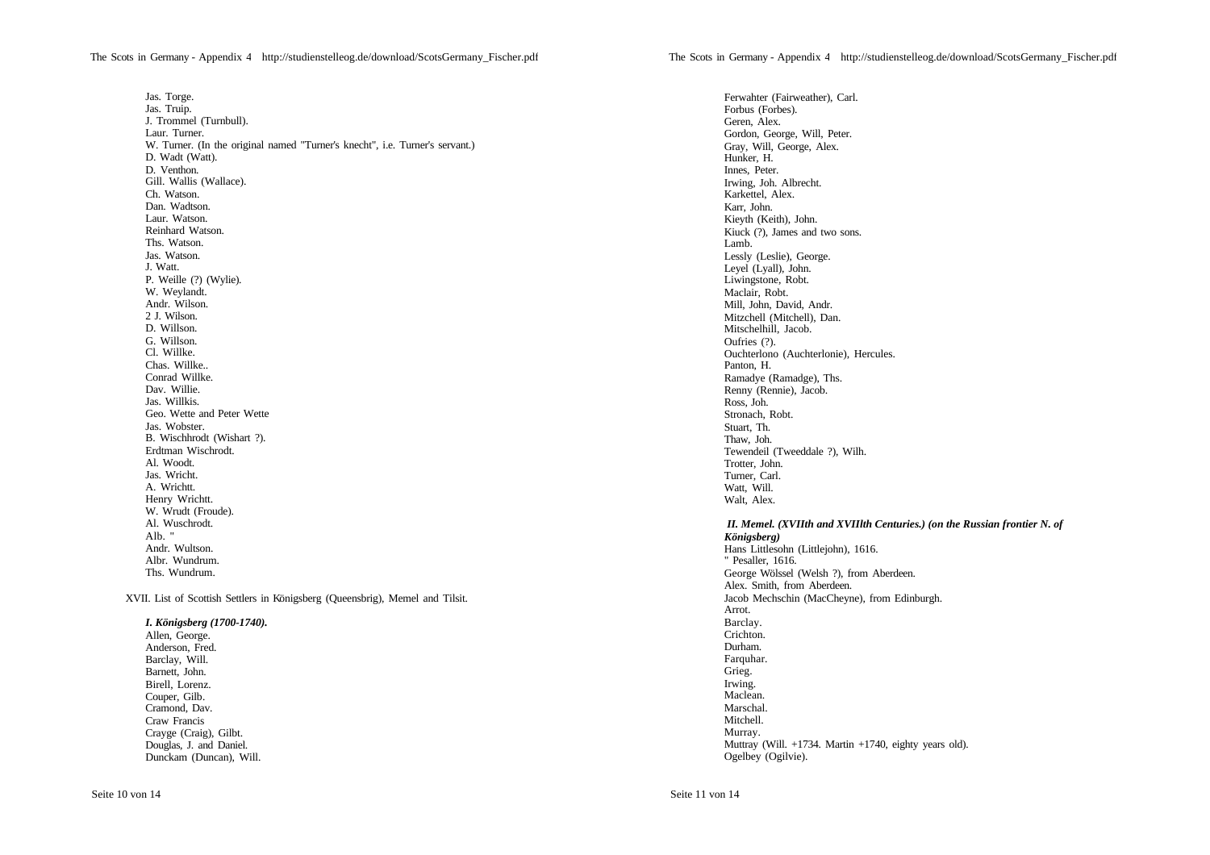Jas. Torge.
Jas. Truip.
J. Trommel (Turnbull).
Laur. Turner.
W. Turner. (In the original named "Turner's knecht", i.e. Turner's servant.)
D. Wadt (Watt).
D. Venthon.
Gill. Wallis (Wallace).
Ch. Watson.
Dan. Wadtson.
Laur. Watson.
Reinhard Watson.
Ths. Watson.
Jas. Watson.
J. Watt.
P. Weille (?) (Wylie).
W. Weylandt.
Andr. Wilson.
2 J. Wilson.
D. Willson.
G. Willson.
Cl. Willke.
Chas. Willke..
Conrad Willke.
Dav. Willie.
Jas. Willkis.
Geo. Wette and Peter Wette
Jas. Wobster.
B. Wischhrodt (Wishart ?).
Erdtman Wischrodt.
Al. Woodt.
Jas. Wricht.
A. Wrichtt.
Henry Wrichtt.
W. Wrudt (Froude).
Al. Wuschrodt.
Alb. "
Andr. Wultson.
Albr. Wundrum.
Ths. Wundrum.

XVII. List of Scottish Settlers in Königsberg (Queensbrig), Memel and Tilsit.

***I. Königsberg (1700-1740).***

Allen, George.
Anderson, Fred.
Barclay, Will.
Barnett, John.
Birell, Lorenz.
Couper, Gilb.
Cramond, Dav.
Craw Francis
Crayge (Craig), Gilbt.
Douglas, J. and Daniel.
Dunckam (Duncan), Will.
Ferwahter (Fairweather), Carl.
Forbus (Forbes).
Geren, Alex.
Gordon, George, Will, Peter.
Gray, Will, George, Alex.
Hunker, H.
Innes, Peter.
Irwing, Joh. Albrecht.
Karkettel, Alex.
Karr, John.
Kieyth (Keith), John.
Kiuck (?), James and two sons.
Lamb.
Lessly (Leslie), George.
Leyel (Lyall), John.
Liwingstone, Robt.
Maclair, Robt.
Mill, John, David, Andr.
Mitzchell (Mitchell), Dan.
Mitschelhill, Jacob.
Oufries (?).
Ouchterlono (Auchterlonie), Hercules.
Panton, H.
Ramadye (Ramadge), Ths.
Renny (Rennie), Jacob.
Ross, Joh.
Stronach, Robt.
Stuart, Th.
Thaw, Joh.
Tewendeil (Tweeddale ?), Wilh.
Trotter, John.
Turner, Carl.
Watt, Will.
Walt, Alex.

***II. Memel. (XVIIth and XVIIIth Centuries.) (on the Russian frontier N. of Königsberg)***

Hans Littlesohn (Littlejohn), 1616.
" Pesaller, 1616.
George Wölssel (Welsh ?), from Aberdeen.
Alex. Smith, from Aberdeen.
Jacob Mechschin (MacCheyne), from Edinburgh.
Arrot.
Barclay.
Crichton.
Durham.
Farquhar.
Grieg.
Irwing.
Maclean.
Marschal.
Mitchell.
Murray.
Muttray (Will. +1734. Martin +1740, eighty years old).
Ogelbey (Ogilvie).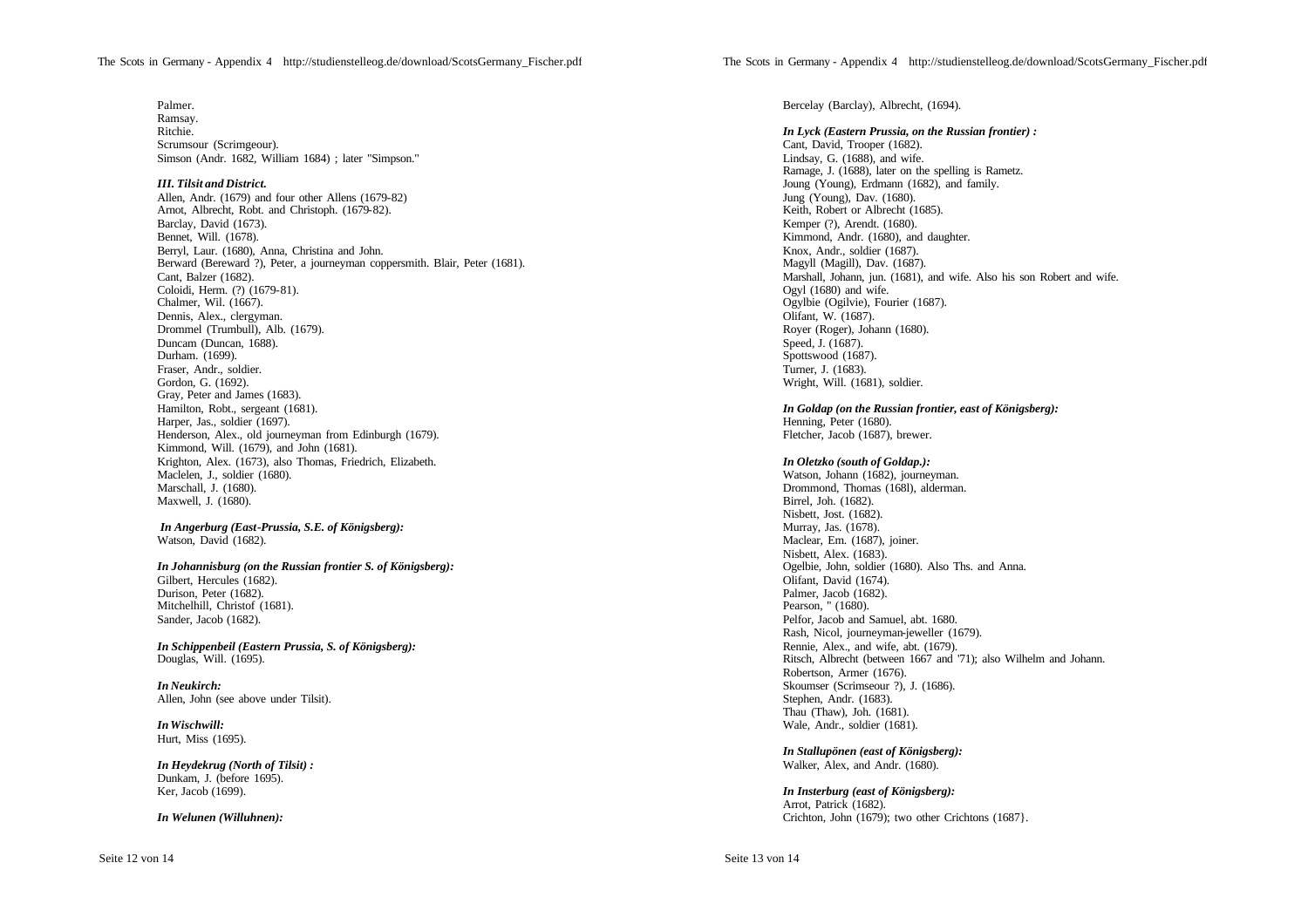Palmer.
Ramsay.
Ritchie.
Scrumsour (Scrimgeour).
Simson (Andr. 1682, William 1684) ; later "Simpson."

### *III. Tilsit and District.*

Allen, Andr. (1679) and four other Allens (1679-82)
Arnot, Albrecht, Robt. and Christoph. (1679-82).
Barclay, David (1673).
Bennet, Will. (1678).
Berryl, Laur. (1680), Anna, Christina and John.
Berward (Bereward ?), Peter, a journeyman coppersmith. Blair, Peter (1681).
Cant, Balzer (1682).
Coloidi, Herm. (?) (1679-81).
Chalmer, Wil. (1667).
Dennis, Alex., clergyman.
Drommel (Trumbull), Alb. (1679).
Duncam (Duncan, 1688).
Durham. (1699).
Fraser, Andr., soldier.
Gordon, G. (1692).
Gray, Peter and James (1683).
Hamilton, Robt., sergeant (1681).
Harper, Jas., soldier (1697).
Henderson, Alex., old journeyman from Edinburgh (1679).
Kimmond, Will. (1679), and John (1681).
Krighton, Alex. (1673), also Thomas, Friedrich, Elizabeth.
Maclelen, J., soldier (1680).
Marschall, J. (1680).
Maxwell, J. (1680).

***In Angerburg (East-Prussia, S.E. of Königsberg):***
Watson, David (1682).

***In Johannisburg (on the Russian frontier S. of Königsberg):***
Gilbert, Hercules (1682).
Durison, Peter (1682).
Mitchelhill, Christof (1681).
Sander, Jacob (1682).

***In Schippenbeil (Eastern Prussia, S. of Königsberg):***
Douglas, Will. (1695).

***In Neukirch:***
Allen, John (see above under Tilsit).

***In Wischwill:***
Hurt, Miss (1695).

***In Heydekrug (North of Tilsit) :***
Dunkam, J. (before 1695).
Ker, Jacob (1699).

***In Welunen (Willuhnen):***
Bercelay (Barclay), Albrecht, (1694).

***In Lyck (Eastern Prussia, on the Russian frontier) :***
Cant, David, Trooper (1682).
Lindsay, G. (1688), and wife.
Ramage, J. (1688), later on the spelling is Rametz.
Joung (Young), Erdmann (1682), and family.
Jung (Young), Dav. (1680).
Keith, Robert or Albrecht (1685).
Kemper (?), Arendt. (1680).
Kimmond, Andr. (1680), and daughter.
Knox, Andr., soldier (1687).
Magyll (Magill), Dav. (1687).
Marshall, Johann, jun. (1681), and wife. Also his son Robert and wife.
Ogyl (1680) and wife.
Ogylbie (Ogilvie), Fourier (1687).
Olifant, W. (1687).
Royer (Roger), Johann (1680).
Speed, J. (1687).
Spottswood (1687).
Turner, J. (1683).
Wright, Will. (1681), soldier.

***In Goldap (on the Russian frontier, east of Königsberg):***
Henning, Peter (1680).
Fletcher, Jacob (1687), brewer.

***In Oletzko (south of Goldap.):***
Watson, Johann (1682), journeyman.
Drommond, Thomas (168l), alderman.
Birrel, Joh. (1682).
Nisbett, Jost. (1682).
Murray, Jas. (1678).
Maclear, Em. (1687), joiner.
Nisbett, Alex. (1683).
Ogelbie, John, soldier (1680). Also Ths. and Anna.
Olifant, David (1674).
Palmer, Jacob (1682).
Pearson, " (1680).
Pelfor, Jacob and Samuel, abt. 1680.
Rash, Nicol, journeyman-jeweller (1679).
Rennie, Alex., and wife, abt. (1679).
Ritsch, Albrecht (between 1667 and '71); also Wilhelm and Johann.
Robertson, Armer (1676).
Skoumser (Scrimseour ?), J. (1686).
Stephen, Andr. (1683).
Thau (Thaw), Joh. (1681).
Wale, Andr., soldier (1681).

***In Stallupönen (east of Königsberg):***
Walker, Alex, and Andr. (1680).

***In Insterburg (east of Königsberg):***
Arrot, Patrick (1682).
Crichton, John (1679); two other Crichtons (1687}.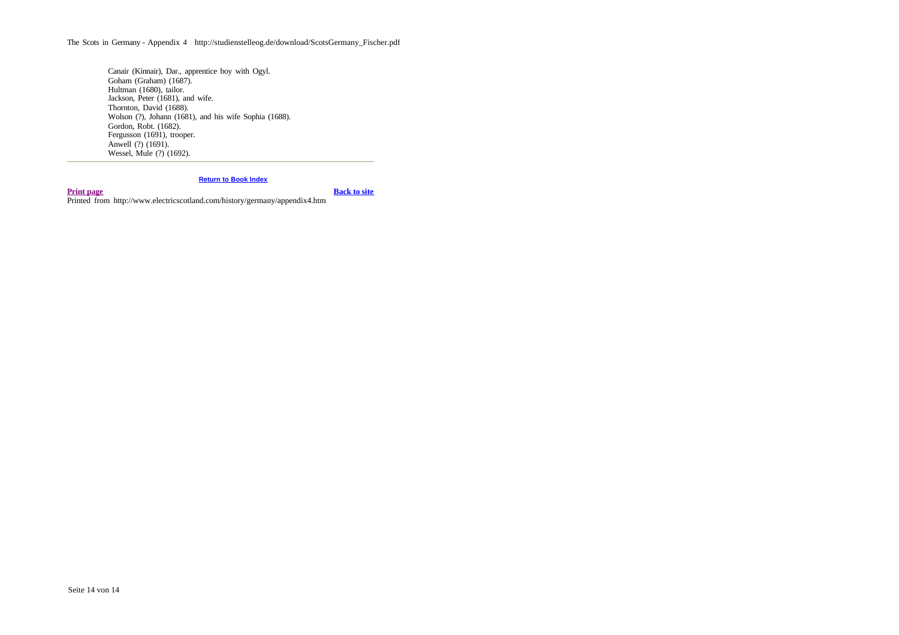Canair (Kinnair), Dar., apprentice boy with Ogyl.
Goham (Graham) (1687).
Hultman (1680), tailor.
Jackson, Peter (1681), and wife.
Thornton, David (1688).
Wolson (?), Johann (1681), and his wife Sophia (1688).
Gordon, Robt. (1682).
Fergusson (1691), trooper.
Anwell (?) (1691).
Wessel, Mule (?) (1692).

---

**Return to Book Index**

**Print page** **Back to site**

Printed from http://www.electricscotland.com/history/germany/appendix4.htm